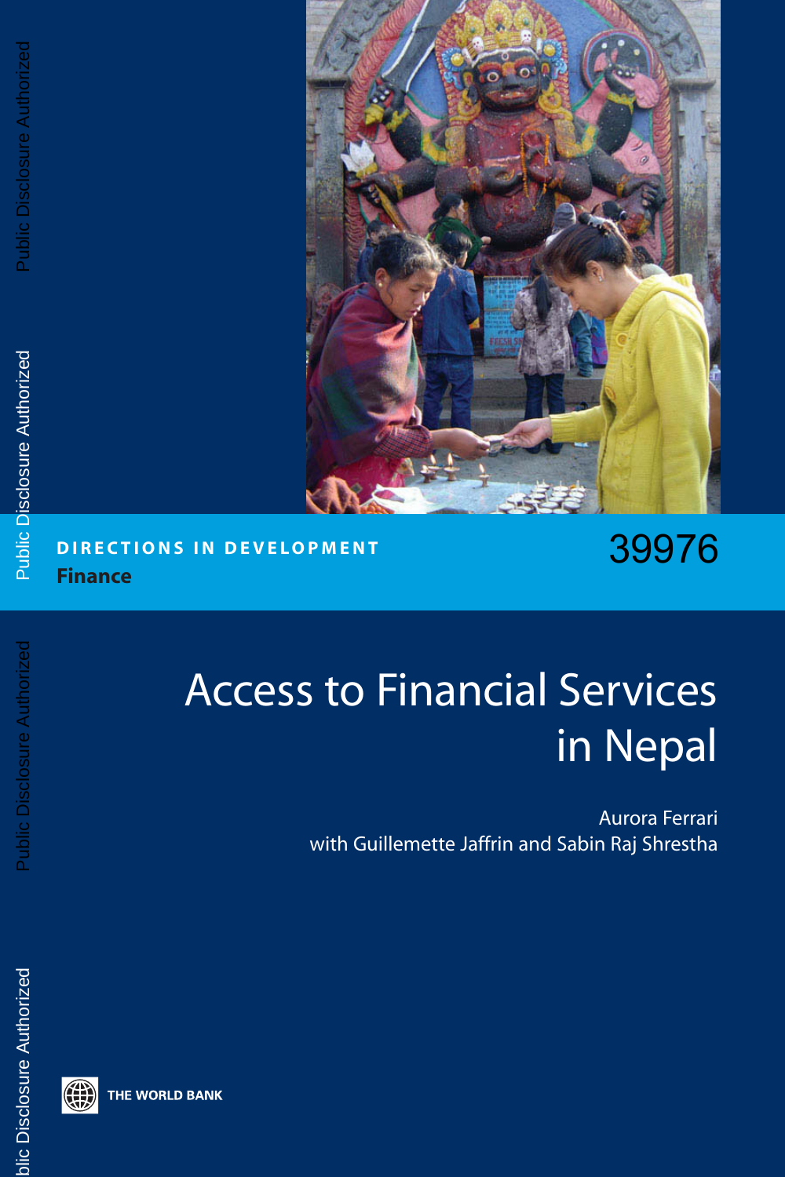DIRECTIONS IN DEVELOPMENT

**Finance**

39976

# Access to Financial Services in Nepal

Aurora Ferrari

with Guillemette Jaffrin and Sabin Raj Shrestha

THE WORLD BANK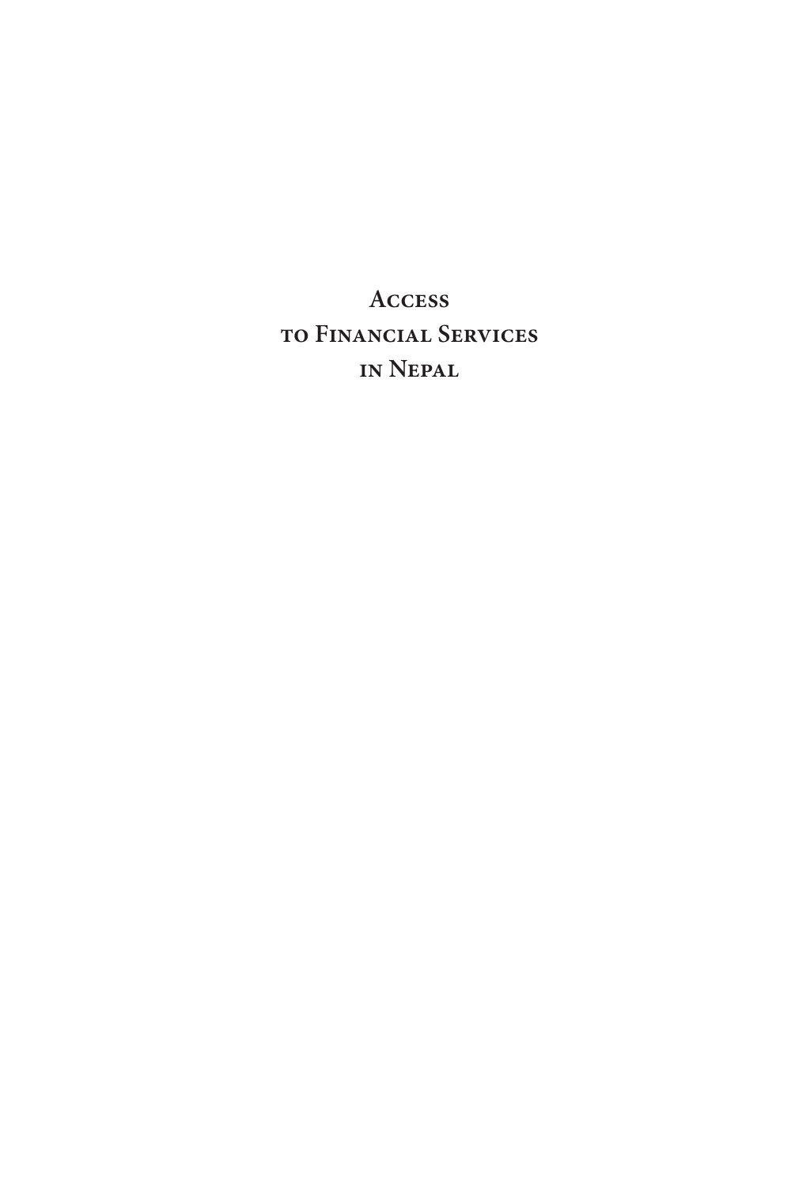# Access to Financial Services in Nepal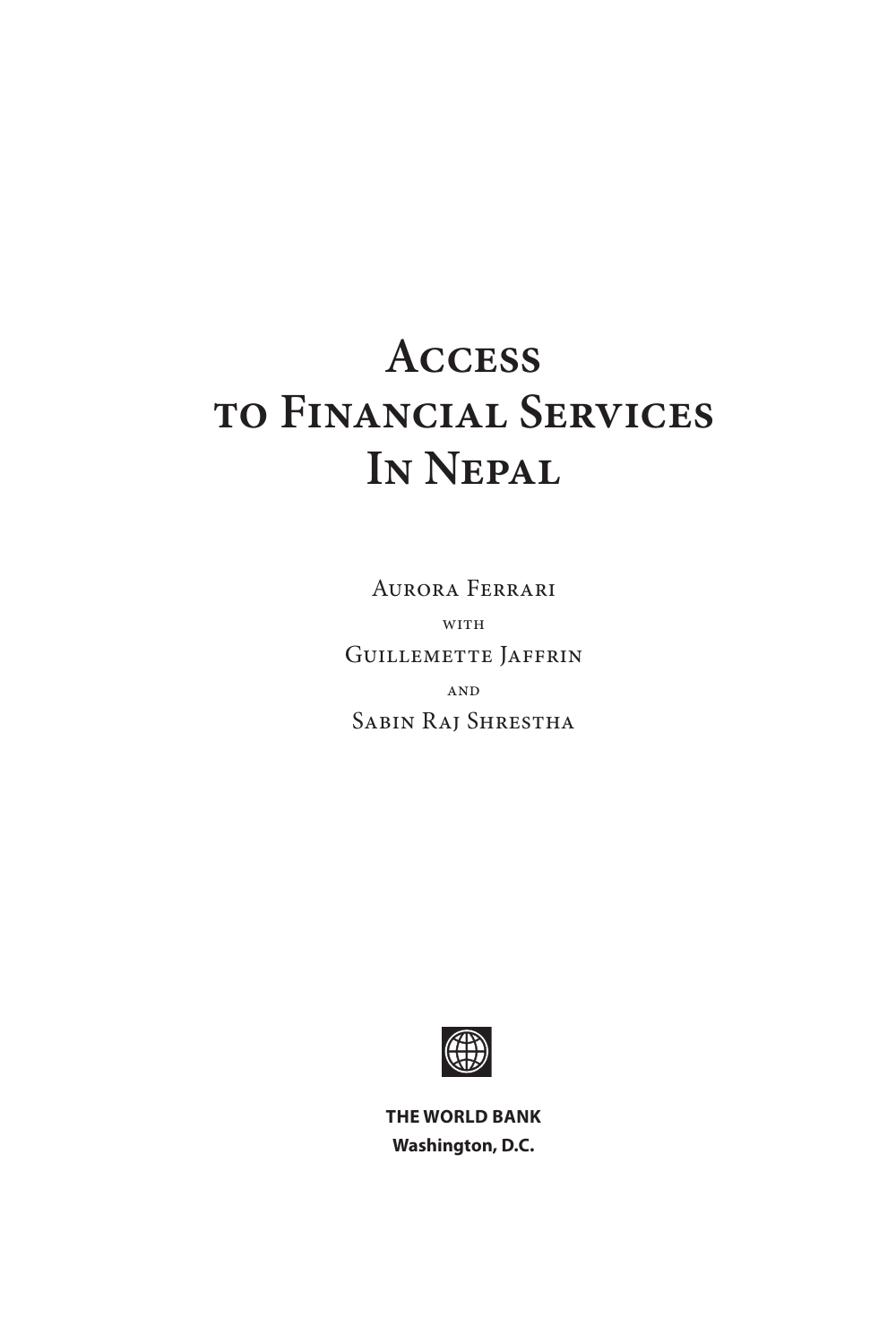# Access to Financial Services In Nepal

Aurora Ferrari

with

Guillemette Jaffrin

and

Sabin Raj Shrestha

**THE WORLD BANK**
**Washington, D.C.**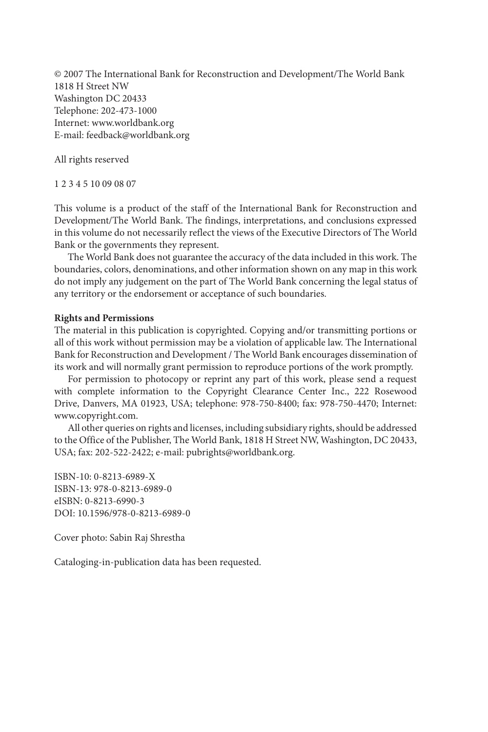© 2007 The International Bank for Reconstruction and Development/The World Bank
1818 H Street NW
Washington DC 20433
Telephone: 202-473-1000
Internet: www.worldbank.org
E-mail: feedback@worldbank.org

All rights reserved

1 2 3 4 5 10 09 08 07

This volume is a product of the staff of the International Bank for Reconstruction and Development/The World Bank. The findings, interpretations, and conclusions expressed in this volume do not necessarily reflect the views of the Executive Directors of The World Bank or the governments they represent.

The World Bank does not guarantee the accuracy of the data included in this work. The boundaries, colors, denominations, and other information shown on any map in this work do not imply any judgement on the part of The World Bank concerning the legal status of any territory or the endorsement or acceptance of such boundaries.

**Rights and Permissions**

The material in this publication is copyrighted. Copying and/or transmitting portions or all of this work without permission may be a violation of applicable law. The International Bank for Reconstruction and Development / The World Bank encourages dissemination of its work and will normally grant permission to reproduce portions of the work promptly.

For permission to photocopy or reprint any part of this work, please send a request with complete information to the Copyright Clearance Center Inc., 222 Rosewood Drive, Danvers, MA 01923, USA; telephone: 978-750-8400; fax: 978-750-4470; Internet: www.copyright.com.

All other queries on rights and licenses, including subsidiary rights, should be addressed to the Office of the Publisher, The World Bank, 1818 H Street NW, Washington, DC 20433, USA; fax: 202-522-2422; e-mail: pubrights@worldbank.org.

ISBN-10: 0-8213-6989-X
ISBN-13: 978-0-8213-6989-0
eISBN: 0-8213-6990-3
DOI: 10.1596/978-0-8213-6989-0

Cover photo: Sabin Raj Shrestha

Cataloging-in-publication data has been requested.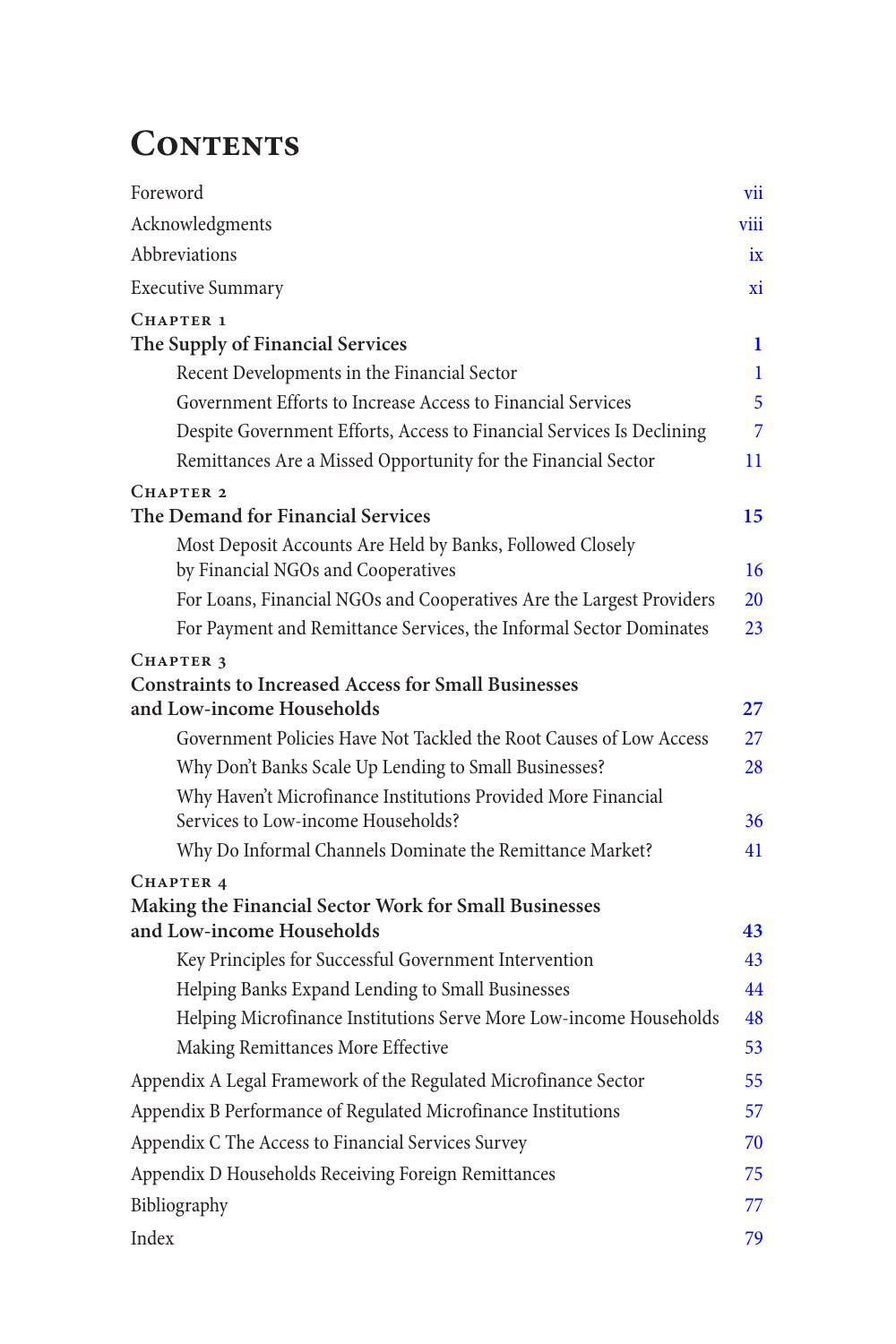# Contents

| | |
|---|---|
| Foreword | vii |
| Acknowledgments | viii |
| Abbreviations | ix |
| Executive Summary | xi |
| Chapter 1<br>**The Supply of Financial Services** | **1** |
| Recent Developments in the Financial Sector | 1 |
| Government Efforts to Increase Access to Financial Services | 5 |
| Despite Government Efforts, Access to Financial Services Is Declining | 7 |
| Remittances Are a Missed Opportunity for the Financial Sector | 11 |
| Chapter 2<br>**The Demand for Financial Services** | **15** |
| Most Deposit Accounts Are Held by Banks, Followed Closely by Financial NGOs and Cooperatives | 16 |
| For Loans, Financial NGOs and Cooperatives Are the Largest Providers | 20 |
| For Payment and Remittance Services, the Informal Sector Dominates | 23 |
| Chapter 3<br>**Constraints to Increased Access for Small Businesses and Low-income Households** | **27** |
| Government Policies Have Not Tackled the Root Causes of Low Access | 27 |
| Why Don't Banks Scale Up Lending to Small Businesses? | 28 |
| Why Haven't Microfinance Institutions Provided More Financial Services to Low-income Households? | 36 |
| Why Do Informal Channels Dominate the Remittance Market? | 41 |
| Chapter 4<br>**Making the Financial Sector Work for Small Businesses and Low-income Households** | **43** |
| Key Principles for Successful Government Intervention | 43 |
| Helping Banks Expand Lending to Small Businesses | 44 |
| Helping Microfinance Institutions Serve More Low-income Households | 48 |
| Making Remittances More Effective | 53 |
| Appendix A Legal Framework of the Regulated Microfinance Sector | 55 |
| Appendix B Performance of Regulated Microfinance Institutions | 57 |
| Appendix C The Access to Financial Services Survey | 70 |
| Appendix D Households Receiving Foreign Remittances | 75 |
| Bibliography | 77 |
| Index | 79 |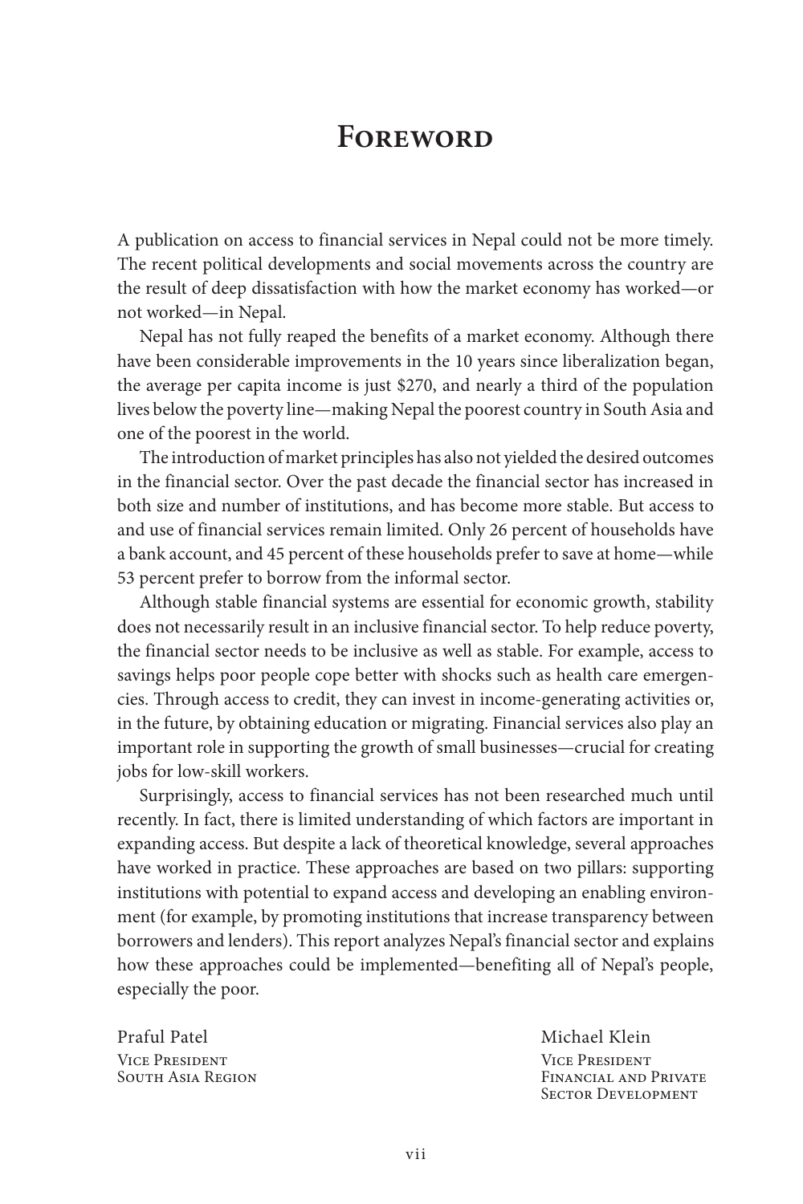# Foreword

A publication on access to financial services in Nepal could not be more timely. The recent political developments and social movements across the country are the result of deep dissatisfaction with how the market economy has worked—or not worked—in Nepal.

Nepal has not fully reaped the benefits of a market economy. Although there have been considerable improvements in the 10 years since liberalization began, the average per capita income is just $270, and nearly a third of the population lives below the poverty line—making Nepal the poorest country in South Asia and one of the poorest in the world.

The introduction of market principles has also not yielded the desired outcomes in the financial sector. Over the past decade the financial sector has increased in both size and number of institutions, and has become more stable. But access to and use of financial services remain limited. Only 26 percent of households have a bank account, and 45 percent of these households prefer to save at home—while 53 percent prefer to borrow from the informal sector.

Although stable financial systems are essential for economic growth, stability does not necessarily result in an inclusive financial sector. To help reduce poverty, the financial sector needs to be inclusive as well as stable. For example, access to savings helps poor people cope better with shocks such as health care emergencies. Through access to credit, they can invest in income-generating activities or, in the future, by obtaining education or migrating. Financial services also play an important role in supporting the growth of small businesses—crucial for creating jobs for low-skill workers.

Surprisingly, access to financial services has not been researched much until recently. In fact, there is limited understanding of which factors are important in expanding access. But despite a lack of theoretical knowledge, several approaches have worked in practice. These approaches are based on two pillars: supporting institutions with potential to expand access and developing an enabling environment (for example, by promoting institutions that increase transparency between borrowers and lenders). This report analyzes Nepal's financial sector and explains how these approaches could be implemented—benefiting all of Nepal's people, especially the poor.

Praful Patel
Vice President
South Asia Region

Michael Klein
Vice President
Financial and Private Sector Development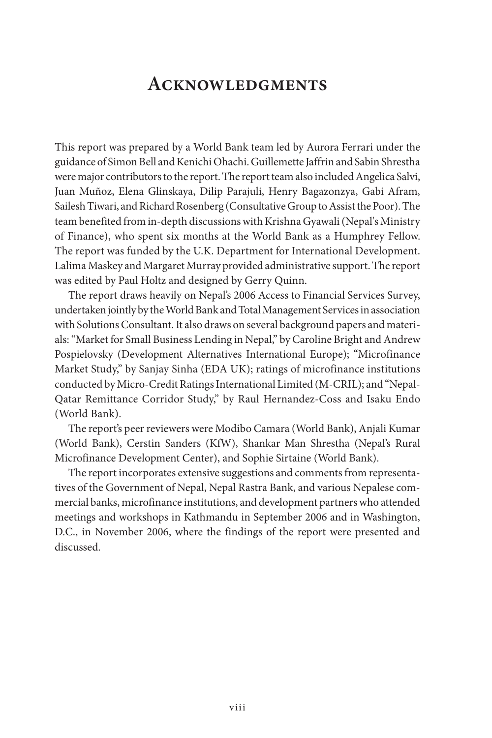# Acknowledgments

This report was prepared by a World Bank team led by Aurora Ferrari under the guidance of Simon Bell and Kenichi Ohachi. Guillemette Jaffrin and Sabin Shrestha were major contributors to the report. The report team also included Angelica Salvi, Juan Muñoz, Elena Glinskaya, Dilip Parajuli, Henry Bagazonzya, Gabi Afram, Sailesh Tiwari, and Richard Rosenberg (Consultative Group to Assist the Poor). The team benefited from in-depth discussions with Krishna Gyawali (Nepal's Ministry of Finance), who spent six months at the World Bank as a Humphrey Fellow. The report was funded by the U.K. Department for International Development. Lalima Maskey and Margaret Murray provided administrative support. The report was edited by Paul Holtz and designed by Gerry Quinn.

The report draws heavily on Nepal's 2006 Access to Financial Services Survey, undertaken jointly by the World Bank and Total Management Services in association with Solutions Consultant. It also draws on several background papers and materials: "Market for Small Business Lending in Nepal," by Caroline Bright and Andrew Pospielovsky (Development Alternatives International Europe); "Microfinance Market Study," by Sanjay Sinha (EDA UK); ratings of microfinance institutions conducted by Micro-Credit Ratings International Limited (M-CRIL); and "Nepal-Qatar Remittance Corridor Study," by Raul Hernandez-Coss and Isaku Endo (World Bank).

The report's peer reviewers were Modibo Camara (World Bank), Anjali Kumar (World Bank), Cerstin Sanders (KfW), Shankar Man Shrestha (Nepal's Rural Microfinance Development Center), and Sophie Sirtaine (World Bank).

The report incorporates extensive suggestions and comments from representatives of the Government of Nepal, Nepal Rastra Bank, and various Nepalese commercial banks, microfinance institutions, and development partners who attended meetings and workshops in Kathmandu in September 2006 and in Washington, D.C., in November 2006, where the findings of the report were presented and discussed.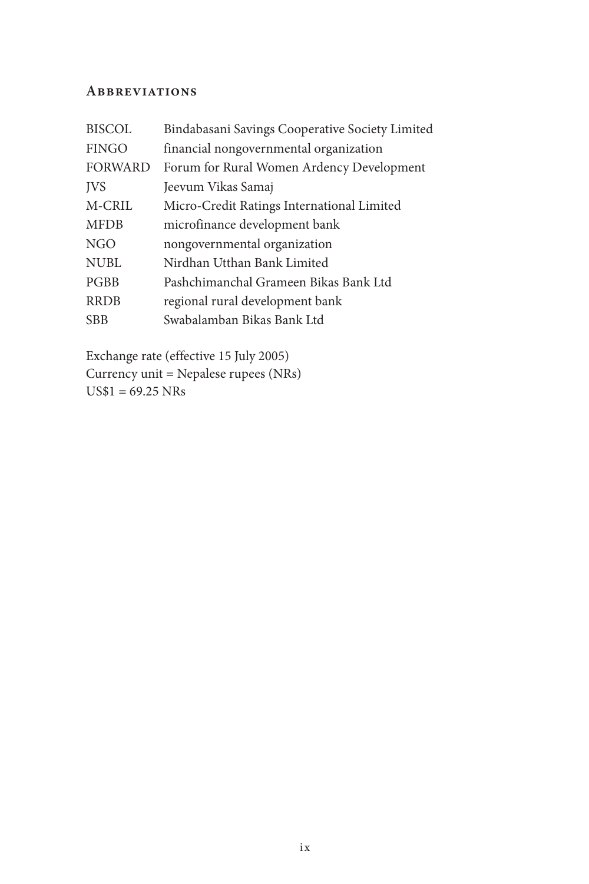## Abbreviations

| | |
|---|---|
| BISCOL | Bindabasani Savings Cooperative Society Limited |
| FINGO | financial nongovernmental organization |
| FORWARD | Forum for Rural Women Ardency Development |
| JVS | Jeevum Vikas Samaj |
| M-CRIL | Micro-Credit Ratings International Limited |
| MFDB | microfinance development bank |
| NGO | nongovernmental organization |
| NUBL | Nirdhan Utthan Bank Limited |
| PGBB | Pashchimanchal Grameen Bikas Bank Ltd |
| RRDB | regional rural development bank |
| SBB | Swabalamban Bikas Bank Ltd |

Exchange rate (effective 15 July 2005)
Currency unit = Nepalese rupees (NRs)
US$1 = 69.25 NRs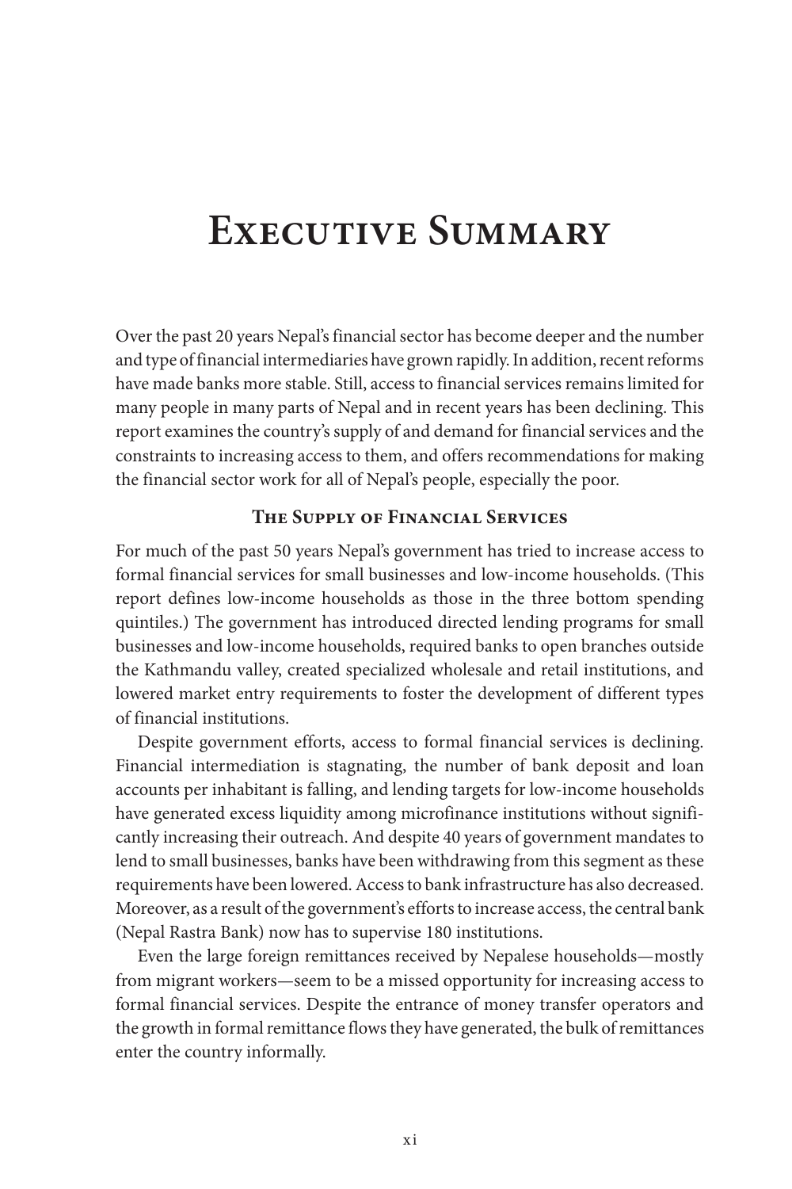# Executive Summary

Over the past 20 years Nepal's financial sector has become deeper and the number and type of financial intermediaries have grown rapidly. In addition, recent reforms have made banks more stable. Still, access to financial services remains limited for many people in many parts of Nepal and in recent years has been declining. This report examines the country's supply of and demand for financial services and the constraints to increasing access to them, and offers recommendations for making the financial sector work for all of Nepal's people, especially the poor.

## The Supply of Financial Services

For much of the past 50 years Nepal's government has tried to increase access to formal financial services for small businesses and low-income households. (This report defines low-income households as those in the three bottom spending quintiles.) The government has introduced directed lending programs for small businesses and low-income households, required banks to open branches outside the Kathmandu valley, created specialized wholesale and retail institutions, and lowered market entry requirements to foster the development of different types of financial institutions.

Despite government efforts, access to formal financial services is declining. Financial intermediation is stagnating, the number of bank deposit and loan accounts per inhabitant is falling, and lending targets for low-income households have generated excess liquidity among microfinance institutions without significantly increasing their outreach. And despite 40 years of government mandates to lend to small businesses, banks have been withdrawing from this segment as these requirements have been lowered. Access to bank infrastructure has also decreased. Moreover, as a result of the government's efforts to increase access, the central bank (Nepal Rastra Bank) now has to supervise 180 institutions.

Even the large foreign remittances received by Nepalese households—mostly from migrant workers—seem to be a missed opportunity for increasing access to formal financial services. Despite the entrance of money transfer operators and the growth in formal remittance flows they have generated, the bulk of remittances enter the country informally.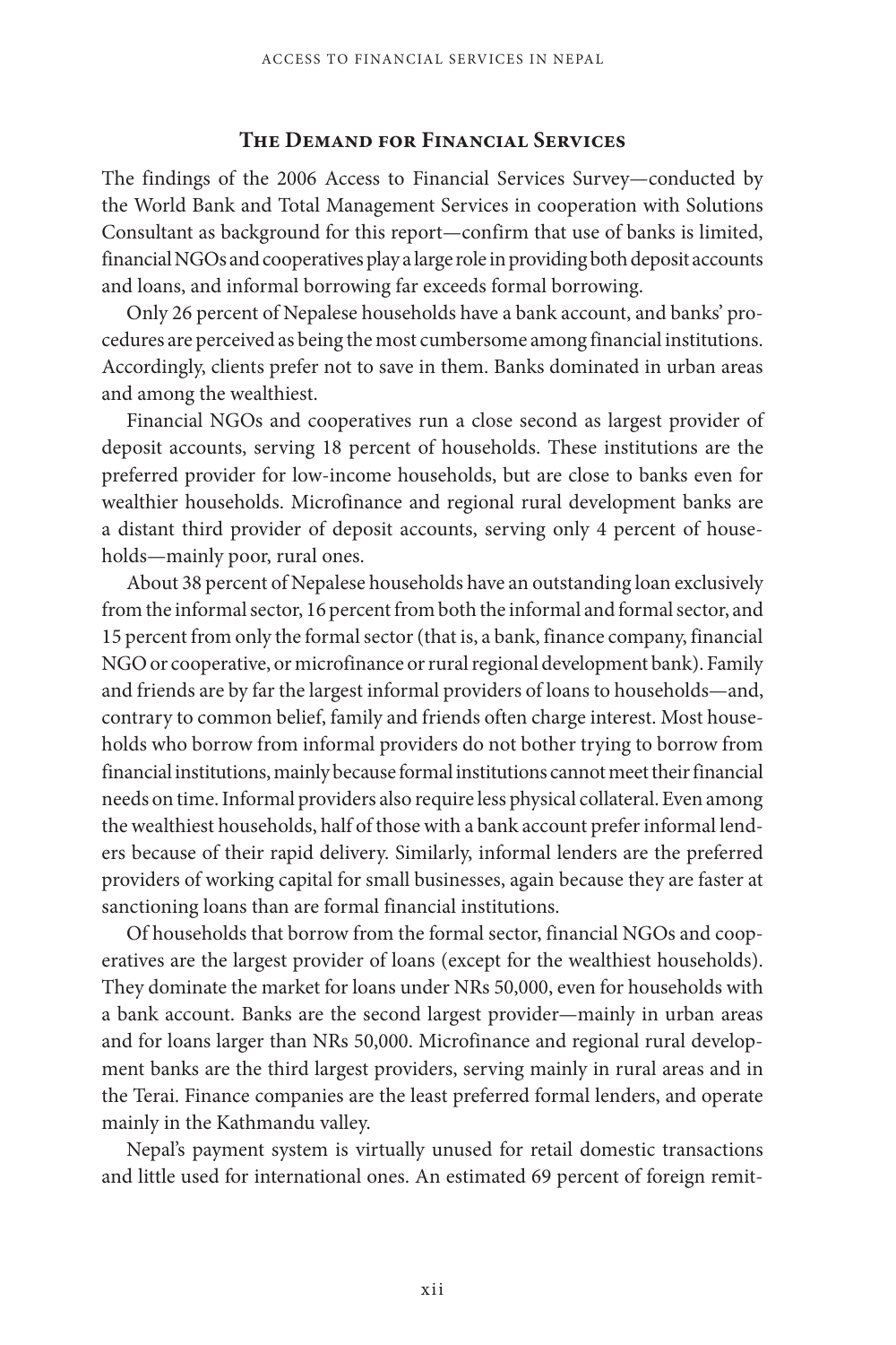## The Demand for Financial Services

The findings of the 2006 Access to Financial Services Survey—conducted by the World Bank and Total Management Services in cooperation with Solutions Consultant as background for this report—confirm that use of banks is limited, financial NGOs and cooperatives play a large role in providing both deposit accounts and loans, and informal borrowing far exceeds formal borrowing.

Only 26 percent of Nepalese households have a bank account, and banks' procedures are perceived as being the most cumbersome among financial institutions. Accordingly, clients prefer not to save in them. Banks dominated in urban areas and among the wealthiest.

Financial NGOs and cooperatives run a close second as largest provider of deposit accounts, serving 18 percent of households. These institutions are the preferred provider for low-income households, but are close to banks even for wealthier households. Microfinance and regional rural development banks are a distant third provider of deposit accounts, serving only 4 percent of households—mainly poor, rural ones.

About 38 percent of Nepalese households have an outstanding loan exclusively from the informal sector, 16 percent from both the informal and formal sector, and 15 percent from only the formal sector (that is, a bank, finance company, financial NGO or cooperative, or microfinance or rural regional development bank). Family and friends are by far the largest informal providers of loans to households—and, contrary to common belief, family and friends often charge interest. Most households who borrow from informal providers do not bother trying to borrow from financial institutions, mainly because formal institutions cannot meet their financial needs on time. Informal providers also require less physical collateral. Even among the wealthiest households, half of those with a bank account prefer informal lenders because of their rapid delivery. Similarly, informal lenders are the preferred providers of working capital for small businesses, again because they are faster at sanctioning loans than are formal financial institutions.

Of households that borrow from the formal sector, financial NGOs and cooperatives are the largest provider of loans (except for the wealthiest households). They dominate the market for loans under NRs 50,000, even for households with a bank account. Banks are the second largest provider—mainly in urban areas and for loans larger than NRs 50,000. Microfinance and regional rural development banks are the third largest providers, serving mainly in rural areas and in the Terai. Finance companies are the least preferred formal lenders, and operate mainly in the Kathmandu valley.

Nepal's payment system is virtually unused for retail domestic transactions and little used for international ones. An estimated 69 percent of foreign remit-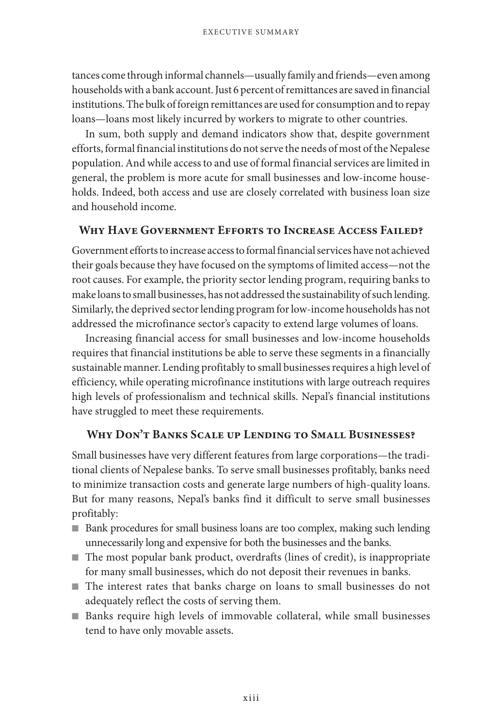tances come through informal channels—usually family and friends—even among households with a bank account. Just 6 percent of remittances are saved in financial institutions. The bulk of foreign remittances are used for consumption and to repay loans—loans most likely incurred by workers to migrate to other countries.

In sum, both supply and demand indicators show that, despite government efforts, formal financial institutions do not serve the needs of most of the Nepalese population. And while access to and use of formal financial services are limited in general, the problem is more acute for small businesses and low-income households. Indeed, both access and use are closely correlated with business loan size and household income.

## Why Have Government Efforts to Increase Access Failed?

Government efforts to increase access to formal financial services have not achieved their goals because they have focused on the symptoms of limited access—not the root causes. For example, the priority sector lending program, requiring banks to make loans to small businesses, has not addressed the sustainability of such lending. Similarly, the deprived sector lending program for low-income households has not addressed the microfinance sector's capacity to extend large volumes of loans.

Increasing financial access for small businesses and low-income households requires that financial institutions be able to serve these segments in a financially sustainable manner. Lending profitably to small businesses requires a high level of efficiency, while operating microfinance institutions with large outreach requires high levels of professionalism and technical skills. Nepal's financial institutions have struggled to meet these requirements.

## Why Don't Banks Scale up Lending to Small Businesses?

Small businesses have very different features from large corporations—the traditional clients of Nepalese banks. To serve small businesses profitably, banks need to minimize transaction costs and generate large numbers of high-quality loans. But for many reasons, Nepal's banks find it difficult to serve small businesses profitably:

- Bank procedures for small business loans are too complex, making such lending unnecessarily long and expensive for both the businesses and the banks.
- The most popular bank product, overdrafts (lines of credit), is inappropriate for many small businesses, which do not deposit their revenues in banks.
- The interest rates that banks charge on loans to small businesses do not adequately reflect the costs of serving them.
- Banks require high levels of immovable collateral, while small businesses tend to have only movable assets.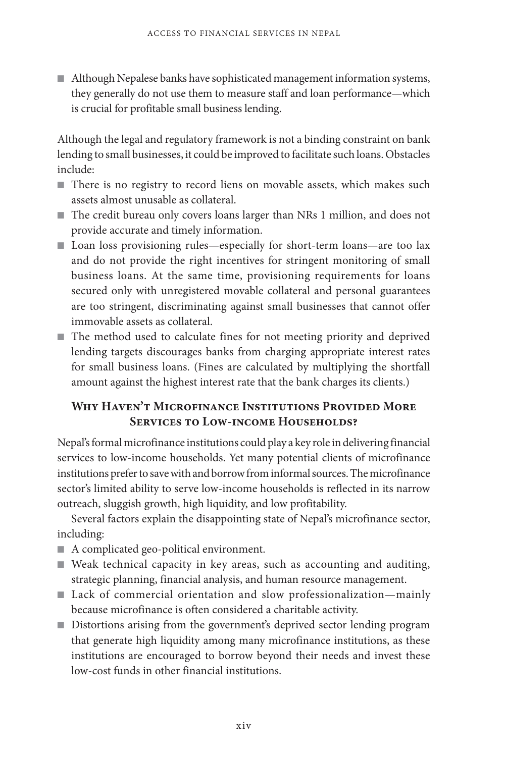- Although Nepalese banks have sophisticated management information systems, they generally do not use them to measure staff and loan performance—which is crucial for profitable small business lending.

Although the legal and regulatory framework is not a binding constraint on bank lending to small businesses, it could be improved to facilitate such loans. Obstacles include:

- There is no registry to record liens on movable assets, which makes such assets almost unusable as collateral.
- The credit bureau only covers loans larger than NRs 1 million, and does not provide accurate and timely information.
- Loan loss provisioning rules—especially for short-term loans—are too lax and do not provide the right incentives for stringent monitoring of small business loans. At the same time, provisioning requirements for loans secured only with unregistered movable collateral and personal guarantees are too stringent, discriminating against small businesses that cannot offer immovable assets as collateral.
- The method used to calculate fines for not meeting priority and deprived lending targets discourages banks from charging appropriate interest rates for small business loans. (Fines are calculated by multiplying the shortfall amount against the highest interest rate that the bank charges its clients.)

## Why Haven't Microfinance Institutions Provided More Services to Low-income Households?

Nepal's formal microfinance institutions could play a key role in delivering financial services to low-income households. Yet many potential clients of microfinance institutions prefer to save with and borrow from informal sources. The microfinance sector's limited ability to serve low-income households is reflected in its narrow outreach, sluggish growth, high liquidity, and low profitability.

Several factors explain the disappointing state of Nepal's microfinance sector, including:

- A complicated geo-political environment.
- Weak technical capacity in key areas, such as accounting and auditing, strategic planning, financial analysis, and human resource management.
- Lack of commercial orientation and slow professionalization—mainly because microfinance is often considered a charitable activity.
- Distortions arising from the government's deprived sector lending program that generate high liquidity among many microfinance institutions, as these institutions are encouraged to borrow beyond their needs and invest these low-cost funds in other financial institutions.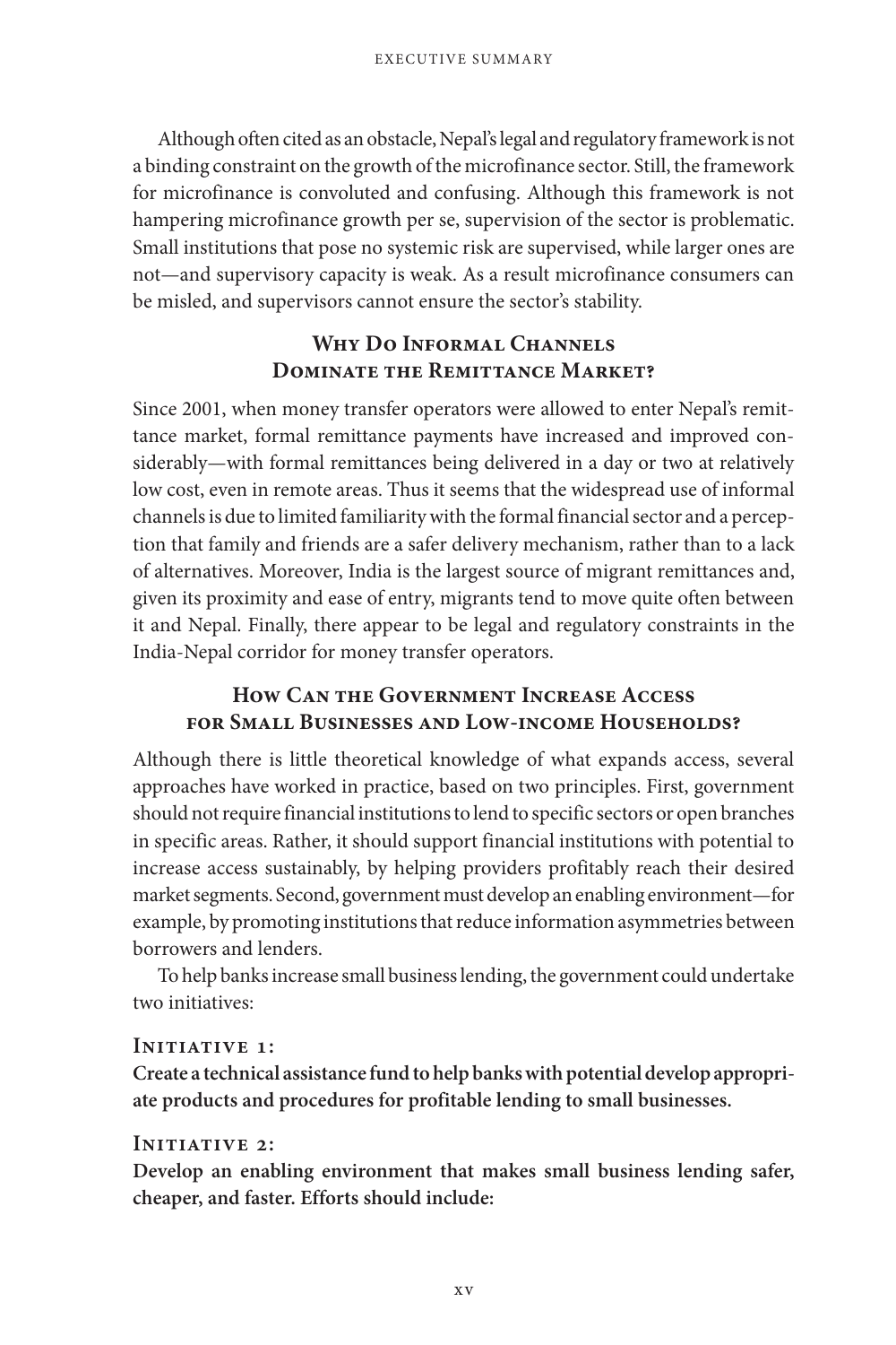Although often cited as an obstacle, Nepal's legal and regulatory framework is not a binding constraint on the growth of the microfinance sector. Still, the framework for microfinance is convoluted and confusing. Although this framework is not hampering microfinance growth per se, supervision of the sector is problematic. Small institutions that pose no systemic risk are supervised, while larger ones are not—and supervisory capacity is weak. As a result microfinance consumers can be misled, and supervisors cannot ensure the sector's stability.

## Why Do Informal Channels Dominate the Remittance Market?

Since 2001, when money transfer operators were allowed to enter Nepal's remittance market, formal remittance payments have increased and improved considerably—with formal remittances being delivered in a day or two at relatively low cost, even in remote areas. Thus it seems that the widespread use of informal channels is due to limited familiarity with the formal financial sector and a perception that family and friends are a safer delivery mechanism, rather than to a lack of alternatives. Moreover, India is the largest source of migrant remittances and, given its proximity and ease of entry, migrants tend to move quite often between it and Nepal. Finally, there appear to be legal and regulatory constraints in the India-Nepal corridor for money transfer operators.

## How Can the Government Increase Access for Small Businesses and Low-income Households?

Although there is little theoretical knowledge of what expands access, several approaches have worked in practice, based on two principles. First, government should not require financial institutions to lend to specific sectors or open branches in specific areas. Rather, it should support financial institutions with potential to increase access sustainably, by helping providers profitably reach their desired market segments. Second, government must develop an enabling environment—for example, by promoting institutions that reduce information asymmetries between borrowers and lenders.

To help banks increase small business lending, the government could undertake two initiatives:

### Initiative 1:

**Create a technical assistance fund to help banks with potential develop appropriate products and procedures for profitable lending to small businesses.**

### Initiative 2:

**Develop an enabling environment that makes small business lending safer, cheaper, and faster. Efforts should include:**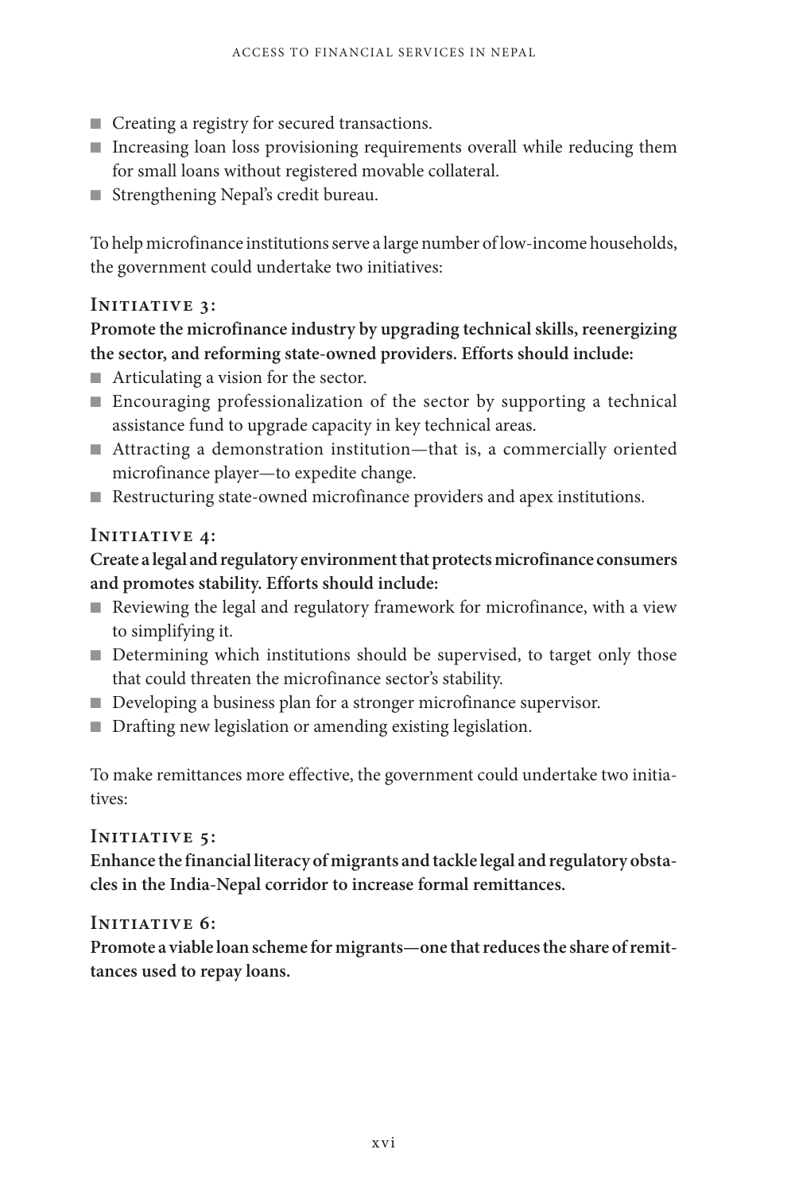- Creating a registry for secured transactions.
- Increasing loan loss provisioning requirements overall while reducing them for small loans without registered movable collateral.
- Strengthening Nepal's credit bureau.

To help microfinance institutions serve a large number of low-income households, the government could undertake two initiatives:

### Initiative 3:

**Promote the microfinance industry by upgrading technical skills, reenergizing the sector, and reforming state-owned providers. Efforts should include:**

- Articulating a vision for the sector.
- Encouraging professionalization of the sector by supporting a technical assistance fund to upgrade capacity in key technical areas.
- Attracting a demonstration institution—that is, a commercially oriented microfinance player—to expedite change.
- Restructuring state-owned microfinance providers and apex institutions.

### Initiative 4:

**Create a legal and regulatory environment that protects microfinance consumers and promotes stability. Efforts should include:**

- Reviewing the legal and regulatory framework for microfinance, with a view to simplifying it.
- Determining which institutions should be supervised, to target only those that could threaten the microfinance sector's stability.
- Developing a business plan for a stronger microfinance supervisor.
- Drafting new legislation or amending existing legislation.

To make remittances more effective, the government could undertake two initiatives:

### Initiative 5:

**Enhance the financial literacy of migrants and tackle legal and regulatory obstacles in the India-Nepal corridor to increase formal remittances.**

### Initiative 6:

**Promote a viable loan scheme for migrants—one that reduces the share of remittances used to repay loans.**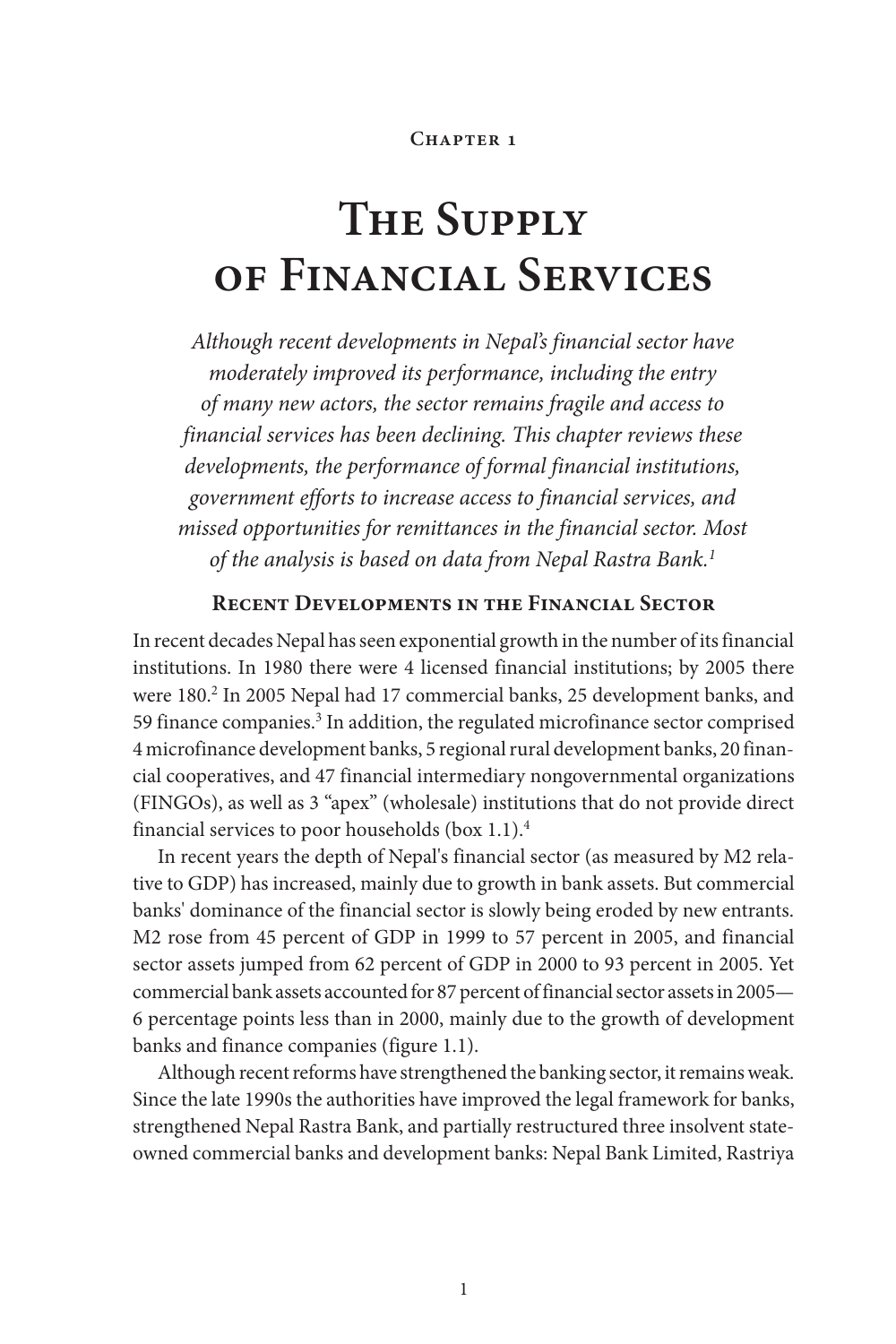Chapter 1

# The Supply of Financial Services

*Although recent developments in Nepal's financial sector have moderately improved its performance, including the entry of many new actors, the sector remains fragile and access to financial services has been declining. This chapter reviews these developments, the performance of formal financial institutions, government efforts to increase access to financial services, and missed opportunities for remittances in the financial sector. Most of the analysis is based on data from Nepal Rastra Bank.[1]*

## Recent Developments in the Financial Sector

In recent decades Nepal has seen exponential growth in the number of its financial institutions. In 1980 there were 4 licensed financial institutions; by 2005 there were 180.[2] In 2005 Nepal had 17 commercial banks, 25 development banks, and 59 finance companies.[3] In addition, the regulated microfinance sector comprised 4 microfinance development banks, 5 regional rural development banks, 20 financial cooperatives, and 47 financial intermediary nongovernmental organizations (FINGOs), as well as 3 "apex" (wholesale) institutions that do not provide direct financial services to poor households (box 1.1).[4]

In recent years the depth of Nepal's financial sector (as measured by M2 relative to GDP) has increased, mainly due to growth in bank assets. But commercial banks' dominance of the financial sector is slowly being eroded by new entrants. M2 rose from 45 percent of GDP in 1999 to 57 percent in 2005, and financial sector assets jumped from 62 percent of GDP in 2000 to 93 percent in 2005. Yet commercial bank assets accounted for 87 percent of financial sector assets in 2005—6 percentage points less than in 2000, mainly due to the growth of development banks and finance companies (figure 1.1).

Although recent reforms have strengthened the banking sector, it remains weak. Since the late 1990s the authorities have improved the legal framework for banks, strengthened Nepal Rastra Bank, and partially restructured three insolvent state-owned commercial banks and development banks: Nepal Bank Limited, Rastriya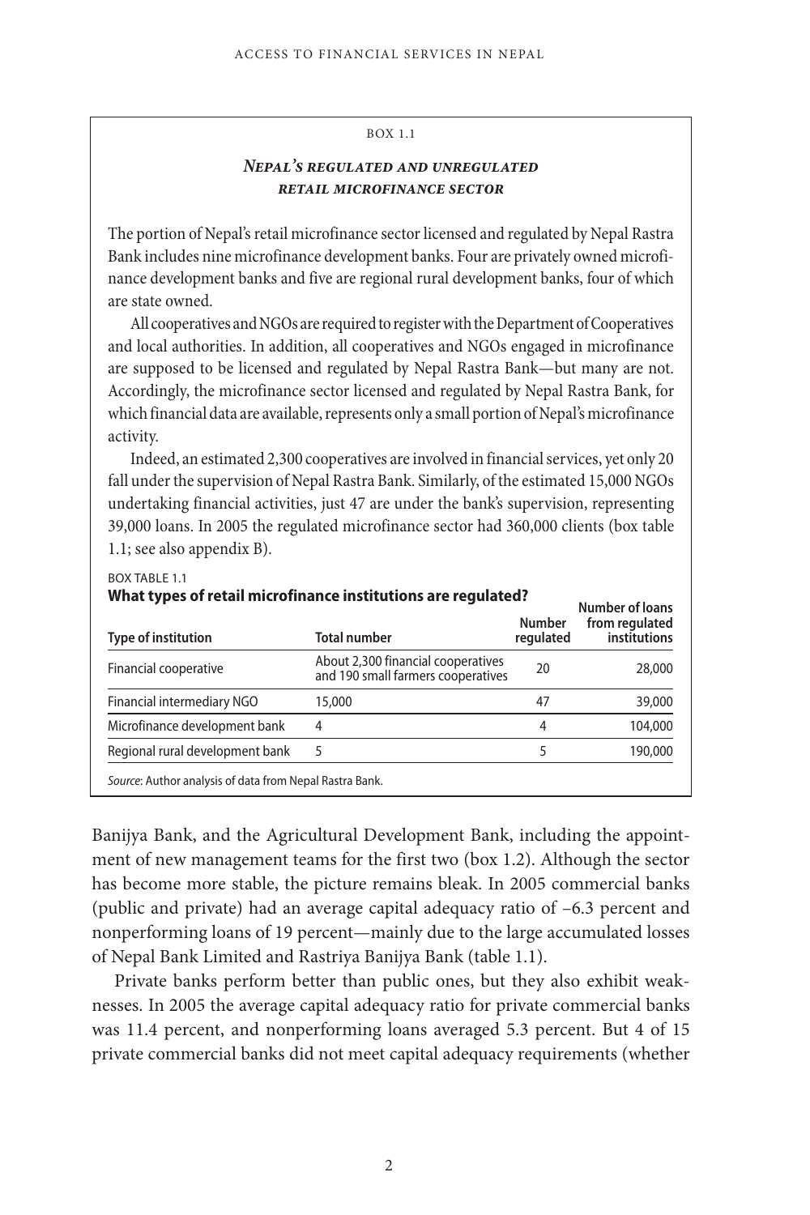BOX 1.1

### *Nepal's regulated and unregulated retail microfinance sector*

The portion of Nepal's retail microfinance sector licensed and regulated by Nepal Rastra Bank includes nine microfinance development banks. Four are privately owned microfinance development banks and five are regional rural development banks, four of which are state owned.

All cooperatives and NGOs are required to register with the Department of Cooperatives and local authorities. In addition, all cooperatives and NGOs engaged in microfinance are supposed to be licensed and regulated by Nepal Rastra Bank—but many are not. Accordingly, the microfinance sector licensed and regulated by Nepal Rastra Bank, for which financial data are available, represents only a small portion of Nepal's microfinance activity.

Indeed, an estimated 2,300 cooperatives are involved in financial services, yet only 20 fall under the supervision of Nepal Rastra Bank. Similarly, of the estimated 15,000 NGOs undertaking financial activities, just 47 are under the bank's supervision, representing 39,000 loans. In 2005 the regulated microfinance sector had 360,000 clients (box table 1.1; see also appendix B).

BOX TABLE 1.1
**What types of retail microfinance institutions are regulated?**

| Type of institution | Total number | Number regulated | Number of loans from regulated institutions |
|---|---|---|---|
| Financial cooperative | About 2,300 financial cooperatives and 190 small farmers cooperatives | 20 | 28,000 |
| Financial intermediary NGO | 15,000 | 47 | 39,000 |
| Microfinance development bank | 4 | 4 | 104,000 |
| Regional rural development bank | 5 | 5 | 190,000 |

*Source*: Author analysis of data from Nepal Rastra Bank.

Banijya Bank, and the Agricultural Development Bank, including the appointment of new management teams for the first two (box 1.2). Although the sector has become more stable, the picture remains bleak. In 2005 commercial banks (public and private) had an average capital adequacy ratio of –6.3 percent and nonperforming loans of 19 percent—mainly due to the large accumulated losses of Nepal Bank Limited and Rastriya Banijya Bank (table 1.1).

Private banks perform better than public ones, but they also exhibit weaknesses. In 2005 the average capital adequacy ratio for private commercial banks was 11.4 percent, and nonperforming loans averaged 5.3 percent. But 4 of 15 private commercial banks did not meet capital adequacy requirements (whether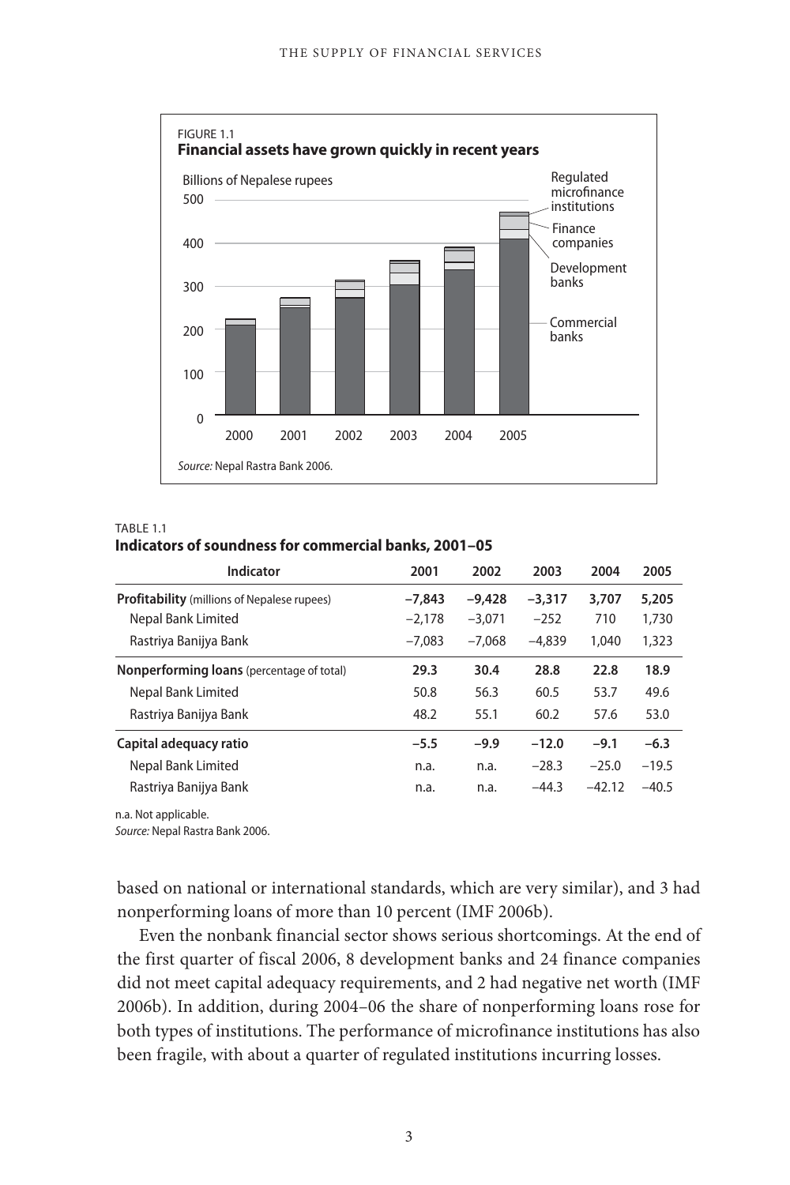FIGURE 1.1
**Financial assets have grown quickly in recent years**

Billions of Nepalese rupees

Regulated microfinance institutions; Finance companies; Development banks; Commercial banks

2000 2001 2002 2003 2004 2005

*Source:* Nepal Rastra Bank 2006.

TABLE 1.1
**Indicators of soundness for commercial banks, 2001–05**

| Indicator | 2001 | 2002 | 2003 | 2004 | 2005 |
|---|---|---|---|---|---|
| **Profitability** (millions of Nepalese rupees) | **−7,843** | **−9,428** | **−3,317** | **3,707** | **5,205** |
| Nepal Bank Limited | −2,178 | −3,071 | −252 | 710 | 1,730 |
| Rastriya Banijya Bank | −7,083 | −7,068 | −4,839 | 1,040 | 1,323 |
| **Nonperforming loans** (percentage of total) | **29.3** | **30.4** | **28.8** | **22.8** | **18.9** |
| Nepal Bank Limited | 50.8 | 56.3 | 60.5 | 53.7 | 49.6 |
| Rastriya Banijya Bank | 48.2 | 55.1 | 60.2 | 57.6 | 53.0 |
| **Capital adequacy ratio** | **−5.5** | **−9.9** | **−12.0** | **−9.1** | **−6.3** |
| Nepal Bank Limited | n.a. | n.a. | −28.3 | −25.0 | −19.5 |
| Rastriya Banijya Bank | n.a. | n.a. | −44.3 | −42.12 | −40.5 |

n.a. Not applicable.
*Source:* Nepal Rastra Bank 2006.

based on national or international standards, which are very similar), and 3 had nonperforming loans of more than 10 percent (IMF 2006b).

Even the nonbank financial sector shows serious shortcomings. At the end of the first quarter of fiscal 2006, 8 development banks and 24 finance companies did not meet capital adequacy requirements, and 2 had negative net worth (IMF 2006b). In addition, during 2004–06 the share of nonperforming loans rose for both types of institutions. The performance of microfinance institutions has also been fragile, with about a quarter of regulated institutions incurring losses.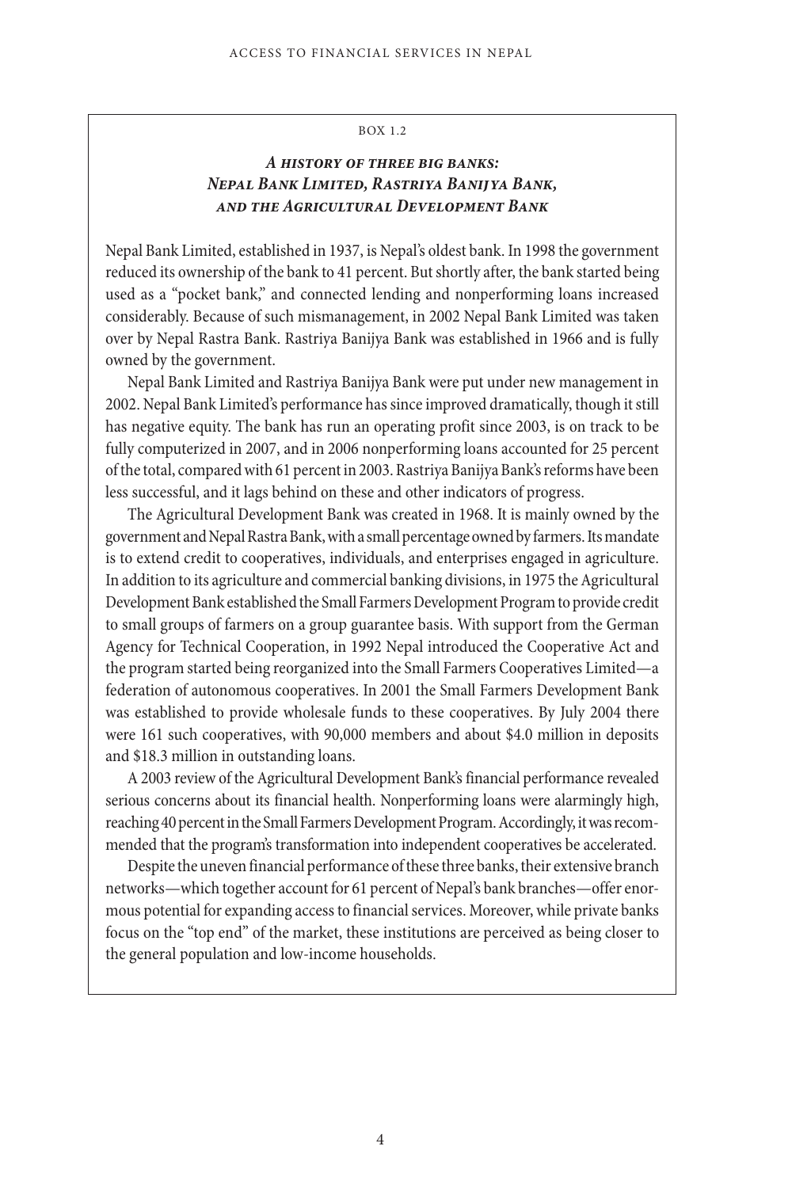BOX 1.2

### *A history of three big banks: Nepal Bank Limited, Rastriya Banijya Bank, and the Agricultural Development Bank*

Nepal Bank Limited, established in 1937, is Nepal's oldest bank. In 1998 the government reduced its ownership of the bank to 41 percent. But shortly after, the bank started being used as a "pocket bank," and connected lending and nonperforming loans increased considerably. Because of such mismanagement, in 2002 Nepal Bank Limited was taken over by Nepal Rastra Bank. Rastriya Banijya Bank was established in 1966 and is fully owned by the government.

Nepal Bank Limited and Rastriya Banijya Bank were put under new management in 2002. Nepal Bank Limited's performance has since improved dramatically, though it still has negative equity. The bank has run an operating profit since 2003, is on track to be fully computerized in 2007, and in 2006 nonperforming loans accounted for 25 percent of the total, compared with 61 percent in 2003. Rastriya Banijya Bank's reforms have been less successful, and it lags behind on these and other indicators of progress.

The Agricultural Development Bank was created in 1968. It is mainly owned by the government and Nepal Rastra Bank, with a small percentage owned by farmers. Its mandate is to extend credit to cooperatives, individuals, and enterprises engaged in agriculture. In addition to its agriculture and commercial banking divisions, in 1975 the Agricultural Development Bank established the Small Farmers Development Program to provide credit to small groups of farmers on a group guarantee basis. With support from the German Agency for Technical Cooperation, in 1992 Nepal introduced the Cooperative Act and the program started being reorganized into the Small Farmers Cooperatives Limited—a federation of autonomous cooperatives. In 2001 the Small Farmers Development Bank was established to provide wholesale funds to these cooperatives. By July 2004 there were 161 such cooperatives, with 90,000 members and about \$4.0 million in deposits and \$18.3 million in outstanding loans.

A 2003 review of the Agricultural Development Bank's financial performance revealed serious concerns about its financial health. Nonperforming loans were alarmingly high, reaching 40 percent in the Small Farmers Development Program. Accordingly, it was recommended that the program's transformation into independent cooperatives be accelerated.

Despite the uneven financial performance of these three banks, their extensive branch networks—which together account for 61 percent of Nepal's bank branches—offer enormous potential for expanding access to financial services. Moreover, while private banks focus on the "top end" of the market, these institutions are perceived as being closer to the general population and low-income households.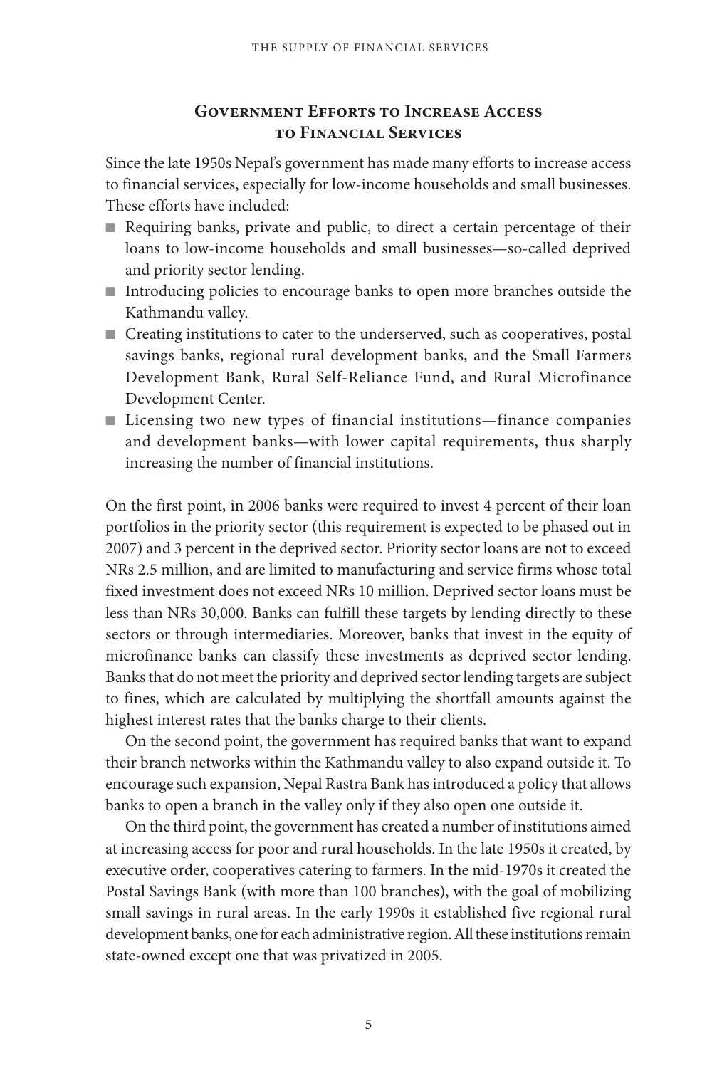## Government Efforts to Increase Access to Financial Services

Since the late 1950s Nepal's government has made many efforts to increase access to financial services, especially for low-income households and small businesses. These efforts have included:

- Requiring banks, private and public, to direct a certain percentage of their loans to low-income households and small businesses—so-called deprived and priority sector lending.
- Introducing policies to encourage banks to open more branches outside the Kathmandu valley.
- Creating institutions to cater to the underserved, such as cooperatives, postal savings banks, regional rural development banks, and the Small Farmers Development Bank, Rural Self-Reliance Fund, and Rural Microfinance Development Center.
- Licensing two new types of financial institutions—finance companies and development banks—with lower capital requirements, thus sharply increasing the number of financial institutions.

On the first point, in 2006 banks were required to invest 4 percent of their loan portfolios in the priority sector (this requirement is expected to be phased out in 2007) and 3 percent in the deprived sector. Priority sector loans are not to exceed NRs 2.5 million, and are limited to manufacturing and service firms whose total fixed investment does not exceed NRs 10 million. Deprived sector loans must be less than NRs 30,000. Banks can fulfill these targets by lending directly to these sectors or through intermediaries. Moreover, banks that invest in the equity of microfinance banks can classify these investments as deprived sector lending. Banks that do not meet the priority and deprived sector lending targets are subject to fines, which are calculated by multiplying the shortfall amounts against the highest interest rates that the banks charge to their clients.

On the second point, the government has required banks that want to expand their branch networks within the Kathmandu valley to also expand outside it. To encourage such expansion, Nepal Rastra Bank has introduced a policy that allows banks to open a branch in the valley only if they also open one outside it.

On the third point, the government has created a number of institutions aimed at increasing access for poor and rural households. In the late 1950s it created, by executive order, cooperatives catering to farmers. In the mid-1970s it created the Postal Savings Bank (with more than 100 branches), with the goal of mobilizing small savings in rural areas. In the early 1990s it established five regional rural development banks, one for each administrative region. All these institutions remain state-owned except one that was privatized in 2005.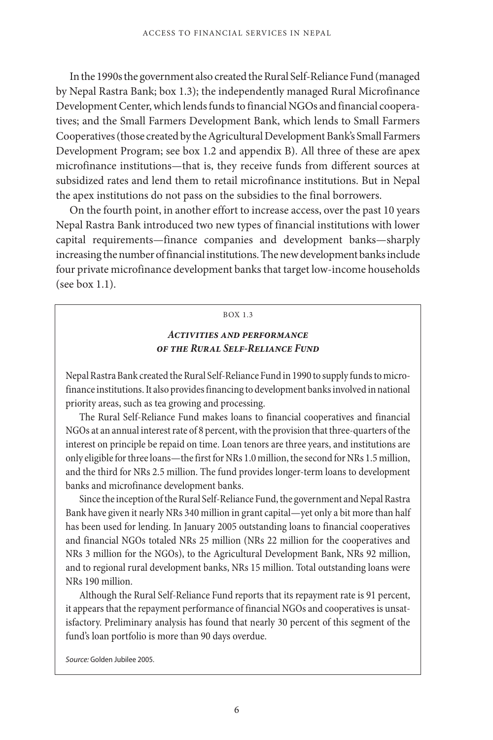In the 1990s the government also created the Rural Self-Reliance Fund (managed by Nepal Rastra Bank; box 1.3); the independently managed Rural Microfinance Development Center, which lends funds to financial NGOs and financial cooperatives; and the Small Farmers Development Bank, which lends to Small Farmers Cooperatives (those created by the Agricultural Development Bank's Small Farmers Development Program; see box 1.2 and appendix B). All three of these are apex microfinance institutions—that is, they receive funds from different sources at subsidized rates and lend them to retail microfinance institutions. But in Nepal the apex institutions do not pass on the subsidies to the final borrowers.

On the fourth point, in another effort to increase access, over the past 10 years Nepal Rastra Bank introduced two new types of financial institutions with lower capital requirements—finance companies and development banks—sharply increasing the number of financial institutions. The new development banks include four private microfinance development banks that target low-income households (see box 1.1).

BOX 1.3

### *Activities and performance of the Rural Self-Reliance Fund*

Nepal Rastra Bank created the Rural Self-Reliance Fund in 1990 to supply funds to microfinance institutions. It also provides financing to development banks involved in national priority areas, such as tea growing and processing.

The Rural Self-Reliance Fund makes loans to financial cooperatives and financial NGOs at an annual interest rate of 8 percent, with the provision that three-quarters of the interest on principle be repaid on time. Loan tenors are three years, and institutions are only eligible for three loans—the first for NRs 1.0 million, the second for NRs 1.5 million, and the third for NRs 2.5 million. The fund provides longer-term loans to development banks and microfinance development banks.

Since the inception of the Rural Self-Reliance Fund, the government and Nepal Rastra Bank have given it nearly NRs 340 million in grant capital—yet only a bit more than half has been used for lending. In January 2005 outstanding loans to financial cooperatives and financial NGOs totaled NRs 25 million (NRs 22 million for the cooperatives and NRs 3 million for the NGOs), to the Agricultural Development Bank, NRs 92 million, and to regional rural development banks, NRs 15 million. Total outstanding loans were NRs 190 million.

Although the Rural Self-Reliance Fund reports that its repayment rate is 91 percent, it appears that the repayment performance of financial NGOs and cooperatives is unsatisfactory. Preliminary analysis has found that nearly 30 percent of this segment of the fund's loan portfolio is more than 90 days overdue.

*Source:* Golden Jubilee 2005.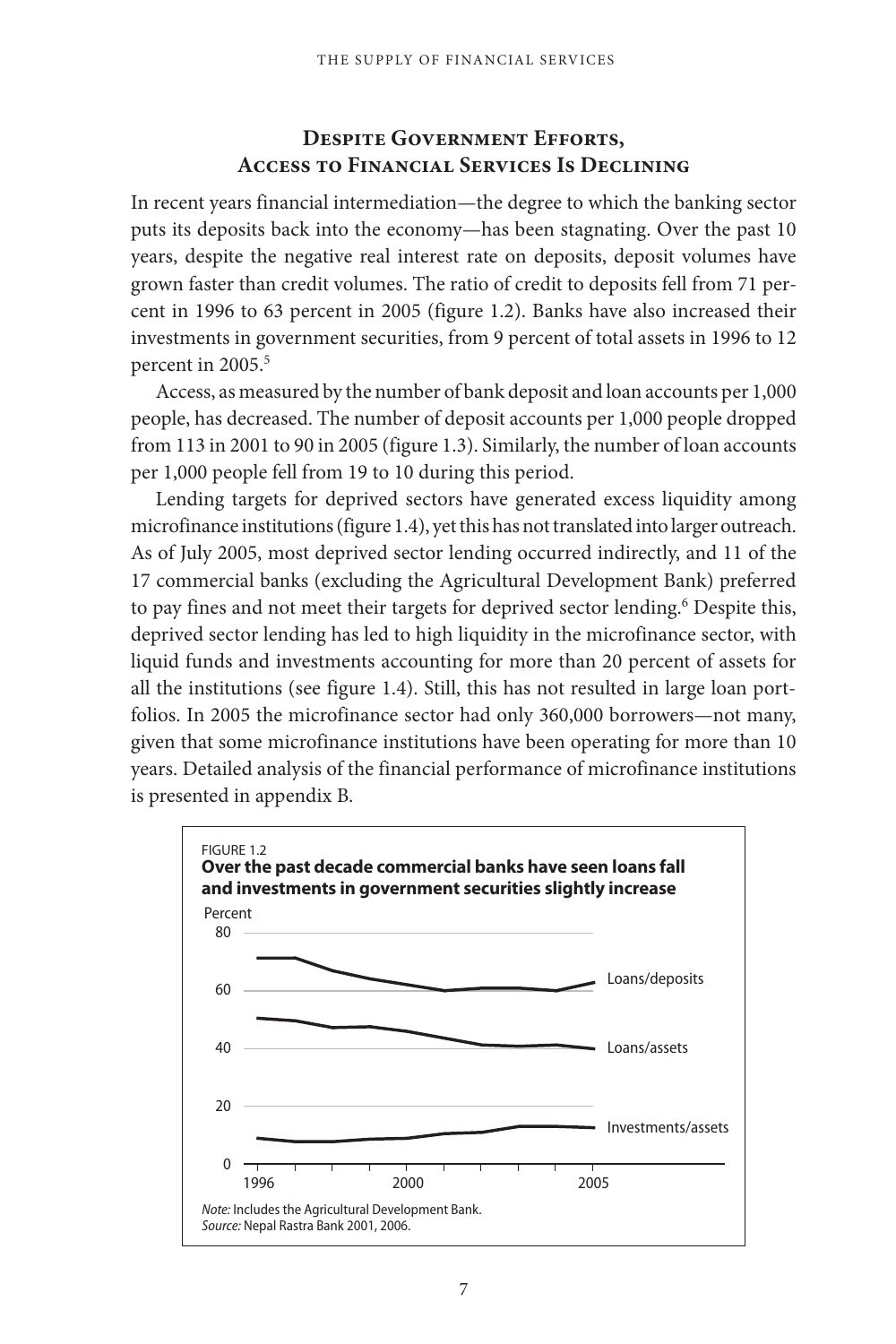## Despite Government Efforts, Access to Financial Services Is Declining

In recent years financial intermediation—the degree to which the banking sector puts its deposits back into the economy—has been stagnating. Over the past 10 years, despite the negative real interest rate on deposits, deposit volumes have grown faster than credit volumes. The ratio of credit to deposits fell from 71 percent in 1996 to 63 percent in 2005 (figure 1.2). Banks have also increased their investments in government securities, from 9 percent of total assets in 1996 to 12 percent in 2005.[5]

Access, as measured by the number of bank deposit and loan accounts per 1,000 people, has decreased. The number of deposit accounts per 1,000 people dropped from 113 in 2001 to 90 in 2005 (figure 1.3). Similarly, the number of loan accounts per 1,000 people fell from 19 to 10 during this period.

Lending targets for deprived sectors have generated excess liquidity among microfinance institutions (figure 1.4), yet this has not translated into larger outreach. As of July 2005, most deprived sector lending occurred indirectly, and 11 of the 17 commercial banks (excluding the Agricultural Development Bank) preferred to pay fines and not meet their targets for deprived sector lending.[6] Despite this, deprived sector lending has led to high liquidity in the microfinance sector, with liquid funds and investments accounting for more than 20 percent of assets for all the institutions (see figure 1.4). Still, this has not resulted in large loan portfolios. In 2005 the microfinance sector had only 360,000 borrowers—not many, given that some microfinance institutions have been operating for more than 10 years. Detailed analysis of the financial performance of microfinance institutions is presented in appendix B.

FIGURE 1.2
**Over the past decade commercial banks have seen loans fall and investments in government securities slightly increase**

*Note:* Includes the Agricultural Development Bank.
*Source:* Nepal Rastra Bank 2001, 2006.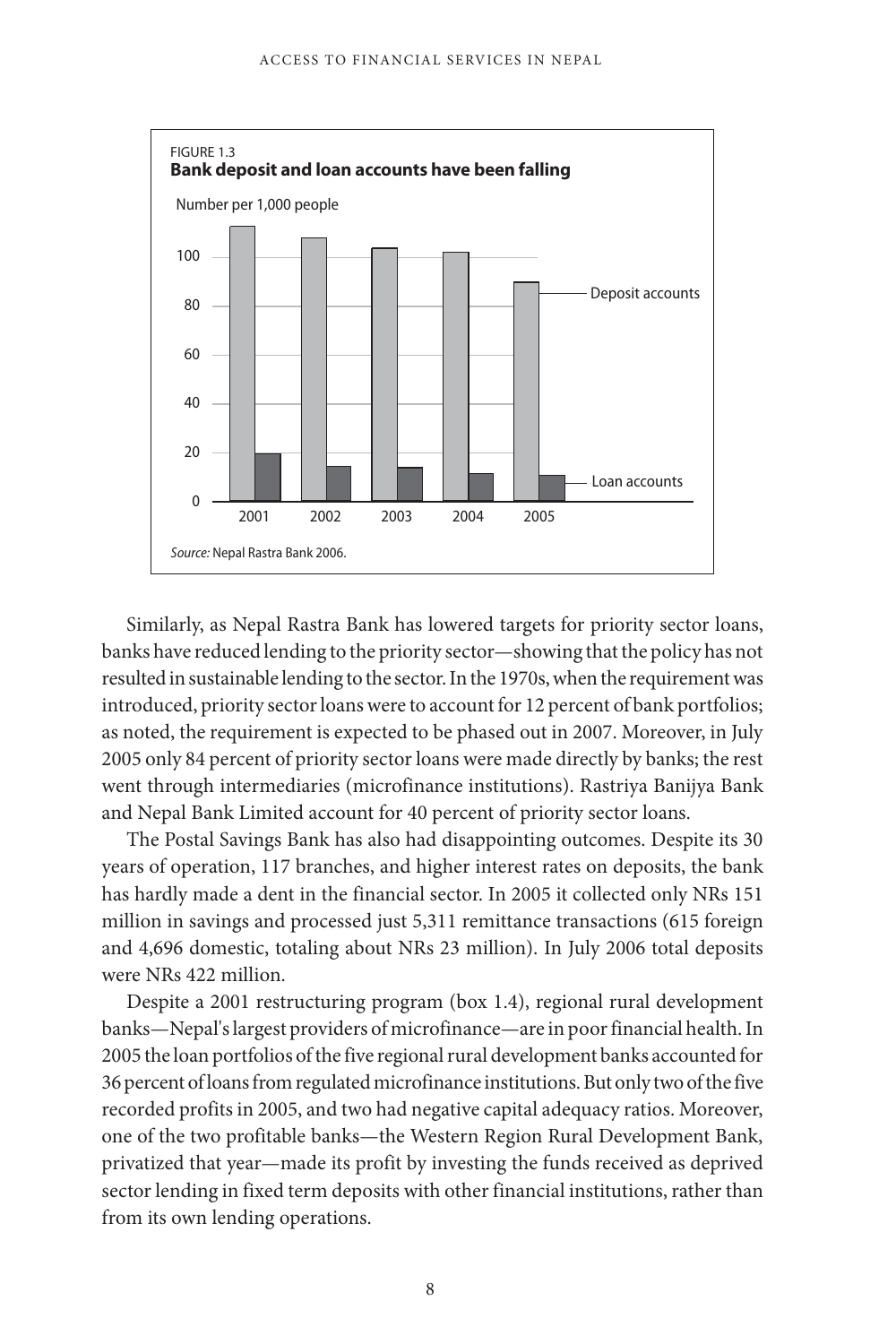FIGURE 1.3
**Bank deposit and loan accounts have been falling**

Source: Nepal Rastra Bank 2006.

Similarly, as Nepal Rastra Bank has lowered targets for priority sector loans, banks have reduced lending to the priority sector—showing that the policy has not resulted in sustainable lending to the sector. In the 1970s, when the requirement was introduced, priority sector loans were to account for 12 percent of bank portfolios; as noted, the requirement is expected to be phased out in 2007. Moreover, in July 2005 only 84 percent of priority sector loans were made directly by banks; the rest went through intermediaries (microfinance institutions). Rastriya Banijya Bank and Nepal Bank Limited account for 40 percent of priority sector loans.

The Postal Savings Bank has also had disappointing outcomes. Despite its 30 years of operation, 117 branches, and higher interest rates on deposits, the bank has hardly made a dent in the financial sector. In 2005 it collected only NRs 151 million in savings and processed just 5,311 remittance transactions (615 foreign and 4,696 domestic, totaling about NRs 23 million). In July 2006 total deposits were NRs 422 million.

Despite a 2001 restructuring program (box 1.4), regional rural development banks—Nepal's largest providers of microfinance—are in poor financial health. In 2005 the loan portfolios of the five regional rural development banks accounted for 36 percent of loans from regulated microfinance institutions. But only two of the five recorded profits in 2005, and two had negative capital adequacy ratios. Moreover, one of the two profitable banks—the Western Region Rural Development Bank, privatized that year—made its profit by investing the funds received as deprived sector lending in fixed term deposits with other financial institutions, rather than from its own lending operations.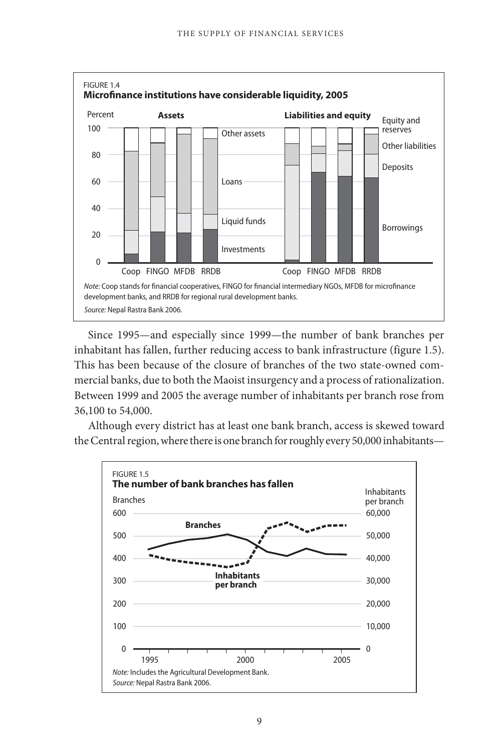FIGURE 1.4
**Microfinance institutions have considerable liquidity, 2005**

*Note:* Coop stands for financial cooperatives, FINGO for financial intermediary NGOs, MFDB for microfinance development banks, and RRDB for regional rural development banks.
*Source:* Nepal Rastra Bank 2006.

Since 1995—and especially since 1999—the number of bank branches per inhabitant has fallen, further reducing access to bank infrastructure (figure 1.5). This has been because of the closure of branches of the two state-owned commercial banks, due to both the Maoist insurgency and a process of rationalization. Between 1999 and 2005 the average number of inhabitants per branch rose from 36,100 to 54,000.

Although every district has at least one bank branch, access is skewed toward the Central region, where there is one branch for roughly every 50,000 inhabitants—

FIGURE 1.5
**The number of bank branches has fallen**

*Note:* Includes the Agricultural Development Bank.
*Source:* Nepal Rastra Bank 2006.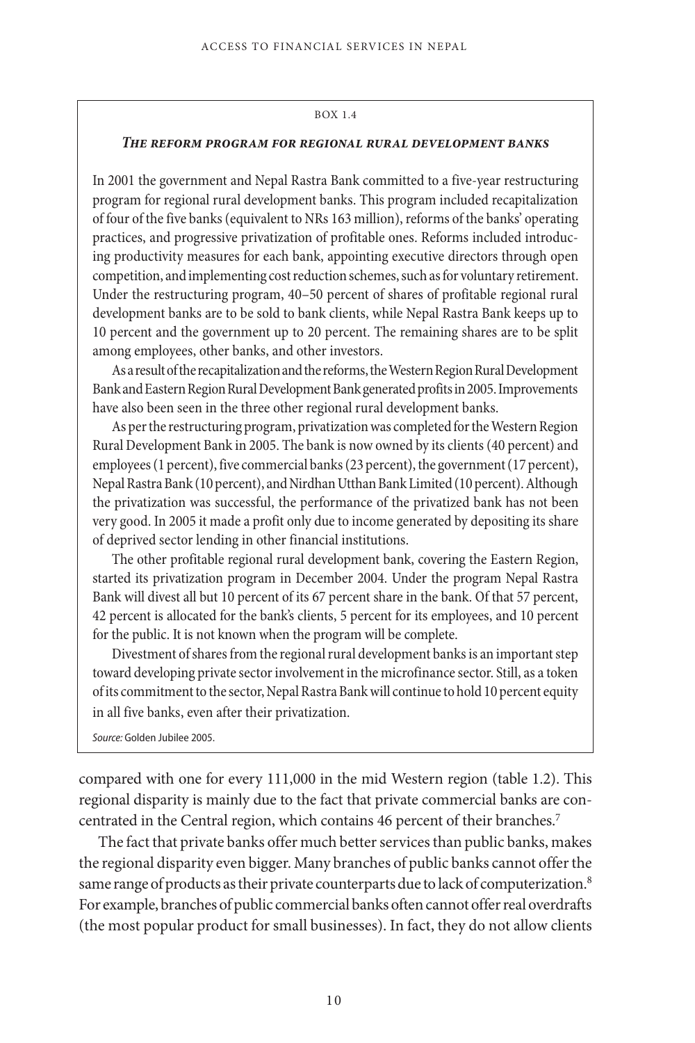BOX 1.4

### *The reform program for regional rural development banks*

In 2001 the government and Nepal Rastra Bank committed to a five-year restructuring program for regional rural development banks. This program included recapitalization of four of the five banks (equivalent to NRs 163 million), reforms of the banks' operating practices, and progressive privatization of profitable ones. Reforms included introducing productivity measures for each bank, appointing executive directors through open competition, and implementing cost reduction schemes, such as for voluntary retirement. Under the restructuring program, 40–50 percent of shares of profitable regional rural development banks are to be sold to bank clients, while Nepal Rastra Bank keeps up to 10 percent and the government up to 20 percent. The remaining shares are to be split among employees, other banks, and other investors.

As a result of the recapitalization and the reforms, the Western Region Rural Development Bank and Eastern Region Rural Development Bank generated profits in 2005. Improvements have also been seen in the three other regional rural development banks.

As per the restructuring program, privatization was completed for the Western Region Rural Development Bank in 2005. The bank is now owned by its clients (40 percent) and employees (1 percent), five commercial banks (23 percent), the government (17 percent), Nepal Rastra Bank (10 percent), and Nirdhan Utthan Bank Limited (10 percent). Although the privatization was successful, the performance of the privatized bank has not been very good. In 2005 it made a profit only due to income generated by depositing its share of deprived sector lending in other financial institutions.

The other profitable regional rural development bank, covering the Eastern Region, started its privatization program in December 2004. Under the program Nepal Rastra Bank will divest all but 10 percent of its 67 percent share in the bank. Of that 57 percent, 42 percent is allocated for the bank's clients, 5 percent for its employees, and 10 percent for the public. It is not known when the program will be complete.

Divestment of shares from the regional rural development banks is an important step toward developing private sector involvement in the microfinance sector. Still, as a token of its commitment to the sector, Nepal Rastra Bank will continue to hold 10 percent equity in all five banks, even after their privatization.

*Source:* Golden Jubilee 2005.

compared with one for every 111,000 in the mid Western region (table 1.2). This regional disparity is mainly due to the fact that private commercial banks are concentrated in the Central region, which contains 46 percent of their branches.[7]

The fact that private banks offer much better services than public banks, makes the regional disparity even bigger. Many branches of public banks cannot offer the same range of products as their private counterparts due to lack of computerization.[8] For example, branches of public commercial banks often cannot offer real overdrafts (the most popular product for small businesses). In fact, they do not allow clients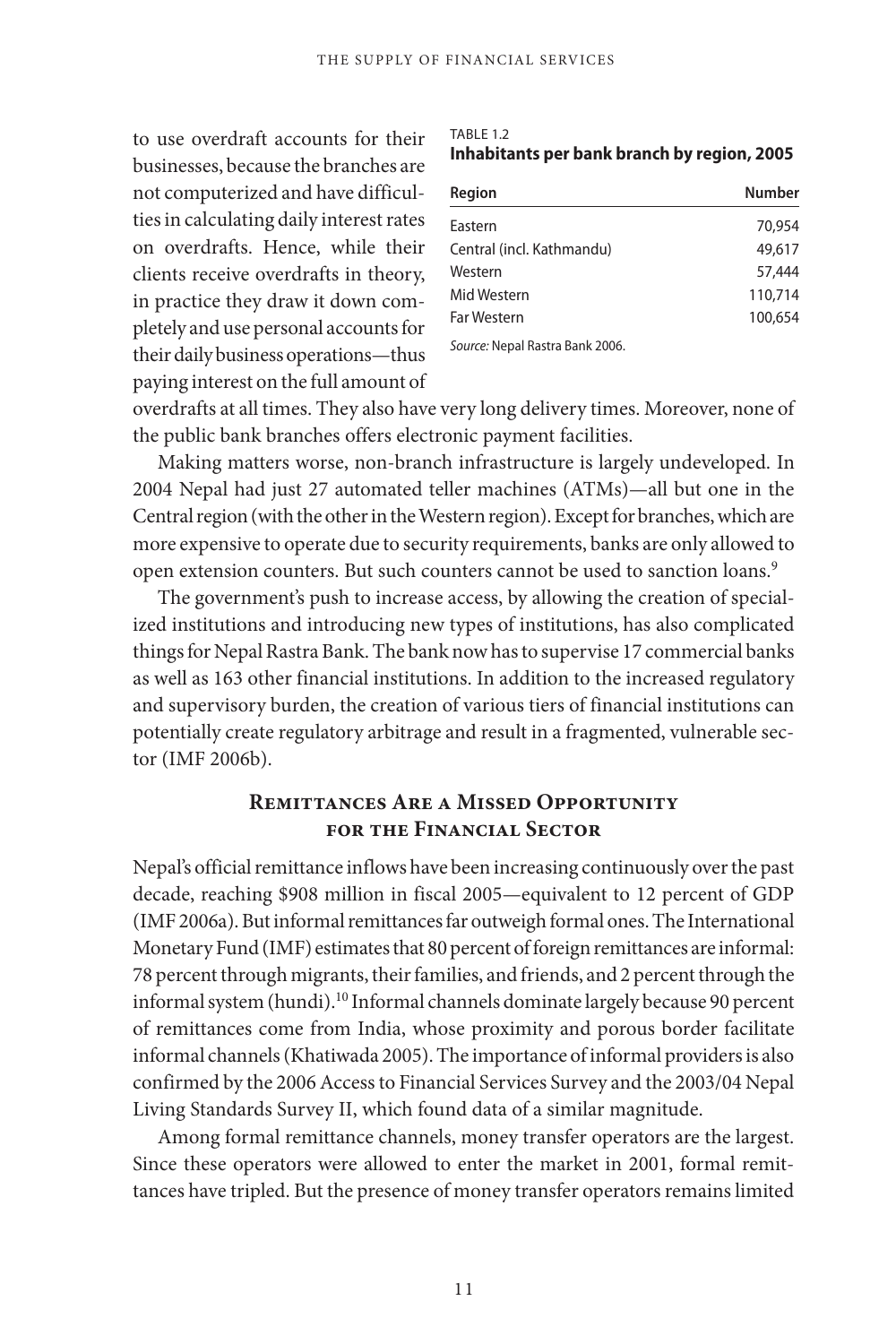to use overdraft accounts for their businesses, because the branches are not computerized and have difficulties in calculating daily interest rates on overdrafts. Hence, while their clients receive overdrafts in theory, in practice they draw it down completely and use personal accounts for their daily business operations—thus paying interest on the full amount of overdrafts at all times. They also have very long delivery times. Moreover, none of the public bank branches offers electronic payment facilities.

TABLE 1.2
**Inhabitants per bank branch by region, 2005**

| Region | Number |
|---|---|
| Eastern | 70,954 |
| Central (incl. Kathmandu) | 49,617 |
| Western | 57,444 |
| Mid Western | 110,714 |
| Far Western | 100,654 |

*Source:* Nepal Rastra Bank 2006.

Making matters worse, non-branch infrastructure is largely undeveloped. In 2004 Nepal had just 27 automated teller machines (ATMs)—all but one in the Central region (with the other in the Western region). Except for branches, which are more expensive to operate due to security requirements, banks are only allowed to open extension counters. But such counters cannot be used to sanction loans.[9]

The government's push to increase access, by allowing the creation of specialized institutions and introducing new types of institutions, has also complicated things for Nepal Rastra Bank. The bank now has to supervise 17 commercial banks as well as 163 other financial institutions. In addition to the increased regulatory and supervisory burden, the creation of various tiers of financial institutions can potentially create regulatory arbitrage and result in a fragmented, vulnerable sector (IMF 2006b).

## Remittances Are a Missed Opportunity for the Financial Sector

Nepal's official remittance inflows have been increasing continuously over the past decade, reaching $908 million in fiscal 2005—equivalent to 12 percent of GDP (IMF 2006a). But informal remittances far outweigh formal ones. The International Monetary Fund (IMF) estimates that 80 percent of foreign remittances are informal: 78 percent through migrants, their families, and friends, and 2 percent through the informal system (hundi).[10] Informal channels dominate largely because 90 percent of remittances come from India, whose proximity and porous border facilitate informal channels (Khatiwada 2005). The importance of informal providers is also confirmed by the 2006 Access to Financial Services Survey and the 2003/04 Nepal Living Standards Survey II, which found data of a similar magnitude.

Among formal remittance channels, money transfer operators are the largest. Since these operators were allowed to enter the market in 2001, formal remittances have tripled. But the presence of money transfer operators remains limited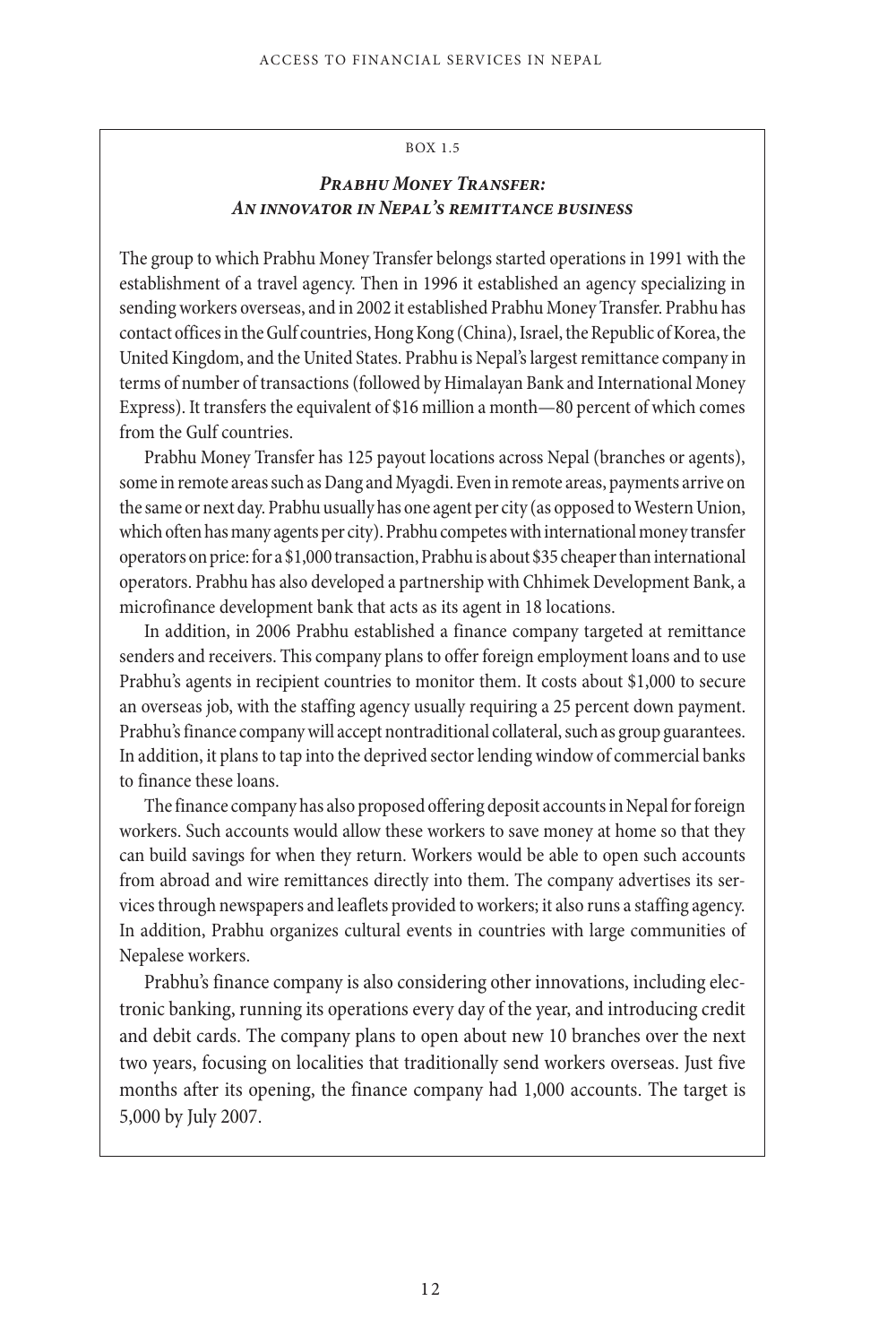BOX 1.5

### *Prabhu Money Transfer: An innovator in Nepal's remittance business*

The group to which Prabhu Money Transfer belongs started operations in 1991 with the establishment of a travel agency. Then in 1996 it established an agency specializing in sending workers overseas, and in 2002 it established Prabhu Money Transfer. Prabhu has contact offices in the Gulf countries, Hong Kong (China), Israel, the Republic of Korea, the United Kingdom, and the United States. Prabhu is Nepal's largest remittance company in terms of number of transactions (followed by Himalayan Bank and International Money Express). It transfers the equivalent of $16 million a month—80 percent of which comes from the Gulf countries.

Prabhu Money Transfer has 125 payout locations across Nepal (branches or agents), some in remote areas such as Dang and Myagdi. Even in remote areas, payments arrive on the same or next day. Prabhu usually has one agent per city (as opposed to Western Union, which often has many agents per city). Prabhu competes with international money transfer operators on price: for a $1,000 transaction, Prabhu is about $35 cheaper than international operators. Prabhu has also developed a partnership with Chhimek Development Bank, a microfinance development bank that acts as its agent in 18 locations.

In addition, in 2006 Prabhu established a finance company targeted at remittance senders and receivers. This company plans to offer foreign employment loans and to use Prabhu's agents in recipient countries to monitor them. It costs about $1,000 to secure an overseas job, with the staffing agency usually requiring a 25 percent down payment. Prabhu's finance company will accept nontraditional collateral, such as group guarantees. In addition, it plans to tap into the deprived sector lending window of commercial banks to finance these loans.

The finance company has also proposed offering deposit accounts in Nepal for foreign workers. Such accounts would allow these workers to save money at home so that they can build savings for when they return. Workers would be able to open such accounts from abroad and wire remittances directly into them. The company advertises its services through newspapers and leaflets provided to workers; it also runs a staffing agency. In addition, Prabhu organizes cultural events in countries with large communities of Nepalese workers.

Prabhu's finance company is also considering other innovations, including electronic banking, running its operations every day of the year, and introducing credit and debit cards. The company plans to open about new 10 branches over the next two years, focusing on localities that traditionally send workers overseas. Just five months after its opening, the finance company had 1,000 accounts. The target is 5,000 by July 2007.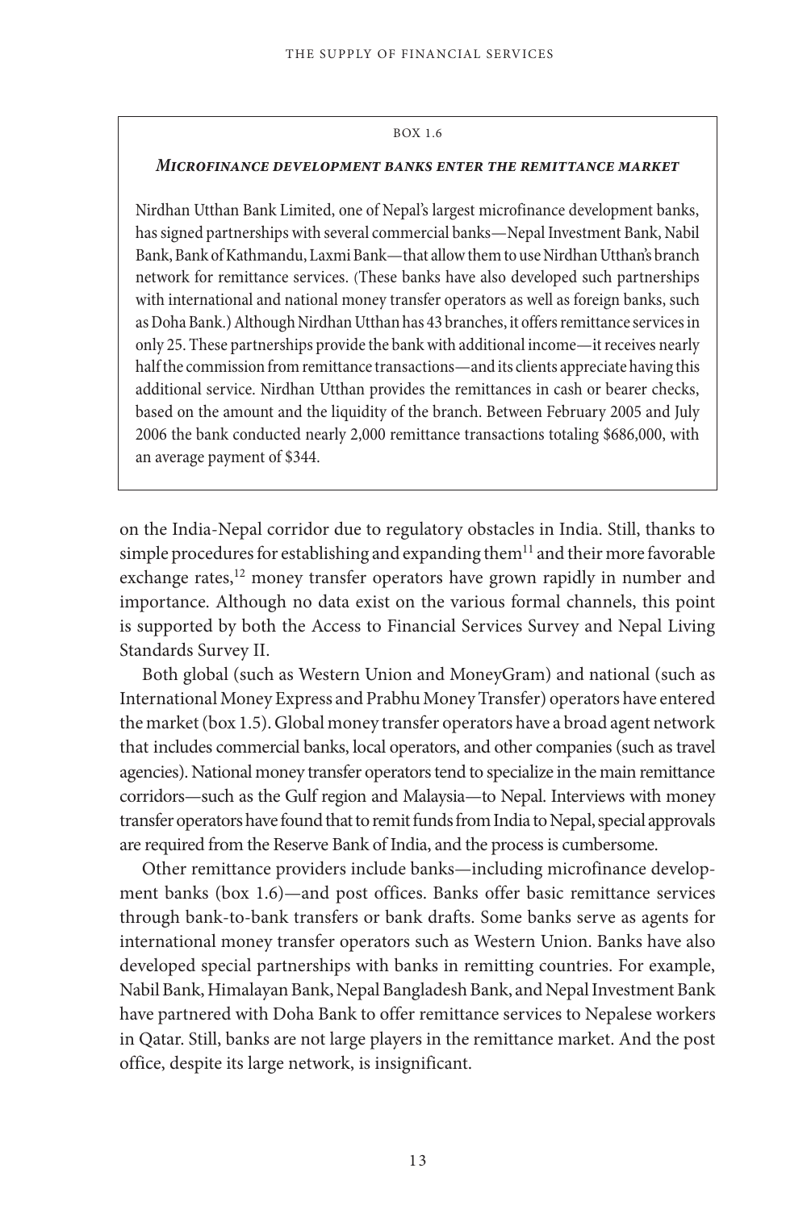BOX 1.6

### *Microfinance development banks enter the remittance market*

Nirdhan Utthan Bank Limited, one of Nepal's largest microfinance development banks, has signed partnerships with several commercial banks—Nepal Investment Bank, Nabil Bank, Bank of Kathmandu, Laxmi Bank—that allow them to use Nirdhan Utthan's branch network for remittance services. (These banks have also developed such partnerships with international and national money transfer operators as well as foreign banks, such as Doha Bank.) Although Nirdhan Utthan has 43 branches, it offers remittance services in only 25. These partnerships provide the bank with additional income—it receives nearly half the commission from remittance transactions—and its clients appreciate having this additional service. Nirdhan Utthan provides the remittances in cash or bearer checks, based on the amount and the liquidity of the branch. Between February 2005 and July 2006 the bank conducted nearly 2,000 remittance transactions totaling $686,000, with an average payment of $344.

---

on the India-Nepal corridor due to regulatory obstacles in India. Still, thanks to simple procedures for establishing and expanding them[11] and their more favorable exchange rates,[12] money transfer operators have grown rapidly in number and importance. Although no data exist on the various formal channels, this point is supported by both the Access to Financial Services Survey and Nepal Living Standards Survey II.

Both global (such as Western Union and MoneyGram) and national (such as International Money Express and Prabhu Money Transfer) operators have entered the market (box 1.5). Global money transfer operators have a broad agent network that includes commercial banks, local operators, and other companies (such as travel agencies). National money transfer operators tend to specialize in the main remittance corridors—such as the Gulf region and Malaysia—to Nepal. Interviews with money transfer operators have found that to remit funds from India to Nepal, special approvals are required from the Reserve Bank of India, and the process is cumbersome.

Other remittance providers include banks—including microfinance development banks (box 1.6)—and post offices. Banks offer basic remittance services through bank-to-bank transfers or bank drafts. Some banks serve as agents for international money transfer operators such as Western Union. Banks have also developed special partnerships with banks in remitting countries. For example, Nabil Bank, Himalayan Bank, Nepal Bangladesh Bank, and Nepal Investment Bank have partnered with Doha Bank to offer remittance services to Nepalese workers in Qatar. Still, banks are not large players in the remittance market. And the post office, despite its large network, is insignificant.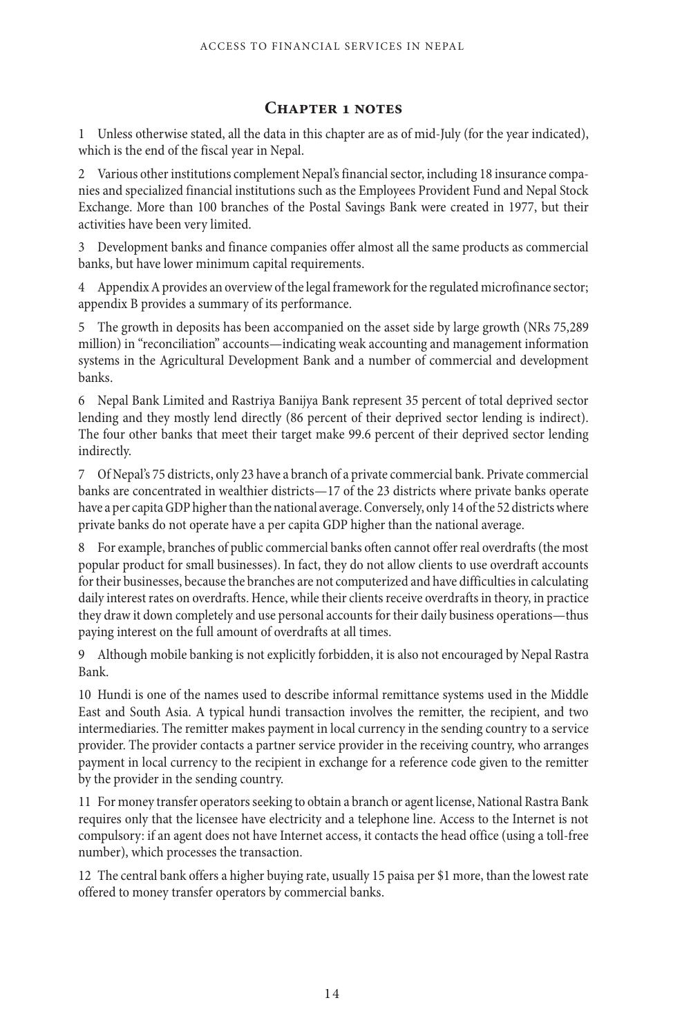## Chapter 1 notes

1 Unless otherwise stated, all the data in this chapter are as of mid-July (for the year indicated), which is the end of the fiscal year in Nepal.

2 Various other institutions complement Nepal's financial sector, including 18 insurance companies and specialized financial institutions such as the Employees Provident Fund and Nepal Stock Exchange. More than 100 branches of the Postal Savings Bank were created in 1977, but their activities have been very limited.

3 Development banks and finance companies offer almost all the same products as commercial banks, but have lower minimum capital requirements.

4 Appendix A provides an overview of the legal framework for the regulated microfinance sector; appendix B provides a summary of its performance.

5 The growth in deposits has been accompanied on the asset side by large growth (NRs 75,289 million) in "reconciliation" accounts—indicating weak accounting and management information systems in the Agricultural Development Bank and a number of commercial and development banks.

6 Nepal Bank Limited and Rastriya Banijya Bank represent 35 percent of total deprived sector lending and they mostly lend directly (86 percent of their deprived sector lending is indirect). The four other banks that meet their target make 99.6 percent of their deprived sector lending indirectly.

7 Of Nepal's 75 districts, only 23 have a branch of a private commercial bank. Private commercial banks are concentrated in wealthier districts—17 of the 23 districts where private banks operate have a per capita GDP higher than the national average. Conversely, only 14 of the 52 districts where private banks do not operate have a per capita GDP higher than the national average.

8 For example, branches of public commercial banks often cannot offer real overdrafts (the most popular product for small businesses). In fact, they do not allow clients to use overdraft accounts for their businesses, because the branches are not computerized and have difficulties in calculating daily interest rates on overdrafts. Hence, while their clients receive overdrafts in theory, in practice they draw it down completely and use personal accounts for their daily business operations—thus paying interest on the full amount of overdrafts at all times.

9 Although mobile banking is not explicitly forbidden, it is also not encouraged by Nepal Rastra Bank.

10 Hundi is one of the names used to describe informal remittance systems used in the Middle East and South Asia. A typical hundi transaction involves the remitter, the recipient, and two intermediaries. The remitter makes payment in local currency in the sending country to a service provider. The provider contacts a partner service provider in the receiving country, who arranges payment in local currency to the recipient in exchange for a reference code given to the remitter by the provider in the sending country.

11 For money transfer operators seeking to obtain a branch or agent license, National Rastra Bank requires only that the licensee have electricity and a telephone line. Access to the Internet is not compulsory: if an agent does not have Internet access, it contacts the head office (using a toll-free number), which processes the transaction.

12 The central bank offers a higher buying rate, usually 15 paisa per $1 more, than the lowest rate offered to money transfer operators by commercial banks.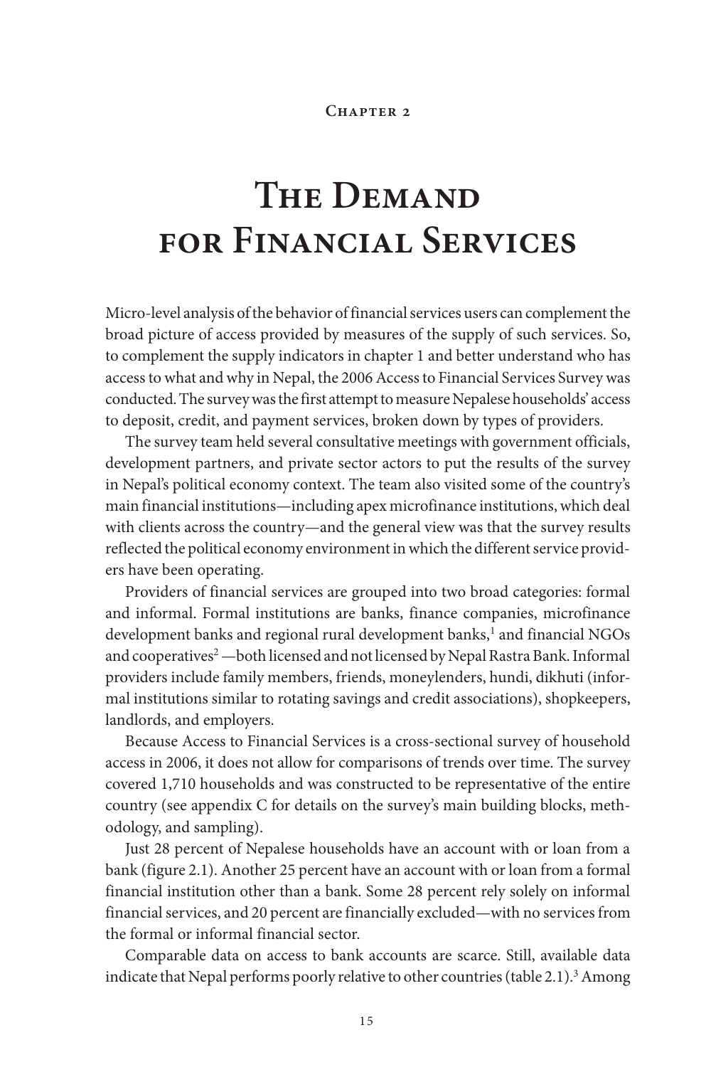Chapter 2

# The Demand for Financial Services

Micro-level analysis of the behavior of financial services users can complement the broad picture of access provided by measures of the supply of such services. So, to complement the supply indicators in chapter 1 and better understand who has access to what and why in Nepal, the 2006 Access to Financial Services Survey was conducted. The survey was the first attempt to measure Nepalese households' access to deposit, credit, and payment services, broken down by types of providers.

The survey team held several consultative meetings with government officials, development partners, and private sector actors to put the results of the survey in Nepal's political economy context. The team also visited some of the country's main financial institutions—including apex microfinance institutions, which deal with clients across the country—and the general view was that the survey results reflected the political economy environment in which the different service providers have been operating.

Providers of financial services are grouped into two broad categories: formal and informal. Formal institutions are banks, finance companies, microfinance development banks and regional rural development banks,[1] and financial NGOs and cooperatives[2] —both licensed and not licensed by Nepal Rastra Bank. Informal providers include family members, friends, moneylenders, hundi, dikhuti (informal institutions similar to rotating savings and credit associations), shopkeepers, landlords, and employers.

Because Access to Financial Services is a cross-sectional survey of household access in 2006, it does not allow for comparisons of trends over time. The survey covered 1,710 households and was constructed to be representative of the entire country (see appendix C for details on the survey's main building blocks, methodology, and sampling).

Just 28 percent of Nepalese households have an account with or loan from a bank (figure 2.1). Another 25 percent have an account with or loan from a formal financial institution other than a bank. Some 28 percent rely solely on informal financial services, and 20 percent are financially excluded—with no services from the formal or informal financial sector.

Comparable data on access to bank accounts are scarce. Still, available data indicate that Nepal performs poorly relative to other countries (table 2.1).[3] Among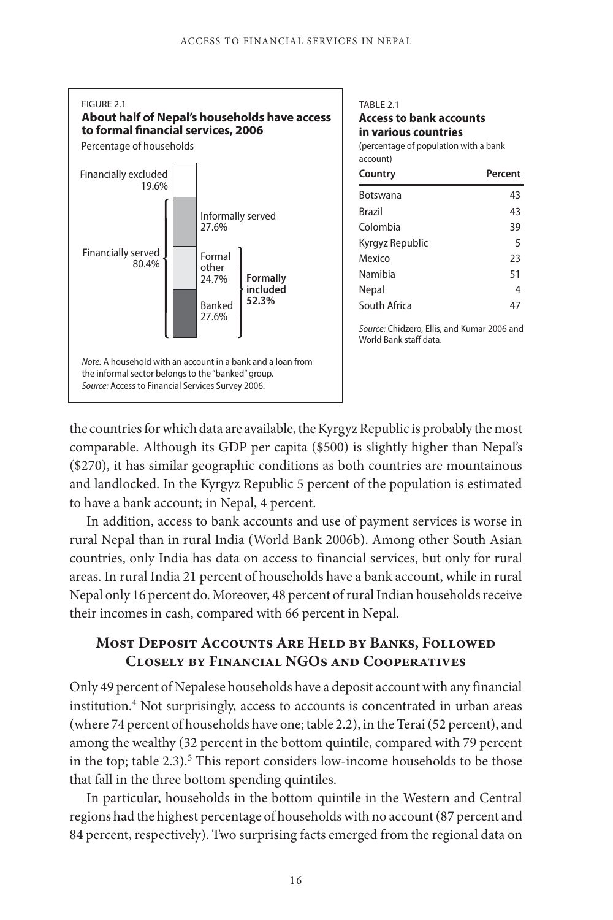FIGURE 2.1

**About half of Nepal's households have access to formal financial services, 2006**

Percentage of households

| Category | Percent |
|---|---|
| Financially excluded | 19.6% |
| Informally served | 27.6% |
| Formal other | 24.7% |
| Banked | 27.6% |
| **Formally included** (Formal other + Banked) | **52.3%** |
| Financially served (Informally served + Formal other + Banked) | 80.4% |

*Note:* A household with an account in a bank and a loan from the informal sector belongs to the "banked" group.
*Source:* Access to Financial Services Survey 2006.

TABLE 2.1

**Access to bank accounts in various countries**

(percentage of population with a bank account)

| Country | Percent |
|---|---|
| Botswana | 43 |
| Brazil | 43 |
| Colombia | 39 |
| Kyrgyz Republic | 5 |
| Mexico | 23 |
| Namibia | 51 |
| Nepal | 4 |
| South Africa | 47 |

*Source:* Chidzero, Ellis, and Kumar 2006 and World Bank staff data.

the countries for which data are available, the Kyrgyz Republic is probably the most comparable. Although its GDP per capita ($500) is slightly higher than Nepal's ($270), it has similar geographic conditions as both countries are mountainous and landlocked. In the Kyrgyz Republic 5 percent of the population is estimated to have a bank account; in Nepal, 4 percent.

In addition, access to bank accounts and use of payment services is worse in rural Nepal than in rural India (World Bank 2006b). Among other South Asian countries, only India has data on access to financial services, but only for rural areas. In rural India 21 percent of households have a bank account, while in rural Nepal only 16 percent do. Moreover, 48 percent of rural Indian households receive their incomes in cash, compared with 66 percent in Nepal.

## Most Deposit Accounts Are Held by Banks, Followed Closely by Financial NGOs and Cooperatives

Only 49 percent of Nepalese households have a deposit account with any financial institution.[4] Not surprisingly, access to accounts is concentrated in urban areas (where 74 percent of households have one; table 2.2), in the Terai (52 percent), and among the wealthy (32 percent in the bottom quintile, compared with 79 percent in the top; table 2.3).[5] This report considers low-income households to be those that fall in the three bottom spending quintiles.

In particular, households in the bottom quintile in the Western and Central regions had the highest percentage of households with no account (87 percent and 84 percent, respectively). Two surprising facts emerged from the regional data on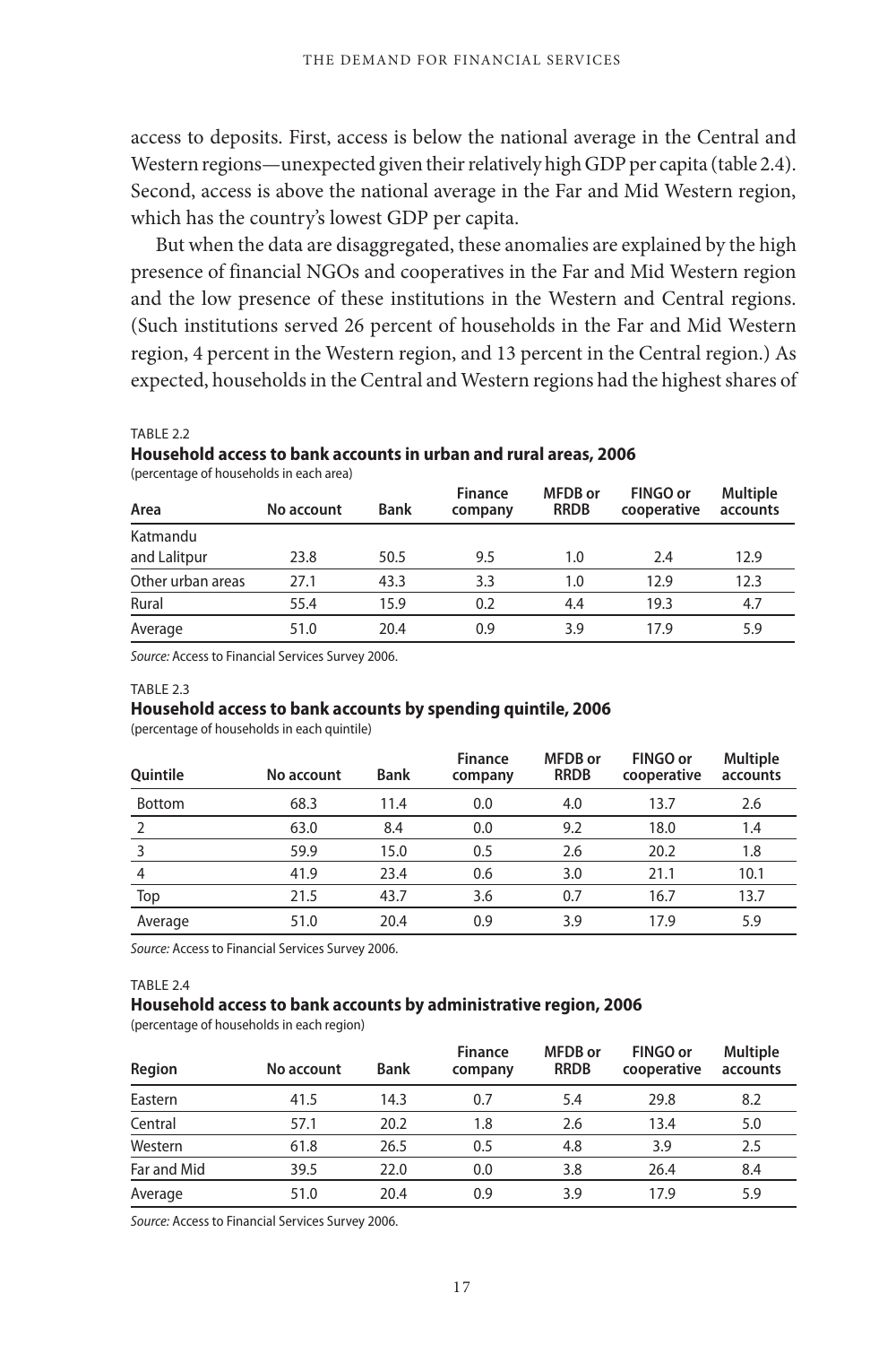access to deposits. First, access is below the national average in the Central and Western regions—unexpected given their relatively high GDP per capita (table 2.4). Second, access is above the national average in the Far and Mid Western region, which has the country's lowest GDP per capita.

But when the data are disaggregated, these anomalies are explained by the high presence of financial NGOs and cooperatives in the Far and Mid Western region and the low presence of these institutions in the Western and Central regions. (Such institutions served 26 percent of households in the Far and Mid Western region, 4 percent in the Western region, and 13 percent in the Central region.) As expected, households in the Central and Western regions had the highest shares of

TABLE 2.2

**Household access to bank accounts in urban and rural areas, 2006**

(percentage of households in each area)

| Area | No account | Bank | Finance company | MFDB or RRDB | FINGO or cooperative | Multiple accounts |
|---|---|---|---|---|---|---|
| Katmandu and Lalitpur | 23.8 | 50.5 | 9.5 | 1.0 | 2.4 | 12.9 |
| Other urban areas | 27.1 | 43.3 | 3.3 | 1.0 | 12.9 | 12.3 |
| Rural | 55.4 | 15.9 | 0.2 | 4.4 | 19.3 | 4.7 |
| Average | 51.0 | 20.4 | 0.9 | 3.9 | 17.9 | 5.9 |

*Source:* Access to Financial Services Survey 2006.

TABLE 2.3

**Household access to bank accounts by spending quintile, 2006**

(percentage of households in each quintile)

| Quintile | No account | Bank | Finance company | MFDB or RRDB | FINGO or cooperative | Multiple accounts |
|---|---|---|---|---|---|---|
| Bottom | 68.3 | 11.4 | 0.0 | 4.0 | 13.7 | 2.6 |
| 2 | 63.0 | 8.4 | 0.0 | 9.2 | 18.0 | 1.4 |
| 3 | 59.9 | 15.0 | 0.5 | 2.6 | 20.2 | 1.8 |
| 4 | 41.9 | 23.4 | 0.6 | 3.0 | 21.1 | 10.1 |
| Top | 21.5 | 43.7 | 3.6 | 0.7 | 16.7 | 13.7 |
| Average | 51.0 | 20.4 | 0.9 | 3.9 | 17.9 | 5.9 |

*Source:* Access to Financial Services Survey 2006.

TABLE 2.4

**Household access to bank accounts by administrative region, 2006**

(percentage of households in each region)

| Region | No account | Bank | Finance company | MFDB or RRDB | FINGO or cooperative | Multiple accounts |
|---|---|---|---|---|---|---|
| Eastern | 41.5 | 14.3 | 0.7 | 5.4 | 29.8 | 8.2 |
| Central | 57.1 | 20.2 | 1.8 | 2.6 | 13.4 | 5.0 |
| Western | 61.8 | 26.5 | 0.5 | 4.8 | 3.9 | 2.5 |
| Far and Mid | 39.5 | 22.0 | 0.0 | 3.8 | 26.4 | 8.4 |
| Average | 51.0 | 20.4 | 0.9 | 3.9 | 17.9 | 5.9 |

*Source:* Access to Financial Services Survey 2006.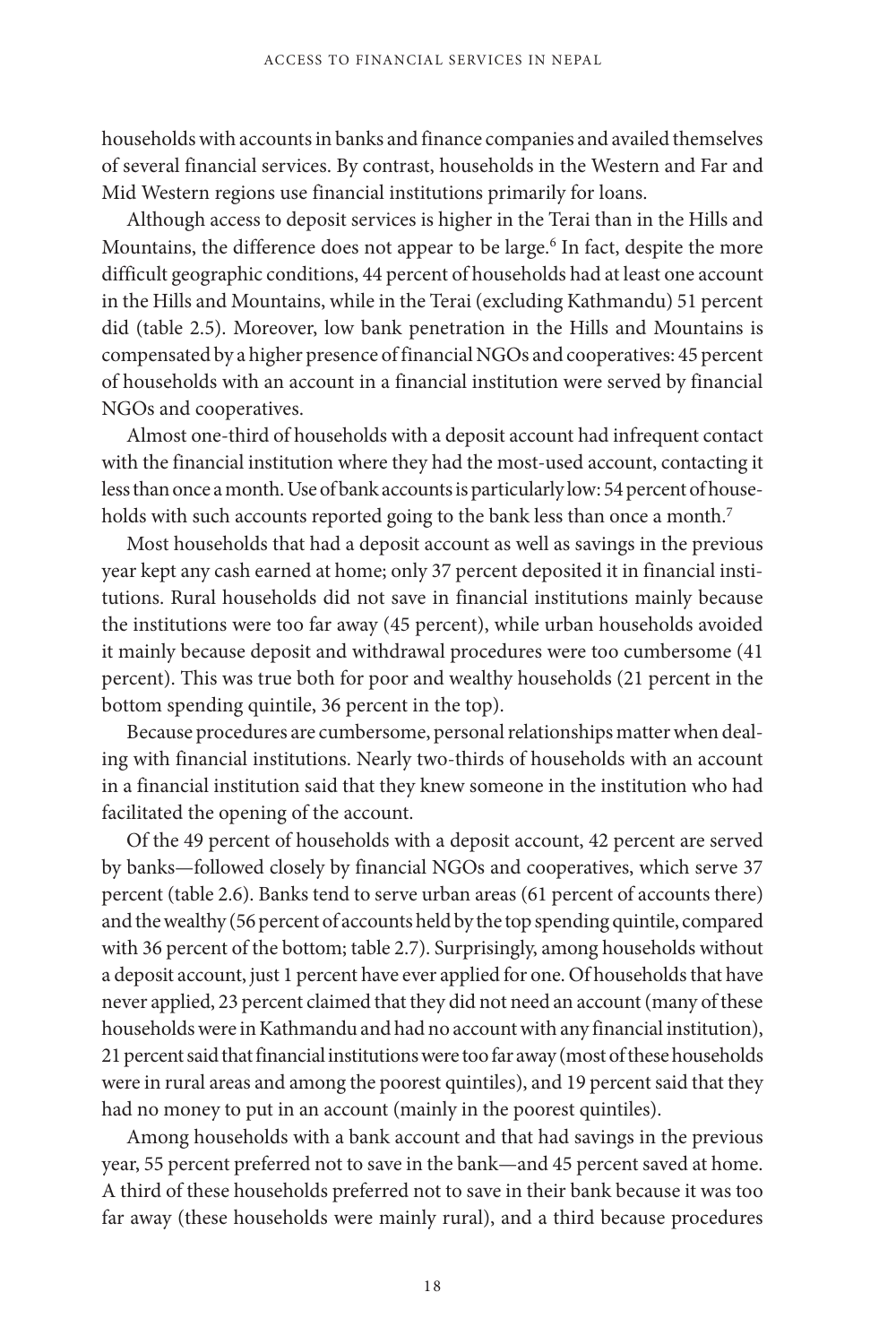households with accounts in banks and finance companies and availed themselves of several financial services. By contrast, households in the Western and Far and Mid Western regions use financial institutions primarily for loans.

Although access to deposit services is higher in the Terai than in the Hills and Mountains, the difference does not appear to be large.[6] In fact, despite the more difficult geographic conditions, 44 percent of households had at least one account in the Hills and Mountains, while in the Terai (excluding Kathmandu) 51 percent did (table 2.5). Moreover, low bank penetration in the Hills and Mountains is compensated by a higher presence of financial NGOs and cooperatives: 45 percent of households with an account in a financial institution were served by financial NGOs and cooperatives.

Almost one-third of households with a deposit account had infrequent contact with the financial institution where they had the most-used account, contacting it less than once a month. Use of bank accounts is particularly low: 54 percent of households with such accounts reported going to the bank less than once a month.[7]

Most households that had a deposit account as well as savings in the previous year kept any cash earned at home; only 37 percent deposited it in financial institutions. Rural households did not save in financial institutions mainly because the institutions were too far away (45 percent), while urban households avoided it mainly because deposit and withdrawal procedures were too cumbersome (41 percent). This was true both for poor and wealthy households (21 percent in the bottom spending quintile, 36 percent in the top).

Because procedures are cumbersome, personal relationships matter when dealing with financial institutions. Nearly two-thirds of households with an account in a financial institution said that they knew someone in the institution who had facilitated the opening of the account.

Of the 49 percent of households with a deposit account, 42 percent are served by banks—followed closely by financial NGOs and cooperatives, which serve 37 percent (table 2.6). Banks tend to serve urban areas (61 percent of accounts there) and the wealthy (56 percent of accounts held by the top spending quintile, compared with 36 percent of the bottom; table 2.7). Surprisingly, among households without a deposit account, just 1 percent have ever applied for one. Of households that have never applied, 23 percent claimed that they did not need an account (many of these households were in Kathmandu and had no account with any financial institution), 21 percent said that financial institutions were too far away (most of these households were in rural areas and among the poorest quintiles), and 19 percent said that they had no money to put in an account (mainly in the poorest quintiles).

Among households with a bank account and that had savings in the previous year, 55 percent preferred not to save in the bank—and 45 percent saved at home. A third of these households preferred not to save in their bank because it was too far away (these households were mainly rural), and a third because procedures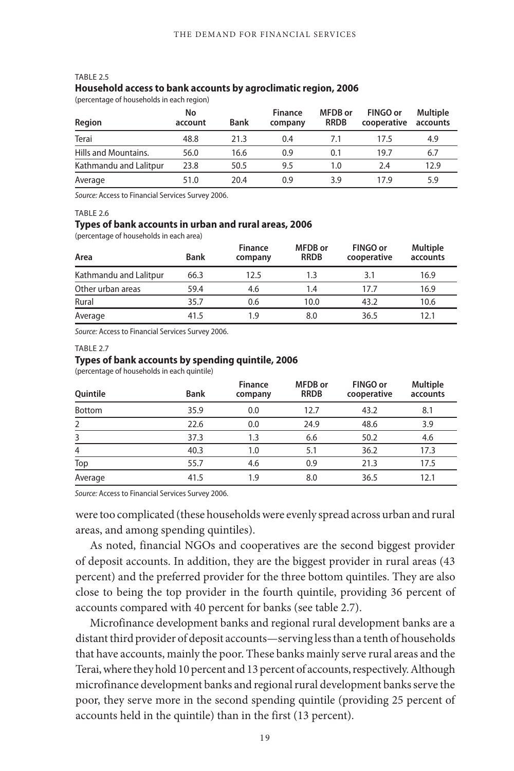TABLE 2.5

**Household access to bank accounts by agroclimatic region, 2006**

(percentage of households in each region)

| Region | No account | Bank | Finance company | MFDB or RRDB | FINGO or cooperative | Multiple accounts |
|---|---|---|---|---|---|---|
| Terai | 48.8 | 21.3 | 0.4 | 7.1 | 17.5 | 4.9 |
| Hills and Mountains. | 56.0 | 16.6 | 0.9 | 0.1 | 19.7 | 6.7 |
| Kathmandu and Lalitpur | 23.8 | 50.5 | 9.5 | 1.0 | 2.4 | 12.9 |
| Average | 51.0 | 20.4 | 0.9 | 3.9 | 17.9 | 5.9 |

*Source:* Access to Financial Services Survey 2006.

TABLE 2.6

**Types of bank accounts in urban and rural areas, 2006**

(percentage of households in each area)

| Area | Bank | Finance company | MFDB or RRDB | FINGO or cooperative | Multiple accounts |
|---|---|---|---|---|---|
| Kathmandu and Lalitpur | 66.3 | 12.5 | 1.3 | 3.1 | 16.9 |
| Other urban areas | 59.4 | 4.6 | 1.4 | 17.7 | 16.9 |
| Rural | 35.7 | 0.6 | 10.0 | 43.2 | 10.6 |
| Average | 41.5 | 1.9 | 8.0 | 36.5 | 12.1 |

*Source:* Access to Financial Services Survey 2006.

TABLE 2.7

**Types of bank accounts by spending quintile, 2006**

(percentage of households in each quintile)

| Quintile | Bank | Finance company | MFDB or RRDB | FINGO or cooperative | Multiple accounts |
|---|---|---|---|---|---|
| Bottom | 35.9 | 0.0 | 12.7 | 43.2 | 8.1 |
| 2 | 22.6 | 0.0 | 24.9 | 48.6 | 3.9 |
| 3 | 37.3 | 1.3 | 6.6 | 50.2 | 4.6 |
| 4 | 40.3 | 1.0 | 5.1 | 36.2 | 17.3 |
| Top | 55.7 | 4.6 | 0.9 | 21.3 | 17.5 |
| Average | 41.5 | 1.9 | 8.0 | 36.5 | 12.1 |

*Source:* Access to Financial Services Survey 2006.

were too complicated (these households were evenly spread across urban and rural areas, and among spending quintiles).

As noted, financial NGOs and cooperatives are the second biggest provider of deposit accounts. In addition, they are the biggest provider in rural areas (43 percent) and the preferred provider for the three bottom quintiles. They are also close to being the top provider in the fourth quintile, providing 36 percent of accounts compared with 40 percent for banks (see table 2.7).

Microfinance development banks and regional rural development banks are a distant third provider of deposit accounts—serving less than a tenth of households that have accounts, mainly the poor. These banks mainly serve rural areas and the Terai, where they hold 10 percent and 13 percent of accounts, respectively. Although microfinance development banks and regional rural development banks serve the poor, they serve more in the second spending quintile (providing 25 percent of accounts held in the quintile) than in the first (13 percent).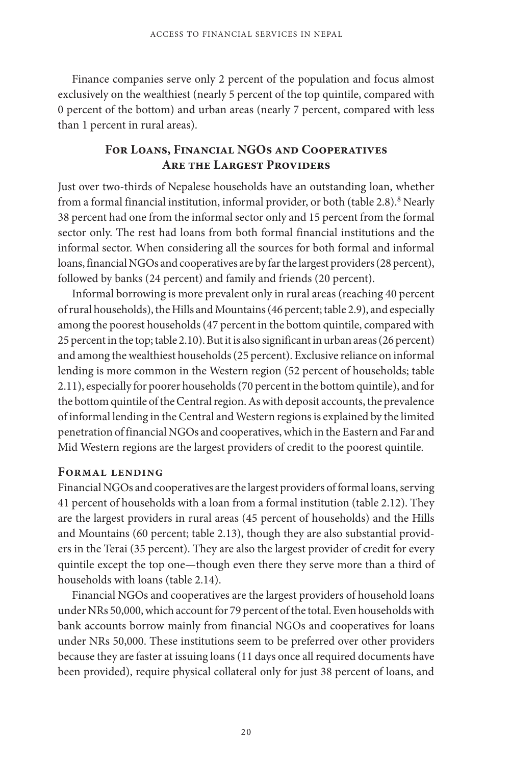Finance companies serve only 2 percent of the population and focus almost exclusively on the wealthiest (nearly 5 percent of the top quintile, compared with 0 percent of the bottom) and urban areas (nearly 7 percent, compared with less than 1 percent in rural areas).

## For Loans, Financial NGOs and Cooperatives Are the Largest Providers

Just over two-thirds of Nepalese households have an outstanding loan, whether from a formal financial institution, informal provider, or both (table 2.8).[8] Nearly 38 percent had one from the informal sector only and 15 percent from the formal sector only. The rest had loans from both formal financial institutions and the informal sector. When considering all the sources for both formal and informal loans, financial NGOs and cooperatives are by far the largest providers (28 percent), followed by banks (24 percent) and family and friends (20 percent).

Informal borrowing is more prevalent only in rural areas (reaching 40 percent of rural households), the Hills and Mountains (46 percent; table 2.9), and especially among the poorest households (47 percent in the bottom quintile, compared with 25 percent in the top; table 2.10). But it is also significant in urban areas (26 percent) and among the wealthiest households (25 percent). Exclusive reliance on informal lending is more common in the Western region (52 percent of households; table 2.11), especially for poorer households (70 percent in the bottom quintile), and for the bottom quintile of the Central region. As with deposit accounts, the prevalence of informal lending in the Central and Western regions is explained by the limited penetration of financial NGOs and cooperatives, which in the Eastern and Far and Mid Western regions are the largest providers of credit to the poorest quintile.

### Formal lending

Financial NGOs and cooperatives are the largest providers of formal loans, serving 41 percent of households with a loan from a formal institution (table 2.12). They are the largest providers in rural areas (45 percent of households) and the Hills and Mountains (60 percent; table 2.13), though they are also substantial providers in the Terai (35 percent). They are also the largest provider of credit for every quintile except the top one—though even there they serve more than a third of households with loans (table 2.14).

Financial NGOs and cooperatives are the largest providers of household loans under NRs 50,000, which account for 79 percent of the total. Even households with bank accounts borrow mainly from financial NGOs and cooperatives for loans under NRs 50,000. These institutions seem to be preferred over other providers because they are faster at issuing loans (11 days once all required documents have been provided), require physical collateral only for just 38 percent of loans, and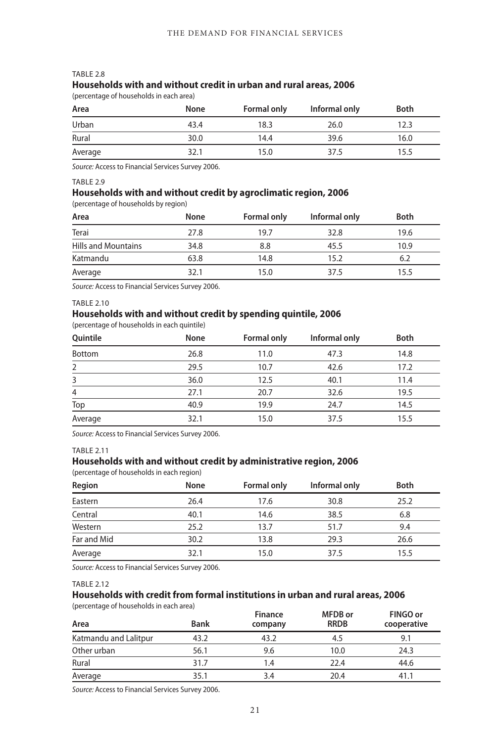TABLE 2.8

**Households with and without credit in urban and rural areas, 2006**

(percentage of households in each area)

| Area | None | Formal only | Informal only | Both |
|---|---|---|---|---|
| Urban | 43.4 | 18.3 | 26.0 | 12.3 |
| Rural | 30.0 | 14.4 | 39.6 | 16.0 |
| Average | 32.1 | 15.0 | 37.5 | 15.5 |

*Source:* Access to Financial Services Survey 2006.

TABLE 2.9

**Households with and without credit by agroclimatic region, 2006**

(percentage of households by region)

| Area | None | Formal only | Informal only | Both |
|---|---|---|---|---|
| Terai | 27.8 | 19.7 | 32.8 | 19.6 |
| Hills and Mountains | 34.8 | 8.8 | 45.5 | 10.9 |
| Katmandu | 63.8 | 14.8 | 15.2 | 6.2 |
| Average | 32.1 | 15.0 | 37.5 | 15.5 |

*Source:* Access to Financial Services Survey 2006.

TABLE 2.10

**Households with and without credit by spending quintile, 2006**

(percentage of households in each quintile)

| Quintile | None | Formal only | Informal only | Both |
|---|---|---|---|---|
| Bottom | 26.8 | 11.0 | 47.3 | 14.8 |
| 2 | 29.5 | 10.7 | 42.6 | 17.2 |
| 3 | 36.0 | 12.5 | 40.1 | 11.4 |
| 4 | 27.1 | 20.7 | 32.6 | 19.5 |
| Top | 40.9 | 19.9 | 24.7 | 14.5 |
| Average | 32.1 | 15.0 | 37.5 | 15.5 |

*Source:* Access to Financial Services Survey 2006.

TABLE 2.11

**Households with and without credit by administrative region, 2006**

(percentage of households in each region)

| Region | None | Formal only | Informal only | Both |
|---|---|---|---|---|
| Eastern | 26.4 | 17.6 | 30.8 | 25.2 |
| Central | 40.1 | 14.6 | 38.5 | 6.8 |
| Western | 25.2 | 13.7 | 51.7 | 9.4 |
| Far and Mid | 30.2 | 13.8 | 29.3 | 26.6 |
| Average | 32.1 | 15.0 | 37.5 | 15.5 |

*Source:* Access to Financial Services Survey 2006.

TABLE 2.12

**Households with credit from formal institutions in urban and rural areas, 2006**

(percentage of households in each area)

| Area | Bank | Finance company | MFDB or RRDB | FINGO or cooperative |
|---|---|---|---|---|
| Katmandu and Lalitpur | 43.2 | 43.2 | 4.5 | 9.1 |
| Other urban | 56.1 | 9.6 | 10.0 | 24.3 |
| Rural | 31.7 | 1.4 | 22.4 | 44.6 |
| Average | 35.1 | 3.4 | 20.4 | 41.1 |

*Source:* Access to Financial Services Survey 2006.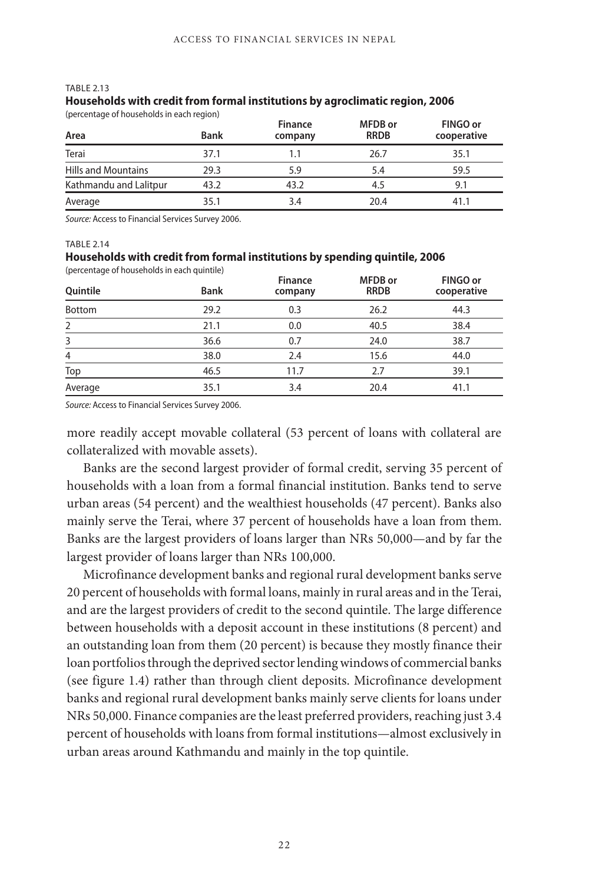TABLE 2.13

**Households with credit from formal institutions by agroclimatic region, 2006**

(percentage of households in each region)

| Area | Bank | Finance company | MFDB or RRDB | FINGO or cooperative |
|---|---|---|---|---|
| Terai | 37.1 | 1.1 | 26.7 | 35.1 |
| Hills and Mountains | 29.3 | 5.9 | 5.4 | 59.5 |
| Kathmandu and Lalitpur | 43.2 | 43.2 | 4.5 | 9.1 |
| Average | 35.1 | 3.4 | 20.4 | 41.1 |

*Source:* Access to Financial Services Survey 2006.

TABLE 2.14

**Households with credit from formal institutions by spending quintile, 2006**

(percentage of households in each quintile)

| Quintile | Bank | Finance company | MFDB or RRDB | FINGO or cooperative |
|---|---|---|---|---|
| Bottom | 29.2 | 0.3 | 26.2 | 44.3 |
| 2 | 21.1 | 0.0 | 40.5 | 38.4 |
| 3 | 36.6 | 0.7 | 24.0 | 38.7 |
| 4 | 38.0 | 2.4 | 15.6 | 44.0 |
| Top | 46.5 | 11.7 | 2.7 | 39.1 |
| Average | 35.1 | 3.4 | 20.4 | 41.1 |

*Source:* Access to Financial Services Survey 2006.

more readily accept movable collateral (53 percent of loans with collateral are collateralized with movable assets).

Banks are the second largest provider of formal credit, serving 35 percent of households with a loan from a formal financial institution. Banks tend to serve urban areas (54 percent) and the wealthiest households (47 percent). Banks also mainly serve the Terai, where 37 percent of households have a loan from them. Banks are the largest providers of loans larger than NRs 50,000—and by far the largest provider of loans larger than NRs 100,000.

Microfinance development banks and regional rural development banks serve 20 percent of households with formal loans, mainly in rural areas and in the Terai, and are the largest providers of credit to the second quintile. The large difference between households with a deposit account in these institutions (8 percent) and an outstanding loan from them (20 percent) is because they mostly finance their loan portfolios through the deprived sector lending windows of commercial banks (see figure 1.4) rather than through client deposits. Microfinance development banks and regional rural development banks mainly serve clients for loans under NRs 50,000. Finance companies are the least preferred providers, reaching just 3.4 percent of households with loans from formal institutions—almost exclusively in urban areas around Kathmandu and mainly in the top quintile.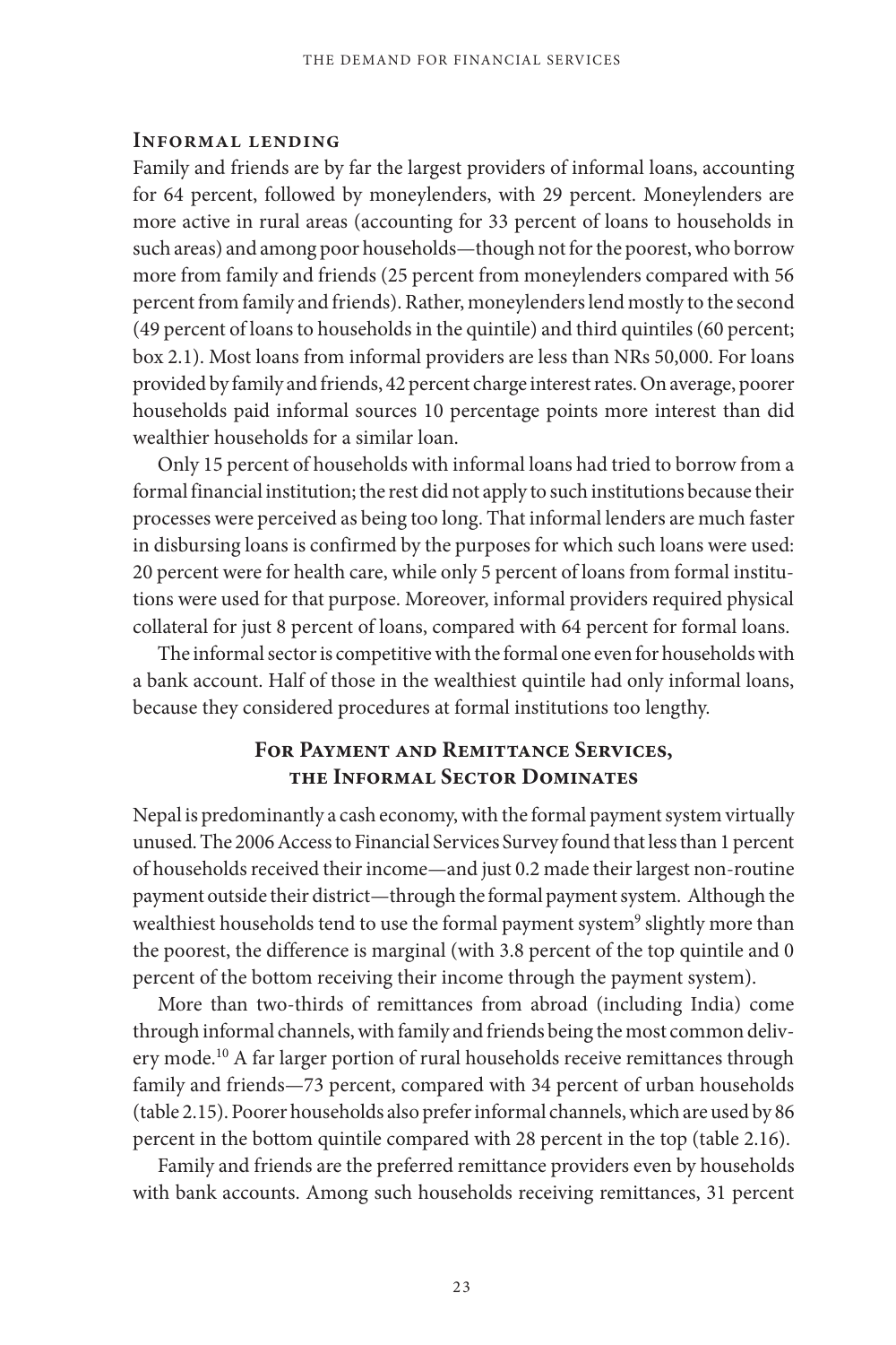### Informal lending

Family and friends are by far the largest providers of informal loans, accounting for 64 percent, followed by moneylenders, with 29 percent. Moneylenders are more active in rural areas (accounting for 33 percent of loans to households in such areas) and among poor households—though not for the poorest, who borrow more from family and friends (25 percent from moneylenders compared with 56 percent from family and friends). Rather, moneylenders lend mostly to the second (49 percent of loans to households in the quintile) and third quintiles (60 percent; box 2.1). Most loans from informal providers are less than NRs 50,000. For loans provided by family and friends, 42 percent charge interest rates. On average, poorer households paid informal sources 10 percentage points more interest than did wealthier households for a similar loan.

Only 15 percent of households with informal loans had tried to borrow from a formal financial institution; the rest did not apply to such institutions because their processes were perceived as being too long. That informal lenders are much faster in disbursing loans is confirmed by the purposes for which such loans were used: 20 percent were for health care, while only 5 percent of loans from formal institutions were used for that purpose. Moreover, informal providers required physical collateral for just 8 percent of loans, compared with 64 percent for formal loans.

The informal sector is competitive with the formal one even for households with a bank account. Half of those in the wealthiest quintile had only informal loans, because they considered procedures at formal institutions too lengthy.

## For Payment and Remittance Services, the Informal Sector Dominates

Nepal is predominantly a cash economy, with the formal payment system virtually unused. The 2006 Access to Financial Services Survey found that less than 1 percent of households received their income—and just 0.2 made their largest non-routine payment outside their district—through the formal payment system. Although the wealthiest households tend to use the formal payment system[9] slightly more than the poorest, the difference is marginal (with 3.8 percent of the top quintile and 0 percent of the bottom receiving their income through the payment system).

More than two-thirds of remittances from abroad (including India) come through informal channels, with family and friends being the most common delivery mode.[10] A far larger portion of rural households receive remittances through family and friends—73 percent, compared with 34 percent of urban households (table 2.15). Poorer households also prefer informal channels, which are used by 86 percent in the bottom quintile compared with 28 percent in the top (table 2.16).

Family and friends are the preferred remittance providers even by households with bank accounts. Among such households receiving remittances, 31 percent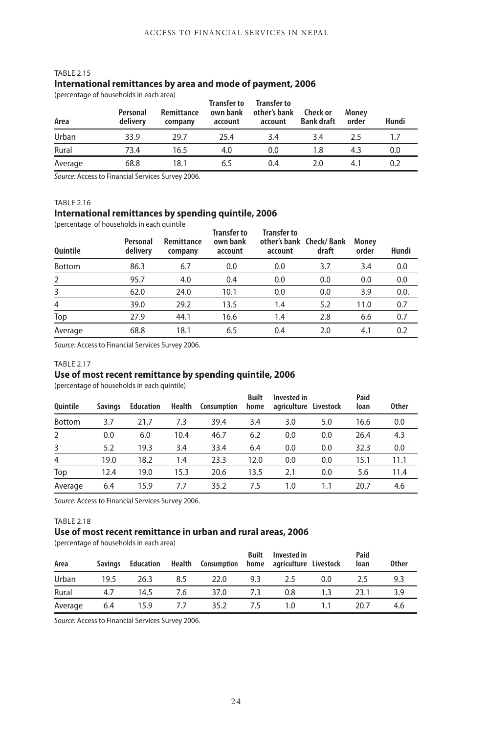TABLE 2.15

**International remittances by area and mode of payment, 2006**

(percentage of households in each area)

| Area | Personal delivery | Remittance company | Transfer to own bank account | Transfer to other's bank account | Check or Bank draft | Money order | Hundi |
|---|---|---|---|---|---|---|---|
| Urban | 33.9 | 29.7 | 25.4 | 3.4 | 3.4 | 2.5 | 1.7 |
| Rural | 73.4 | 16.5 | 4.0 | 0.0 | 1.8 | 4.3 | 0.0 |
| Average | 68.8 | 18.1 | 6.5 | 0.4 | 2.0 | 4.1 | 0.2 |

*Source:* Access to Financial Services Survey 2006.

TABLE 2.16

**International remittances by spending quintile, 2006**

(percentage of households in each quintile

| Quintile | Personal delivery | Remittance company | Transfer to own bank account | Transfer to other's bank account | Check/ Bank draft | Money order | Hundi |
|---|---|---|---|---|---|---|---|
| Bottom | 86.3 | 6.7 | 0.0 | 0.0 | 3.7 | 3.4 | 0.0 |
| 2 | 95.7 | 4.0 | 0.4 | 0.0 | 0.0 | 0.0 | 0.0 |
| 3 | 62.0 | 24.0 | 10.1 | 0.0 | 0.0 | 3.9 | 0.0. |
| 4 | 39.0 | 29.2 | 13.5 | 1.4 | 5.2 | 11.0 | 0.7 |
| Top | 27.9 | 44.1 | 16.6 | 1.4 | 2.8 | 6.6 | 0.7 |
| Average | 68.8 | 18.1 | 6.5 | 0.4 | 2.0 | 4.1 | 0.2 |

*Source:* Access to Financial Services Survey 2006.

TABLE 2.17

**Use of most recent remittance by spending quintile, 2006**

(percentage of households in each quintile)

| Quintile | Savings | Education | Health | Consumption | Built home | Invested in agriculture | Livestock | Paid loan | Other |
|---|---|---|---|---|---|---|---|---|---|
| Bottom | 3.7 | 21.7 | 7.3 | 39.4 | 3.4 | 3.0 | 5.0 | 16.6 | 0.0 |
| 2 | 0.0 | 6.0 | 10.4 | 46.7 | 6.2 | 0.0 | 0.0 | 26.4 | 4.3 |
| 3 | 5.2 | 19.3 | 3.4 | 33.4 | 6.4 | 0.0 | 0.0 | 32.3 | 0.0 |
| 4 | 19.0 | 18.2 | 1.4 | 23.3 | 12.0 | 0.0 | 0.0 | 15.1 | 11.1 |
| Top | 12.4 | 19.0 | 15.3 | 20.6 | 13.5 | 2.1 | 0.0 | 5.6 | 11.4 |
| Average | 6.4 | 15.9 | 7.7 | 35.2 | 7.5 | 1.0 | 1.1 | 20.7 | 4.6 |

*Source:* Access to Financial Services Survey 2006.

TABLE 2.18

**Use of most recent remittance in urban and rural areas, 2006**

(percentage of households in each area)

| Area | Savings | Education | Health | Consumption | Built home | Invested in agriculture | Livestock | Paid loan | Other |
|---|---|---|---|---|---|---|---|---|---|
| Urban | 19.5 | 26.3 | 8.5 | 22.0 | 9.3 | 2.5 | 0.0 | 2.5 | 9.3 |
| Rural | 4.7 | 14.5 | 7.6 | 37.0 | 7.3 | 0.8 | 1.3 | 23.1 | 3.9 |
| Average | 6.4 | 15.9 | 7.7 | 35.2 | 7.5 | 1.0 | 1.1 | 20.7 | 4.6 |

*Source:* Access to Financial Services Survey 2006.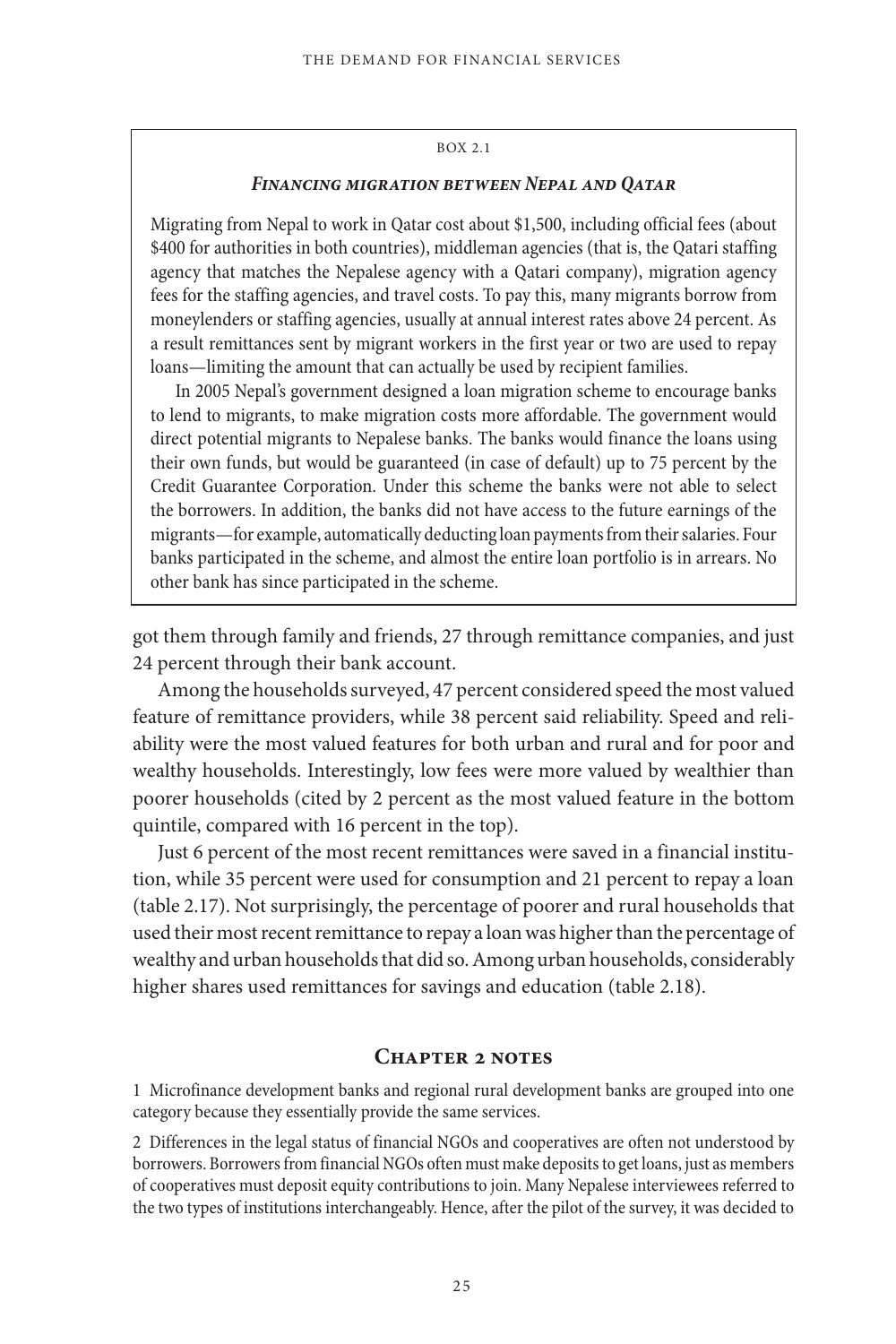BOX 2.1

### *Financing migration between Nepal and Qatar*

Migrating from Nepal to work in Qatar cost about $1,500, including official fees (about $400 for authorities in both countries), middleman agencies (that is, the Qatari staffing agency that matches the Nepalese agency with a Qatari company), migration agency fees for the staffing agencies, and travel costs. To pay this, many migrants borrow from moneylenders or staffing agencies, usually at annual interest rates above 24 percent. As a result remittances sent by migrant workers in the first year or two are used to repay loans—limiting the amount that can actually be used by recipient families.

In 2005 Nepal's government designed a loan migration scheme to encourage banks to lend to migrants, to make migration costs more affordable. The government would direct potential migrants to Nepalese banks. The banks would finance the loans using their own funds, but would be guaranteed (in case of default) up to 75 percent by the Credit Guarantee Corporation. Under this scheme the banks were not able to select the borrowers. In addition, the banks did not have access to the future earnings of the migrants—for example, automatically deducting loan payments from their salaries. Four banks participated in the scheme, and almost the entire loan portfolio is in arrears. No other bank has since participated in the scheme.

---

got them through family and friends, 27 through remittance companies, and just 24 percent through their bank account.

Among the households surveyed, 47 percent considered speed the most valued feature of remittance providers, while 38 percent said reliability. Speed and reliability were the most valued features for both urban and rural and for poor and wealthy households. Interestingly, low fees were more valued by wealthier than poorer households (cited by 2 percent as the most valued feature in the bottom quintile, compared with 16 percent in the top).

Just 6 percent of the most recent remittances were saved in a financial institution, while 35 percent were used for consumption and 21 percent to repay a loan (table 2.17). Not surprisingly, the percentage of poorer and rural households that used their most recent remittance to repay a loan was higher than the percentage of wealthy and urban households that did so. Among urban households, considerably higher shares used remittances for savings and education (table 2.18).

## Chapter 2 notes

1 Microfinance development banks and regional rural development banks are grouped into one category because they essentially provide the same services.

2 Differences in the legal status of financial NGOs and cooperatives are often not understood by borrowers. Borrowers from financial NGOs often must make deposits to get loans, just as members of cooperatives must deposit equity contributions to join. Many Nepalese interviewees referred to the two types of institutions interchangeably. Hence, after the pilot of the survey, it was decided to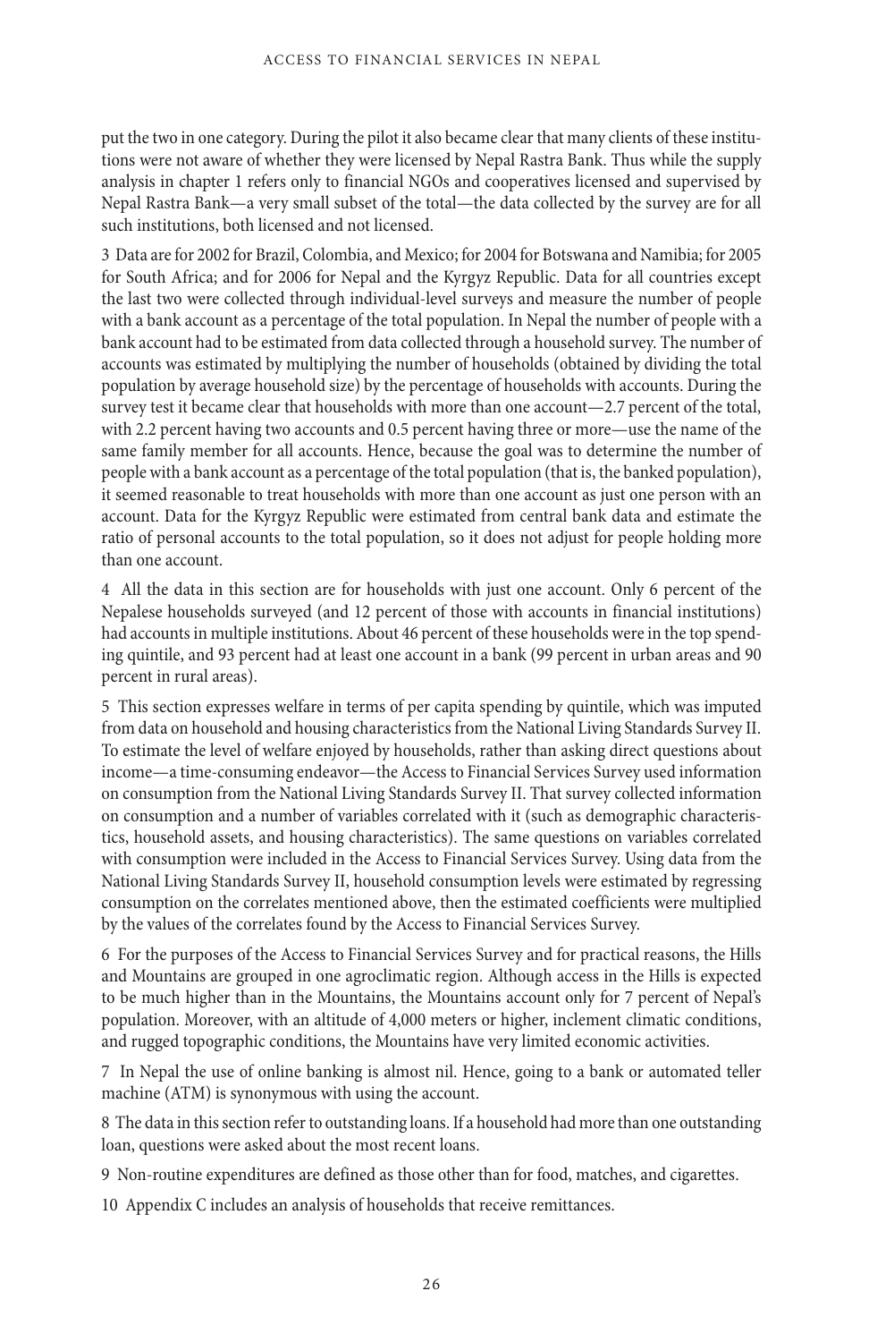put the two in one category. During the pilot it also became clear that many clients of these institutions were not aware of whether they were licensed by Nepal Rastra Bank. Thus while the supply analysis in chapter 1 refers only to financial NGOs and cooperatives licensed and supervised by Nepal Rastra Bank—a very small subset of the total—the data collected by the survey are for all such institutions, both licensed and not licensed.

3 Data are for 2002 for Brazil, Colombia, and Mexico; for 2004 for Botswana and Namibia; for 2005 for South Africa; and for 2006 for Nepal and the Kyrgyz Republic. Data for all countries except the last two were collected through individual-level surveys and measure the number of people with a bank account as a percentage of the total population. In Nepal the number of people with a bank account had to be estimated from data collected through a household survey. The number of accounts was estimated by multiplying the number of households (obtained by dividing the total population by average household size) by the percentage of households with accounts. During the survey test it became clear that households with more than one account—2.7 percent of the total, with 2.2 percent having two accounts and 0.5 percent having three or more—use the name of the same family member for all accounts. Hence, because the goal was to determine the number of people with a bank account as a percentage of the total population (that is, the banked population), it seemed reasonable to treat households with more than one account as just one person with an account. Data for the Kyrgyz Republic were estimated from central bank data and estimate the ratio of personal accounts to the total population, so it does not adjust for people holding more than one account.

4 All the data in this section are for households with just one account. Only 6 percent of the Nepalese households surveyed (and 12 percent of those with accounts in financial institutions) had accounts in multiple institutions. About 46 percent of these households were in the top spending quintile, and 93 percent had at least one account in a bank (99 percent in urban areas and 90 percent in rural areas).

5 This section expresses welfare in terms of per capita spending by quintile, which was imputed from data on household and housing characteristics from the National Living Standards Survey II. To estimate the level of welfare enjoyed by households, rather than asking direct questions about income—a time-consuming endeavor—the Access to Financial Services Survey used information on consumption from the National Living Standards Survey II. That survey collected information on consumption and a number of variables correlated with it (such as demographic characteristics, household assets, and housing characteristics). The same questions on variables correlated with consumption were included in the Access to Financial Services Survey. Using data from the National Living Standards Survey II, household consumption levels were estimated by regressing consumption on the correlates mentioned above, then the estimated coefficients were multiplied by the values of the correlates found by the Access to Financial Services Survey.

6 For the purposes of the Access to Financial Services Survey and for practical reasons, the Hills and Mountains are grouped in one agroclimatic region. Although access in the Hills is expected to be much higher than in the Mountains, the Mountains account only for 7 percent of Nepal's population. Moreover, with an altitude of 4,000 meters or higher, inclement climatic conditions, and rugged topographic conditions, the Mountains have very limited economic activities.

7 In Nepal the use of online banking is almost nil. Hence, going to a bank or automated teller machine (ATM) is synonymous with using the account.

8 The data in this section refer to outstanding loans. If a household had more than one outstanding loan, questions were asked about the most recent loans.

9 Non-routine expenditures are defined as those other than for food, matches, and cigarettes.

10 Appendix C includes an analysis of households that receive remittances.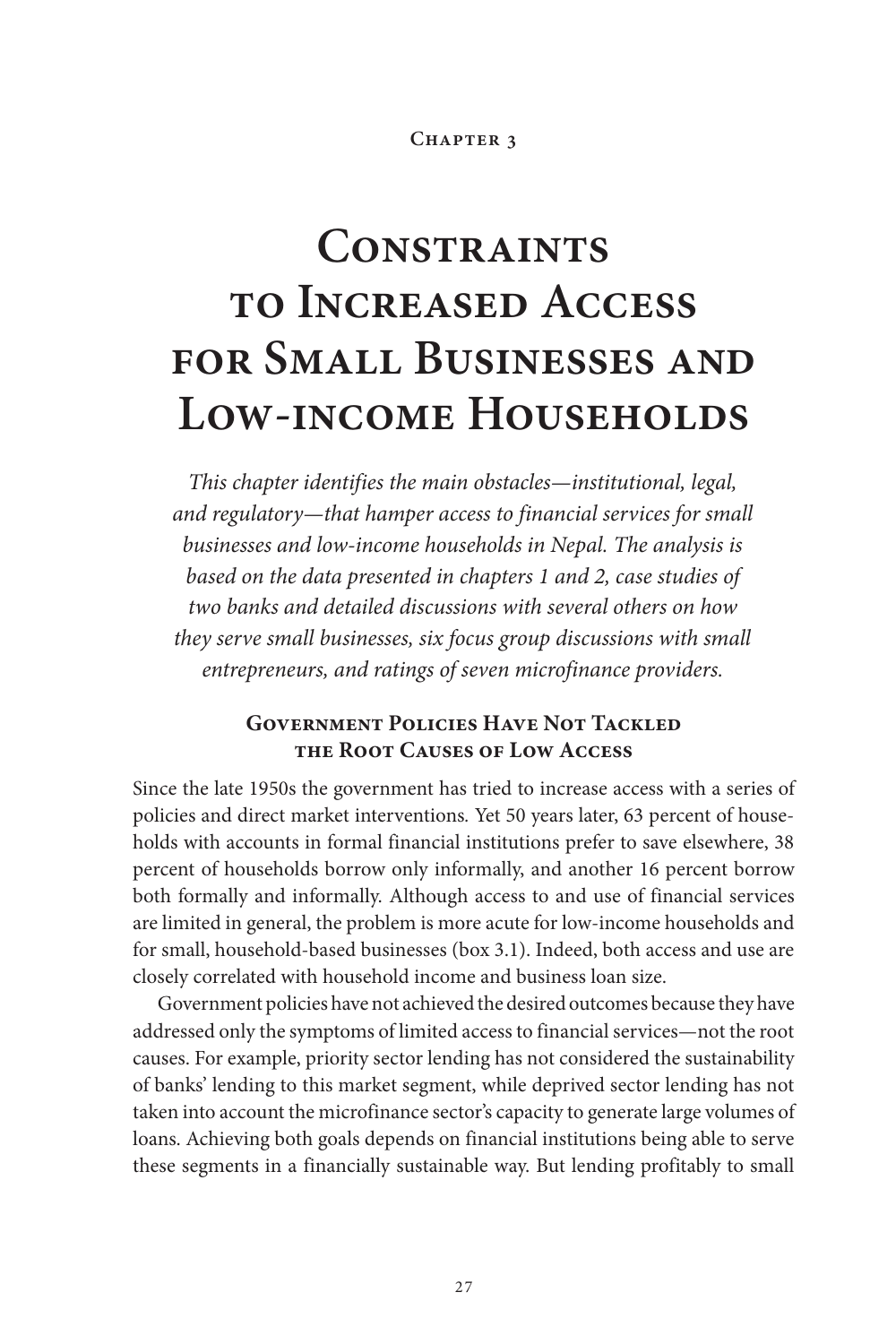Chapter 3

# Constraints to Increased Access for Small Businesses and Low-income Households

*This chapter identifies the main obstacles—institutional, legal, and regulatory—that hamper access to financial services for small businesses and low-income households in Nepal. The analysis is based on the data presented in chapters 1 and 2, case studies of two banks and detailed discussions with several others on how they serve small businesses, six focus group discussions with small entrepreneurs, and ratings of seven microfinance providers.*

## Government Policies Have Not Tackled the Root Causes of Low Access

Since the late 1950s the government has tried to increase access with a series of policies and direct market interventions. Yet 50 years later, 63 percent of households with accounts in formal financial institutions prefer to save elsewhere, 38 percent of households borrow only informally, and another 16 percent borrow both formally and informally. Although access to and use of financial services are limited in general, the problem is more acute for low-income households and for small, household-based businesses (box 3.1). Indeed, both access and use are closely correlated with household income and business loan size.

Government policies have not achieved the desired outcomes because they have addressed only the symptoms of limited access to financial services—not the root causes. For example, priority sector lending has not considered the sustainability of banks' lending to this market segment, while deprived sector lending has not taken into account the microfinance sector's capacity to generate large volumes of loans. Achieving both goals depends on financial institutions being able to serve these segments in a financially sustainable way. But lending profitably to small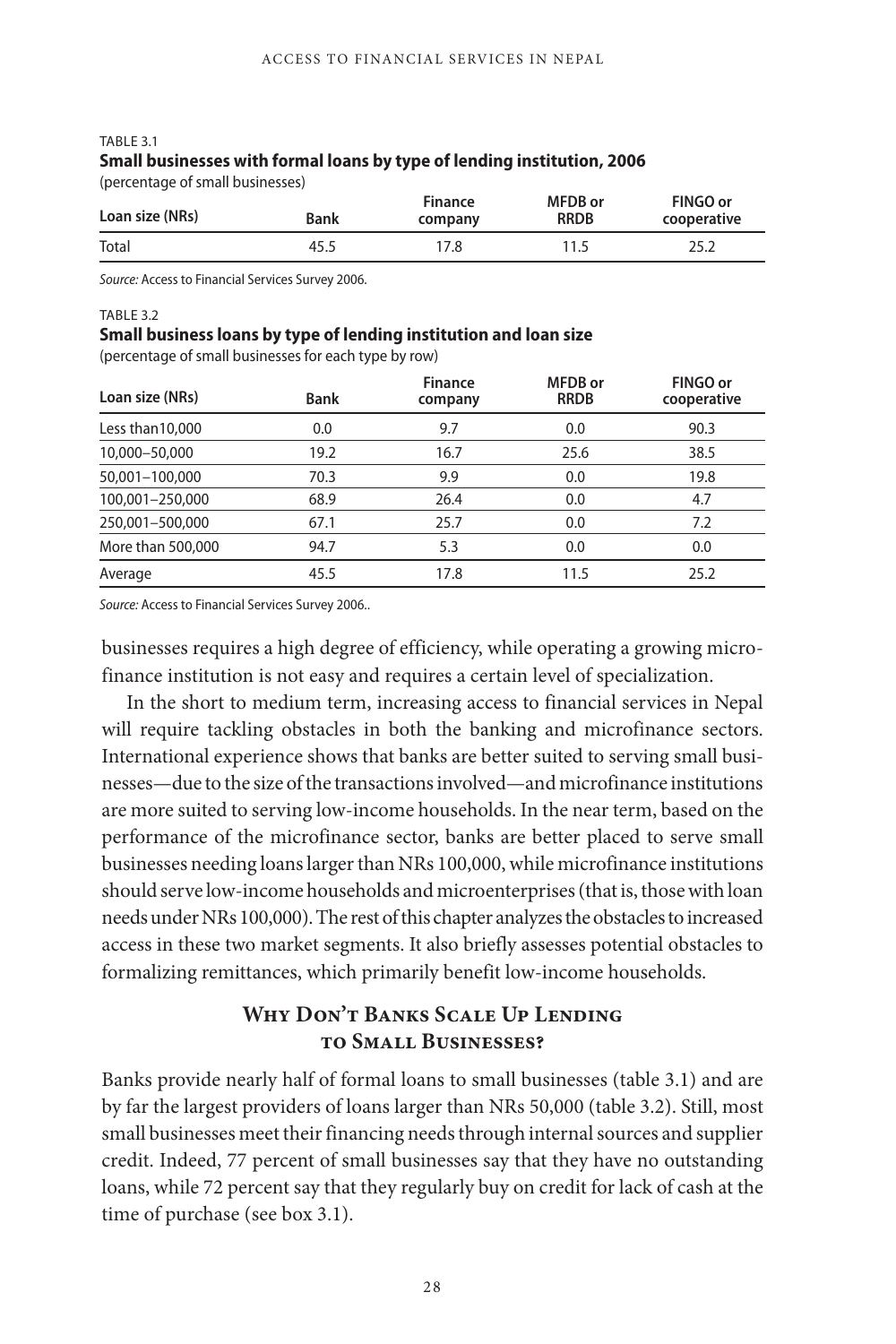TABLE 3.1

**Small businesses with formal loans by type of lending institution, 2006**

(percentage of small businesses)

| Loan size (NRs) | Bank | Finance company | MFDB or RRDB | FINGO or cooperative |
|---|---|---|---|---|
| Total | 45.5 | 17.8 | 11.5 | 25.2 |

*Source:* Access to Financial Services Survey 2006.

TABLE 3.2

**Small business loans by type of lending institution and loan size**

(percentage of small businesses for each type by row)

| Loan size (NRs) | Bank | Finance company | MFDB or RRDB | FINGO or cooperative |
|---|---|---|---|---|
| Less than10,000 | 0.0 | 9.7 | 0.0 | 90.3 |
| 10,000–50,000 | 19.2 | 16.7 | 25.6 | 38.5 |
| 50,001–100,000 | 70.3 | 9.9 | 0.0 | 19.8 |
| 100,001–250,000 | 68.9 | 26.4 | 0.0 | 4.7 |
| 250,001–500,000 | 67.1 | 25.7 | 0.0 | 7.2 |
| More than 500,000 | 94.7 | 5.3 | 0.0 | 0.0 |
| Average | 45.5 | 17.8 | 11.5 | 25.2 |

*Source:* Access to Financial Services Survey 2006..

businesses requires a high degree of efficiency, while operating a growing microfinance institution is not easy and requires a certain level of specialization.

In the short to medium term, increasing access to financial services in Nepal will require tackling obstacles in both the banking and microfinance sectors. International experience shows that banks are better suited to serving small businesses—due to the size of the transactions involved—and microfinance institutions are more suited to serving low-income households. In the near term, based on the performance of the microfinance sector, banks are better placed to serve small businesses needing loans larger than NRs 100,000, while microfinance institutions should serve low-income households and microenterprises (that is, those with loan needs under NRs 100,000). The rest of this chapter analyzes the obstacles to increased access in these two market segments. It also briefly assesses potential obstacles to formalizing remittances, which primarily benefit low-income households.

## Why Don't Banks Scale Up Lending to Small Businesses?

Banks provide nearly half of formal loans to small businesses (table 3.1) and are by far the largest providers of loans larger than NRs 50,000 (table 3.2). Still, most small businesses meet their financing needs through internal sources and supplier credit. Indeed, 77 percent of small businesses say that they have no outstanding loans, while 72 percent say that they regularly buy on credit for lack of cash at the time of purchase (see box 3.1).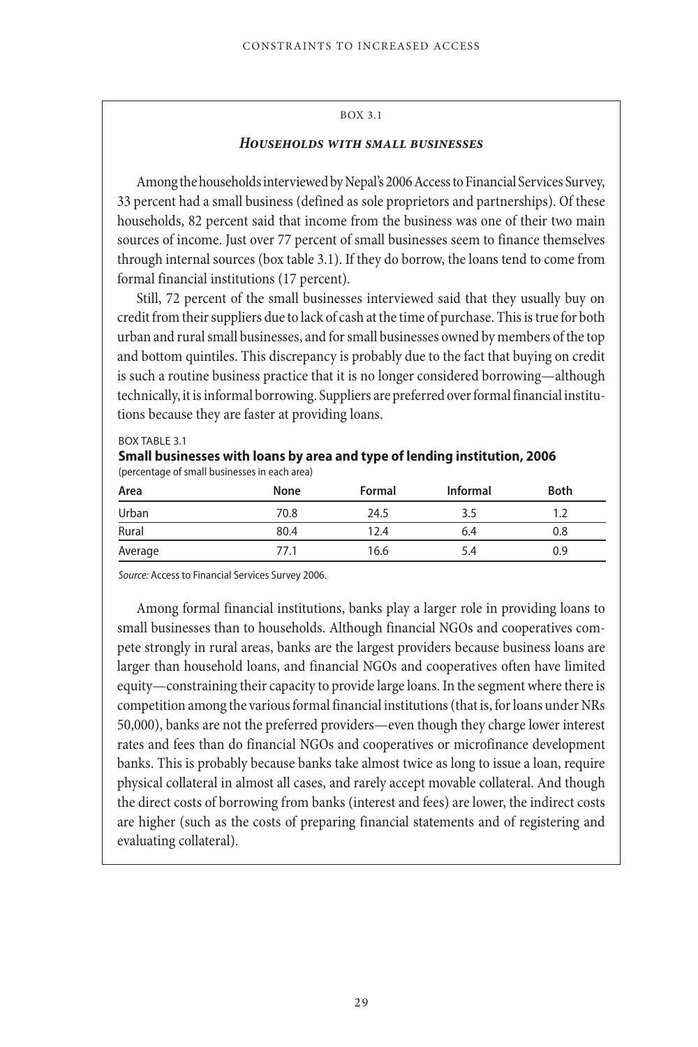BOX 3.1

### *Households with small businesses*

Among the households interviewed by Nepal's 2006 Access to Financial Services Survey, 33 percent had a small business (defined as sole proprietors and partnerships). Of these households, 82 percent said that income from the business was one of their two main sources of income. Just over 77 percent of small businesses seem to finance themselves through internal sources (box table 3.1). If they do borrow, the loans tend to come from formal financial institutions (17 percent).

Still, 72 percent of the small businesses interviewed said that they usually buy on credit from their suppliers due to lack of cash at the time of purchase. This is true for both urban and rural small businesses, and for small businesses owned by members of the top and bottom quintiles. This discrepancy is probably due to the fact that buying on credit is such a routine business practice that it is no longer considered borrowing—although technically, it is informal borrowing. Suppliers are preferred over formal financial institutions because they are faster at providing loans.

BOX TABLE 3.1

**Small businesses with loans by area and type of lending institution, 2006**
(percentage of small businesses in each area)

| Area | None | Formal | Informal | Both |
|---|---|---|---|---|
| Urban | 70.8 | 24.5 | 3.5 | 1.2 |
| Rural | 80.4 | 12.4 | 6.4 | 0.8 |
| Average | 77.1 | 16.6 | 5.4 | 0.9 |

*Source:* Access to Financial Services Survey 2006.

Among formal financial institutions, banks play a larger role in providing loans to small businesses than to households. Although financial NGOs and cooperatives compete strongly in rural areas, banks are the largest providers because business loans are larger than household loans, and financial NGOs and cooperatives often have limited equity—constraining their capacity to provide large loans. In the segment where there is competition among the various formal financial institutions (that is, for loans under NRs 50,000), banks are not the preferred providers—even though they charge lower interest rates and fees than do financial NGOs and cooperatives or microfinance development banks. This is probably because banks take almost twice as long to issue a loan, require physical collateral in almost all cases, and rarely accept movable collateral. And though the direct costs of borrowing from banks (interest and fees) are lower, the indirect costs are higher (such as the costs of preparing financial statements and of registering and evaluating collateral).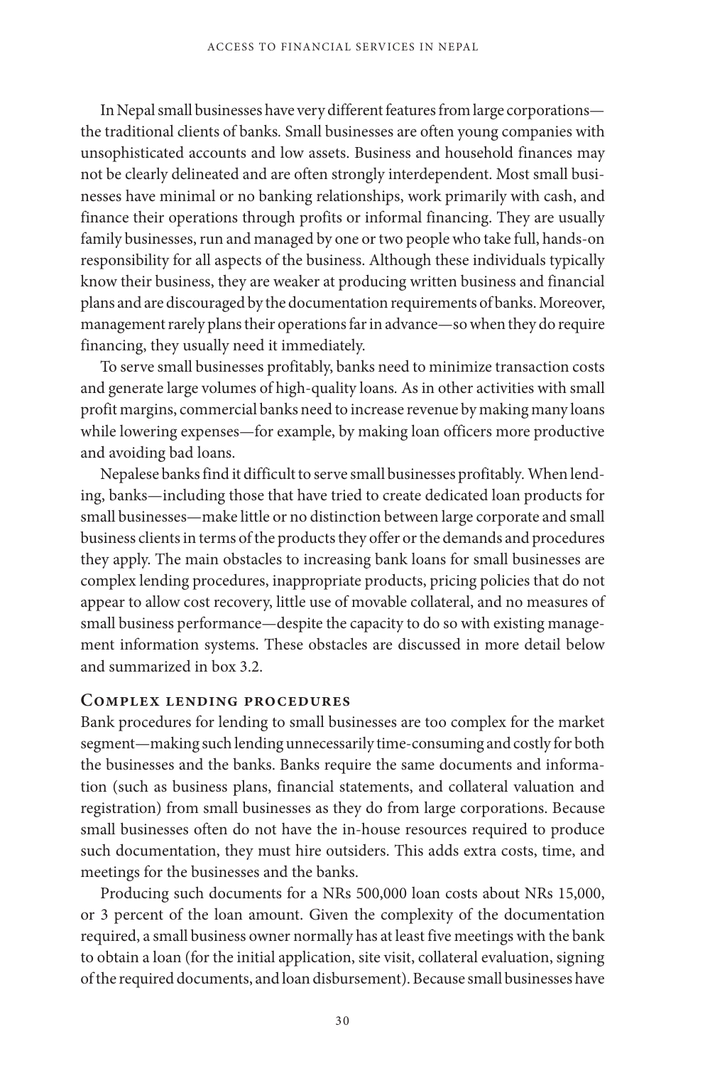In Nepal small businesses have very different features from large corporations—the traditional clients of banks. Small businesses are often young companies with unsophisticated accounts and low assets. Business and household finances may not be clearly delineated and are often strongly interdependent. Most small businesses have minimal or no banking relationships, work primarily with cash, and finance their operations through profits or informal financing. They are usually family businesses, run and managed by one or two people who take full, hands-on responsibility for all aspects of the business. Although these individuals typically know their business, they are weaker at producing written business and financial plans and are discouraged by the documentation requirements of banks. Moreover, management rarely plans their operations far in advance—so when they do require financing, they usually need it immediately.

To serve small businesses profitably, banks need to minimize transaction costs and generate large volumes of high-quality loans. As in other activities with small profit margins, commercial banks need to increase revenue by making many loans while lowering expenses—for example, by making loan officers more productive and avoiding bad loans.

Nepalese banks find it difficult to serve small businesses profitably. When lending, banks—including those that have tried to create dedicated loan products for small businesses—make little or no distinction between large corporate and small business clients in terms of the products they offer or the demands and procedures they apply. The main obstacles to increasing bank loans for small businesses are complex lending procedures, inappropriate products, pricing policies that do not appear to allow cost recovery, little use of movable collateral, and no measures of small business performance—despite the capacity to do so with existing management information systems. These obstacles are discussed in more detail below and summarized in box 3.2.

### Complex lending procedures

Bank procedures for lending to small businesses are too complex for the market segment—making such lending unnecessarily time-consuming and costly for both the businesses and the banks. Banks require the same documents and information (such as business plans, financial statements, and collateral valuation and registration) from small businesses as they do from large corporations. Because small businesses often do not have the in-house resources required to produce such documentation, they must hire outsiders. This adds extra costs, time, and meetings for the businesses and the banks.

Producing such documents for a NRs 500,000 loan costs about NRs 15,000, or 3 percent of the loan amount. Given the complexity of the documentation required, a small business owner normally has at least five meetings with the bank to obtain a loan (for the initial application, site visit, collateral evaluation, signing of the required documents, and loan disbursement). Because small businesses have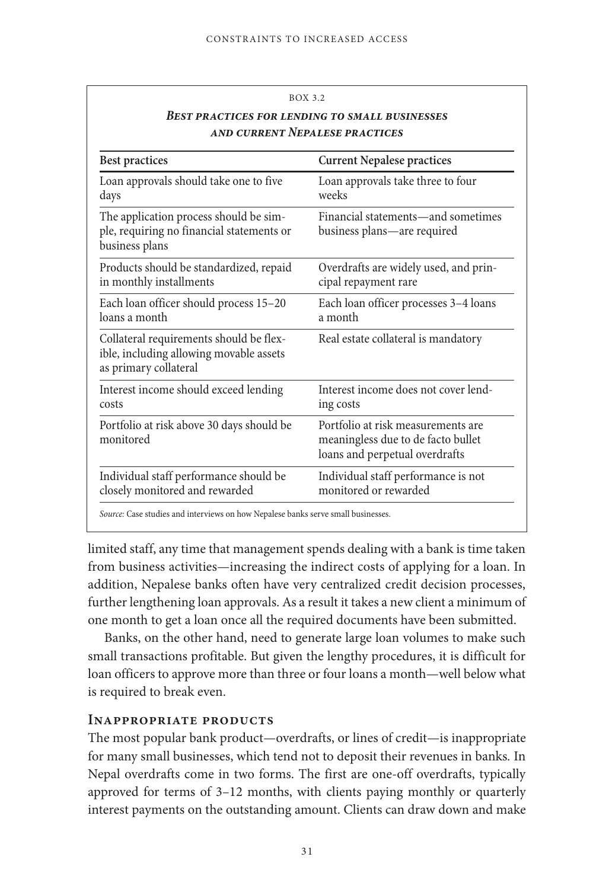BOX 3.2

***Best practices for lending to small businesses and current Nepalese practices***

| Best practices | Current Nepalese practices |
|---|---|
| Loan approvals should take one to five days | Loan approvals take three to four weeks |
| The application process should be simple, requiring no financial statements or business plans | Financial statements—and sometimes business plans—are required |
| Products should be standardized, repaid in monthly installments | Overdrafts are widely used, and principal repayment rare |
| Each loan officer should process 15–20 loans a month | Each loan officer processes 3–4 loans a month |
| Collateral requirements should be flexible, including allowing movable assets as primary collateral | Real estate collateral is mandatory |
| Interest income should exceed lending costs | Interest income does not cover lending costs |
| Portfolio at risk above 30 days should be monitored | Portfolio at risk measurements are meaningless due to de facto bullet loans and perpetual overdrafts |
| Individual staff performance should be closely monitored and rewarded | Individual staff performance is not monitored or rewarded |

*Source:* Case studies and interviews on how Nepalese banks serve small businesses.

limited staff, any time that management spends dealing with a bank is time taken from business activities—increasing the indirect costs of applying for a loan. In addition, Nepalese banks often have very centralized credit decision processes, further lengthening loan approvals. As a result it takes a new client a minimum of one month to get a loan once all the required documents have been submitted.

Banks, on the other hand, need to generate large loan volumes to make such small transactions profitable. But given the lengthy procedures, it is difficult for loan officers to approve more than three or four loans a month—well below what is required to break even.

### Inappropriate products

The most popular bank product—overdrafts, or lines of credit—is inappropriate for many small businesses, which tend not to deposit their revenues in banks. In Nepal overdrafts come in two forms. The first are one-off overdrafts, typically approved for terms of 3–12 months, with clients paying monthly or quarterly interest payments on the outstanding amount. Clients can draw down and make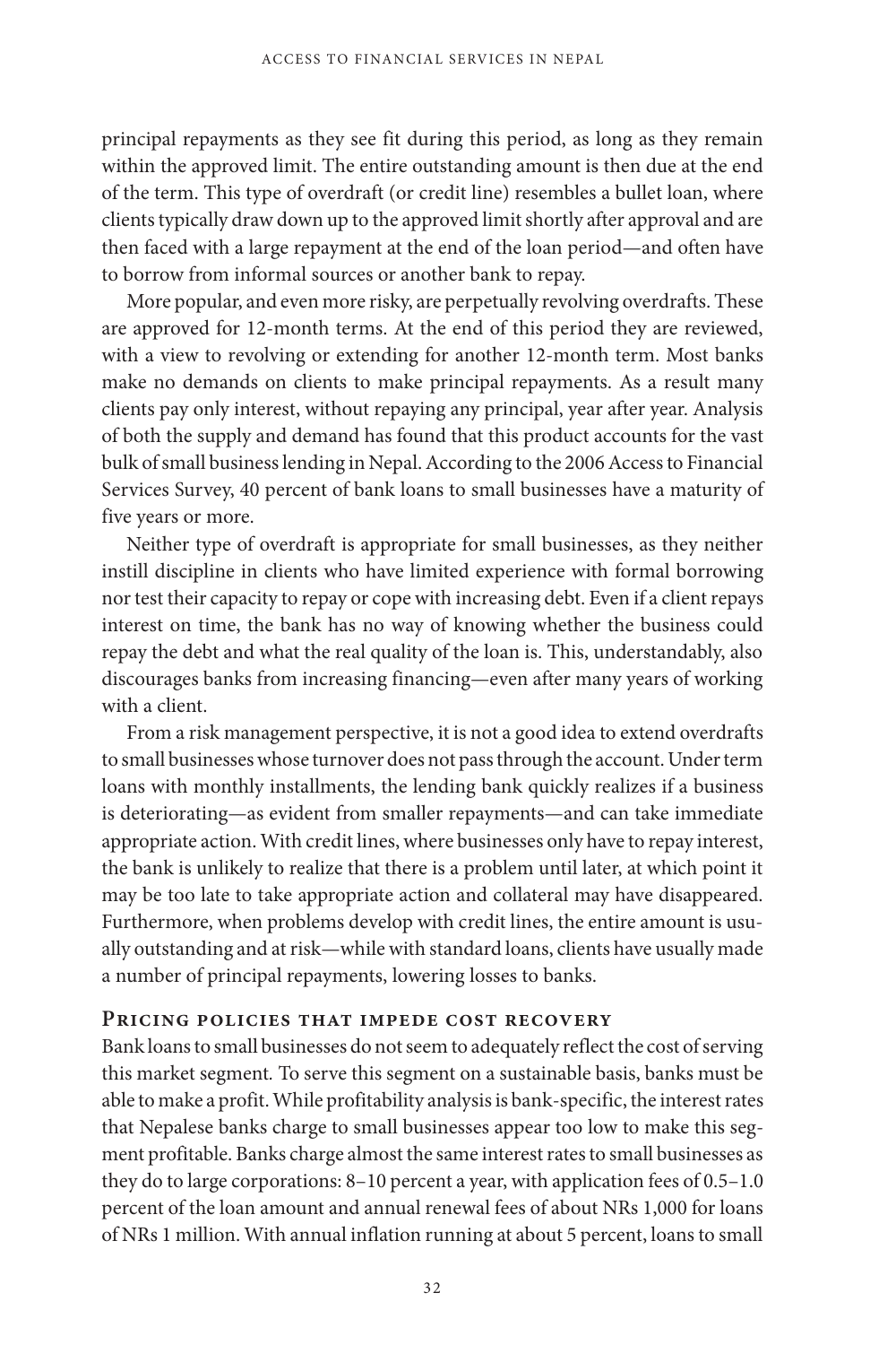principal repayments as they see fit during this period, as long as they remain within the approved limit. The entire outstanding amount is then due at the end of the term. This type of overdraft (or credit line) resembles a bullet loan, where clients typically draw down up to the approved limit shortly after approval and are then faced with a large repayment at the end of the loan period—and often have to borrow from informal sources or another bank to repay.

More popular, and even more risky, are perpetually revolving overdrafts. These are approved for 12-month terms. At the end of this period they are reviewed, with a view to revolving or extending for another 12-month term. Most banks make no demands on clients to make principal repayments. As a result many clients pay only interest, without repaying any principal, year after year. Analysis of both the supply and demand has found that this product accounts for the vast bulk of small business lending in Nepal. According to the 2006 Access to Financial Services Survey, 40 percent of bank loans to small businesses have a maturity of five years or more.

Neither type of overdraft is appropriate for small businesses, as they neither instill discipline in clients who have limited experience with formal borrowing nor test their capacity to repay or cope with increasing debt. Even if a client repays interest on time, the bank has no way of knowing whether the business could repay the debt and what the real quality of the loan is. This, understandably, also discourages banks from increasing financing—even after many years of working with a client.

From a risk management perspective, it is not a good idea to extend overdrafts to small businesses whose turnover does not pass through the account. Under term loans with monthly installments, the lending bank quickly realizes if a business is deteriorating—as evident from smaller repayments—and can take immediate appropriate action. With credit lines, where businesses only have to repay interest, the bank is unlikely to realize that there is a problem until later, at which point it may be too late to take appropriate action and collateral may have disappeared. Furthermore, when problems develop with credit lines, the entire amount is usually outstanding and at risk—while with standard loans, clients have usually made a number of principal repayments, lowering losses to banks.

### Pricing policies that impede cost recovery

Bank loans to small businesses do not seem to adequately reflect the cost of serving this market segment. To serve this segment on a sustainable basis, banks must be able to make a profit. While profitability analysis is bank-specific, the interest rates that Nepalese banks charge to small businesses appear too low to make this segment profitable. Banks charge almost the same interest rates to small businesses as they do to large corporations: 8–10 percent a year, with application fees of 0.5–1.0 percent of the loan amount and annual renewal fees of about NRs 1,000 for loans of NRs 1 million. With annual inflation running at about 5 percent, loans to small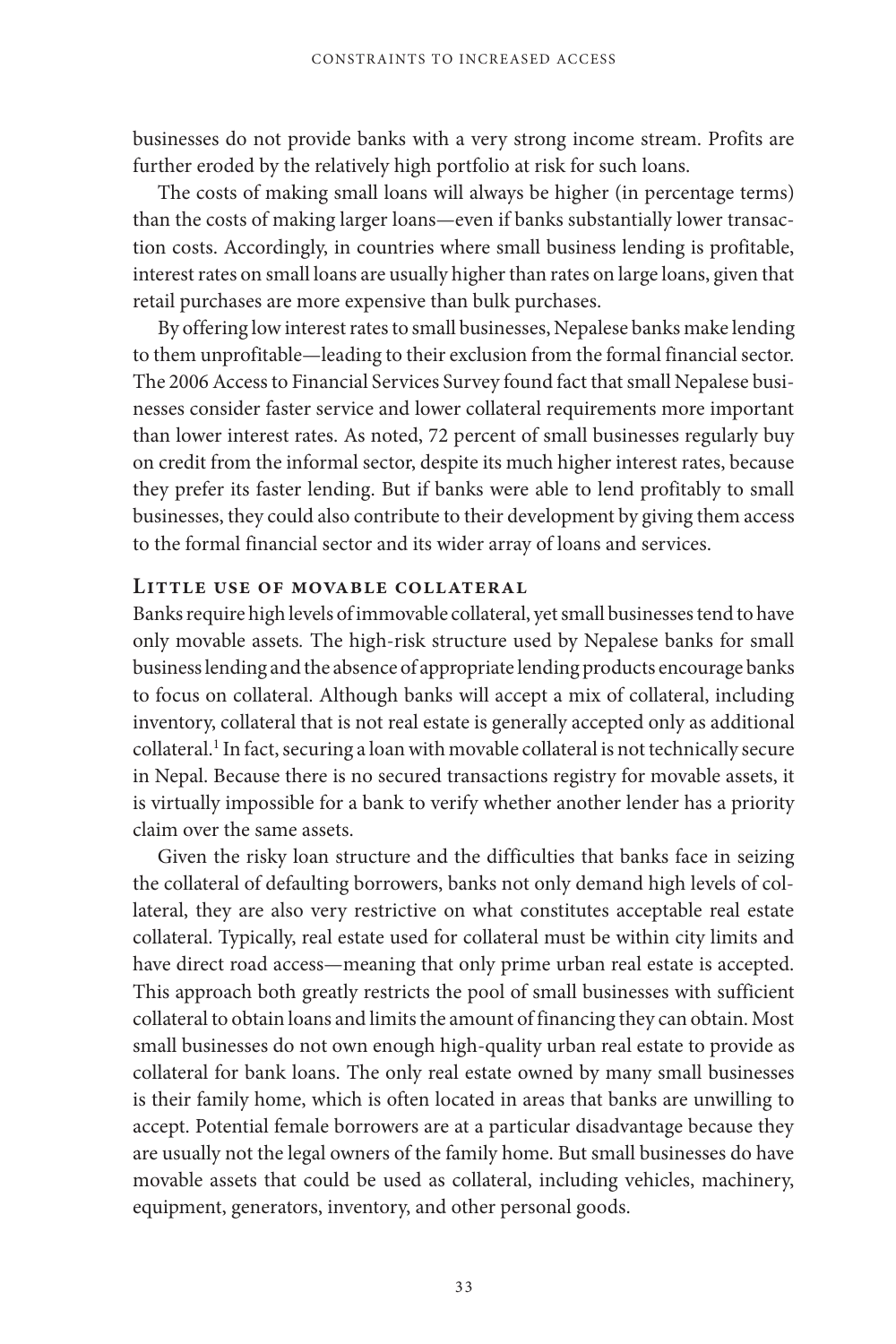businesses do not provide banks with a very strong income stream. Profits are further eroded by the relatively high portfolio at risk for such loans.

The costs of making small loans will always be higher (in percentage terms) than the costs of making larger loans—even if banks substantially lower transaction costs. Accordingly, in countries where small business lending is profitable, interest rates on small loans are usually higher than rates on large loans, given that retail purchases are more expensive than bulk purchases.

By offering low interest rates to small businesses, Nepalese banks make lending to them unprofitable—leading to their exclusion from the formal financial sector. The 2006 Access to Financial Services Survey found fact that small Nepalese businesses consider faster service and lower collateral requirements more important than lower interest rates. As noted, 72 percent of small businesses regularly buy on credit from the informal sector, despite its much higher interest rates, because they prefer its faster lending. But if banks were able to lend profitably to small businesses, they could also contribute to their development by giving them access to the formal financial sector and its wider array of loans and services.

### Little use of movable collateral

Banks require high levels of immovable collateral, yet small businesses tend to have only movable assets. The high-risk structure used by Nepalese banks for small business lending and the absence of appropriate lending products encourage banks to focus on collateral. Although banks will accept a mix of collateral, including inventory, collateral that is not real estate is generally accepted only as additional collateral.[1] In fact, securing a loan with movable collateral is not technically secure in Nepal. Because there is no secured transactions registry for movable assets, it is virtually impossible for a bank to verify whether another lender has a priority claim over the same assets.

Given the risky loan structure and the difficulties that banks face in seizing the collateral of defaulting borrowers, banks not only demand high levels of collateral, they are also very restrictive on what constitutes acceptable real estate collateral. Typically, real estate used for collateral must be within city limits and have direct road access—meaning that only prime urban real estate is accepted. This approach both greatly restricts the pool of small businesses with sufficient collateral to obtain loans and limits the amount of financing they can obtain. Most small businesses do not own enough high-quality urban real estate to provide as collateral for bank loans. The only real estate owned by many small businesses is their family home, which is often located in areas that banks are unwilling to accept. Potential female borrowers are at a particular disadvantage because they are usually not the legal owners of the family home. But small businesses do have movable assets that could be used as collateral, including vehicles, machinery, equipment, generators, inventory, and other personal goods.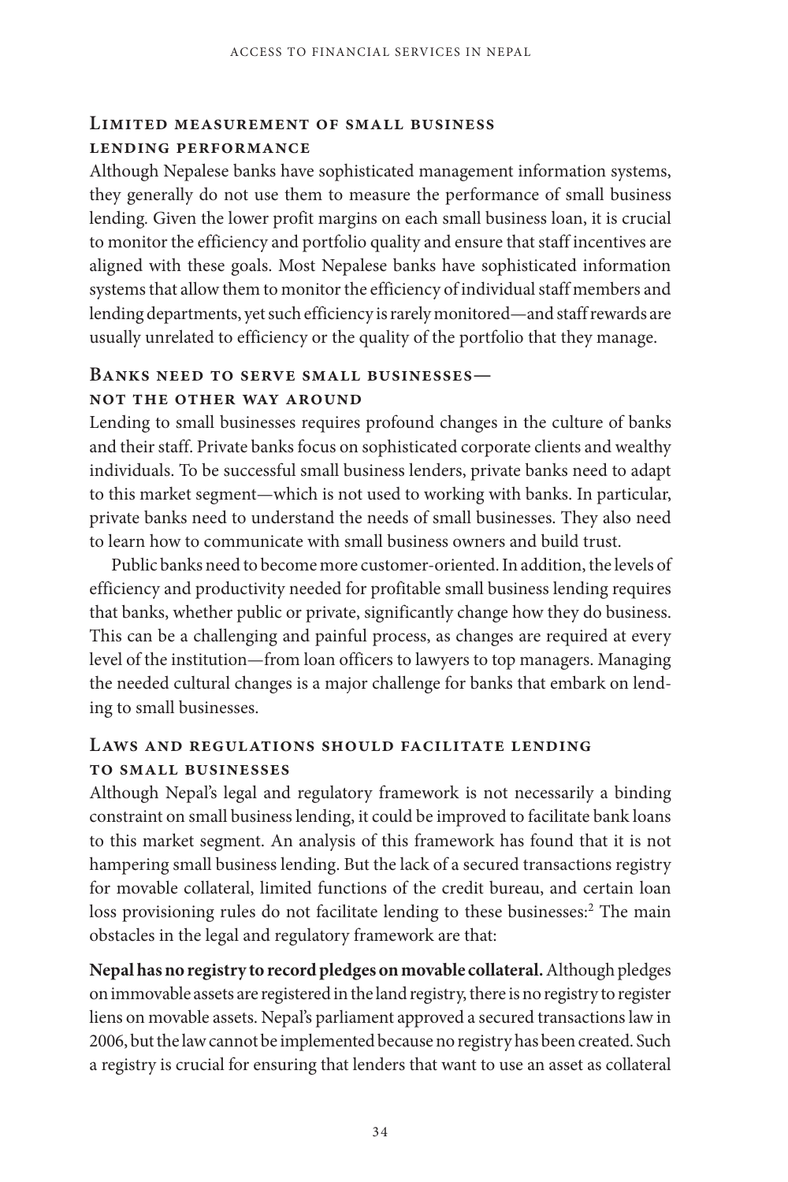### Limited measurement of small business lending performance

Although Nepalese banks have sophisticated management information systems, they generally do not use them to measure the performance of small business lending. Given the lower profit margins on each small business loan, it is crucial to monitor the efficiency and portfolio quality and ensure that staff incentives are aligned with these goals. Most Nepalese banks have sophisticated information systems that allow them to monitor the efficiency of individual staff members and lending departments, yet such efficiency is rarely monitored—and staff rewards are usually unrelated to efficiency or the quality of the portfolio that they manage.

### Banks need to serve small businesses—not the other way around

Lending to small businesses requires profound changes in the culture of banks and their staff. Private banks focus on sophisticated corporate clients and wealthy individuals. To be successful small business lenders, private banks need to adapt to this market segment—which is not used to working with banks. In particular, private banks need to understand the needs of small businesses. They also need to learn how to communicate with small business owners and build trust.

Public banks need to become more customer-oriented. In addition, the levels of efficiency and productivity needed for profitable small business lending requires that banks, whether public or private, significantly change how they do business. This can be a challenging and painful process, as changes are required at every level of the institution—from loan officers to lawyers to top managers. Managing the needed cultural changes is a major challenge for banks that embark on lending to small businesses.

### Laws and regulations should facilitate lending to small businesses

Although Nepal's legal and regulatory framework is not necessarily a binding constraint on small business lending, it could be improved to facilitate bank loans to this market segment. An analysis of this framework has found that it is not hampering small business lending. But the lack of a secured transactions registry for movable collateral, limited functions of the credit bureau, and certain loan loss provisioning rules do not facilitate lending to these businesses:[2] The main obstacles in the legal and regulatory framework are that:

**Nepal has no registry to record pledges on movable collateral.** Although pledges on immovable assets are registered in the land registry, there is no registry to register liens on movable assets. Nepal's parliament approved a secured transactions law in 2006, but the law cannot be implemented because no registry has been created. Such a registry is crucial for ensuring that lenders that want to use an asset as collateral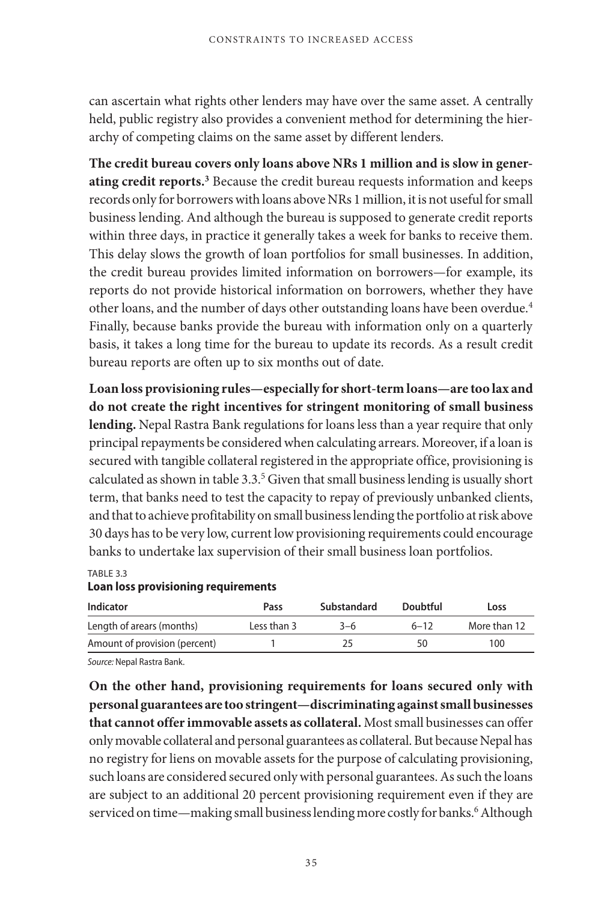can ascertain what rights other lenders may have over the same asset. A centrally held, public registry also provides a convenient method for determining the hierarchy of competing claims on the same asset by different lenders.

**The credit bureau covers only loans above NRs 1 million and is slow in generating credit reports.**[3] Because the credit bureau requests information and keeps records only for borrowers with loans above NRs 1 million, it is not useful for small business lending. And although the bureau is supposed to generate credit reports within three days, in practice it generally takes a week for banks to receive them. This delay slows the growth of loan portfolios for small businesses. In addition, the credit bureau provides limited information on borrowers—for example, its reports do not provide historical information on borrowers, whether they have other loans, and the number of days other outstanding loans have been overdue.[4] Finally, because banks provide the bureau with information only on a quarterly basis, it takes a long time for the bureau to update its records. As a result credit bureau reports are often up to six months out of date.

**Loan loss provisioning rules—especially for short-term loans—are too lax and do not create the right incentives for stringent monitoring of small business lending.** Nepal Rastra Bank regulations for loans less than a year require that only principal repayments be considered when calculating arrears. Moreover, if a loan is secured with tangible collateral registered in the appropriate office, provisioning is calculated as shown in table 3.3.[5] Given that small business lending is usually short term, that banks need to test the capacity to repay of previously unbanked clients, and that to achieve profitability on small business lending the portfolio at risk above 30 days has to be very low, current low provisioning requirements could encourage banks to undertake lax supervision of their small business loan portfolios.

TABLE 3.3
**Loan loss provisioning requirements**

| Indicator | Pass | Substandard | Doubtful | Loss |
|---|---|---|---|---|
| Length of arears (months) | Less than 3 | 3–6 | 6–12 | More than 12 |
| Amount of provision (percent) | 1 | 25 | 50 | 100 |

*Source:* Nepal Rastra Bank.

**On the other hand, provisioning requirements for loans secured only with personal guarantees are too stringent—discriminating against small businesses that cannot offer immovable assets as collateral.** Most small businesses can offer only movable collateral and personal guarantees as collateral. But because Nepal has no registry for liens on movable assets for the purpose of calculating provisioning, such loans are considered secured only with personal guarantees. As such the loans are subject to an additional 20 percent provisioning requirement even if they are serviced on time—making small business lending more costly for banks.[6] Although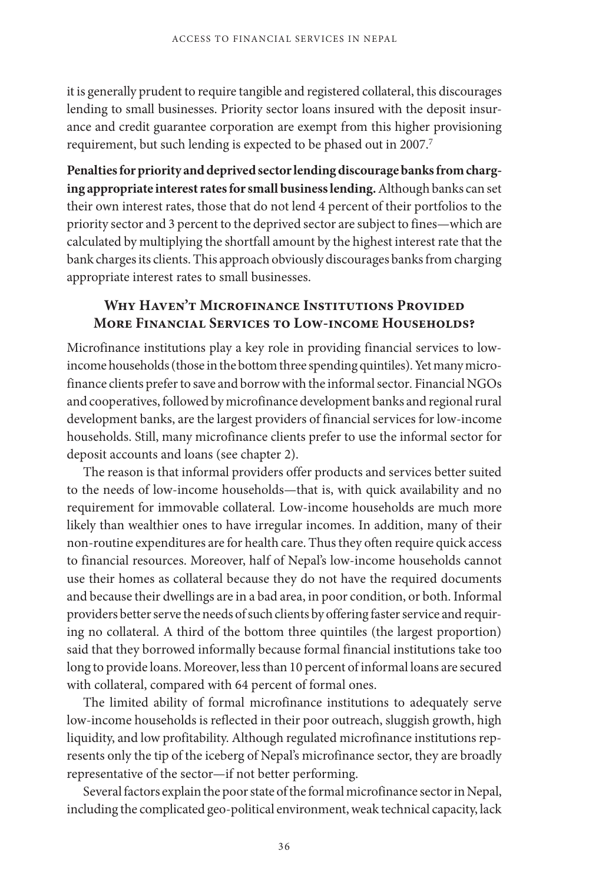it is generally prudent to require tangible and registered collateral, this discourages lending to small businesses. Priority sector loans insured with the deposit insurance and credit guarantee corporation are exempt from this higher provisioning requirement, but such lending is expected to be phased out in 2007.[7]

**Penalties for priority and deprived sector lending discourage banks from charging appropriate interest rates for small business lending.** Although banks can set their own interest rates, those that do not lend 4 percent of their portfolios to the priority sector and 3 percent to the deprived sector are subject to fines—which are calculated by multiplying the shortfall amount by the highest interest rate that the bank charges its clients. This approach obviously discourages banks from charging appropriate interest rates to small businesses.

## Why Haven't Microfinance Institutions Provided More Financial Services to Low-income Households?

Microfinance institutions play a key role in providing financial services to low-income households (those in the bottom three spending quintiles). Yet many microfinance clients prefer to save and borrow with the informal sector. Financial NGOs and cooperatives, followed by microfinance development banks and regional rural development banks, are the largest providers of financial services for low-income households. Still, many microfinance clients prefer to use the informal sector for deposit accounts and loans (see chapter 2).

The reason is that informal providers offer products and services better suited to the needs of low-income households—that is, with quick availability and no requirement for immovable collateral. Low-income households are much more likely than wealthier ones to have irregular incomes. In addition, many of their non-routine expenditures are for health care. Thus they often require quick access to financial resources. Moreover, half of Nepal's low-income households cannot use their homes as collateral because they do not have the required documents and because their dwellings are in a bad area, in poor condition, or both. Informal providers better serve the needs of such clients by offering faster service and requiring no collateral. A third of the bottom three quintiles (the largest proportion) said that they borrowed informally because formal financial institutions take too long to provide loans. Moreover, less than 10 percent of informal loans are secured with collateral, compared with 64 percent of formal ones.

The limited ability of formal microfinance institutions to adequately serve low-income households is reflected in their poor outreach, sluggish growth, high liquidity, and low profitability. Although regulated microfinance institutions represents only the tip of the iceberg of Nepal's microfinance sector, they are broadly representative of the sector—if not better performing.

Several factors explain the poor state of the formal microfinance sector in Nepal, including the complicated geo-political environment, weak technical capacity, lack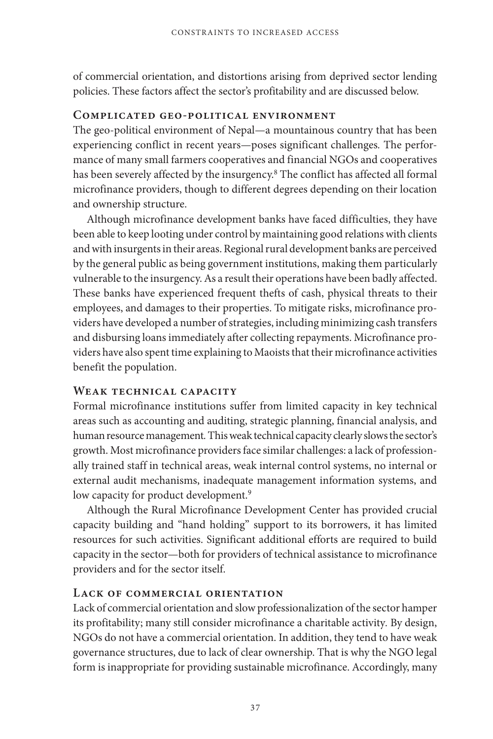of commercial orientation, and distortions arising from deprived sector lending policies. These factors affect the sector's profitability and are discussed below.

### Complicated geo-political environment

The geo-political environment of Nepal—a mountainous country that has been experiencing conflict in recent years—poses significant challenges. The performance of many small farmers cooperatives and financial NGOs and cooperatives has been severely affected by the insurgency.[8] The conflict has affected all formal microfinance providers, though to different degrees depending on their location and ownership structure.

Although microfinance development banks have faced difficulties, they have been able to keep looting under control by maintaining good relations with clients and with insurgents in their areas. Regional rural development banks are perceived by the general public as being government institutions, making them particularly vulnerable to the insurgency. As a result their operations have been badly affected. These banks have experienced frequent thefts of cash, physical threats to their employees, and damages to their properties. To mitigate risks, microfinance providers have developed a number of strategies, including minimizing cash transfers and disbursing loans immediately after collecting repayments. Microfinance providers have also spent time explaining to Maoists that their microfinance activities benefit the population.

### Weak technical capacity

Formal microfinance institutions suffer from limited capacity in key technical areas such as accounting and auditing, strategic planning, financial analysis, and human resource management. This weak technical capacity clearly slows the sector's growth. Most microfinance providers face similar challenges: a lack of professionally trained staff in technical areas, weak internal control systems, no internal or external audit mechanisms, inadequate management information systems, and low capacity for product development.[9]

Although the Rural Microfinance Development Center has provided crucial capacity building and "hand holding" support to its borrowers, it has limited resources for such activities. Significant additional efforts are required to build capacity in the sector—both for providers of technical assistance to microfinance providers and for the sector itself.

### Lack of commercial orientation

Lack of commercial orientation and slow professionalization of the sector hamper its profitability; many still consider microfinance a charitable activity. By design, NGOs do not have a commercial orientation. In addition, they tend to have weak governance structures, due to lack of clear ownership. That is why the NGO legal form is inappropriate for providing sustainable microfinance. Accordingly, many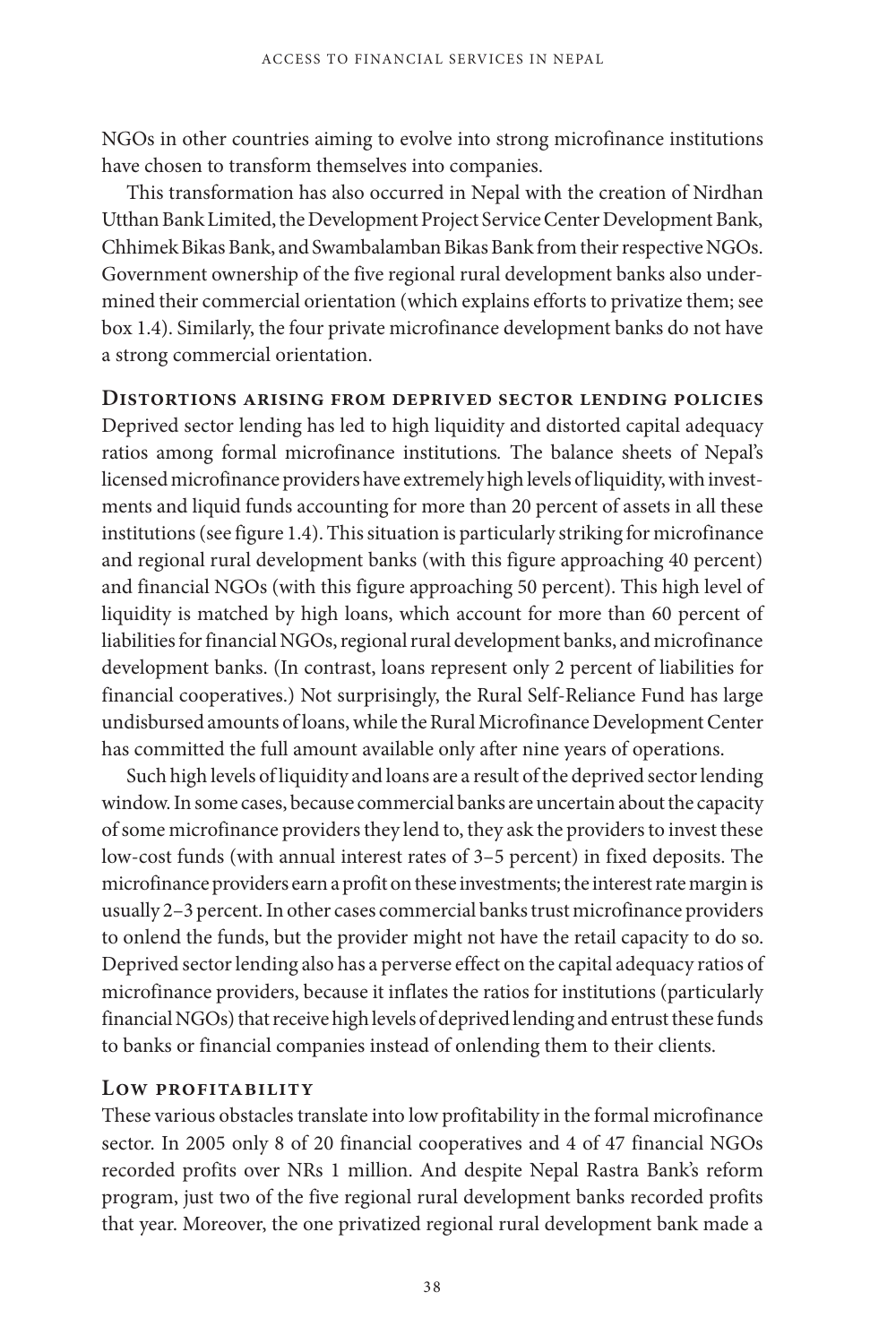NGOs in other countries aiming to evolve into strong microfinance institutions have chosen to transform themselves into companies.

This transformation has also occurred in Nepal with the creation of Nirdhan Utthan Bank Limited, the Development Project Service Center Development Bank, Chhimek Bikas Bank, and Swambalamban Bikas Bank from their respective NGOs. Government ownership of the five regional rural development banks also undermined their commercial orientation (which explains efforts to privatize them; see box 1.4). Similarly, the four private microfinance development banks do not have a strong commercial orientation.

### Distortions arising from deprived sector lending policies

Deprived sector lending has led to high liquidity and distorted capital adequacy ratios among formal microfinance institutions. The balance sheets of Nepal's licensed microfinance providers have extremely high levels of liquidity, with investments and liquid funds accounting for more than 20 percent of assets in all these institutions (see figure 1.4). This situation is particularly striking for microfinance and regional rural development banks (with this figure approaching 40 percent) and financial NGOs (with this figure approaching 50 percent). This high level of liquidity is matched by high loans, which account for more than 60 percent of liabilities for financial NGOs, regional rural development banks, and microfinance development banks. (In contrast, loans represent only 2 percent of liabilities for financial cooperatives.) Not surprisingly, the Rural Self-Reliance Fund has large undisbursed amounts of loans, while the Rural Microfinance Development Center has committed the full amount available only after nine years of operations.

Such high levels of liquidity and loans are a result of the deprived sector lending window. In some cases, because commercial banks are uncertain about the capacity of some microfinance providers they lend to, they ask the providers to invest these low-cost funds (with annual interest rates of 3–5 percent) in fixed deposits. The microfinance providers earn a profit on these investments; the interest rate margin is usually 2–3 percent. In other cases commercial banks trust microfinance providers to onlend the funds, but the provider might not have the retail capacity to do so. Deprived sector lending also has a perverse effect on the capital adequacy ratios of microfinance providers, because it inflates the ratios for institutions (particularly financial NGOs) that receive high levels of deprived lending and entrust these funds to banks or financial companies instead of onlending them to their clients.

### Low profitability

These various obstacles translate into low profitability in the formal microfinance sector. In 2005 only 8 of 20 financial cooperatives and 4 of 47 financial NGOs recorded profits over NRs 1 million. And despite Nepal Rastra Bank's reform program, just two of the five regional rural development banks recorded profits that year. Moreover, the one privatized regional rural development bank made a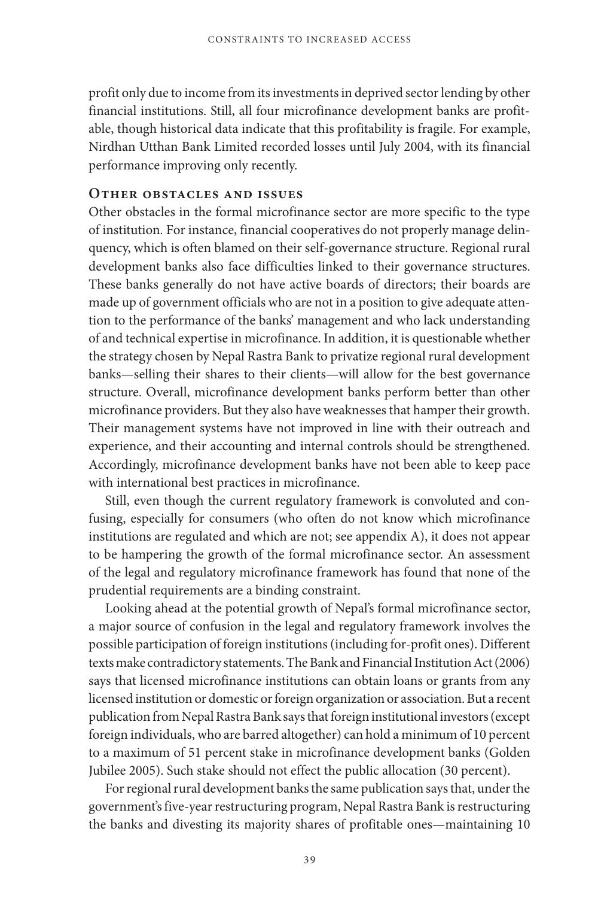profit only due to income from its investments in deprived sector lending by other financial institutions. Still, all four microfinance development banks are profitable, though historical data indicate that this profitability is fragile. For example, Nirdhan Utthan Bank Limited recorded losses until July 2004, with its financial performance improving only recently.

### Other obstacles and issues

Other obstacles in the formal microfinance sector are more specific to the type of institution. For instance, financial cooperatives do not properly manage delinquency, which is often blamed on their self-governance structure. Regional rural development banks also face difficulties linked to their governance structures. These banks generally do not have active boards of directors; their boards are made up of government officials who are not in a position to give adequate attention to the performance of the banks' management and who lack understanding of and technical expertise in microfinance. In addition, it is questionable whether the strategy chosen by Nepal Rastra Bank to privatize regional rural development banks—selling their shares to their clients—will allow for the best governance structure. Overall, microfinance development banks perform better than other microfinance providers. But they also have weaknesses that hamper their growth. Their management systems have not improved in line with their outreach and experience, and their accounting and internal controls should be strengthened. Accordingly, microfinance development banks have not been able to keep pace with international best practices in microfinance.

Still, even though the current regulatory framework is convoluted and confusing, especially for consumers (who often do not know which microfinance institutions are regulated and which are not; see appendix A), it does not appear to be hampering the growth of the formal microfinance sector. An assessment of the legal and regulatory microfinance framework has found that none of the prudential requirements are a binding constraint.

Looking ahead at the potential growth of Nepal's formal microfinance sector, a major source of confusion in the legal and regulatory framework involves the possible participation of foreign institutions (including for-profit ones). Different texts make contradictory statements. The Bank and Financial Institution Act (2006) says that licensed microfinance institutions can obtain loans or grants from any licensed institution or domestic or foreign organization or association. But a recent publication from Nepal Rastra Bank says that foreign institutional investors (except foreign individuals, who are barred altogether) can hold a minimum of 10 percent to a maximum of 51 percent stake in microfinance development banks (Golden Jubilee 2005). Such stake should not effect the public allocation (30 percent).

For regional rural development banks the same publication says that, under the government's five-year restructuring program, Nepal Rastra Bank is restructuring the banks and divesting its majority shares of profitable ones—maintaining 10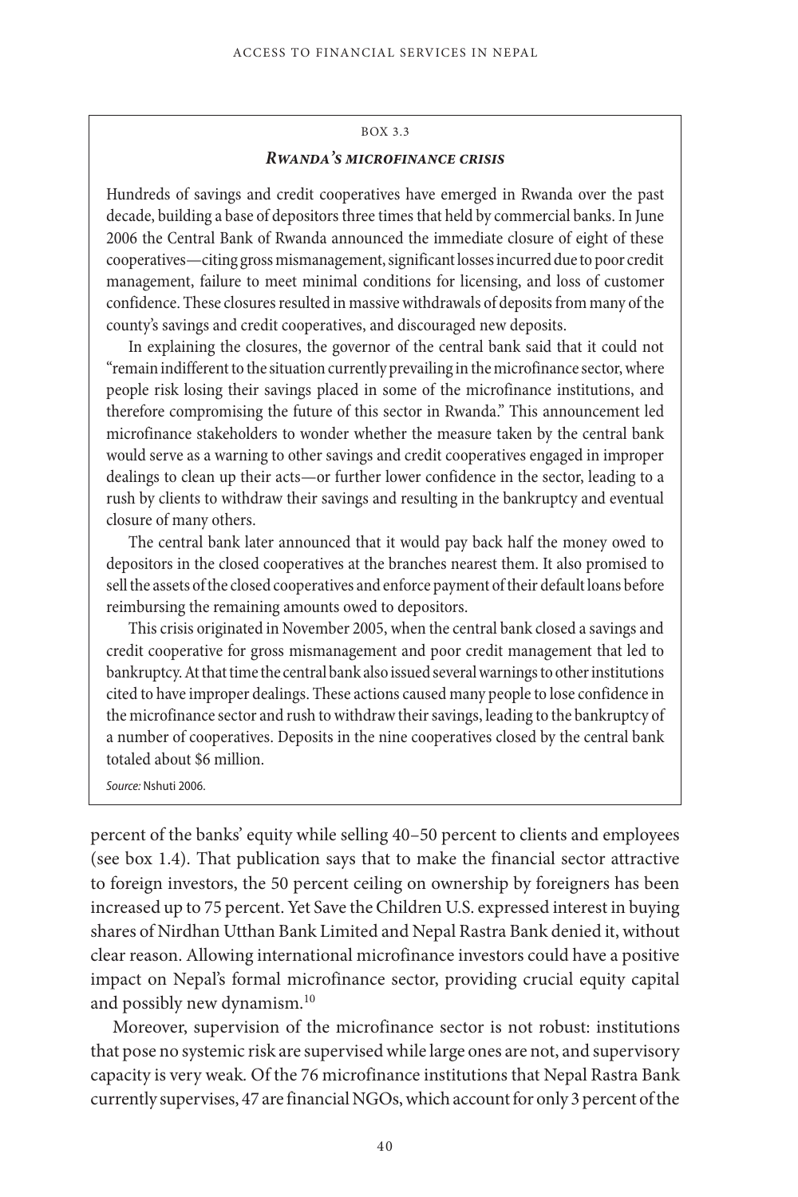BOX 3.3

### *Rwanda's microfinance crisis*

Hundreds of savings and credit cooperatives have emerged in Rwanda over the past decade, building a base of depositors three times that held by commercial banks. In June 2006 the Central Bank of Rwanda announced the immediate closure of eight of these cooperatives—citing gross mismanagement, significant losses incurred due to poor credit management, failure to meet minimal conditions for licensing, and loss of customer confidence. These closures resulted in massive withdrawals of deposits from many of the county's savings and credit cooperatives, and discouraged new deposits.

In explaining the closures, the governor of the central bank said that it could not "remain indifferent to the situation currently prevailing in the microfinance sector, where people risk losing their savings placed in some of the microfinance institutions, and therefore compromising the future of this sector in Rwanda." This announcement led microfinance stakeholders to wonder whether the measure taken by the central bank would serve as a warning to other savings and credit cooperatives engaged in improper dealings to clean up their acts—or further lower confidence in the sector, leading to a rush by clients to withdraw their savings and resulting in the bankruptcy and eventual closure of many others.

The central bank later announced that it would pay back half the money owed to depositors in the closed cooperatives at the branches nearest them. It also promised to sell the assets of the closed cooperatives and enforce payment of their default loans before reimbursing the remaining amounts owed to depositors.

This crisis originated in November 2005, when the central bank closed a savings and credit cooperative for gross mismanagement and poor credit management that led to bankruptcy. At that time the central bank also issued several warnings to other institutions cited to have improper dealings. These actions caused many people to lose confidence in the microfinance sector and rush to withdraw their savings, leading to the bankruptcy of a number of cooperatives. Deposits in the nine cooperatives closed by the central bank totaled about $6 million.

*Source:* Nshuti 2006.

percent of the banks' equity while selling 40–50 percent to clients and employees (see box 1.4). That publication says that to make the financial sector attractive to foreign investors, the 50 percent ceiling on ownership by foreigners has been increased up to 75 percent. Yet Save the Children U.S. expressed interest in buying shares of Nirdhan Utthan Bank Limited and Nepal Rastra Bank denied it, without clear reason. Allowing international microfinance investors could have a positive impact on Nepal's formal microfinance sector, providing crucial equity capital and possibly new dynamism.[10]

Moreover, supervision of the microfinance sector is not robust: institutions that pose no systemic risk are supervised while large ones are not, and supervisory capacity is very weak. Of the 76 microfinance institutions that Nepal Rastra Bank currently supervises, 47 are financial NGOs, which account for only 3 percent of the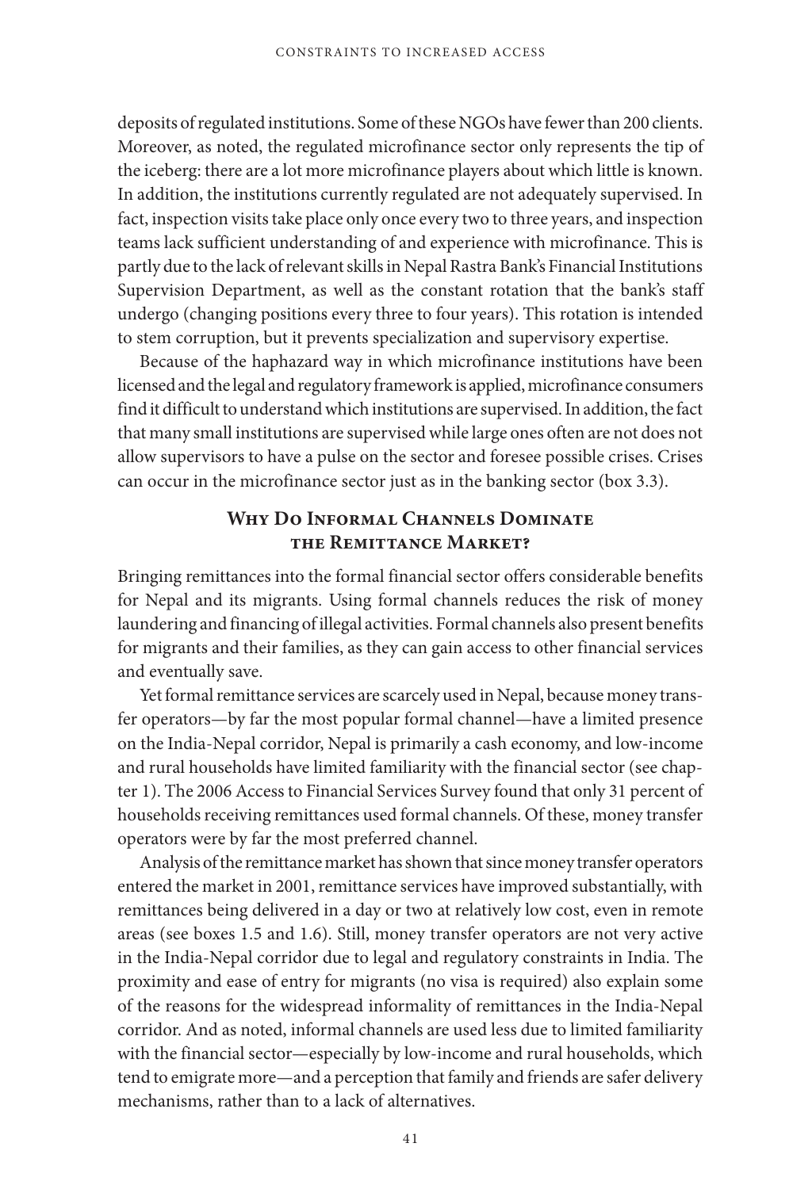deposits of regulated institutions. Some of these NGOs have fewer than 200 clients. Moreover, as noted, the regulated microfinance sector only represents the tip of the iceberg: there are a lot more microfinance players about which little is known. In addition, the institutions currently regulated are not adequately supervised. In fact, inspection visits take place only once every two to three years, and inspection teams lack sufficient understanding of and experience with microfinance. This is partly due to the lack of relevant skills in Nepal Rastra Bank's Financial Institutions Supervision Department, as well as the constant rotation that the bank's staff undergo (changing positions every three to four years). This rotation is intended to stem corruption, but it prevents specialization and supervisory expertise.

Because of the haphazard way in which microfinance institutions have been licensed and the legal and regulatory framework is applied, microfinance consumers find it difficult to understand which institutions are supervised. In addition, the fact that many small institutions are supervised while large ones often are not does not allow supervisors to have a pulse on the sector and foresee possible crises. Crises can occur in the microfinance sector just as in the banking sector (box 3.3).

## Why Do Informal Channels Dominate the Remittance Market?

Bringing remittances into the formal financial sector offers considerable benefits for Nepal and its migrants. Using formal channels reduces the risk of money laundering and financing of illegal activities. Formal channels also present benefits for migrants and their families, as they can gain access to other financial services and eventually save.

Yet formal remittance services are scarcely used in Nepal, because money transfer operators—by far the most popular formal channel—have a limited presence on the India-Nepal corridor, Nepal is primarily a cash economy, and low-income and rural households have limited familiarity with the financial sector (see chapter 1). The 2006 Access to Financial Services Survey found that only 31 percent of households receiving remittances used formal channels. Of these, money transfer operators were by far the most preferred channel.

Analysis of the remittance market has shown that since money transfer operators entered the market in 2001, remittance services have improved substantially, with remittances being delivered in a day or two at relatively low cost, even in remote areas (see boxes 1.5 and 1.6). Still, money transfer operators are not very active in the India-Nepal corridor due to legal and regulatory constraints in India. The proximity and ease of entry for migrants (no visa is required) also explain some of the reasons for the widespread informality of remittances in the India-Nepal corridor. And as noted, informal channels are used less due to limited familiarity with the financial sector—especially by low-income and rural households, which tend to emigrate more—and a perception that family and friends are safer delivery mechanisms, rather than to a lack of alternatives.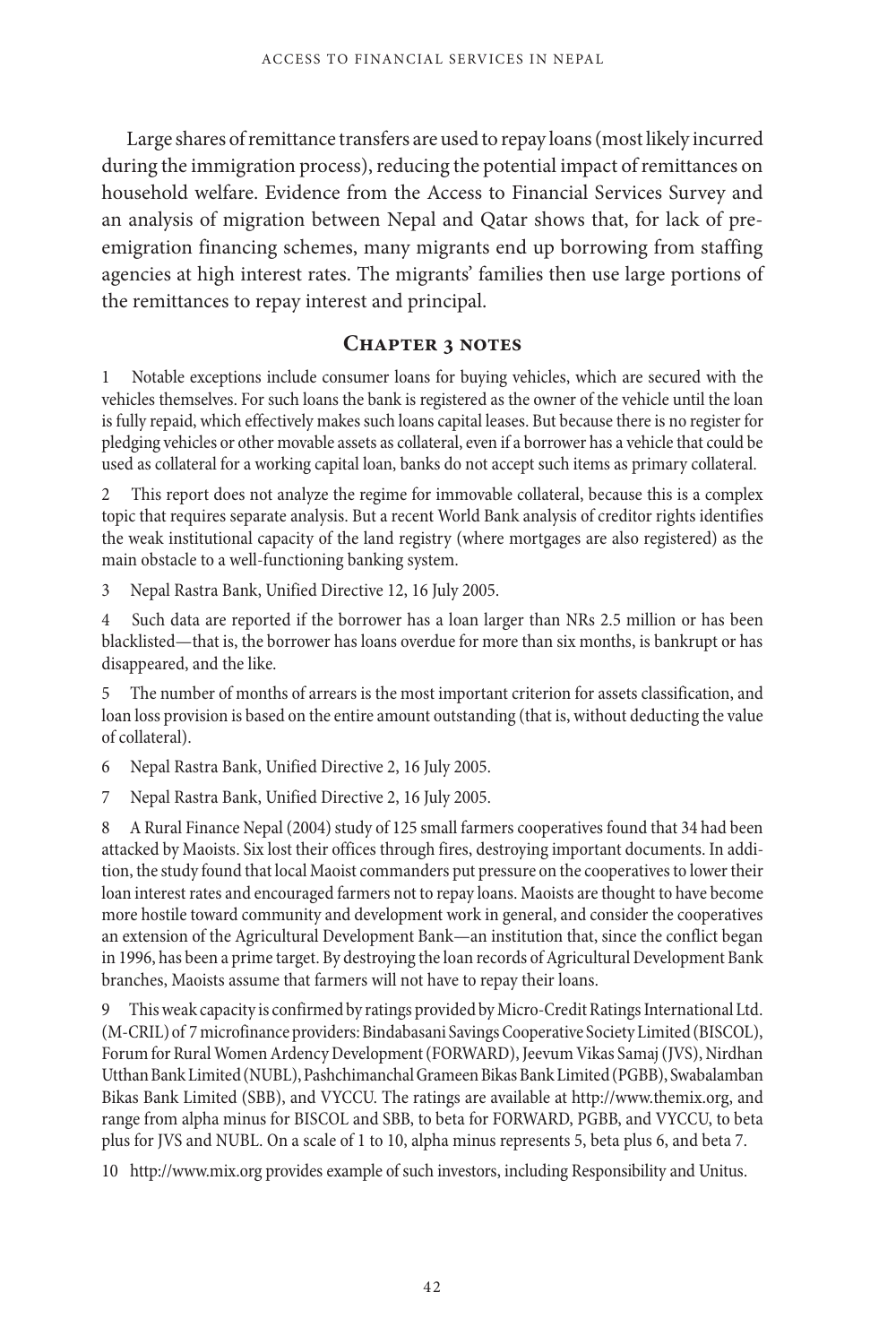Large shares of remittance transfers are used to repay loans (most likely incurred during the immigration process), reducing the potential impact of remittances on household welfare. Evidence from the Access to Financial Services Survey and an analysis of migration between Nepal and Qatar shows that, for lack of pre-emigration financing schemes, many migrants end up borrowing from staffing agencies at high interest rates. The migrants' families then use large portions of the remittances to repay interest and principal.

## Chapter 3 notes

1 Notable exceptions include consumer loans for buying vehicles, which are secured with the vehicles themselves. For such loans the bank is registered as the owner of the vehicle until the loan is fully repaid, which effectively makes such loans capital leases. But because there is no register for pledging vehicles or other movable assets as collateral, even if a borrower has a vehicle that could be used as collateral for a working capital loan, banks do not accept such items as primary collateral.

2 This report does not analyze the regime for immovable collateral, because this is a complex topic that requires separate analysis. But a recent World Bank analysis of creditor rights identifies the weak institutional capacity of the land registry (where mortgages are also registered) as the main obstacle to a well-functioning banking system.

3 Nepal Rastra Bank, Unified Directive 12, 16 July 2005.

4 Such data are reported if the borrower has a loan larger than NRs 2.5 million or has been blacklisted—that is, the borrower has loans overdue for more than six months, is bankrupt or has disappeared, and the like.

5 The number of months of arrears is the most important criterion for assets classification, and loan loss provision is based on the entire amount outstanding (that is, without deducting the value of collateral).

6 Nepal Rastra Bank, Unified Directive 2, 16 July 2005.

7 Nepal Rastra Bank, Unified Directive 2, 16 July 2005.

8 A Rural Finance Nepal (2004) study of 125 small farmers cooperatives found that 34 had been attacked by Maoists. Six lost their offices through fires, destroying important documents. In addition, the study found that local Maoist commanders put pressure on the cooperatives to lower their loan interest rates and encouraged farmers not to repay loans. Maoists are thought to have become more hostile toward community and development work in general, and consider the cooperatives an extension of the Agricultural Development Bank—an institution that, since the conflict began in 1996, has been a prime target. By destroying the loan records of Agricultural Development Bank branches, Maoists assume that farmers will not have to repay their loans.

9 This weak capacity is confirmed by ratings provided by Micro-Credit Ratings International Ltd. (M-CRIL) of 7 microfinance providers: Bindabasani Savings Cooperative Society Limited (BISCOL), Forum for Rural Women Ardency Development (FORWARD), Jeevum Vikas Samaj (JVS), Nirdhan Utthan Bank Limited (NUBL), Pashchimanchal Grameen Bikas Bank Limited (PGBB), Swabalamban Bikas Bank Limited (SBB), and VYCCU. The ratings are available at http://www.themix.org, and range from alpha minus for BISCOL and SBB, to beta for FORWARD, PGBB, and VYCCU, to beta plus for JVS and NUBL. On a scale of 1 to 10, alpha minus represents 5, beta plus 6, and beta 7.

10 http://www.mix.org provides example of such investors, including Responsibility and Unitus.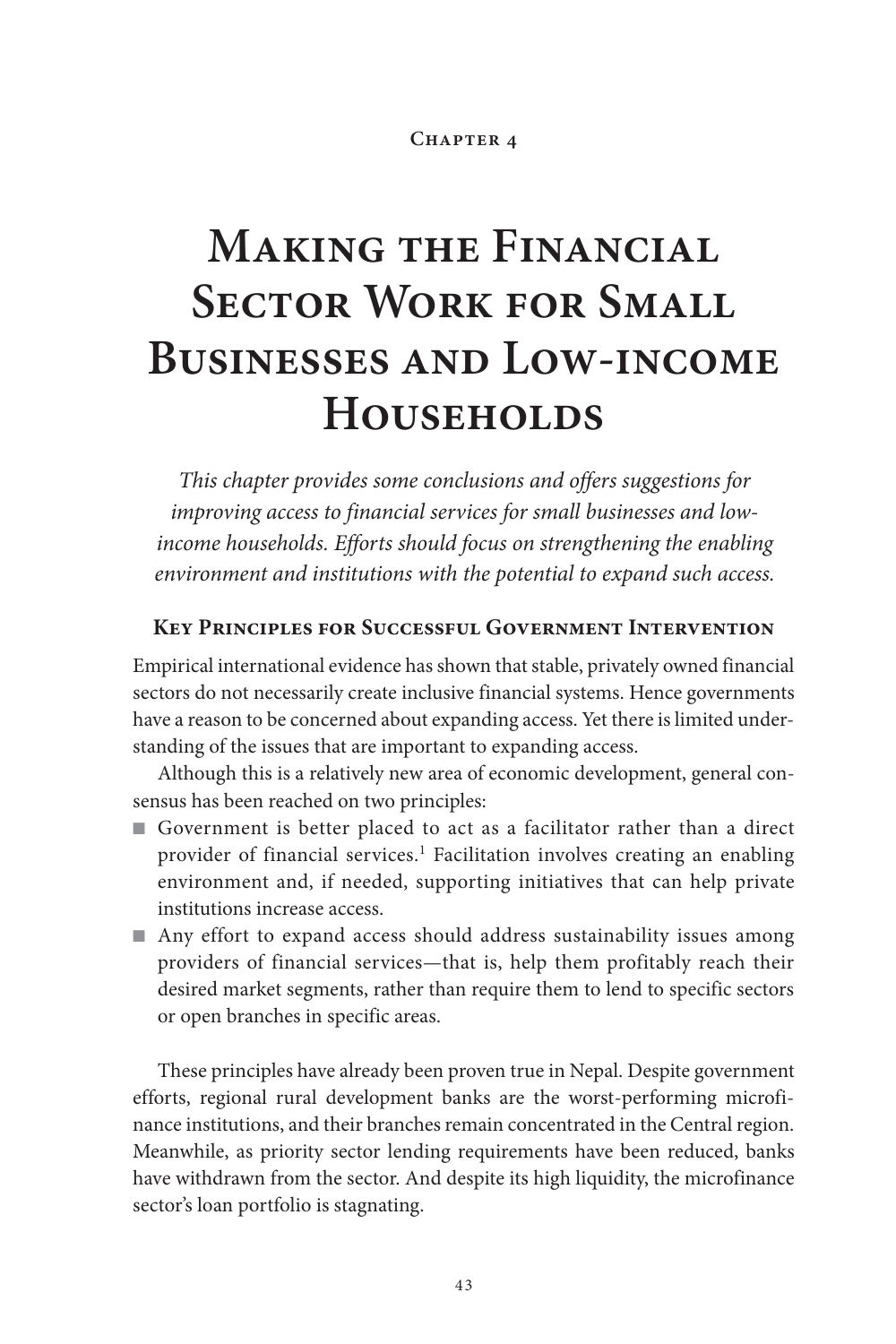Chapter 4

# Making the Financial Sector Work for Small Businesses and Low-income Households

*This chapter provides some conclusions and offers suggestions for improving access to financial services for small businesses and low-income households. Efforts should focus on strengthening the enabling environment and institutions with the potential to expand such access.*

## Key Principles for Successful Government Intervention

Empirical international evidence has shown that stable, privately owned financial sectors do not necessarily create inclusive financial systems. Hence governments have a reason to be concerned about expanding access. Yet there is limited understanding of the issues that are important to expanding access.

Although this is a relatively new area of economic development, general consensus has been reached on two principles:

- Government is better placed to act as a facilitator rather than a direct provider of financial services.[1] Facilitation involves creating an enabling environment and, if needed, supporting initiatives that can help private institutions increase access.
- Any effort to expand access should address sustainability issues among providers of financial services—that is, help them profitably reach their desired market segments, rather than require them to lend to specific sectors or open branches in specific areas.

These principles have already been proven true in Nepal. Despite government efforts, regional rural development banks are the worst-performing microfinance institutions, and their branches remain concentrated in the Central region. Meanwhile, as priority sector lending requirements have been reduced, banks have withdrawn from the sector. And despite its high liquidity, the microfinance sector's loan portfolio is stagnating.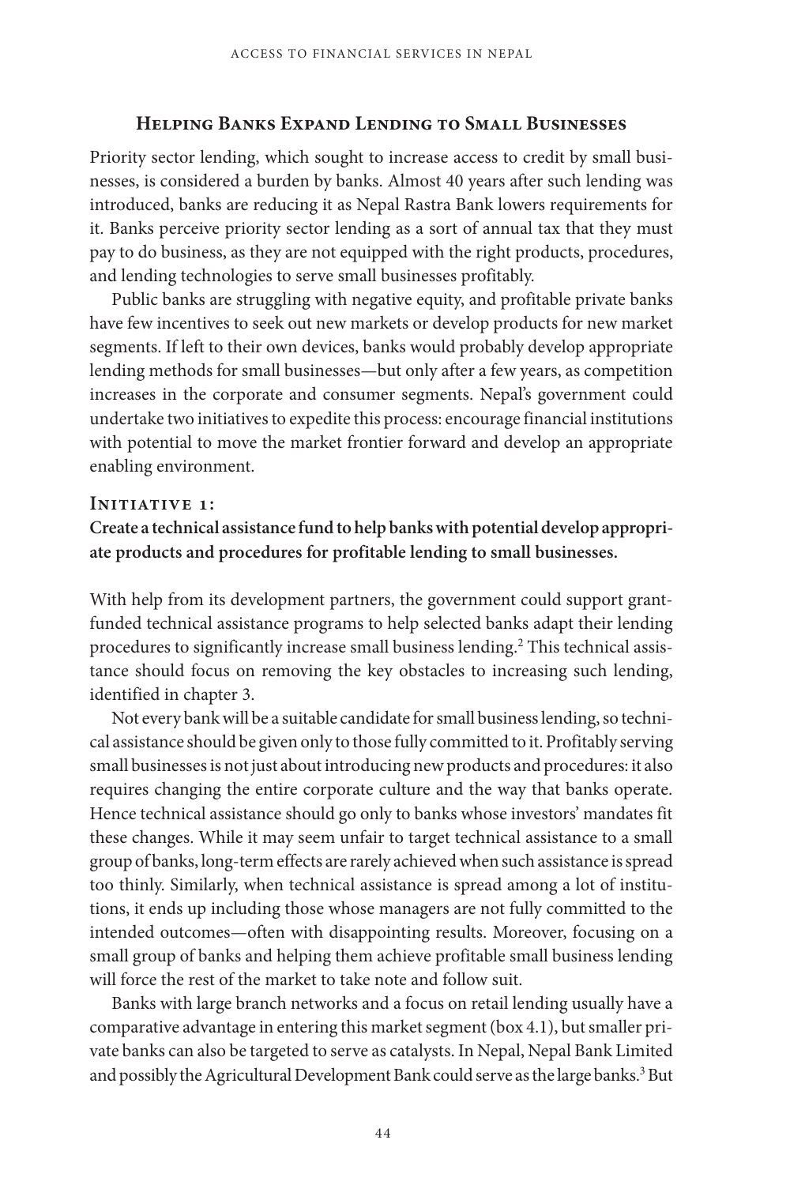## Helping Banks Expand Lending to Small Businesses

Priority sector lending, which sought to increase access to credit by small businesses, is considered a burden by banks. Almost 40 years after such lending was introduced, banks are reducing it as Nepal Rastra Bank lowers requirements for it. Banks perceive priority sector lending as a sort of annual tax that they must pay to do business, as they are not equipped with the right products, procedures, and lending technologies to serve small businesses profitably.

Public banks are struggling with negative equity, and profitable private banks have few incentives to seek out new markets or develop products for new market segments. If left to their own devices, banks would probably develop appropriate lending methods for small businesses—but only after a few years, as competition increases in the corporate and consumer segments. Nepal's government could undertake two initiatives to expedite this process: encourage financial institutions with potential to move the market frontier forward and develop an appropriate enabling environment.

### Initiative 1:

**Create a technical assistance fund to help banks with potential develop appropriate products and procedures for profitable lending to small businesses.**

With help from its development partners, the government could support grant-funded technical assistance programs to help selected banks adapt their lending procedures to significantly increase small business lending.[2] This technical assistance should focus on removing the key obstacles to increasing such lending, identified in chapter 3.

Not every bank will be a suitable candidate for small business lending, so technical assistance should be given only to those fully committed to it. Profitably serving small businesses is not just about introducing new products and procedures: it also requires changing the entire corporate culture and the way that banks operate. Hence technical assistance should go only to banks whose investors' mandates fit these changes. While it may seem unfair to target technical assistance to a small group of banks, long-term effects are rarely achieved when such assistance is spread too thinly. Similarly, when technical assistance is spread among a lot of institutions, it ends up including those whose managers are not fully committed to the intended outcomes—often with disappointing results. Moreover, focusing on a small group of banks and helping them achieve profitable small business lending will force the rest of the market to take note and follow suit.

Banks with large branch networks and a focus on retail lending usually have a comparative advantage in entering this market segment (box 4.1), but smaller private banks can also be targeted to serve as catalysts. In Nepal, Nepal Bank Limited and possibly the Agricultural Development Bank could serve as the large banks.[3] But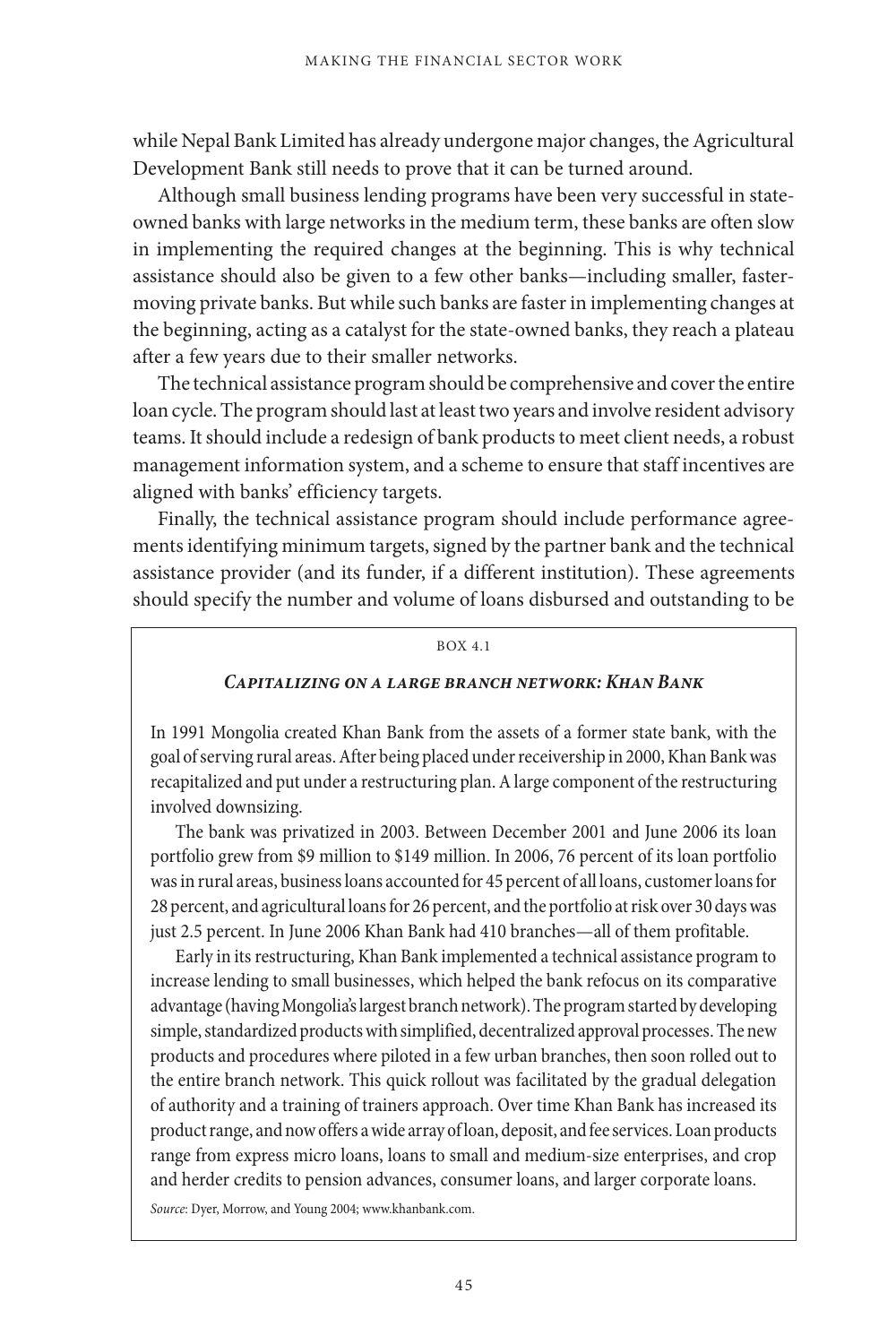while Nepal Bank Limited has already undergone major changes, the Agricultural Development Bank still needs to prove that it can be turned around.

Although small business lending programs have been very successful in state-owned banks with large networks in the medium term, these banks are often slow in implementing the required changes at the beginning. This is why technical assistance should also be given to a few other banks—including smaller, faster-moving private banks. But while such banks are faster in implementing changes at the beginning, acting as a catalyst for the state-owned banks, they reach a plateau after a few years due to their smaller networks.

The technical assistance program should be comprehensive and cover the entire loan cycle. The program should last at least two years and involve resident advisory teams. It should include a redesign of bank products to meet client needs, a robust management information system, and a scheme to ensure that staff incentives are aligned with banks' efficiency targets.

Finally, the technical assistance program should include performance agreements identifying minimum targets, signed by the partner bank and the technical assistance provider (and its funder, if a different institution). These agreements should specify the number and volume of loans disbursed and outstanding to be

---

BOX 4.1

### *Capitalizing on a large branch network: Khan Bank*

In 1991 Mongolia created Khan Bank from the assets of a former state bank, with the goal of serving rural areas. After being placed under receivership in 2000, Khan Bank was recapitalized and put under a restructuring plan. A large component of the restructuring involved downsizing.

The bank was privatized in 2003. Between December 2001 and June 2006 its loan portfolio grew from $9 million to $149 million. In 2006, 76 percent of its loan portfolio was in rural areas, business loans accounted for 45 percent of all loans, customer loans for 28 percent, and agricultural loans for 26 percent, and the portfolio at risk over 30 days was just 2.5 percent. In June 2006 Khan Bank had 410 branches—all of them profitable.

Early in its restructuring, Khan Bank implemented a technical assistance program to increase lending to small businesses, which helped the bank refocus on its comparative advantage (having Mongolia's largest branch network). The program started by developing simple, standardized products with simplified, decentralized approval processes. The new products and procedures where piloted in a few urban branches, then soon rolled out to the entire branch network. This quick rollout was facilitated by the gradual delegation of authority and a training of trainers approach. Over time Khan Bank has increased its product range, and now offers a wide array of loan, deposit, and fee services. Loan products range from express micro loans, loans to small and medium-size enterprises, and crop and herder credits to pension advances, consumer loans, and larger corporate loans.

*Source*: Dyer, Morrow, and Young 2004; www.khanbank.com.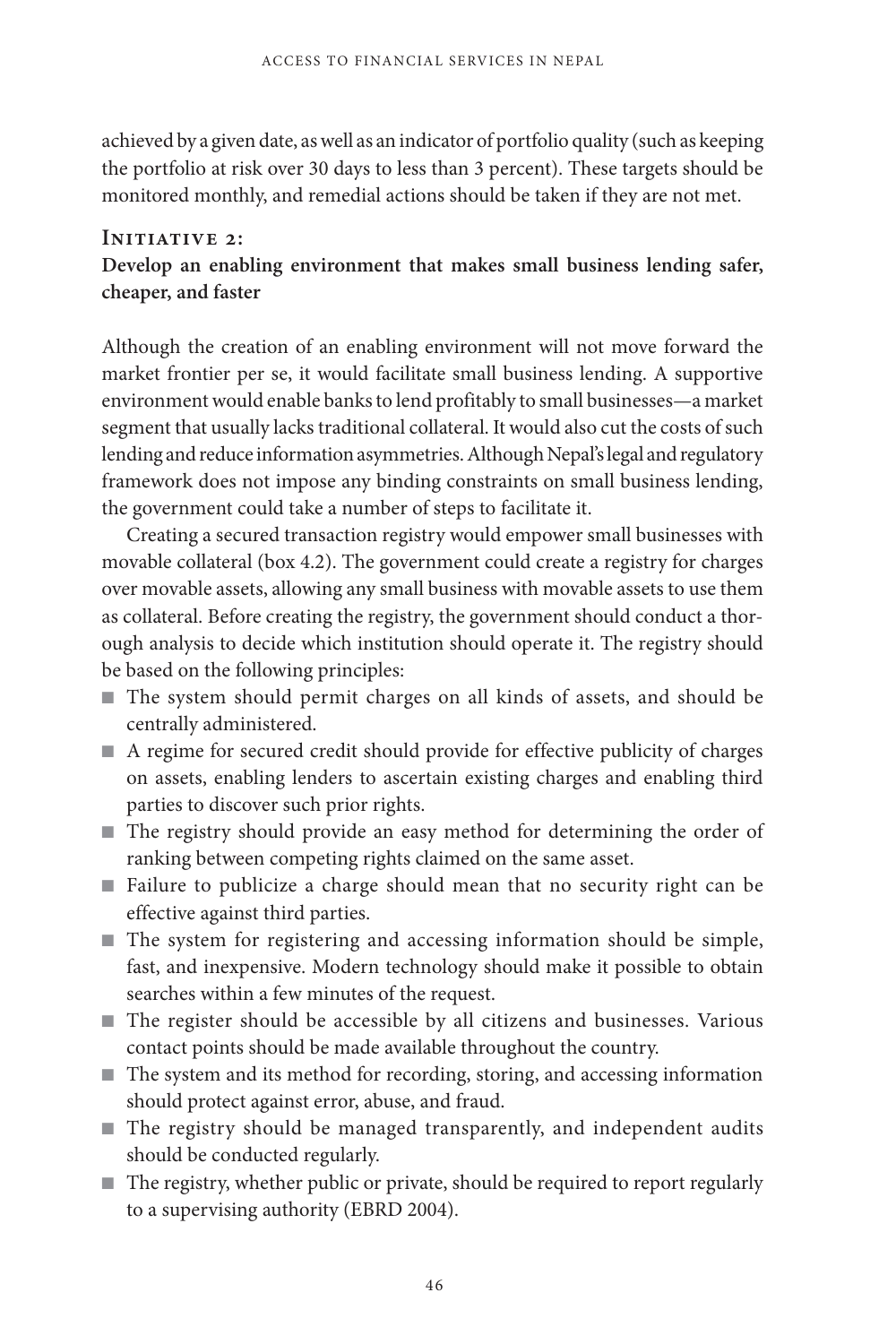achieved by a given date, as well as an indicator of portfolio quality (such as keeping the portfolio at risk over 30 days to less than 3 percent). These targets should be monitored monthly, and remedial actions should be taken if they are not met.

### Initiative 2:
**Develop an enabling environment that makes small business lending safer, cheaper, and faster**

Although the creation of an enabling environment will not move forward the market frontier per se, it would facilitate small business lending. A supportive environment would enable banks to lend profitably to small businesses—a market segment that usually lacks traditional collateral. It would also cut the costs of such lending and reduce information asymmetries. Although Nepal's legal and regulatory framework does not impose any binding constraints on small business lending, the government could take a number of steps to facilitate it.

Creating a secured transaction registry would empower small businesses with movable collateral (box 4.2). The government could create a registry for charges over movable assets, allowing any small business with movable assets to use them as collateral. Before creating the registry, the government should conduct a thorough analysis to decide which institution should operate it. The registry should be based on the following principles:

- The system should permit charges on all kinds of assets, and should be centrally administered.
- A regime for secured credit should provide for effective publicity of charges on assets, enabling lenders to ascertain existing charges and enabling third parties to discover such prior rights.
- The registry should provide an easy method for determining the order of ranking between competing rights claimed on the same asset.
- Failure to publicize a charge should mean that no security right can be effective against third parties.
- The system for registering and accessing information should be simple, fast, and inexpensive. Modern technology should make it possible to obtain searches within a few minutes of the request.
- The register should be accessible by all citizens and businesses. Various contact points should be made available throughout the country.
- The system and its method for recording, storing, and accessing information should protect against error, abuse, and fraud.
- The registry should be managed transparently, and independent audits should be conducted regularly.
- The registry, whether public or private, should be required to report regularly to a supervising authority (EBRD 2004).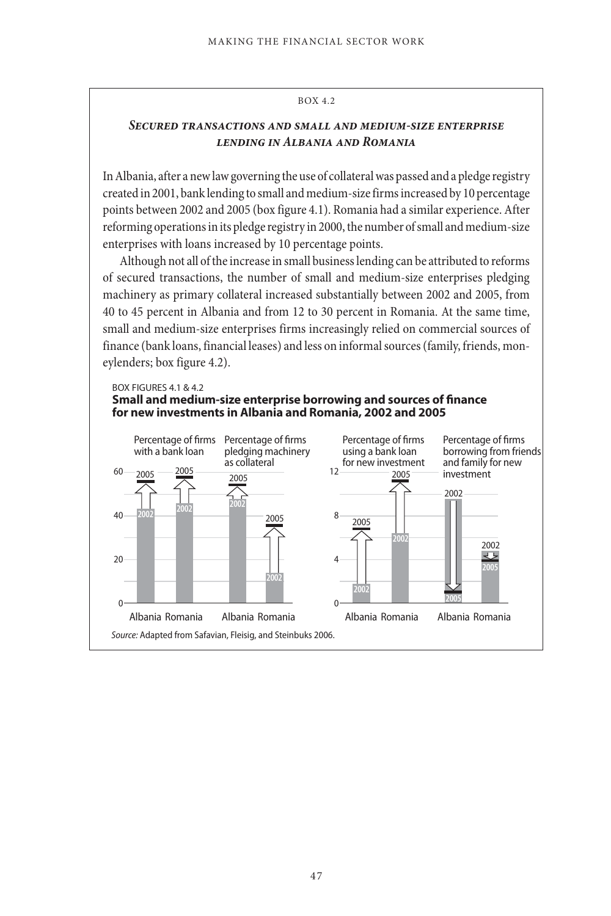BOX 4.2

### *Secured transactions and small and medium-size enterprise lending in Albania and Romania*

In Albania, after a new law governing the use of collateral was passed and a pledge registry created in 2001, bank lending to small and medium-size firms increased by 10 percentage points between 2002 and 2005 (box figure 4.1). Romania had a similar experience. After reforming operations in its pledge registry in 2000, the number of small and medium-size enterprises with loans increased by 10 percentage points.

Although not all of the increase in small business lending can be attributed to reforms of secured transactions, the number of small and medium-size enterprises pledging machinery as primary collateral increased substantially between 2002 and 2005, from 40 to 45 percent in Albania and from 12 to 30 percent in Romania. At the same time, small and medium-size enterprises firms increasingly relied on commercial sources of finance (bank loans, financial leases) and less on informal sources (family, friends, moneylenders; box figure 4.2).

BOX FIGURES 4.1 & 4.2

**Small and medium-size enterprise borrowing and sources of finance for new investments in Albania and Romania, 2002 and 2005**

*Source:* Adapted from Safavian, Fleisig, and Steinbuks 2006.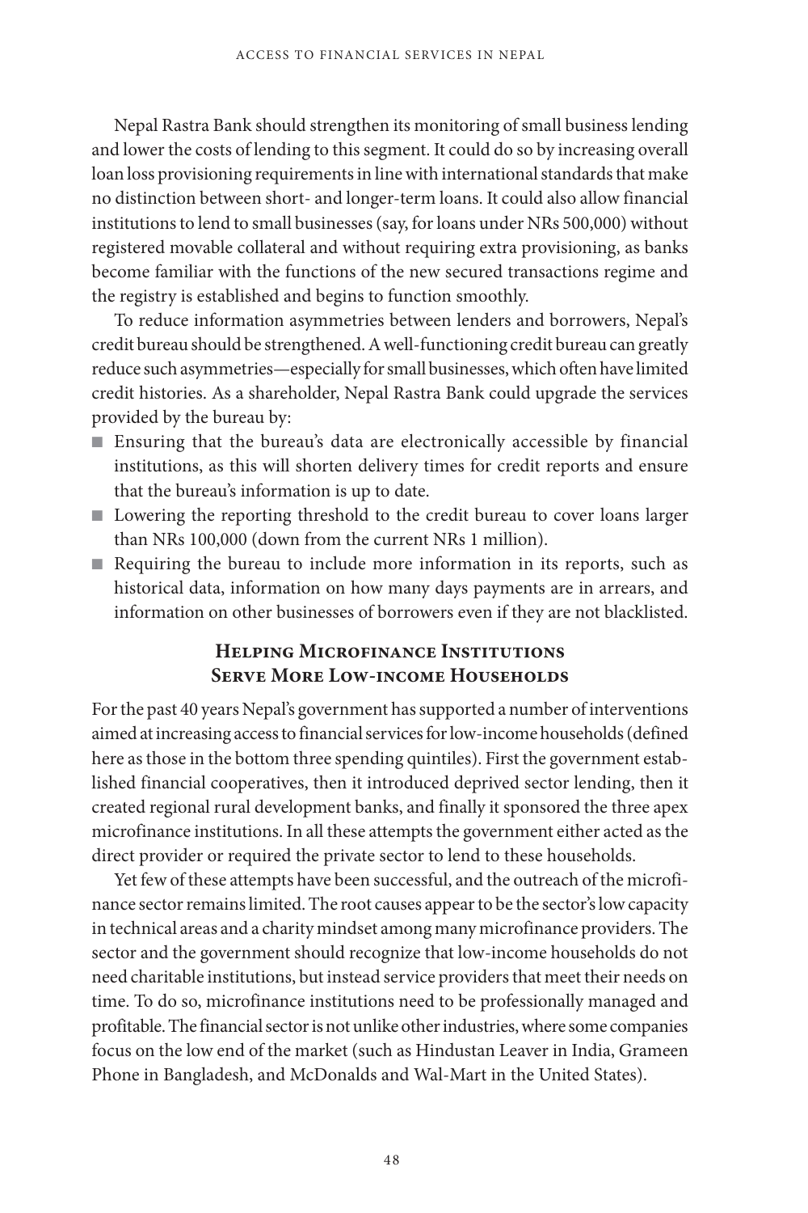Nepal Rastra Bank should strengthen its monitoring of small business lending and lower the costs of lending to this segment. It could do so by increasing overall loan loss provisioning requirements in line with international standards that make no distinction between short- and longer-term loans. It could also allow financial institutions to lend to small businesses (say, for loans under NRs 500,000) without registered movable collateral and without requiring extra provisioning, as banks become familiar with the functions of the new secured transactions regime and the registry is established and begins to function smoothly.

To reduce information asymmetries between lenders and borrowers, Nepal's credit bureau should be strengthened. A well-functioning credit bureau can greatly reduce such asymmetries—especially for small businesses, which often have limited credit histories. As a shareholder, Nepal Rastra Bank could upgrade the services provided by the bureau by:

- Ensuring that the bureau's data are electronically accessible by financial institutions, as this will shorten delivery times for credit reports and ensure that the bureau's information is up to date.
- Lowering the reporting threshold to the credit bureau to cover loans larger than NRs 100,000 (down from the current NRs 1 million).
- Requiring the bureau to include more information in its reports, such as historical data, information on how many days payments are in arrears, and information on other businesses of borrowers even if they are not blacklisted.

## Helping Microfinance Institutions Serve More Low-income Households

For the past 40 years Nepal's government has supported a number of interventions aimed at increasing access to financial services for low-income households (defined here as those in the bottom three spending quintiles). First the government established financial cooperatives, then it introduced deprived sector lending, then it created regional rural development banks, and finally it sponsored the three apex microfinance institutions. In all these attempts the government either acted as the direct provider or required the private sector to lend to these households.

Yet few of these attempts have been successful, and the outreach of the microfinance sector remains limited. The root causes appear to be the sector's low capacity in technical areas and a charity mindset among many microfinance providers. The sector and the government should recognize that low-income households do not need charitable institutions, but instead service providers that meet their needs on time. To do so, microfinance institutions need to be professionally managed and profitable. The financial sector is not unlike other industries, where some companies focus on the low end of the market (such as Hindustan Leaver in India, Grameen Phone in Bangladesh, and McDonalds and Wal-Mart in the United States).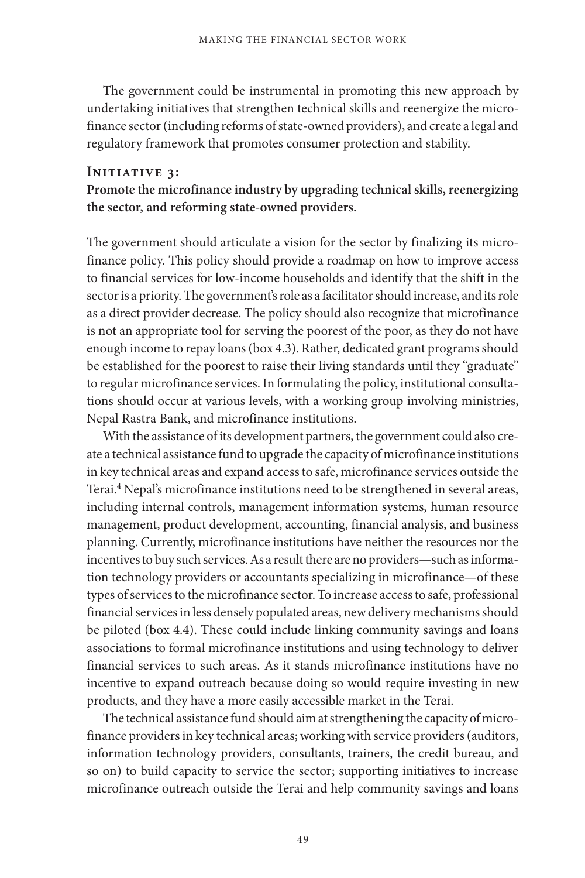The government could be instrumental in promoting this new approach by undertaking initiatives that strengthen technical skills and reenergize the microfinance sector (including reforms of state-owned providers), and create a legal and regulatory framework that promotes consumer protection and stability.

### Initiative 3:
**Promote the microfinance industry by upgrading technical skills, reenergizing the sector, and reforming state-owned providers.**

The government should articulate a vision for the sector by finalizing its microfinance policy. This policy should provide a roadmap on how to improve access to financial services for low-income households and identify that the shift in the sector is a priority. The government's role as a facilitator should increase, and its role as a direct provider decrease. The policy should also recognize that microfinance is not an appropriate tool for serving the poorest of the poor, as they do not have enough income to repay loans (box 4.3). Rather, dedicated grant programs should be established for the poorest to raise their living standards until they "graduate" to regular microfinance services. In formulating the policy, institutional consultations should occur at various levels, with a working group involving ministries, Nepal Rastra Bank, and microfinance institutions.

With the assistance of its development partners, the government could also create a technical assistance fund to upgrade the capacity of microfinance institutions in key technical areas and expand access to safe, microfinance services outside the Terai.[4] Nepal's microfinance institutions need to be strengthened in several areas, including internal controls, management information systems, human resource management, product development, accounting, financial analysis, and business planning. Currently, microfinance institutions have neither the resources nor the incentives to buy such services. As a result there are no providers—such as information technology providers or accountants specializing in microfinance—of these types of services to the microfinance sector. To increase access to safe, professional financial services in less densely populated areas, new delivery mechanisms should be piloted (box 4.4). These could include linking community savings and loans associations to formal microfinance institutions and using technology to deliver financial services to such areas. As it stands microfinance institutions have no incentive to expand outreach because doing so would require investing in new products, and they have a more easily accessible market in the Terai.

The technical assistance fund should aim at strengthening the capacity of microfinance providers in key technical areas; working with service providers (auditors, information technology providers, consultants, trainers, the credit bureau, and so on) to build capacity to service the sector; supporting initiatives to increase microfinance outreach outside the Terai and help community savings and loans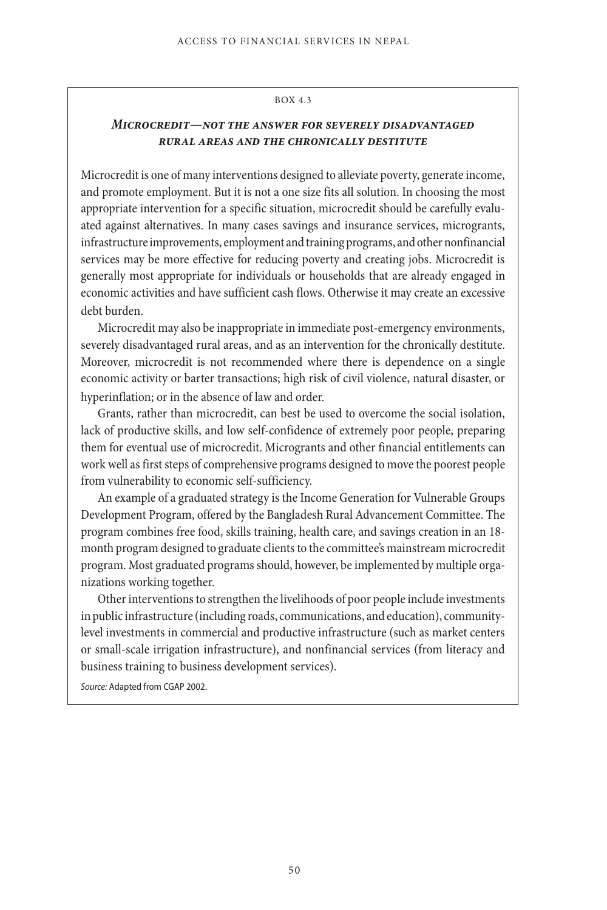BOX 4.3

### *Microcredit—not the answer for severely disadvantaged rural areas and the chronically destitute*

Microcredit is one of many interventions designed to alleviate poverty, generate income, and promote employment. But it is not a one size fits all solution. In choosing the most appropriate intervention for a specific situation, microcredit should be carefully evaluated against alternatives. In many cases savings and insurance services, micrograntss, infrastructure improvements, employment and training programs, and other nonfinancial services may be more effective for reducing poverty and creating jobs. Microcredit is generally most appropriate for individuals or households that are already engaged in economic activities and have sufficient cash flows. Otherwise it may create an excessive debt burden.

Microcredit may also be inappropriate in immediate post-emergency environments, severely disadvantaged rural areas, and as an intervention for the chronically destitute. Moreover, microcredit is not recommended where there is dependence on a single economic activity or barter transactions; high risk of civil violence, natural disaster, or hyperinflation; or in the absence of law and order.

Grants, rather than microcredit, can best be used to overcome the social isolation, lack of productive skills, and low self-confidence of extremely poor people, preparing them for eventual use of microcredit. Micrograntss and other financial entitlements can work well as first steps of comprehensive programs designed to move the poorest people from vulnerability to economic self-sufficiency.

An example of a graduated strategy is the Income Generation for Vulnerable Groups Development Program, offered by the Bangladesh Rural Advancement Committee. The program combines free food, skills training, health care, and savings creation in an 18-month program designed to graduate clients to the committee's mainstream microcredit program. Most graduated programs should, however, be implemented by multiple organizations working together.

Other interventions to strengthen the livelihoods of poor people include investments in public infrastructure (including roads, communications, and education), community-level investments in commercial and productive infrastructure (such as market centers or small-scale irrigation infrastructure), and nonfinancial services (from literacy and business training to business development services).

*Source:* Adapted from CGAP 2002.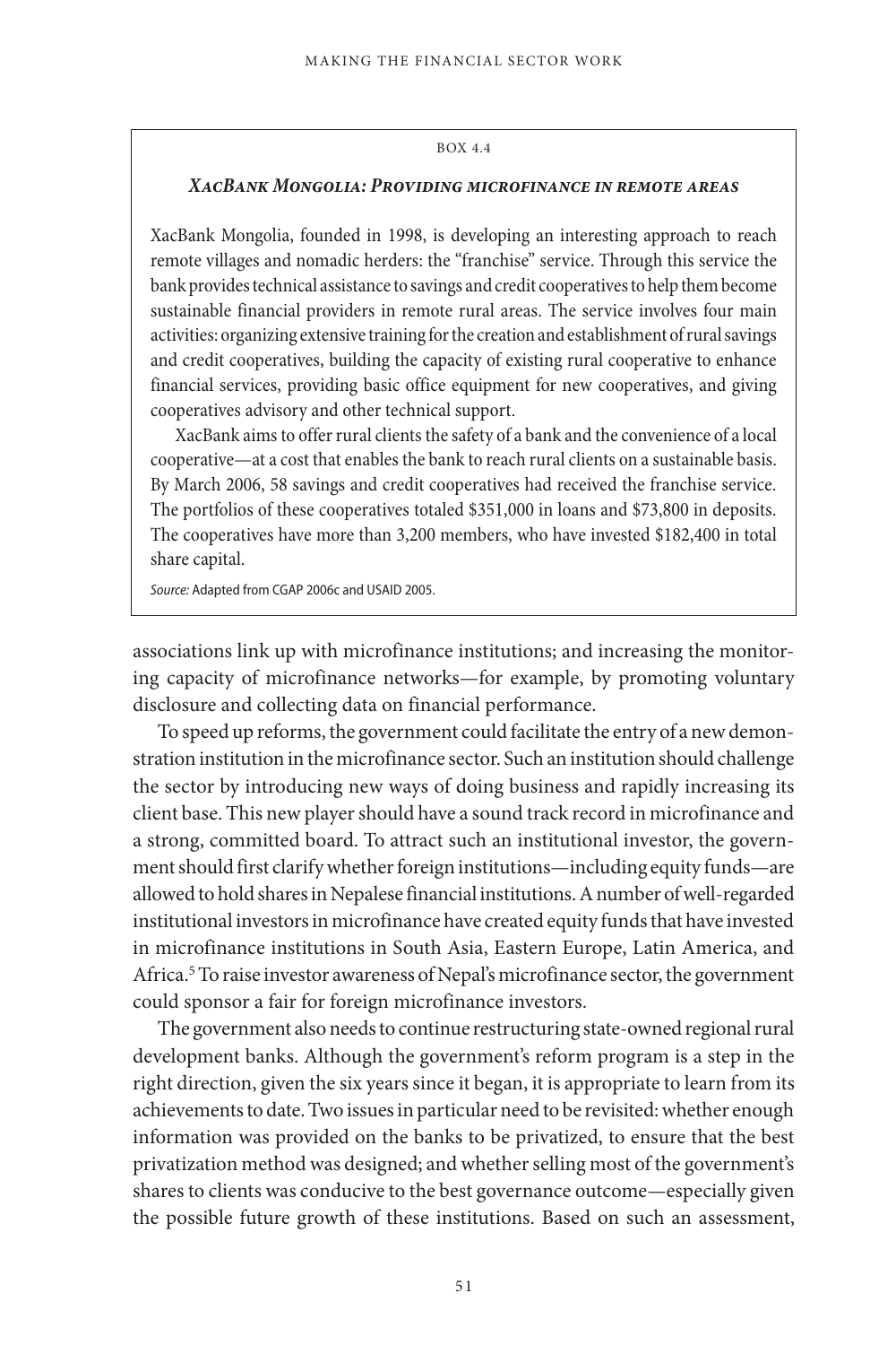BOX 4.4

### *XacBank Mongolia: Providing microfinance in remote areas*

XacBank Mongolia, founded in 1998, is developing an interesting approach to reach remote villages and nomadic herders: the "franchise" service. Through this service the bank provides technical assistance to savings and credit cooperatives to help them become sustainable financial providers in remote rural areas. The service involves four main activities: organizing extensive training for the creation and establishment of rural savings and credit cooperatives, building the capacity of existing rural cooperative to enhance financial services, providing basic office equipment for new cooperatives, and giving cooperatives advisory and other technical support.

XacBank aims to offer rural clients the safety of a bank and the convenience of a local cooperative—at a cost that enables the bank to reach rural clients on a sustainable basis. By March 2006, 58 savings and credit cooperatives had received the franchise service. The portfolios of these cooperatives totaled $351,000 in loans and $73,800 in deposits. The cooperatives have more than 3,200 members, who have invested $182,400 in total share capital.

*Source:* Adapted from CGAP 2006c and USAID 2005.

---

associations link up with microfinance institutions; and increasing the monitoring capacity of microfinance networks—for example, by promoting voluntary disclosure and collecting data on financial performance.

To speed up reforms, the government could facilitate the entry of a new demonstration institution in the microfinance sector. Such an institution should challenge the sector by introducing new ways of doing business and rapidly increasing its client base. This new player should have a sound track record in microfinance and a strong, committed board. To attract such an institutional investor, the government should first clarify whether foreign institutions—including equity funds—are allowed to hold shares in Nepalese financial institutions. A number of well-regarded institutional investors in microfinance have created equity funds that have invested in microfinance institutions in South Asia, Eastern Europe, Latin America, and Africa.[5] To raise investor awareness of Nepal's microfinance sector, the government could sponsor a fair for foreign microfinance investors.

The government also needs to continue restructuring state-owned regional rural development banks. Although the government's reform program is a step in the right direction, given the six years since it began, it is appropriate to learn from its achievements to date. Two issues in particular need to be revisited: whether enough information was provided on the banks to be privatized, to ensure that the best privatization method was designed; and whether selling most of the government's shares to clients was conducive to the best governance outcome—especially given the possible future growth of these institutions. Based on such an assessment,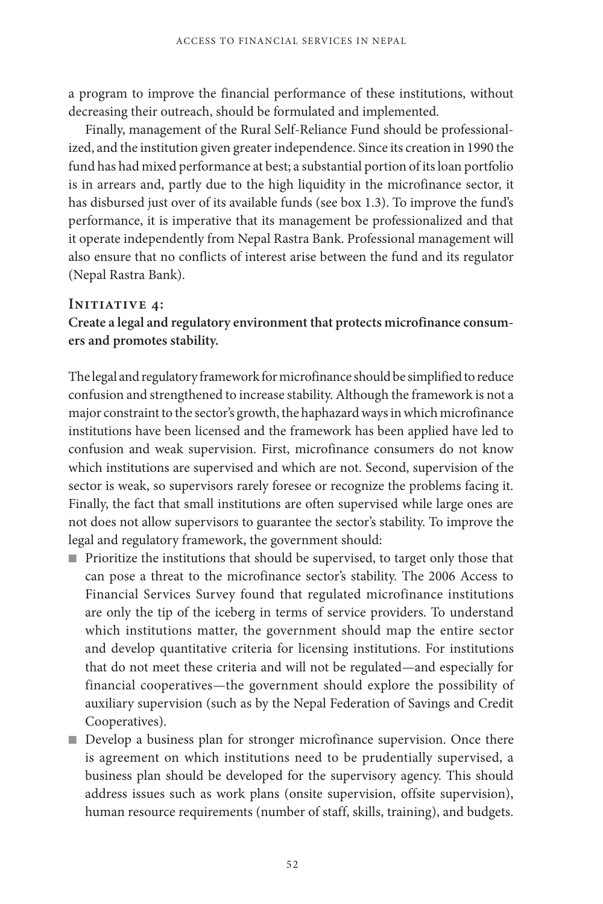a program to improve the financial performance of these institutions, without decreasing their outreach, should be formulated and implemented.

Finally, management of the Rural Self-Reliance Fund should be professionalized, and the institution given greater independence. Since its creation in 1990 the fund has had mixed performance at best; a substantial portion of its loan portfolio is in arrears and, partly due to the high liquidity in the microfinance sector, it has disbursed just over of its available funds (see box 1.3). To improve the fund's performance, it is imperative that its management be professionalized and that it operate independently from Nepal Rastra Bank. Professional management will also ensure that no conflicts of interest arise between the fund and its regulator (Nepal Rastra Bank).

### Initiative 4:

**Create a legal and regulatory environment that protects microfinance consumers and promotes stability.**

The legal and regulatory framework for microfinance should be simplified to reduce confusion and strengthened to increase stability. Although the framework is not a major constraint to the sector's growth, the haphazard ways in which microfinance institutions have been licensed and the framework has been applied have led to confusion and weak supervision. First, microfinance consumers do not know which institutions are supervised and which are not. Second, supervision of the sector is weak, so supervisors rarely foresee or recognize the problems facing it. Finally, the fact that small institutions are often supervised while large ones are not does not allow supervisors to guarantee the sector's stability. To improve the legal and regulatory framework, the government should:

- Prioritize the institutions that should be supervised, to target only those that can pose a threat to the microfinance sector's stability. The 2006 Access to Financial Services Survey found that regulated microfinance institutions are only the tip of the iceberg in terms of service providers. To understand which institutions matter, the government should map the entire sector and develop quantitative criteria for licensing institutions. For institutions that do not meet these criteria and will not be regulated—and especially for financial cooperatives—the government should explore the possibility of auxiliary supervision (such as by the Nepal Federation of Savings and Credit Cooperatives).
- Develop a business plan for stronger microfinance supervision. Once there is agreement on which institutions need to be prudentially supervised, a business plan should be developed for the supervisory agency. This should address issues such as work plans (onsite supervision, offsite supervision), human resource requirements (number of staff, skills, training), and budgets.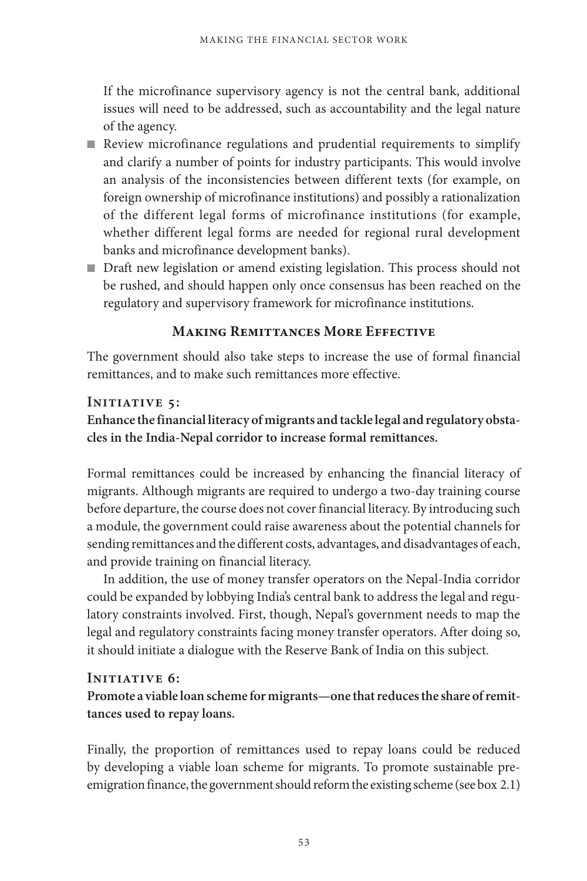If the microfinance supervisory agency is not the central bank, additional issues will need to be addressed, such as accountability and the legal nature of the agency.

- Review microfinance regulations and prudential requirements to simplify and clarify a number of points for industry participants. This would involve an analysis of the inconsistencies between different texts (for example, on foreign ownership of microfinance institutions) and possibly a rationalization of the different legal forms of microfinance institutions (for example, whether different legal forms are needed for regional rural development banks and microfinance development banks).
- Draft new legislation or amend existing legislation. This process should not be rushed, and should happen only once consensus has been reached on the regulatory and supervisory framework for microfinance institutions.

## Making Remittances More Effective

The government should also take steps to increase the use of formal financial remittances, and to make such remittances more effective.

### Initiative 5:

**Enhance the financial literacy of migrants and tackle legal and regulatory obstacles in the India-Nepal corridor to increase formal remittances.**

Formal remittances could be increased by enhancing the financial literacy of migrants. Although migrants are required to undergo a two-day training course before departure, the course does not cover financial literacy. By introducing such a module, the government could raise awareness about the potential channels for sending remittances and the different costs, advantages, and disadvantages of each, and provide training on financial literacy.

In addition, the use of money transfer operators on the Nepal-India corridor could be expanded by lobbying India's central bank to address the legal and regulatory constraints involved. First, though, Nepal's government needs to map the legal and regulatory constraints facing money transfer operators. After doing so, it should initiate a dialogue with the Reserve Bank of India on this subject.

### Initiative 6:

**Promote a viable loan scheme for migrants—one that reduces the share of remittances used to repay loans.**

Finally, the proportion of remittances used to repay loans could be reduced by developing a viable loan scheme for migrants. To promote sustainable pre-emigration finance, the government should reform the existing scheme (see box 2.1)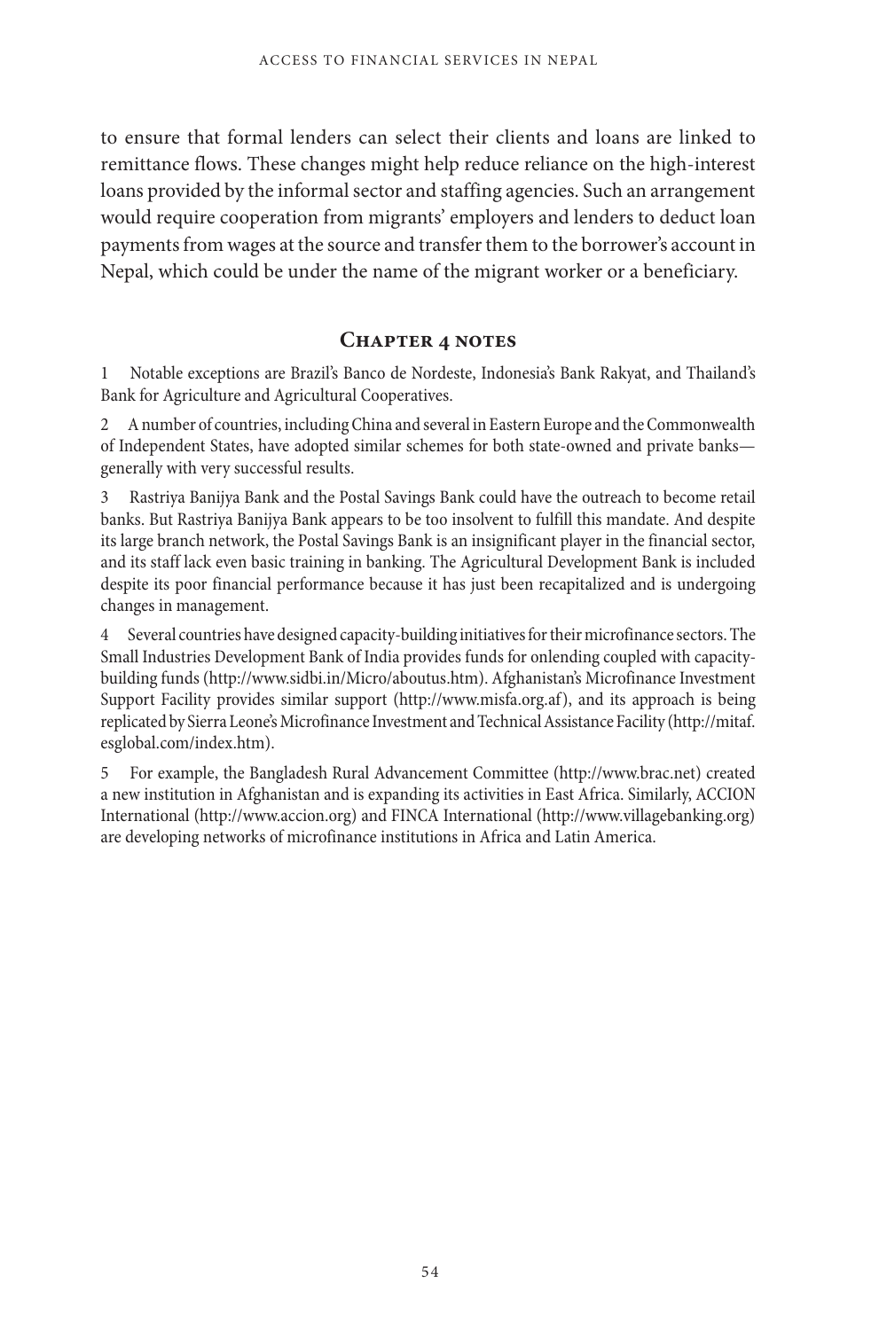to ensure that formal lenders can select their clients and loans are linked to remittance flows. These changes might help reduce reliance on the high-interest loans provided by the informal sector and staffing agencies. Such an arrangement would require cooperation from migrants' employers and lenders to deduct loan payments from wages at the source and transfer them to the borrower's account in Nepal, which could be under the name of the migrant worker or a beneficiary.

## Chapter 4 notes

1 Notable exceptions are Brazil's Banco de Nordeste, Indonesia's Bank Rakyat, and Thailand's Bank for Agriculture and Agricultural Cooperatives.

2 A number of countries, including China and several in Eastern Europe and the Commonwealth of Independent States, have adopted similar schemes for both state-owned and private banks—generally with very successful results.

3 Rastriya Banijya Bank and the Postal Savings Bank could have the outreach to become retail banks. But Rastriya Banijya Bank appears to be too insolvent to fulfill this mandate. And despite its large branch network, the Postal Savings Bank is an insignificant player in the financial sector, and its staff lack even basic training in banking. The Agricultural Development Bank is included despite its poor financial performance because it has just been recapitalized and is undergoing changes in management.

4 Several countries have designed capacity-building initiatives for their microfinance sectors. The Small Industries Development Bank of India provides funds for onlending coupled with capacity-building funds (http://www.sidbi.in/Micro/aboutus.htm). Afghanistan's Microfinance Investment Support Facility provides similar support (http://www.misfa.org.af), and its approach is being replicated by Sierra Leone's Microfinance Investment and Technical Assistance Facility (http://mitaf.esglobal.com/index.htm).

5 For example, the Bangladesh Rural Advancement Committee (http://www.brac.net) created a new institution in Afghanistan and is expanding its activities in East Africa. Similarly, ACCION International (http://www.accion.org) and FINCA International (http://www.villagebanking.org) are developing networks of microfinance institutions in Africa and Latin America.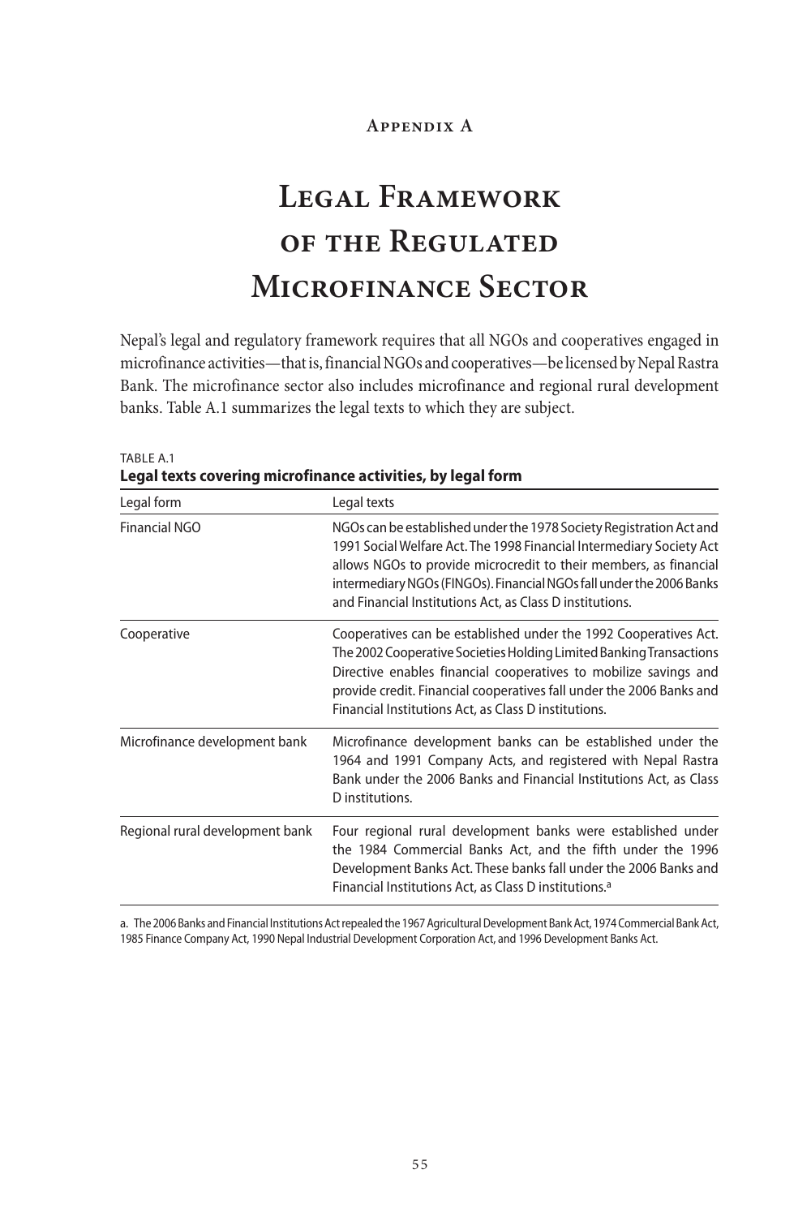## Appendix A

# Legal Framework of the Regulated Microfinance Sector

Nepal's legal and regulatory framework requires that all NGOs and cooperatives engaged in microfinance activities—that is, financial NGOs and cooperatives—be licensed by Nepal Rastra Bank. The microfinance sector also includes microfinance and regional rural development banks. Table A.1 summarizes the legal texts to which they are subject.

TABLE A.1
**Legal texts covering microfinance activities, by legal form**

| Legal form | Legal texts |
|---|---|
| Financial NGO | NGOs can be established under the 1978 Society Registration Act and 1991 Social Welfare Act. The 1998 Financial Intermediary Society Act allows NGOs to provide microcredit to their members, as financial intermediary NGOs (FINGOs). Financial NGOs fall under the 2006 Banks and Financial Institutions Act, as Class D institutions. |
| Cooperative | Cooperatives can be established under the 1992 Cooperatives Act. The 2002 Cooperative Societies Holding Limited Banking Transactions Directive enables financial cooperatives to mobilize savings and provide credit. Financial cooperatives fall under the 2006 Banks and Financial Institutions Act, as Class D institutions. |
| Microfinance development bank | Microfinance development banks can be established under the 1964 and 1991 Company Acts, and registered with Nepal Rastra Bank under the 2006 Banks and Financial Institutions Act, as Class D institutions. |
| Regional rural development bank | Four regional rural development banks were established under the 1984 Commercial Banks Act, and the fifth under the 1996 Development Banks Act. These banks fall under the 2006 Banks and Financial Institutions Act, as Class D institutions.[a] |

a. The 2006 Banks and Financial Institutions Act repealed the 1967 Agricultural Development Bank Act, 1974 Commercial Bank Act, 1985 Finance Company Act, 1990 Nepal Industrial Development Corporation Act, and 1996 Development Banks Act.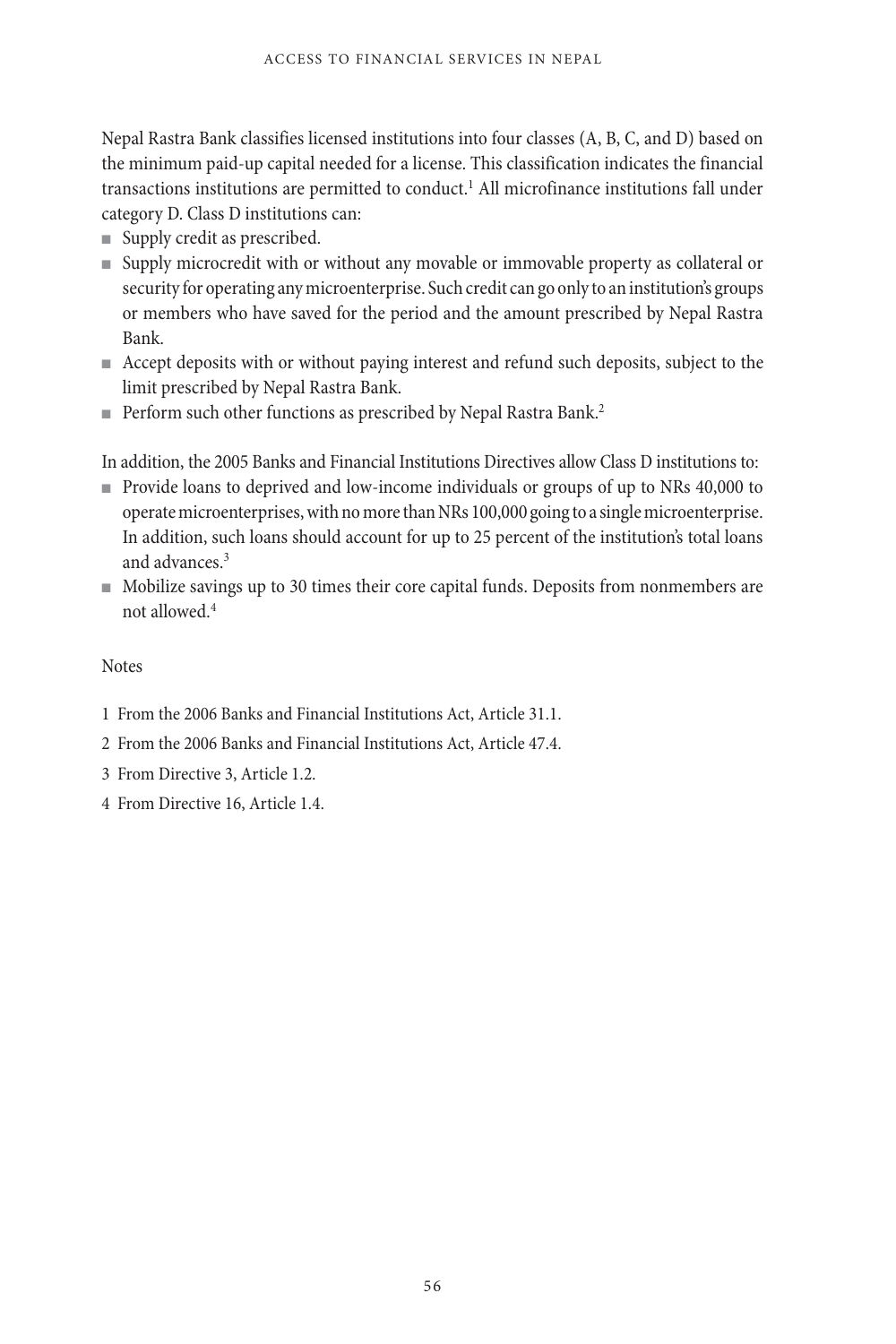Nepal Rastra Bank classifies licensed institutions into four classes (A, B, C, and D) based on the minimum paid-up capital needed for a license. This classification indicates the financial transactions institutions are permitted to conduct.[1] All microfinance institutions fall under category D. Class D institutions can:

- Supply credit as prescribed.
- Supply microcredit with or without any movable or immovable property as collateral or security for operating any microenterprise. Such credit can go only to an institution's groups or members who have saved for the period and the amount prescribed by Nepal Rastra Bank.
- Accept deposits with or without paying interest and refund such deposits, subject to the limit prescribed by Nepal Rastra Bank.
- Perform such other functions as prescribed by Nepal Rastra Bank.[2]

In addition, the 2005 Banks and Financial Institutions Directives allow Class D institutions to:

- Provide loans to deprived and low-income individuals or groups of up to NRs 40,000 to operate microenterprises, with no more than NRs 100,000 going to a single microenterprise. In addition, such loans should account for up to 25 percent of the institution's total loans and advances.[3]
- Mobilize savings up to 30 times their core capital funds. Deposits from nonmembers are not allowed.[4]

Notes

1 From the 2006 Banks and Financial Institutions Act, Article 31.1.

2 From the 2006 Banks and Financial Institutions Act, Article 47.4.

3 From Directive 3, Article 1.2.

4 From Directive 16, Article 1.4.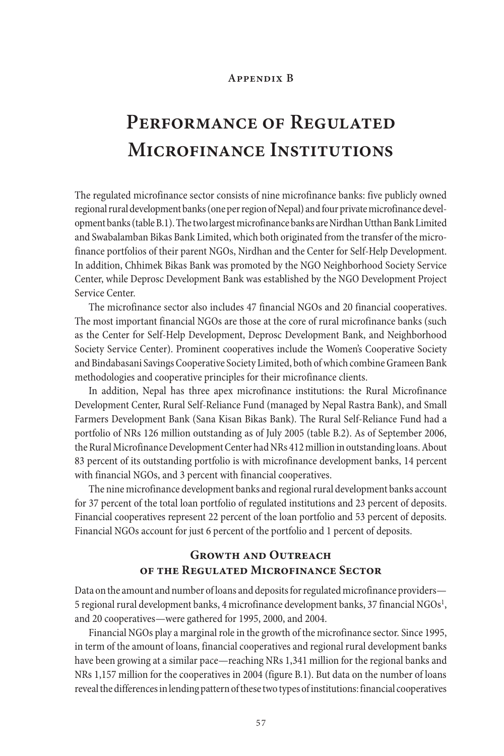Appendix B

# Performance of Regulated Microfinance Institutions

The regulated microfinance sector consists of nine microfinance banks: five publicly owned regional rural development banks (one per region of Nepal) and four private microfinance development banks (table B.1). The two largest microfinance banks are Nirdhan Utthan Bank Limited and Swabalamban Bikas Bank Limited, which both originated from the transfer of the microfinance portfolios of their parent NGOs, Nirdhan and the Center for Self-Help Development. In addition, Chhimek Bikas Bank was promoted by the NGO Neighborhood Society Service Center, while Deprosc Development Bank was established by the NGO Development Project Service Center.

The microfinance sector also includes 47 financial NGOs and 20 financial cooperatives. The most important financial NGOs are those at the core of rural microfinance banks (such as the Center for Self-Help Development, Deprosc Development Bank, and Neighborhood Society Service Center). Prominent cooperatives include the Women's Cooperative Society and Bindabasani Savings Cooperative Society Limited, both of which combine Grameen Bank methodologies and cooperative principles for their microfinance clients.

In addition, Nepal has three apex microfinance institutions: the Rural Microfinance Development Center, Rural Self-Reliance Fund (managed by Nepal Rastra Bank), and Small Farmers Development Bank (Sana Kisan Bikas Bank). The Rural Self-Reliance Fund had a portfolio of NRs 126 million outstanding as of July 2005 (table B.2). As of September 2006, the Rural Microfinance Development Center had NRs 412 million in outstanding loans. About 83 percent of its outstanding portfolio is with microfinance development banks, 14 percent with financial NGOs, and 3 percent with financial cooperatives.

The nine microfinance development banks and regional rural development banks account for 37 percent of the total loan portfolio of regulated institutions and 23 percent of deposits. Financial cooperatives represent 22 percent of the loan portfolio and 53 percent of deposits. Financial NGOs account for just 6 percent of the portfolio and 1 percent of deposits.

## Growth and Outreach of the Regulated Microfinance Sector

Data on the amount and number of loans and deposits for regulated microfinance providers—5 regional rural development banks, 4 microfinance development banks, 37 financial NGOs[1], and 20 cooperatives—were gathered for 1995, 2000, and 2004.

Financial NGOs play a marginal role in the growth of the microfinance sector. Since 1995, in term of the amount of loans, financial cooperatives and regional rural development banks have been growing at a similar pace—reaching NRs 1,341 million for the regional banks and NRs 1,157 million for the cooperatives in 2004 (figure B.1). But data on the number of loans reveal the differences in lending pattern of these two types of institutions: financial cooperatives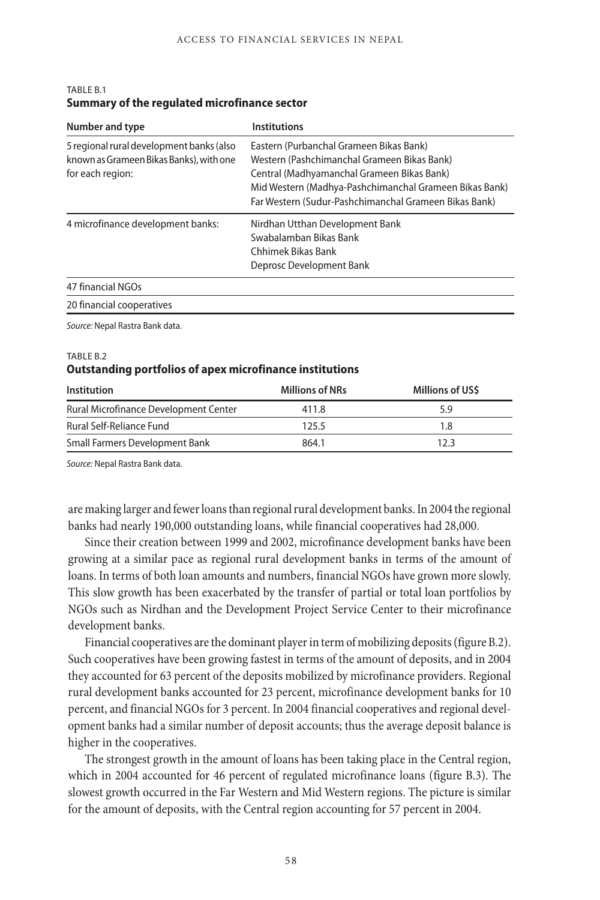TABLE B.1
**Summary of the regulated microfinance sector**

| Number and type | Institutions |
|---|---|
| 5 regional rural development banks (also known as Grameen Bikas Banks), with one for each region: | Eastern (Purbanchal Grameen Bikas Bank)<br>Western (Pashchimanchal Grameen Bikas Bank)<br>Central (Madhyamanchal Grameen Bikas Bank)<br>Mid Western (Madhya-Pashchimanchal Grameen Bikas Bank)<br>Far Western (Sudur-Pashchimanchal Grameen Bikas Bank) |
| 4 microfinance development banks: | Nirdhan Utthan Development Bank<br>Swabalamban Bikas Bank<br>Chhimek Bikas Bank<br>Deprosc Development Bank |
| 47 financial NGOs | |
| 20 financial cooperatives | |

*Source:* Nepal Rastra Bank data.

TABLE B.2
**Outstanding portfolios of apex microfinance institutions**

| Institution | Millions of NRs | Millions of US$ |
|---|---|---|
| Rural Microfinance Development Center | 411.8 | 5.9 |
| Rural Self-Reliance Fund | 125.5 | 1.8 |
| Small Farmers Development Bank | 864.1 | 12.3 |

*Source:* Nepal Rastra Bank data.

are making larger and fewer loans than regional rural development banks. In 2004 the regional banks had nearly 190,000 outstanding loans, while financial cooperatives had 28,000.

Since their creation between 1999 and 2002, microfinance development banks have been growing at a similar pace as regional rural development banks in terms of the amount of loans. In terms of both loan amounts and numbers, financial NGOs have grown more slowly. This slow growth has been exacerbated by the transfer of partial or total loan portfolios by NGOs such as Nirdhan and the Development Project Service Center to their microfinance development banks.

Financial cooperatives are the dominant player in term of mobilizing deposits (figure B.2). Such cooperatives have been growing fastest in terms of the amount of deposits, and in 2004 they accounted for 63 percent of the deposits mobilized by microfinance providers. Regional rural development banks accounted for 23 percent, microfinance development banks for 10 percent, and financial NGOs for 3 percent. In 2004 financial cooperatives and regional development banks had a similar number of deposit accounts; thus the average deposit balance is higher in the cooperatives.

The strongest growth in the amount of loans has been taking place in the Central region, which in 2004 accounted for 46 percent of regulated microfinance loans (figure B.3). The slowest growth occurred in the Far Western and Mid Western regions. The picture is similar for the amount of deposits, with the Central region accounting for 57 percent in 2004.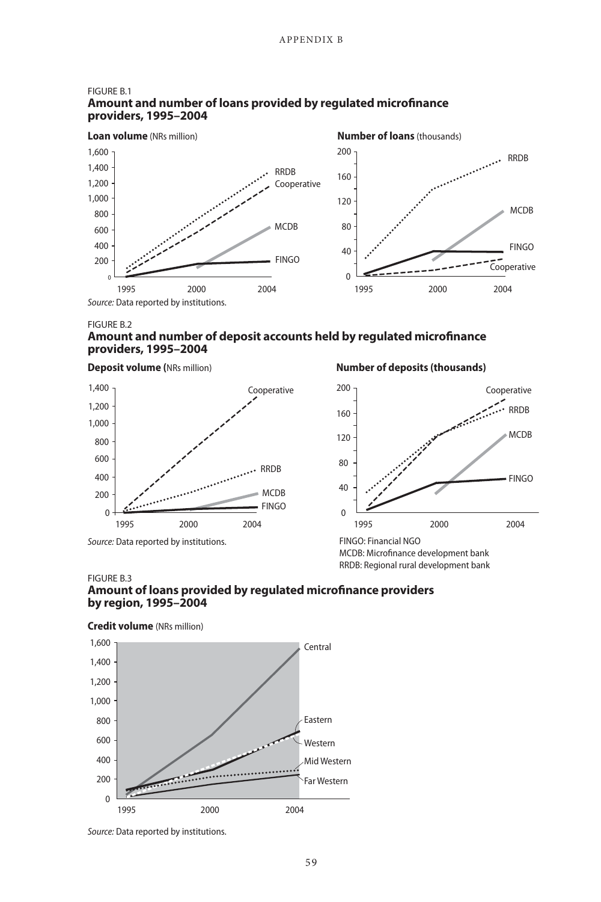FIGURE B.1
**Amount and number of loans provided by regulated microfinance providers, 1995–2004**

**Loan volume** (NRs million)

**Number of loans** (thousands)

*Source:* Data reported by institutions.

FIGURE B.2
**Amount and number of deposit accounts held by regulated microfinance providers, 1995–2004**

**Deposit volume (**NRs million)

**Number of deposits (thousands)**

*Source:* Data reported by institutions.

FINGO: Financial NGO
MCDB: Microfinance development bank
RRDB: Regional rural development bank

FIGURE B.3
**Amount of loans provided by regulated microfinance providers by region, 1995–2004**

**Credit volume** (NRs million)

*Source:* Data reported by institutions.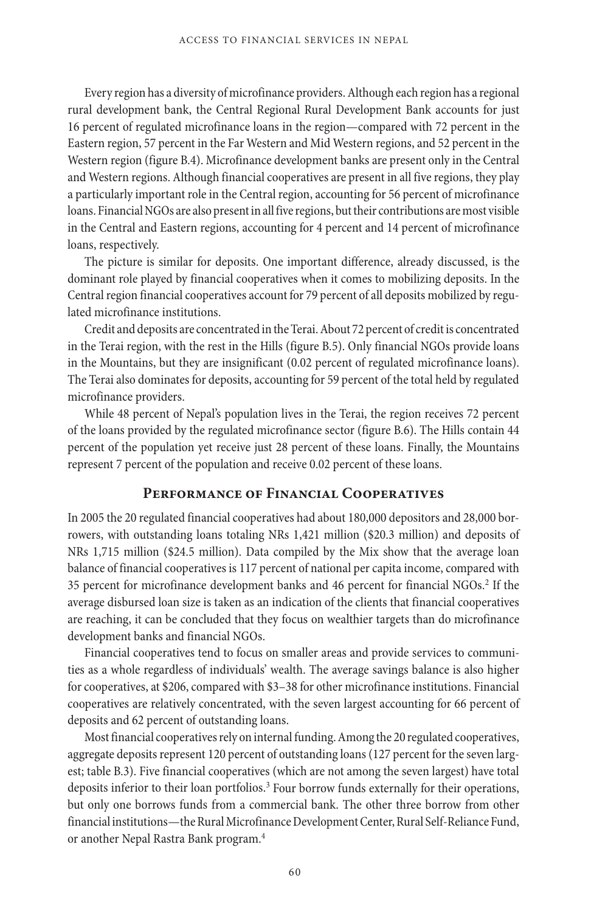Every region has a diversity of microfinance providers. Although each region has a regional rural development bank, the Central Regional Rural Development Bank accounts for just 16 percent of regulated microfinance loans in the region—compared with 72 percent in the Eastern region, 57 percent in the Far Western and Mid Western regions, and 52 percent in the Western region (figure B.4). Microfinance development banks are present only in the Central and Western regions. Although financial cooperatives are present in all five regions, they play a particularly important role in the Central region, accounting for 56 percent of microfinance loans. Financial NGOs are also present in all five regions, but their contributions are most visible in the Central and Eastern regions, accounting for 4 percent and 14 percent of microfinance loans, respectively.

The picture is similar for deposits. One important difference, already discussed, is the dominant role played by financial cooperatives when it comes to mobilizing deposits. In the Central region financial cooperatives account for 79 percent of all deposits mobilized by regulated microfinance institutions.

Credit and deposits are concentrated in the Terai. About 72 percent of credit is concentrated in the Terai region, with the rest in the Hills (figure B.5). Only financial NGOs provide loans in the Mountains, but they are insignificant (0.02 percent of regulated microfinance loans). The Terai also dominates for deposits, accounting for 59 percent of the total held by regulated microfinance providers.

While 48 percent of Nepal's population lives in the Terai, the region receives 72 percent of the loans provided by the regulated microfinance sector (figure B.6). The Hills contain 44 percent of the population yet receive just 28 percent of these loans. Finally, the Mountains represent 7 percent of the population and receive 0.02 percent of these loans.

## Performance of Financial Cooperatives

In 2005 the 20 regulated financial cooperatives had about 180,000 depositors and 28,000 borrowers, with outstanding loans totaling NRs 1,421 million ($20.3 million) and deposits of NRs 1,715 million ($24.5 million). Data compiled by the Mix show that the average loan balance of financial cooperatives is 117 percent of national per capita income, compared with 35 percent for microfinance development banks and 46 percent for financial NGOs.[2] If the average disbursed loan size is taken as an indication of the clients that financial cooperatives are reaching, it can be concluded that they focus on wealthier targets than do microfinance development banks and financial NGOs.

Financial cooperatives tend to focus on smaller areas and provide services to communities as a whole regardless of individuals' wealth. The average savings balance is also higher for cooperatives, at $206, compared with $3–38 for other microfinance institutions. Financial cooperatives are relatively concentrated, with the seven largest accounting for 66 percent of deposits and 62 percent of outstanding loans.

Most financial cooperatives rely on internal funding. Among the 20 regulated cooperatives, aggregate deposits represent 120 percent of outstanding loans (127 percent for the seven largest; table B.3). Five financial cooperatives (which are not among the seven largest) have total deposits inferior to their loan portfolios.[3] Four borrow funds externally for their operations, but only one borrows funds from a commercial bank. The other three borrow from other financial institutions—the Rural Microfinance Development Center, Rural Self-Reliance Fund, or another Nepal Rastra Bank program.[4]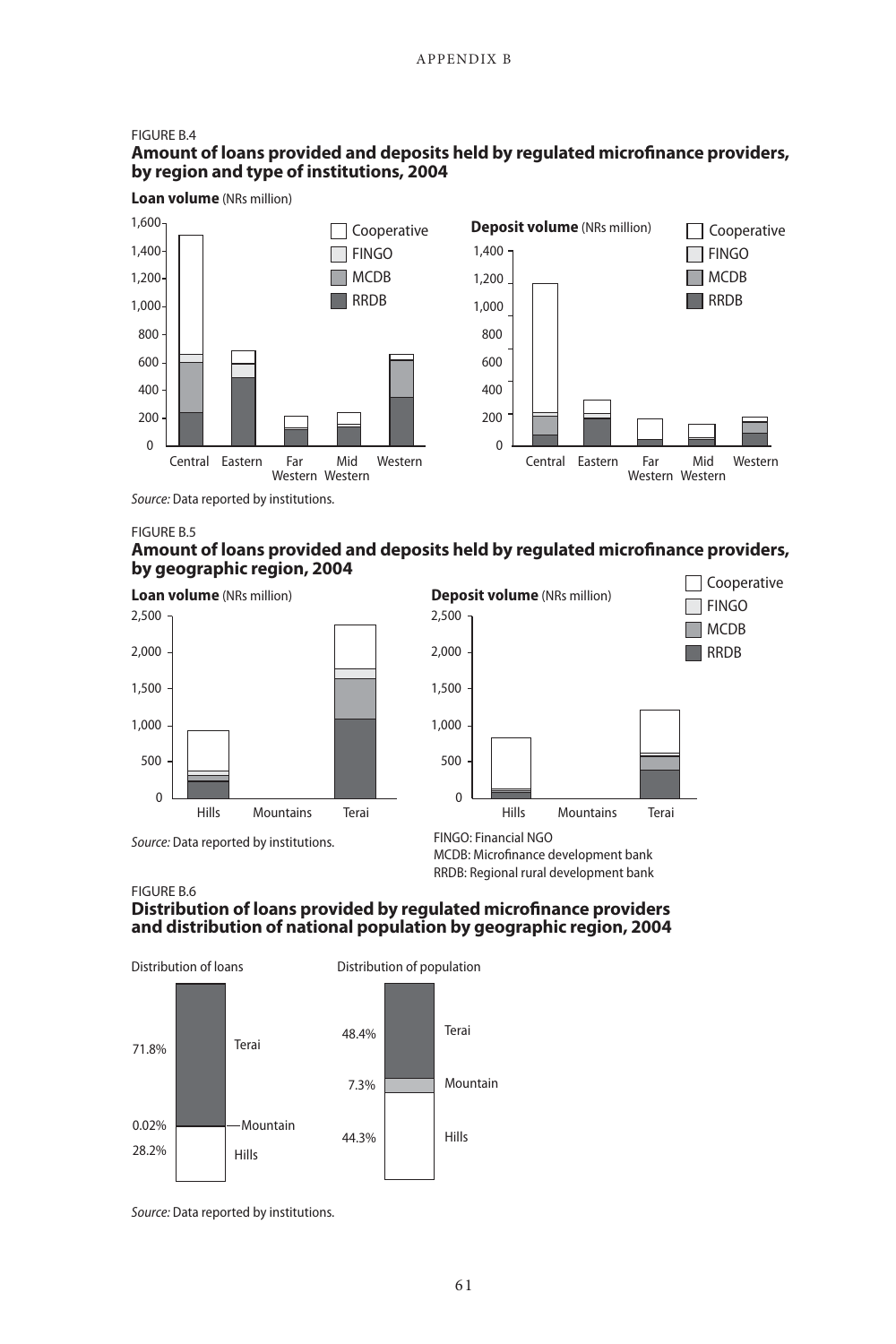FIGURE B.4
**Amount of loans provided and deposits held by regulated microfinance providers, by region and type of institutions, 2004**

**Loan volume** (NRs million)

**Deposit volume** (NRs million)

Cooperative, FINGO, MCDB, RRDB

Central, Eastern, Far Western, Mid Western, Western

*Source:* Data reported by institutions.

FIGURE B.5
**Amount of loans provided and deposits held by regulated microfinance providers, by geographic region, 2004**

**Loan volume** (NRs million)

**Deposit volume** (NRs million)

Cooperative, FINGO, MCDB, RRDB

Hills, Mountains, Terai

*Source:* Data reported by institutions.

FINGO: Financial NGO
MCDB: Microfinance development bank
RRDB: Regional rural development bank

FIGURE B.6
**Distribution of loans provided by regulated microfinance providers and distribution of national population by geographic region, 2004**

Distribution of loans: Terai 71.8%, Mountain 0.02%, Hills 28.2%

Distribution of population: Terai 48.4%, Mountain 7.3%, Hills 44.3%

*Source:* Data reported by institutions.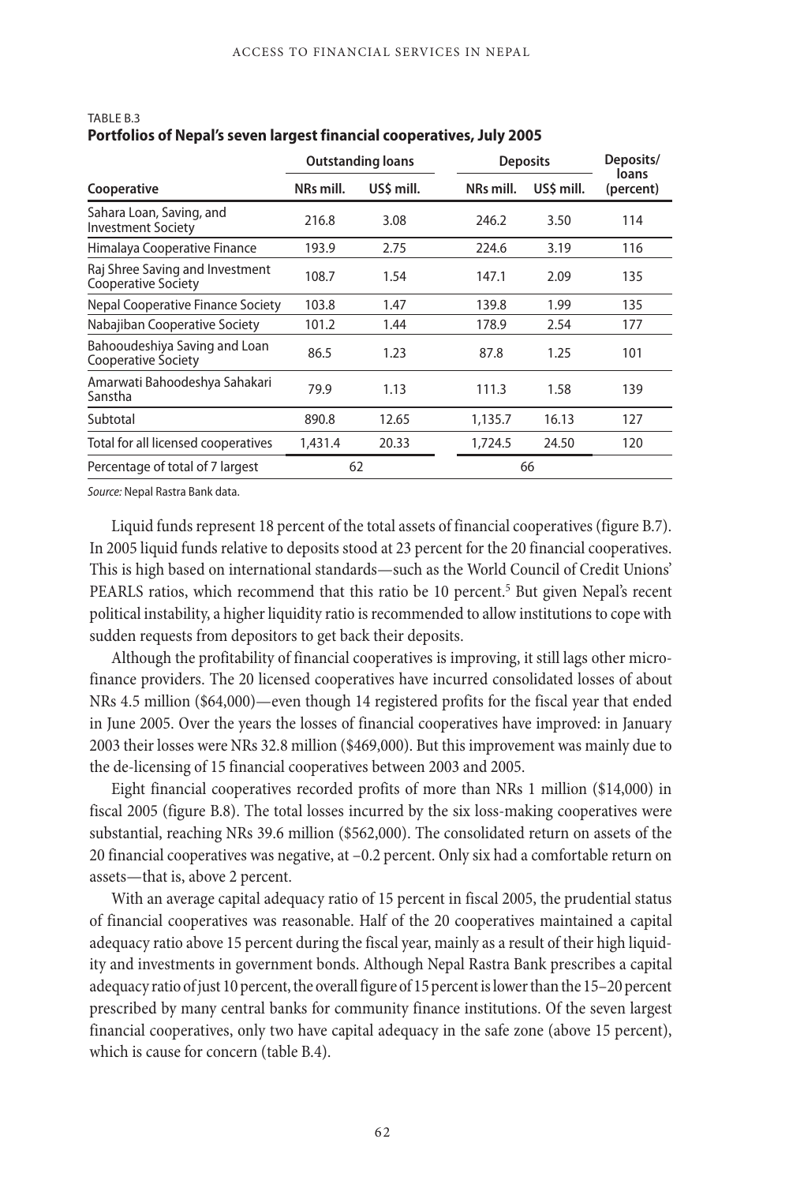TABLE B.3
**Portfolios of Nepal's seven largest financial cooperatives, July 2005**

| Cooperative | Outstanding loans | | Deposits | | Deposits/ loans (percent) |
|---|---|---|---|---|---|
| | NRs mill. | US$ mill. | NRs mill. | US$ mill. | |
| Sahara Loan, Saving, and Investment Society | 216.8 | 3.08 | 246.2 | 3.50 | 114 |
| Himalaya Cooperative Finance | 193.9 | 2.75 | 224.6 | 3.19 | 116 |
| Raj Shree Saving and Investment Cooperative Society | 108.7 | 1.54 | 147.1 | 2.09 | 135 |
| Nepal Cooperative Finance Society | 103.8 | 1.47 | 139.8 | 1.99 | 135 |
| Nabajiban Cooperative Society | 101.2 | 1.44 | 178.9 | 2.54 | 177 |
| Bahooudeshiya Saving and Loan Cooperative Society | 86.5 | 1.23 | 87.8 | 1.25 | 101 |
| Amarwati Bahoodeshya Sahakari Sanstha | 79.9 | 1.13 | 111.3 | 1.58 | 139 |
| Subtotal | 890.8 | 12.65 | 1,135.7 | 16.13 | 127 |
| Total for all licensed cooperatives | 1,431.4 | 20.33 | 1,724.5 | 24.50 | 120 |
| Percentage of total of 7 largest | 62 | | 66 | | |

*Source:* Nepal Rastra Bank data.

Liquid funds represent 18 percent of the total assets of financial cooperatives (figure B.7). In 2005 liquid funds relative to deposits stood at 23 percent for the 20 financial cooperatives. This is high based on international standards—such as the World Council of Credit Unions' PEARLS ratios, which recommend that this ratio be 10 percent.[5] But given Nepal's recent political instability, a higher liquidity ratio is recommended to allow institutions to cope with sudden requests from depositors to get back their deposits.

Although the profitability of financial cooperatives is improving, it still lags other microfinance providers. The 20 licensed cooperatives have incurred consolidated losses of about NRs 4.5 million ($64,000)—even though 14 registered profits for the fiscal year that ended in June 2005. Over the years the losses of financial cooperatives have improved: in January 2003 their losses were NRs 32.8 million ($469,000). But this improvement was mainly due to the de-licensing of 15 financial cooperatives between 2003 and 2005.

Eight financial cooperatives recorded profits of more than NRs 1 million ($14,000) in fiscal 2005 (figure B.8). The total losses incurred by the six loss-making cooperatives were substantial, reaching NRs 39.6 million ($562,000). The consolidated return on assets of the 20 financial cooperatives was negative, at –0.2 percent. Only six had a comfortable return on assets—that is, above 2 percent.

With an average capital adequacy ratio of 15 percent in fiscal 2005, the prudential status of financial cooperatives was reasonable. Half of the 20 cooperatives maintained a capital adequacy ratio above 15 percent during the fiscal year, mainly as a result of their high liquidity and investments in government bonds. Although Nepal Rastra Bank prescribes a capital adequacy ratio of just 10 percent, the overall figure of 15 percent is lower than the 15–20 percent prescribed by many central banks for community finance institutions. Of the seven largest financial cooperatives, only two have capital adequacy in the safe zone (above 15 percent), which is cause for concern (table B.4).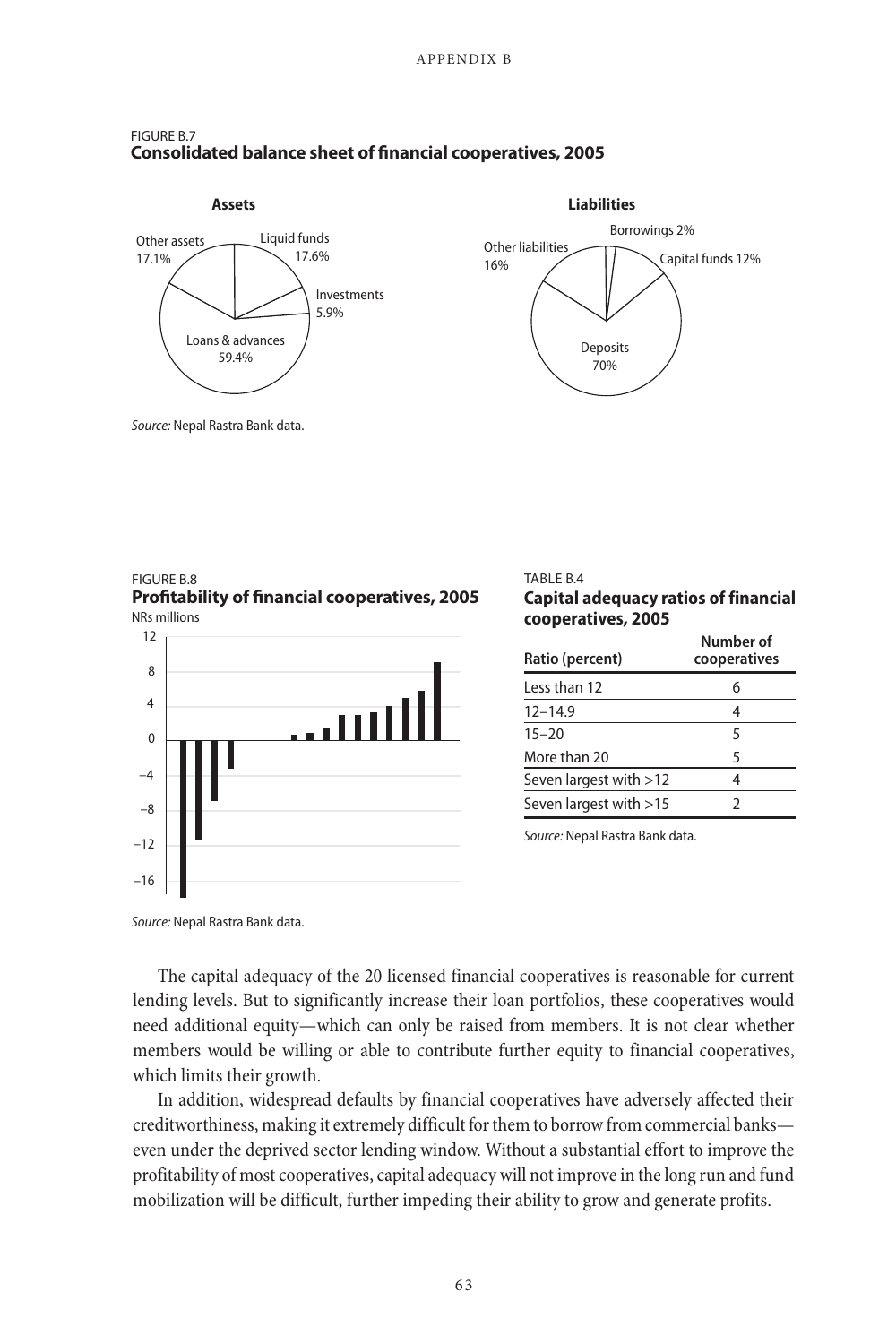FIGURE B.7
**Consolidated balance sheet of financial cooperatives, 2005**

**Assets**

Other assets 17.1%
Liquid funds 17.6%
Investments 5.9%
Loans & advances 59.4%

**Liabilities**

Borrowings 2%
Other liabilities 16%
Capital funds 12%
Deposits 70%

*Source:* Nepal Rastra Bank data.

FIGURE B.8
**Profitability of financial cooperatives, 2005**
NRs millions

*Source:* Nepal Rastra Bank data.

TABLE B.4
**Capital adequacy ratios of financial cooperatives, 2005**

| Ratio (percent) | Number of cooperatives |
|---|---|
| Less than 12 | 6 |
| 12–14.9 | 4 |
| 15–20 | 5 |
| More than 20 | 5 |
| Seven largest with >12 | 4 |
| Seven largest with >15 | 2 |

*Source:* Nepal Rastra Bank data.

The capital adequacy of the 20 licensed financial cooperatives is reasonable for current lending levels. But to significantly increase their loan portfolios, these cooperatives would need additional equity—which can only be raised from members. It is not clear whether members would be willing or able to contribute further equity to financial cooperatives, which limits their growth.

In addition, widespread defaults by financial cooperatives have adversely affected their creditworthiness, making it extremely difficult for them to borrow from commercial banks—even under the deprived sector lending window. Without a substantial effort to improve the profitability of most cooperatives, capital adequacy will not improve in the long run and fund mobilization will be difficult, further impeding their ability to grow and generate profits.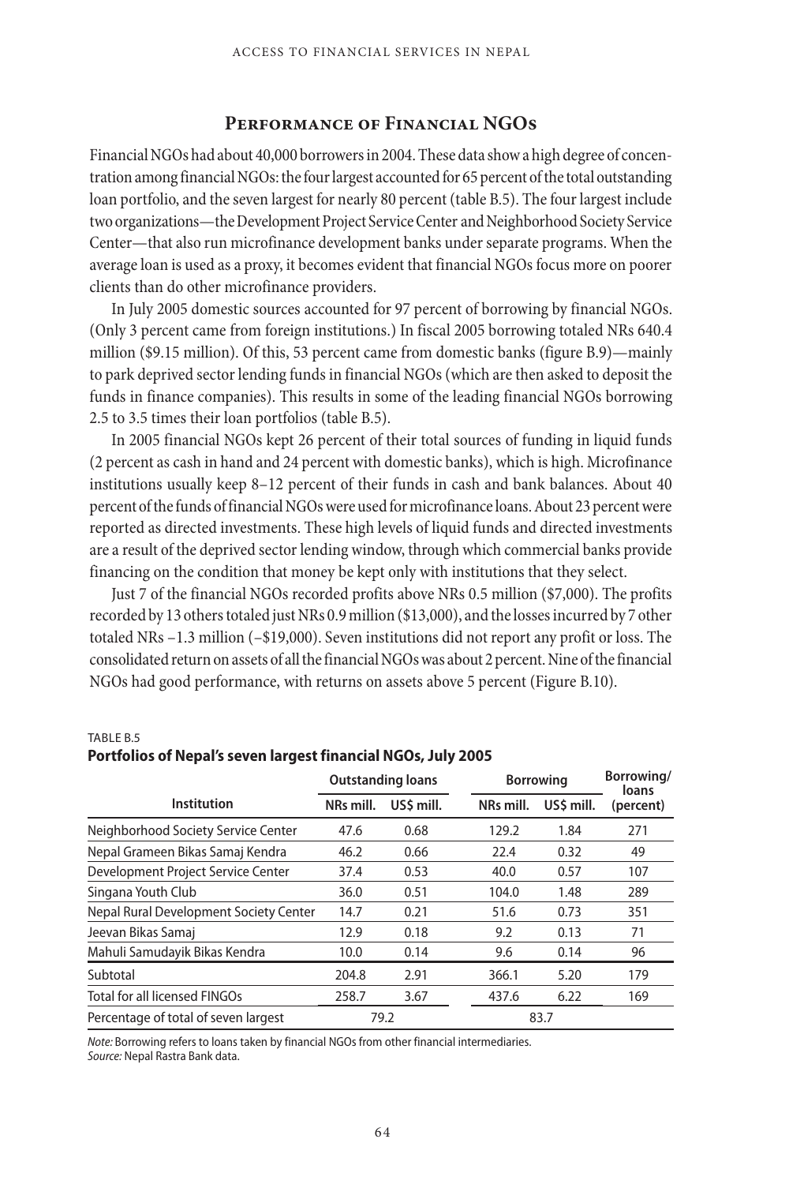## Performance of Financial NGOs

Financial NGOs had about 40,000 borrowers in 2004. These data show a high degree of concentration among financial NGOs: the four largest accounted for 65 percent of the total outstanding loan portfolio, and the seven largest for nearly 80 percent (table B.5). The four largest include two organizations—the Development Project Service Center and Neighborhood Society Service Center—that also run microfinance development banks under separate programs. When the average loan is used as a proxy, it becomes evident that financial NGOs focus more on poorer clients than do other microfinance providers.

In July 2005 domestic sources accounted for 97 percent of borrowing by financial NGOs. (Only 3 percent came from foreign institutions.) In fiscal 2005 borrowing totaled NRs 640.4 million ($9.15 million). Of this, 53 percent came from domestic banks (figure B.9)—mainly to park deprived sector lending funds in financial NGOs (which are then asked to deposit the funds in finance companies). This results in some of the leading financial NGOs borrowing 2.5 to 3.5 times their loan portfolios (table B.5).

In 2005 financial NGOs kept 26 percent of their total sources of funding in liquid funds (2 percent as cash in hand and 24 percent with domestic banks), which is high. Microfinance institutions usually keep 8–12 percent of their funds in cash and bank balances. About 40 percent of the funds of financial NGOs were used for microfinance loans. About 23 percent were reported as directed investments. These high levels of liquid funds and directed investments are a result of the deprived sector lending window, through which commercial banks provide financing on the condition that money be kept only with institutions that they select.

Just 7 of the financial NGOs recorded profits above NRs 0.5 million ($7,000). The profits recorded by 13 others totaled just NRs 0.9 million ($13,000), and the losses incurred by 7 other totaled NRs –1.3 million (–$19,000). Seven institutions did not report any profit or loss. The consolidated return on assets of all the financial NGOs was about 2 percent. Nine of the financial NGOs had good performance, with returns on assets above 5 percent (Figure B.10).

TABLE B.5
**Portfolios of Nepal's seven largest financial NGOs, July 2005**

| Institution | Outstanding loans | | Borrowing | | Borrowing/loans |
|---|---|---|---|---|---|
| | NRs mill. | US$ mill. | NRs mill. | US$ mill. | (percent) |
| Neighborhood Society Service Center | 47.6 | 0.68 | 129.2 | 1.84 | 271 |
| Nepal Grameen Bikas Samaj Kendra | 46.2 | 0.66 | 22.4 | 0.32 | 49 |
| Development Project Service Center | 37.4 | 0.53 | 40.0 | 0.57 | 107 |
| Singana Youth Club | 36.0 | 0.51 | 104.0 | 1.48 | 289 |
| Nepal Rural Development Society Center | 14.7 | 0.21 | 51.6 | 0.73 | 351 |
| Jeevan Bikas Samaj | 12.9 | 0.18 | 9.2 | 0.13 | 71 |
| Mahuli Samudayik Bikas Kendra | 10.0 | 0.14 | 9.6 | 0.14 | 96 |
| Subtotal | 204.8 | 2.91 | 366.1 | 5.20 | 179 |
| Total for all licensed FINGOs | 258.7 | 3.67 | 437.6 | 6.22 | 169 |
| Percentage of total of seven largest | 79.2 | | 83.7 | | |

*Note:* Borrowing refers to loans taken by financial NGOs from other financial intermediaries.
*Source:* Nepal Rastra Bank data.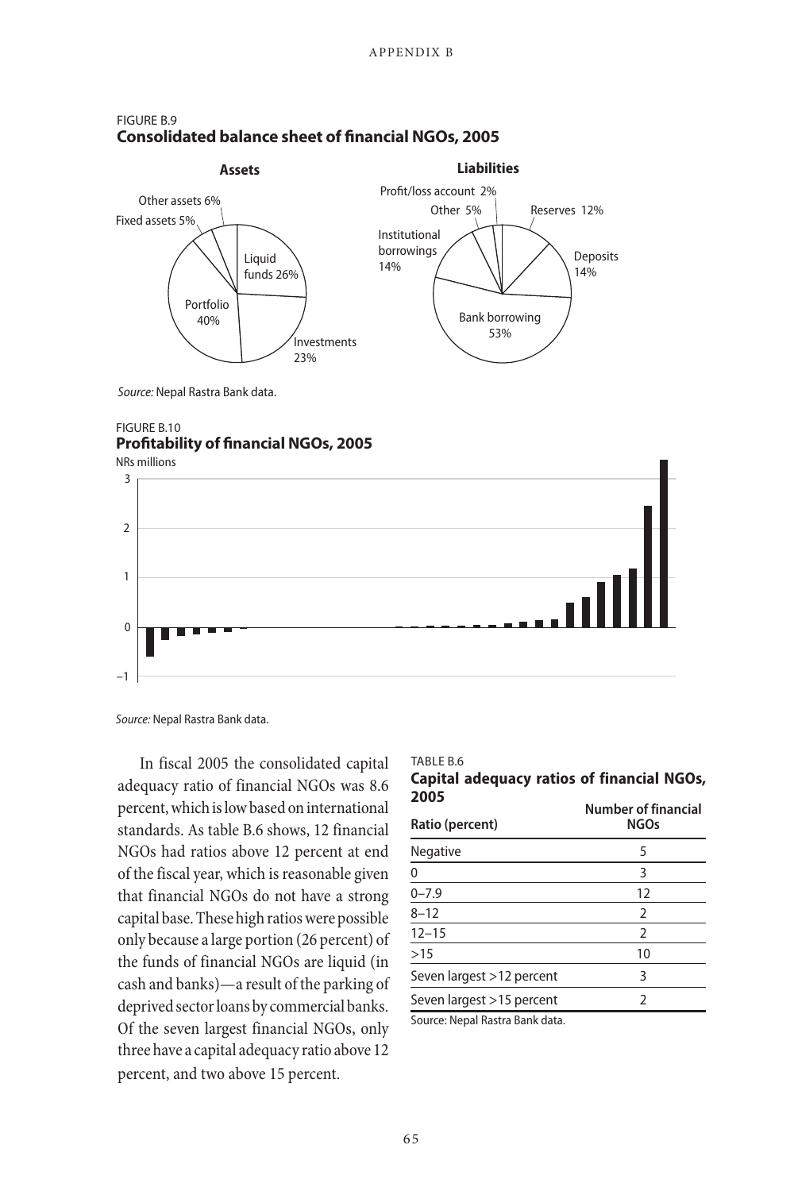FIGURE B.9
**Consolidated balance sheet of financial NGOs, 2005**

**Assets**

Other assets 6%
Fixed assets 5%
Liquid funds 26%
Portfolio 40%
Investments 23%

**Liabilities**

Profit/loss account 2%
Other 5%
Reserves 12%
Institutional borrowings 14%
Deposits 14%
Bank borrowing 53%

*Source:* Nepal Rastra Bank data.

FIGURE B.10
**Profitability of financial NGOs, 2005**

*Source:* Nepal Rastra Bank data.

In fiscal 2005 the consolidated capital adequacy ratio of financial NGOs was 8.6 percent, which is low based on international standards. As table B.6 shows, 12 financial NGOs had ratios above 12 percent at end of the fiscal year, which is reasonable given that financial NGOs do not have a strong capital base. These high ratios were possible only because a large portion (26 percent) of the funds of financial NGOs are liquid (in cash and banks)—a result of the parking of deprived sector loans by commercial banks. Of the seven largest financial NGOs, only three have a capital adequacy ratio above 12 percent, and two above 15 percent.

TABLE B.6
**Capital adequacy ratios of financial NGOs, 2005**

| Ratio (percent) | Number of financial NGOs |
|---|---|
| Negative | 5 |
| 0 | 3 |
| 0–7.9 | 12 |
| 8–12 | 2 |
| 12–15 | 2 |
| >15 | 10 |
| Seven largest >12 percent | 3 |
| Seven largest >15 percent | 2 |

Source: Nepal Rastra Bank data.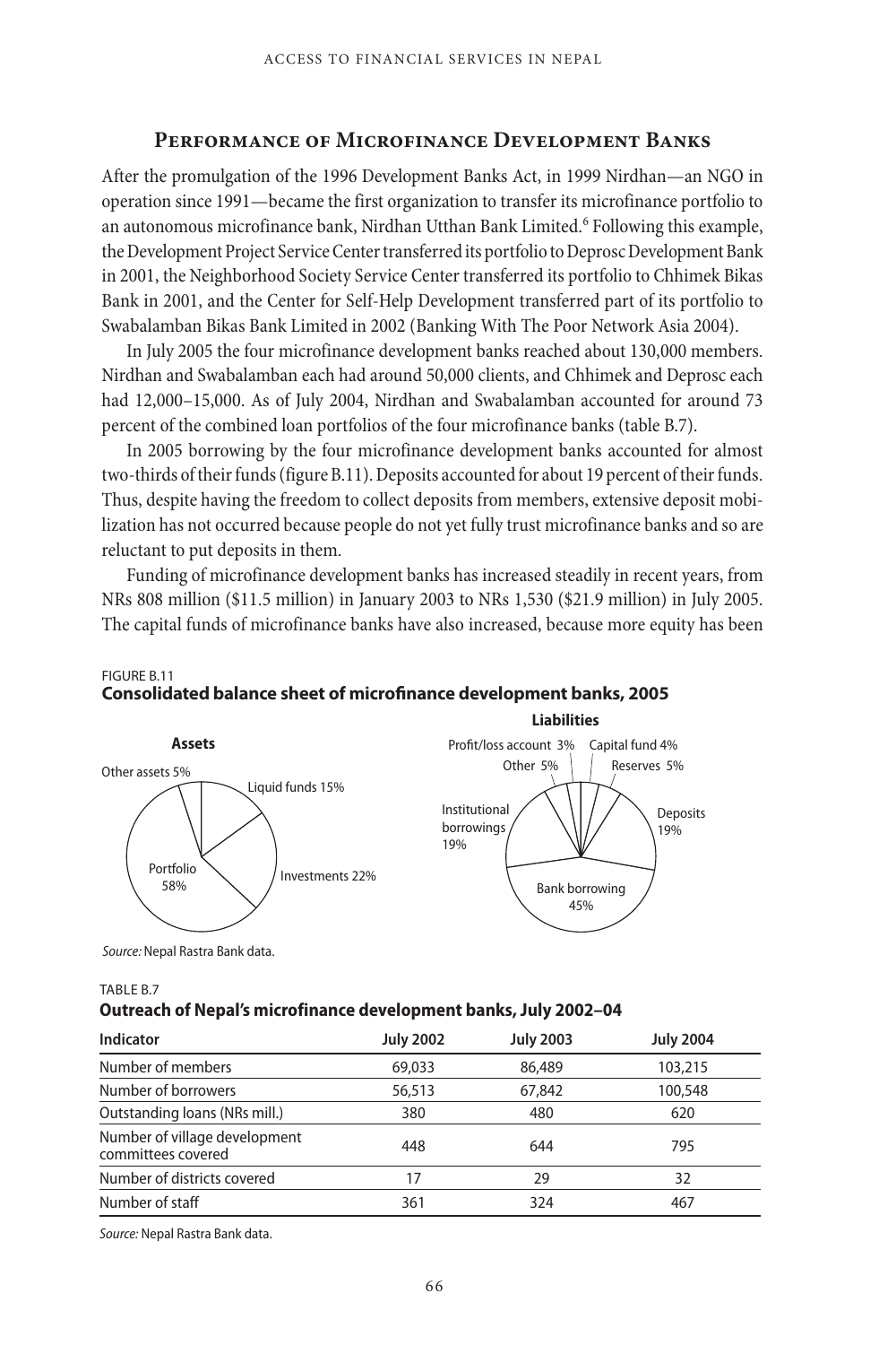## Performance of Microfinance Development Banks

After the promulgation of the 1996 Development Banks Act, in 1999 Nirdhan—an NGO in operation since 1991—became the first organization to transfer its microfinance portfolio to an autonomous microfinance bank, Nirdhan Utthan Bank Limited.[6] Following this example, the Development Project Service Center transferred its portfolio to Deprosc Development Bank in 2001, the Neighborhood Society Service Center transferred its portfolio to Chhimek Bikas Bank in 2001, and the Center for Self-Help Development transferred part of its portfolio to Swabalamban Bikas Bank Limited in 2002 (Banking With The Poor Network Asia 2004).

In July 2005 the four microfinance development banks reached about 130,000 members. Nirdhan and Swabalamban each had around 50,000 clients, and Chhimek and Deprosc each had 12,000–15,000. As of July 2004, Nirdhan and Swabalamban accounted for around 73 percent of the combined loan portfolios of the four microfinance banks (table B.7).

In 2005 borrowing by the four microfinance development banks accounted for almost two-thirds of their funds (figure B.11). Deposits accounted for about 19 percent of their funds. Thus, despite having the freedom to collect deposits from members, extensive deposit mobilization has not occurred because people do not yet fully trust microfinance banks and so are reluctant to put deposits in them.

Funding of microfinance development banks has increased steadily in recent years, from NRs 808 million (\$11.5 million) in January 2003 to NRs 1,530 (\$21.9 million) in July 2005. The capital funds of microfinance banks have also increased, because more equity has been

FIGURE B.11

**Consolidated balance sheet of microfinance development banks, 2005**

**Assets**

| Item | Share |
|---|---|
| Liquid funds | 15% |
| Investments | 22% |
| Portfolio | 58% |
| Other assets | 5% |

**Liabilities**

| Item | Share |
|---|---|
| Capital fund | 4% |
| Reserves | 5% |
| Deposits | 19% |
| Bank borrowing | 45% |
| Institutional borrowings | 19% |
| Other | 5% |
| Profit/loss account | 3% |

*Source:* Nepal Rastra Bank data.

TABLE B.7

**Outreach of Nepal's microfinance development banks, July 2002–04**

| Indicator | July 2002 | July 2003 | July 2004 |
|---|---|---|---|
| Number of members | 69,033 | 86,489 | 103,215 |
| Number of borrowers | 56,513 | 67,842 | 100,548 |
| Outstanding loans (NRs mill.) | 380 | 480 | 620 |
| Number of village development committees covered | 448 | 644 | 795 |
| Number of districts covered | 17 | 29 | 32 |
| Number of staff | 361 | 324 | 467 |

*Source:* Nepal Rastra Bank data.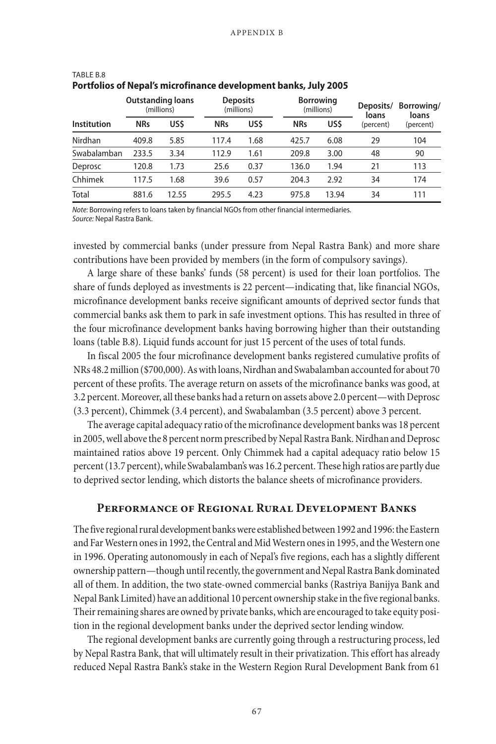TABLE B.8
**Portfolios of Nepal's microfinance development banks, July 2005**

| Institution | Outstanding loans (millions) | | Deposits (millions) | | Borrowing (millions) | | Deposits/ loans (percent) | Borrowing/ loans (percent) |
|---|---|---|---|---|---|---|---|---|
| | NRs | US$ | NRs | US$ | NRs | US$ | | |
| Nirdhan | 409.8 | 5.85 | 117.4 | 1.68 | 425.7 | 6.08 | 29 | 104 |
| Swabalamban | 233.5 | 3.34 | 112.9 | 1.61 | 209.8 | 3.00 | 48 | 90 |
| Deprosc | 120.8 | 1.73 | 25.6 | 0.37 | 136.0 | 1.94 | 21 | 113 |
| Chhimek | 117.5 | 1.68 | 39.6 | 0.57 | 204.3 | 2.92 | 34 | 174 |
| Total | 881.6 | 12.55 | 295.5 | 4.23 | 975.8 | 13.94 | 34 | 111 |

*Note:* Borrowing refers to loans taken by financial NGOs from other financial intermediaries.
*Source:* Nepal Rastra Bank.

invested by commercial banks (under pressure from Nepal Rastra Bank) and more share contributions have been provided by members (in the form of compulsory savings).

A large share of these banks' funds (58 percent) is used for their loan portfolios. The share of funds deployed as investments is 22 percent—indicating that, like financial NGOs, microfinance development banks receive significant amounts of deprived sector funds that commercial banks ask them to park in safe investment options. This has resulted in three of the four microfinance development banks having borrowing higher than their outstanding loans (table B.8). Liquid funds account for just 15 percent of the uses of total funds.

In fiscal 2005 the four microfinance development banks registered cumulative profits of NRs 48.2 million ($700,000). As with loans, Nirdhan and Swabalamban accounted for about 70 percent of these profits. The average return on assets of the microfinance banks was good, at 3.2 percent. Moreover, all these banks had a return on assets above 2.0 percent—with Deprosc (3.3 percent), Chimmek (3.4 percent), and Swabalamban (3.5 percent) above 3 percent.

The average capital adequacy ratio of the microfinance development banks was 18 percent in 2005, well above the 8 percent norm prescribed by Nepal Rastra Bank. Nirdhan and Deprosc maintained ratios above 19 percent. Only Chimmek had a capital adequacy ratio below 15 percent (13.7 percent), while Swabalamban's was 16.2 percent. These high ratios are partly due to deprived sector lending, which distorts the balance sheets of microfinance providers.

## Performance of Regional Rural Development Banks

The five regional rural development banks were established between 1992 and 1996: the Eastern and Far Western ones in 1992, the Central and Mid Western ones in 1995, and the Western one in 1996. Operating autonomously in each of Nepal's five regions, each has a slightly different ownership pattern—though until recently, the government and Nepal Rastra Bank dominated all of them. In addition, the two state-owned commercial banks (Rastriya Banijya Bank and Nepal Bank Limited) have an additional 10 percent ownership stake in the five regional banks. Their remaining shares are owned by private banks, which are encouraged to take equity position in the regional development banks under the deprived sector lending window.

The regional development banks are currently going through a restructuring process, led by Nepal Rastra Bank, that will ultimately result in their privatization. This effort has already reduced Nepal Rastra Bank's stake in the Western Region Rural Development Bank from 61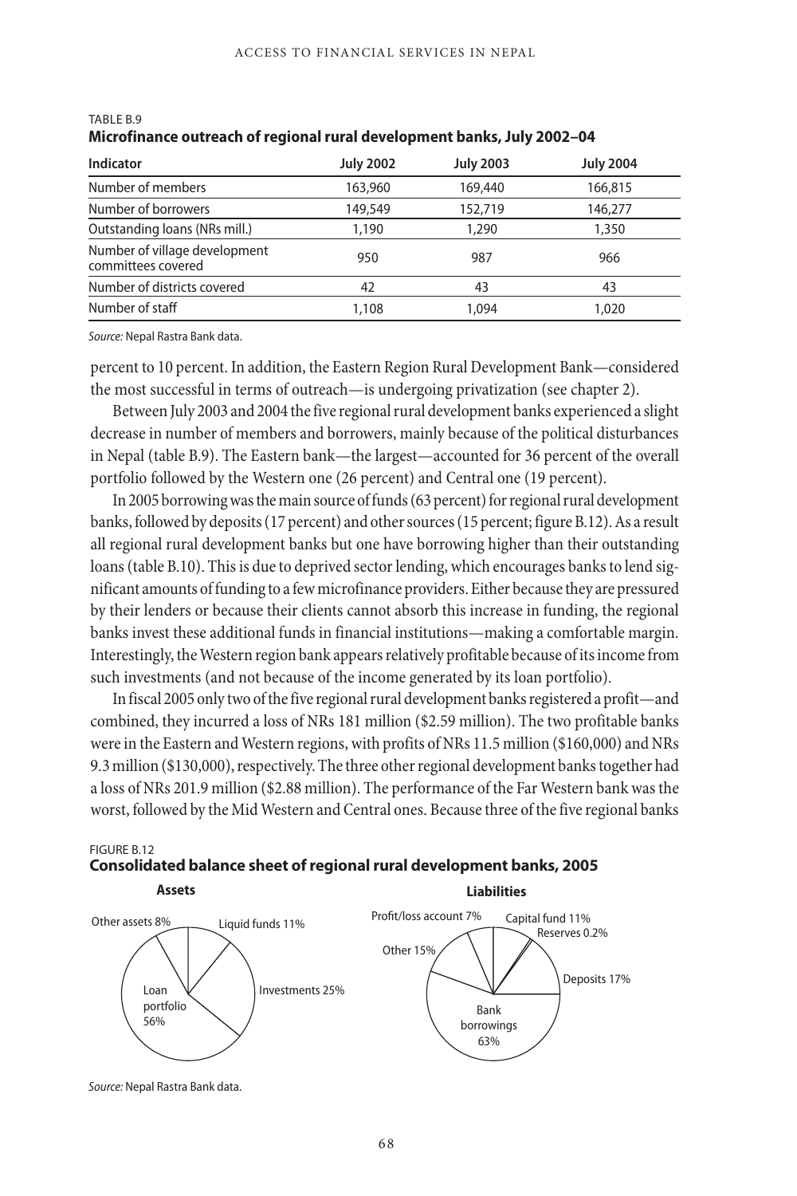TABLE B.9
**Microfinance outreach of regional rural development banks, July 2002–04**

| Indicator | July 2002 | July 2003 | July 2004 |
|---|---|---|---|
| Number of members | 163,960 | 169,440 | 166,815 |
| Number of borrowers | 149,549 | 152,719 | 146,277 |
| Outstanding loans (NRs mill.) | 1,190 | 1,290 | 1,350 |
| Number of village development committees covered | 950 | 987 | 966 |
| Number of districts covered | 42 | 43 | 43 |
| Number of staff | 1,108 | 1,094 | 1,020 |

*Source:* Nepal Rastra Bank data.

percent to 10 percent. In addition, the Eastern Region Rural Development Bank—considered the most successful in terms of outreach—is undergoing privatization (see chapter 2).

Between July 2003 and 2004 the five regional rural development banks experienced a slight decrease in number of members and borrowers, mainly because of the political disturbances in Nepal (table B.9). The Eastern bank—the largest—accounted for 36 percent of the overall portfolio followed by the Western one (26 percent) and Central one (19 percent).

In 2005 borrowing was the main source of funds (63 percent) for regional rural development banks, followed by deposits (17 percent) and other sources (15 percent; figure B.12). As a result all regional rural development banks but one have borrowing higher than their outstanding loans (table B.10). This is due to deprived sector lending, which encourages banks to lend significant amounts of funding to a few microfinance providers. Either because they are pressured by their lenders or because their clients cannot absorb this increase in funding, the regional banks invest these additional funds in financial institutions—making a comfortable margin. Interestingly, the Western region bank appears relatively profitable because of its income from such investments (and not because of the income generated by its loan portfolio).

In fiscal 2005 only two of the five regional rural development banks registered a profit—and combined, they incurred a loss of NRs 181 million ($2.59 million). The two profitable banks were in the Eastern and Western regions, with profits of NRs 11.5 million ($160,000) and NRs 9.3 million ($130,000), respectively. The three other regional development banks together had a loss of NRs 201.9 million ($2.88 million). The performance of the Far Western bank was the worst, followed by the Mid Western and Central ones. Because three of the five regional banks

FIGURE B.12
**Consolidated balance sheet of regional rural development banks, 2005**

**Assets**: Loan portfolio 56%, Investments 25%, Liquid funds 11%, Other assets 8%

**Liabilities**: Bank borrowings 63%, Deposits 17%, Other 15%, Capital fund 11%, Profit/loss account 7%, Reserves 0.2%

*Source:* Nepal Rastra Bank data.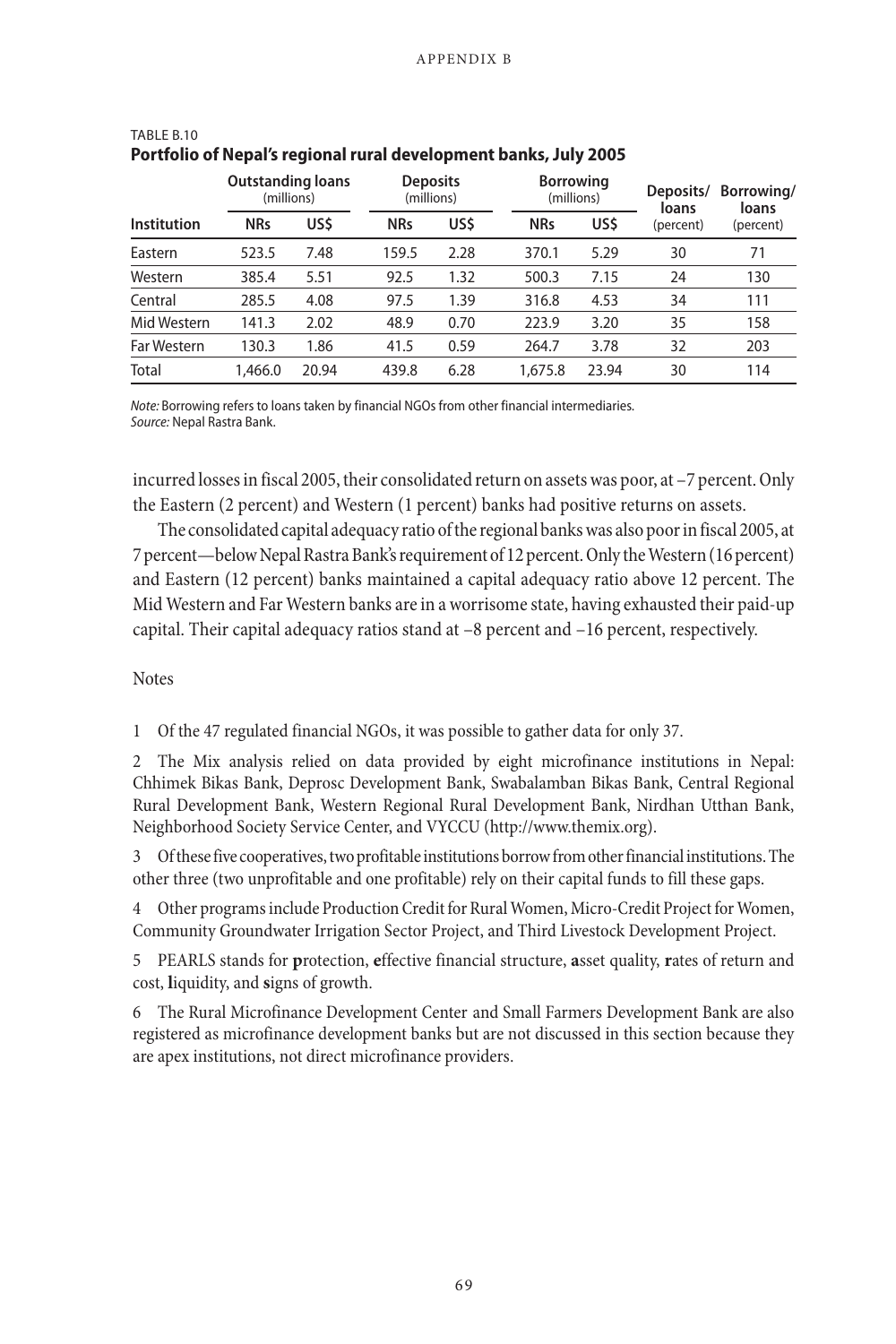TABLE B.10
**Portfolio of Nepal's regional rural development banks, July 2005**

| Institution | Outstanding loans (millions) | | Deposits (millions) | | Borrowing (millions) | | Deposits/ loans (percent) | Borrowing/ loans (percent) |
|---|---|---|---|---|---|---|---|---|
| | NRs | US$ | NRs | US$ | NRs | US$ | | |
| Eastern | 523.5 | 7.48 | 159.5 | 2.28 | 370.1 | 5.29 | 30 | 71 |
| Western | 385.4 | 5.51 | 92.5 | 1.32 | 500.3 | 7.15 | 24 | 130 |
| Central | 285.5 | 4.08 | 97.5 | 1.39 | 316.8 | 4.53 | 34 | 111 |
| Mid Western | 141.3 | 2.02 | 48.9 | 0.70 | 223.9 | 3.20 | 35 | 158 |
| Far Western | 130.3 | 1.86 | 41.5 | 0.59 | 264.7 | 3.78 | 32 | 203 |
| Total | 1,466.0 | 20.94 | 439.8 | 6.28 | 1,675.8 | 23.94 | 30 | 114 |

*Note:* Borrowing refers to loans taken by financial NGOs from other financial intermediaries.
*Source:* Nepal Rastra Bank.

incurred losses in fiscal 2005, their consolidated return on assets was poor, at –7 percent. Only the Eastern (2 percent) and Western (1 percent) banks had positive returns on assets.

The consolidated capital adequacy ratio of the regional banks was also poor in fiscal 2005, at 7 percent—below Nepal Rastra Bank's requirement of 12 percent. Only the Western (16 percent) and Eastern (12 percent) banks maintained a capital adequacy ratio above 12 percent. The Mid Western and Far Western banks are in a worrisome state, having exhausted their paid-up capital. Their capital adequacy ratios stand at –8 percent and –16 percent, respectively.

## Notes

1 Of the 47 regulated financial NGOs, it was possible to gather data for only 37.

2 The Mix analysis relied on data provided by eight microfinance institutions in Nepal: Chhimek Bikas Bank, Deprosc Development Bank, Swabalamban Bikas Bank, Central Regional Rural Development Bank, Western Regional Rural Development Bank, Nirdhan Utthan Bank, Neighborhood Society Service Center, and VYCCU (http://www.themix.org).

3 Of these five cooperatives, two profitable institutions borrow from other financial institutions. The other three (two unprofitable and one profitable) rely on their capital funds to fill these gaps.

4 Other programs include Production Credit for Rural Women, Micro-Credit Project for Women, Community Groundwater Irrigation Sector Project, and Third Livestock Development Project.

5 PEARLS stands for **p**rotection, **e**ffective financial structure, **a**sset quality, **r**ates of return and cost, **l**iquidity, and **s**igns of growth.

6 The Rural Microfinance Development Center and Small Farmers Development Bank are also registered as microfinance development banks but are not discussed in this section because they are apex institutions, not direct microfinance providers.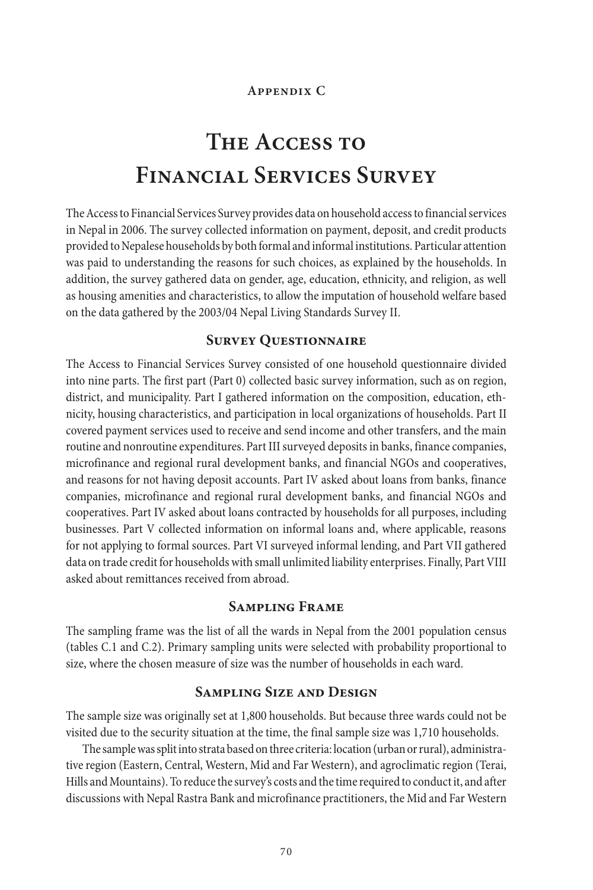### Appendix C

# The Access to Financial Services Survey

The Access to Financial Services Survey provides data on household access to financial services in Nepal in 2006. The survey collected information on payment, deposit, and credit products provided to Nepalese households by both formal and informal institutions. Particular attention was paid to understanding the reasons for such choices, as explained by the households. In addition, the survey gathered data on gender, age, education, ethnicity, and religion, as well as housing amenities and characteristics, to allow the imputation of household welfare based on the data gathered by the 2003/04 Nepal Living Standards Survey II.

## Survey Questionnaire

The Access to Financial Services Survey consisted of one household questionnaire divided into nine parts. The first part (Part 0) collected basic survey information, such as on region, district, and municipality. Part I gathered information on the composition, education, ethnicity, housing characteristics, and participation in local organizations of households. Part II covered payment services used to receive and send income and other transfers, and the main routine and nonroutine expenditures. Part III surveyed deposits in banks, finance companies, microfinance and regional rural development banks, and financial NGOs and cooperatives, and reasons for not having deposit accounts. Part IV asked about loans from banks, finance companies, microfinance and regional rural development banks, and financial NGOs and cooperatives. Part IV asked about loans contracted by households for all purposes, including businesses. Part V collected information on informal loans and, where applicable, reasons for not applying to formal sources. Part VI surveyed informal lending, and Part VII gathered data on trade credit for households with small unlimited liability enterprises. Finally, Part VIII asked about remittances received from abroad.

## Sampling Frame

The sampling frame was the list of all the wards in Nepal from the 2001 population census (tables C.1 and C.2). Primary sampling units were selected with probability proportional to size, where the chosen measure of size was the number of households in each ward.

## Sampling Size and Design

The sample size was originally set at 1,800 households. But because three wards could not be visited due to the security situation at the time, the final sample size was 1,710 households.

The sample was split into strata based on three criteria: location (urban or rural), administrative region (Eastern, Central, Western, Mid and Far Western), and agroclimatic region (Terai, Hills and Mountains). To reduce the survey's costs and the time required to conduct it, and after discussions with Nepal Rastra Bank and microfinance practitioners, the Mid and Far Western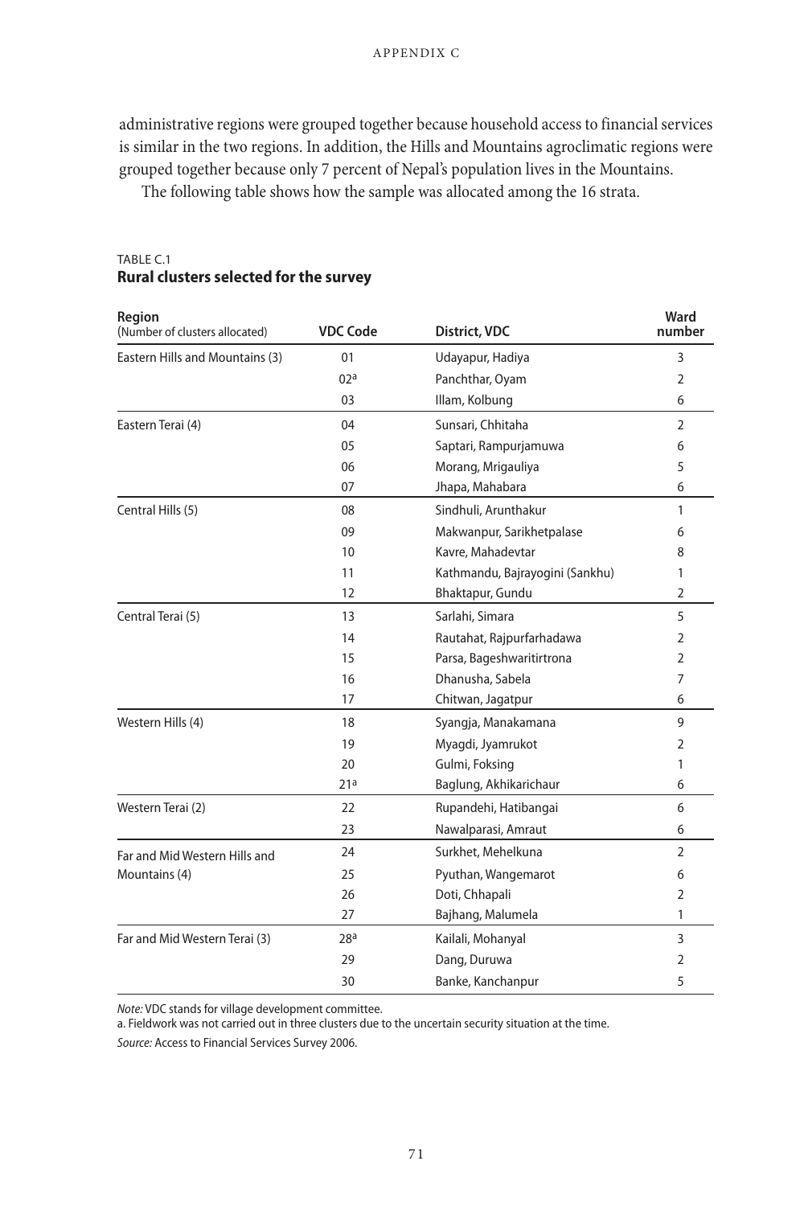administrative regions were grouped together because household access to financial services is similar in the two regions. In addition, the Hills and Mountains agroclimatic regions were grouped together because only 7 percent of Nepal's population lives in the Mountains.

The following table shows how the sample was allocated among the 16 strata.

TABLE C.1
**Rural clusters selected for the survey**

| Region (Number of clusters allocated) | VDC Code | District, VDC | Ward number |
|---|---|---|---|
| Eastern Hills and Mountains (3) | 01 | Udayapur, Hadiya | 3 |
| | 02[a] | Panchthar, Oyam | 2 |
| | 03 | Illam, Kolbung | 6 |
| Eastern Terai (4) | 04 | Sunsari, Chhitaha | 2 |
| | 05 | Saptari, Rampurjamuwa | 6 |
| | 06 | Morang, Mrigauliya | 5 |
| | 07 | Jhapa, Mahabara | 6 |
| Central Hills (5) | 08 | Sindhuli, Arunthakur | 1 |
| | 09 | Makwanpur, Sarikhetpalase | 6 |
| | 10 | Kavre, Mahadevtar | 8 |
| | 11 | Kathmandu, Bajrayogini (Sankhu) | 1 |
| | 12 | Bhaktapur, Gundu | 2 |
| Central Terai (5) | 13 | Sarlahi, Simara | 5 |
| | 14 | Rautahat, Rajpurfarhadawa | 2 |
| | 15 | Parsa, Bageshwaritirtrona | 2 |
| | 16 | Dhanusha, Sabela | 7 |
| | 17 | Chitwan, Jagatpur | 6 |
| Western Hills (4) | 18 | Syangja, Manakamana | 9 |
| | 19 | Myagdi, Jyamrukot | 2 |
| | 20 | Gulmi, Foksing | 1 |
| | 21[a] | Baglung, Akhikarichaur | 6 |
| Western Terai (2) | 22 | Rupandehi, Hatibangai | 6 |
| | 23 | Nawalparasi, Amraut | 6 |
| Far and Mid Western Hills and Mountains (4) | 24 | Surkhet, Mehelkuna | 2 |
| | 25 | Pyuthan, Wangemarot | 6 |
| | 26 | Doti, Chhapali | 2 |
| | 27 | Bajhang, Malumela | 1 |
| Far and Mid Western Terai (3) | 28[a] | Kailali, Mohanyal | 3 |
| | 29 | Dang, Duruwa | 2 |
| | 30 | Banke, Kanchanpur | 5 |

*Note:* VDC stands for village development committee.

a. Fieldwork was not carried out in three clusters due to the uncertain security situation at the time.

*Source:* Access to Financial Services Survey 2006.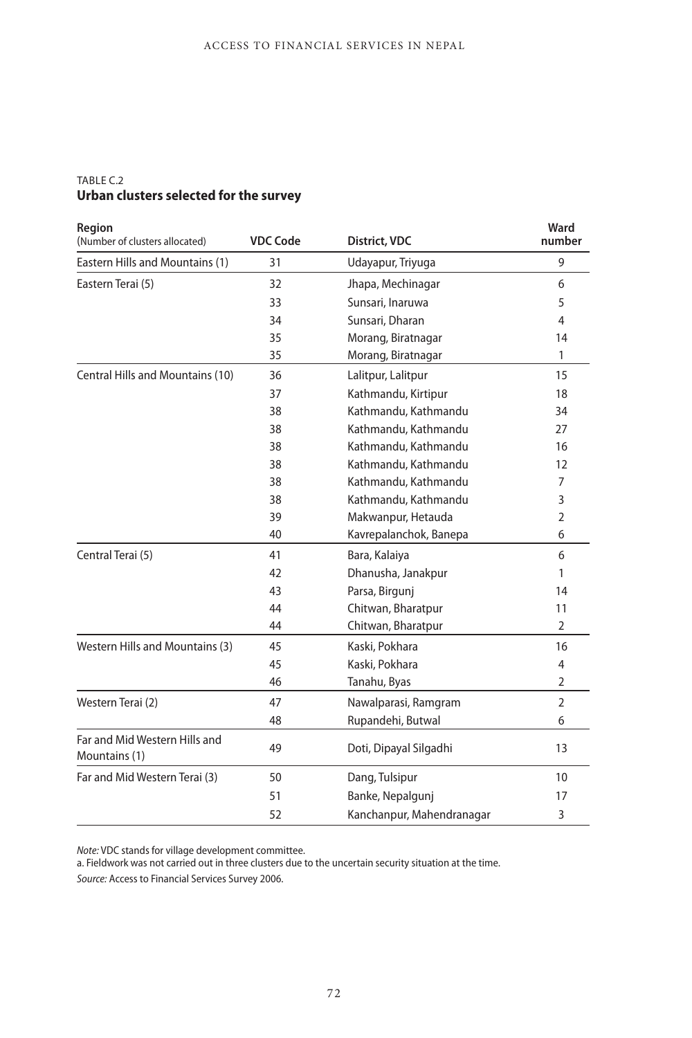TABLE C.2
**Urban clusters selected for the survey**

| Region (Number of clusters allocated) | VDC Code | District, VDC | Ward number |
|---|---|---|---|
| Eastern Hills and Mountains (1) | 31 | Udayapur, Triyuga | 9 |
| Eastern Terai (5) | 32 | Jhapa, Mechinagar | 6 |
| | 33 | Sunsari, Inaruwa | 5 |
| | 34 | Sunsari, Dharan | 4 |
| | 35 | Morang, Biratnagar | 14 |
| | 35 | Morang, Biratnagar | 1 |
| Central Hills and Mountains (10) | 36 | Lalitpur, Lalitpur | 15 |
| | 37 | Kathmandu, Kirtipur | 18 |
| | 38 | Kathmandu, Kathmandu | 34 |
| | 38 | Kathmandu, Kathmandu | 27 |
| | 38 | Kathmandu, Kathmandu | 16 |
| | 38 | Kathmandu, Kathmandu | 12 |
| | 38 | Kathmandu, Kathmandu | 7 |
| | 38 | Kathmandu, Kathmandu | 3 |
| | 39 | Makwanpur, Hetauda | 2 |
| | 40 | Kavrepalanchok, Banepa | 6 |
| Central Terai (5) | 41 | Bara, Kalaiya | 6 |
| | 42 | Dhanusha, Janakpur | 1 |
| | 43 | Parsa, Birgunj | 14 |
| | 44 | Chitwan, Bharatpur | 11 |
| | 44 | Chitwan, Bharatpur | 2 |
| Western Hills and Mountains (3) | 45 | Kaski, Pokhara | 16 |
| | 45 | Kaski, Pokhara | 4 |
| | 46 | Tanahu, Byas | 2 |
| Western Terai (2) | 47 | Nawalparasi, Ramgram | 2 |
| | 48 | Rupandehi, Butwal | 6 |
| Far and Mid Western Hills and Mountains (1) | 49 | Doti, Dipayal Silgadhi | 13 |
| Far and Mid Western Terai (3) | 50 | Dang, Tulsipur | 10 |
| | 51 | Banke, Nepalgunj | 17 |
| | 52 | Kanchanpur, Mahendranagar | 3 |

*Note:* VDC stands for village development committee.

a. Fieldwork was not carried out in three clusters due to the uncertain security situation at the time.

*Source:* Access to Financial Services Survey 2006.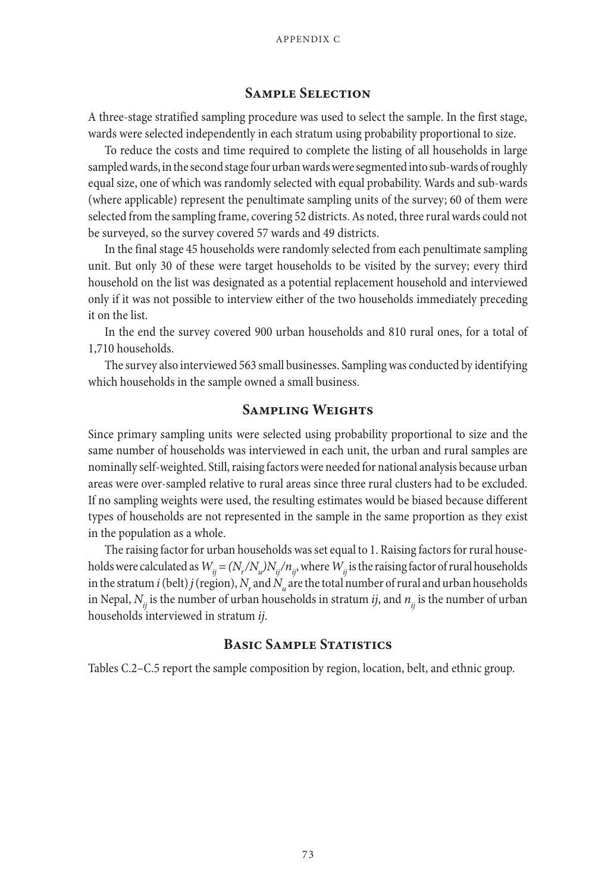## Sample Selection

A three-stage stratified sampling procedure was used to select the sample. In the first stage, wards were selected independently in each stratum using probability proportional to size.

To reduce the costs and time required to complete the listing of all households in large sampled wards, in the second stage four urban wards were segmented into sub-wards of roughly equal size, one of which was randomly selected with equal probability. Wards and sub-wards (where applicable) represent the penultimate sampling units of the survey; 60 of them were selected from the sampling frame, covering 52 districts. As noted, three rural wards could not be surveyed, so the survey covered 57 wards and 49 districts.

In the final stage 45 households were randomly selected from each penultimate sampling unit. But only 30 of these were target households to be visited by the survey; every third household on the list was designated as a potential replacement household and interviewed only if it was not possible to interview either of the two households immediately preceding it on the list.

In the end the survey covered 900 urban households and 810 rural ones, for a total of 1,710 households.

The survey also interviewed 563 small businesses. Sampling was conducted by identifying which households in the sample owned a small business.

## Sampling Weights

Since primary sampling units were selected using probability proportional to size and the same number of households was interviewed in each unit, the urban and rural samples are nominally self-weighted. Still, raising factors were needed for national analysis because urban areas were over-sampled relative to rural areas since three rural clusters had to be excluded. If no sampling weights were used, the resulting estimates would be biased because different types of households are not represented in the sample in the same proportion as they exist in the population as a whole.

The raising factor for urban households was set equal to 1. Raising factors for rural households were calculated as $W_{ij} = (N_r/N_u)N_{ij}/n_{ij}$, where $W_{ij}$ is the raising factor of rural households in the stratum *i* (belt) *j* (region), $N_r$ and $N_u$ are the total number of rural and urban households in Nepal, $N_{ij}$ is the number of urban households in stratum *ij*, and $n_{ij}$ is the number of urban households interviewed in stratum *ij*.

## Basic Sample Statistics

Tables C.2–C.5 report the sample composition by region, location, belt, and ethnic group.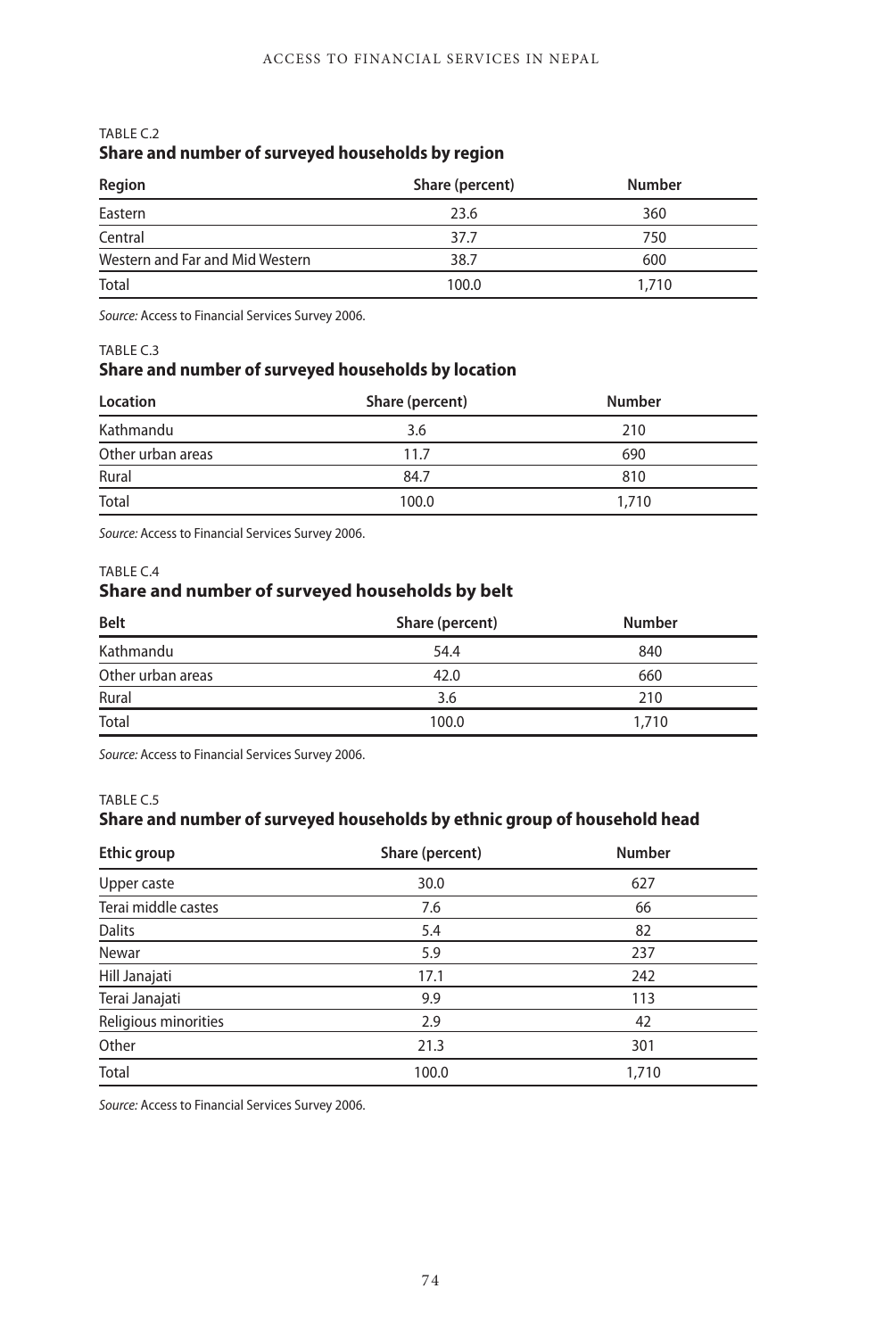TABLE C.2

**Share and number of surveyed households by region**

| Region | Share (percent) | Number |
|---|---|---|
| Eastern | 23.6 | 360 |
| Central | 37.7 | 750 |
| Western and Far and Mid Western | 38.7 | 600 |
| Total | 100.0 | 1,710 |

*Source:* Access to Financial Services Survey 2006.

TABLE C.3

**Share and number of surveyed households by location**

| Location | Share (percent) | Number |
|---|---|---|
| Kathmandu | 3.6 | 210 |
| Other urban areas | 11.7 | 690 |
| Rural | 84.7 | 810 |
| Total | 100.0 | 1,710 |

*Source:* Access to Financial Services Survey 2006.

TABLE C.4

**Share and number of surveyed households by belt**

| Belt | Share (percent) | Number |
|---|---|---|
| Kathmandu | 54.4 | 840 |
| Other urban areas | 42.0 | 660 |
| Rural | 3.6 | 210 |
| Total | 100.0 | 1,710 |

*Source:* Access to Financial Services Survey 2006.

TABLE C.5

**Share and number of surveyed households by ethnic group of household head**

| Ethic group | Share (percent) | Number |
|---|---|---|
| Upper caste | 30.0 | 627 |
| Terai middle castes | 7.6 | 66 |
| Dalits | 5.4 | 82 |
| Newar | 5.9 | 237 |
| Hill Janajati | 17.1 | 242 |
| Terai Janajati | 9.9 | 113 |
| Religious minorities | 2.9 | 42 |
| Other | 21.3 | 301 |
| Total | 100.0 | 1,710 |

*Source:* Access to Financial Services Survey 2006.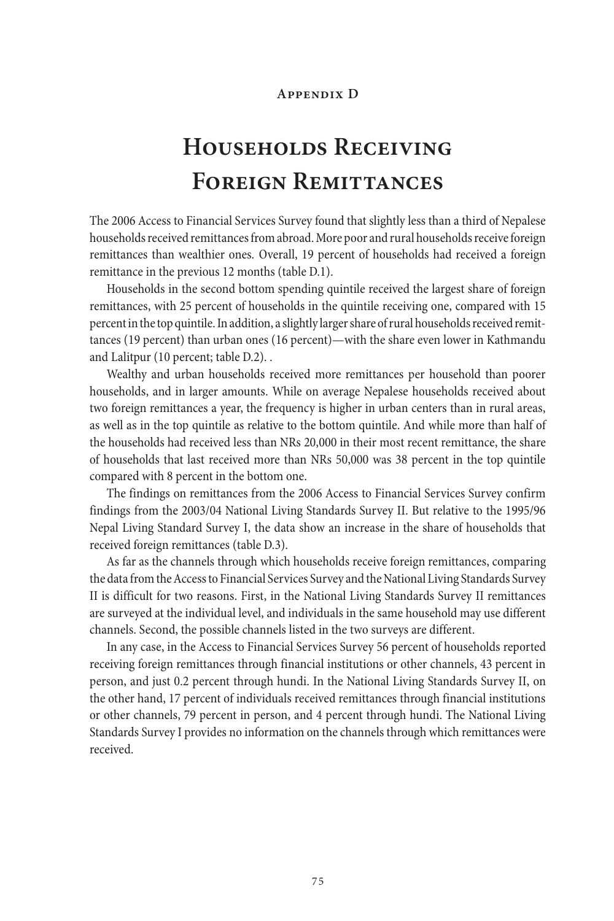#### Appendix D

# Households Receiving Foreign Remittances

The 2006 Access to Financial Services Survey found that slightly less than a third of Nepalese households received remittances from abroad. More poor and rural households receive foreign remittances than wealthier ones. Overall, 19 percent of households had received a foreign remittance in the previous 12 months (table D.1).

Households in the second bottom spending quintile received the largest share of foreign remittances, with 25 percent of households in the quintile receiving one, compared with 15 percent in the top quintile. In addition, a slightly larger share of rural households received remittances (19 percent) than urban ones (16 percent)—with the share even lower in Kathmandu and Lalitpur (10 percent; table D.2). .

Wealthy and urban households received more remittances per household than poorer households, and in larger amounts. While on average Nepalese households received about two foreign remittances a year, the frequency is higher in urban centers than in rural areas, as well as in the top quintile as relative to the bottom quintile. And while more than half of the households had received less than NRs 20,000 in their most recent remittance, the share of households that last received more than NRs 50,000 was 38 percent in the top quintile compared with 8 percent in the bottom one.

The findings on remittances from the 2006 Access to Financial Services Survey confirm findings from the 2003/04 National Living Standards Survey II. But relative to the 1995/96 Nepal Living Standard Survey I, the data show an increase in the share of households that received foreign remittances (table D.3).

As far as the channels through which households receive foreign remittances, comparing the data from the Access to Financial Services Survey and the National Living Standards Survey II is difficult for two reasons. First, in the National Living Standards Survey II remittances are surveyed at the individual level, and individuals in the same household may use different channels. Second, the possible channels listed in the two surveys are different.

In any case, in the Access to Financial Services Survey 56 percent of households reported receiving foreign remittances through financial institutions or other channels, 43 percent in person, and just 0.2 percent through hundi. In the National Living Standards Survey II, on the other hand, 17 percent of individuals received remittances through financial institutions or other channels, 79 percent in person, and 4 percent through hundi. The National Living Standards Survey I provides no information on the channels through which remittances were received.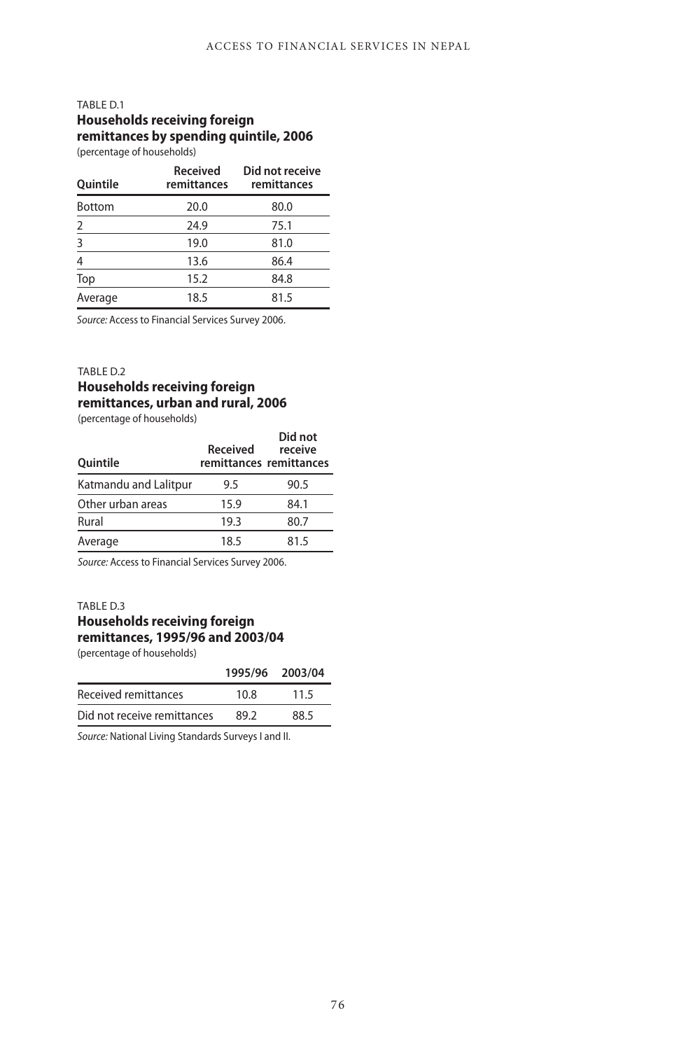TABLE D.1

**Households receiving foreign remittances by spending quintile, 2006**

(percentage of households)

| Quintile | Received remittances | Did not receive remittances |
|---|---|---|
| Bottom | 20.0 | 80.0 |
| 2 | 24.9 | 75.1 |
| 3 | 19.0 | 81.0 |
| 4 | 13.6 | 86.4 |
| Top | 15.2 | 84.8 |
| Average | 18.5 | 81.5 |

*Source:* Access to Financial Services Survey 2006.

TABLE D.2

**Households receiving foreign remittances, urban and rural, 2006**

(percentage of households)

| Quintile | Received remittances | Did not receive remittances |
|---|---|---|
| Katmandu and Lalitpur | 9.5 | 90.5 |
| Other urban areas | 15.9 | 84.1 |
| Rural | 19.3 | 80.7 |
| Average | 18.5 | 81.5 |

*Source:* Access to Financial Services Survey 2006.

TABLE D.3

**Households receiving foreign remittances, 1995/96 and 2003/04**

(percentage of households)

| | 1995/96 | 2003/04 |
|---|---|---|
| Received remittances | 10.8 | 11.5 |
| Did not receive remittances | 89.2 | 88.5 |

*Source:* National Living Standards Surveys I and II.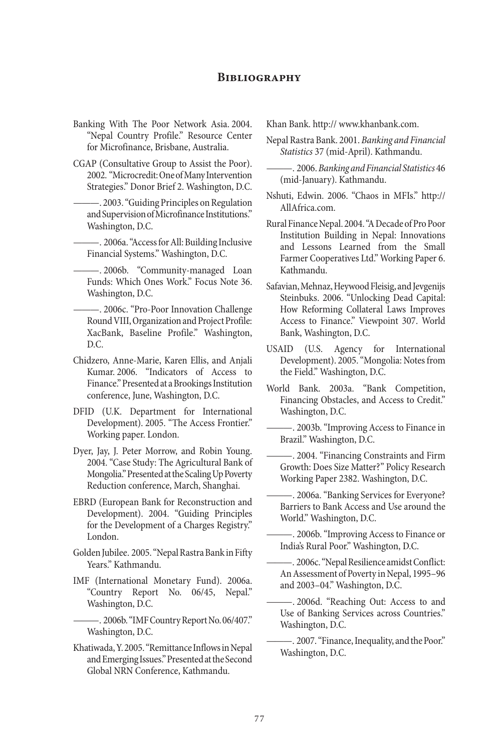# Bibliography

Banking With The Poor Network Asia. 2004. "Nepal Country Profile." Resource Center for Microfinance, Brisbane, Australia.

CGAP (Consultative Group to Assist the Poor). 2002. "Microcredit: One of Many Intervention Strategies." Donor Brief 2. Washington, D.C.

———. 2003. "Guiding Principles on Regulation and Supervision of Microfinance Institutions." Washington, D.C.

———. 2006a. "Access for All: Building Inclusive Financial Systems." Washington, D.C.

———. 2006b. "Community-managed Loan Funds: Which Ones Work." Focus Note 36. Washington, D.C.

———. 2006c. "Pro-Poor Innovation Challenge Round VIII, Organization and Project Profile: XacBank, Baseline Profile." Washington, D.C.

Chidzero, Anne-Marie, Karen Ellis, and Anjali Kumar. 2006. "Indicators of Access to Finance." Presented at a Brookings Institution conference, June, Washington, D.C.

DFID (U.K. Department for International Development). 2005. "The Access Frontier." Working paper. London.

Dyer, Jay, J. Peter Morrow, and Robin Young. 2004. "Case Study: The Agricultural Bank of Mongolia." Presented at the Scaling Up Poverty Reduction conference, March, Shanghai.

EBRD (European Bank for Reconstruction and Development). 2004. "Guiding Principles for the Development of a Charges Registry." London.

Golden Jubilee. 2005. "Nepal Rastra Bank in Fifty Years." Kathmandu.

IMF (International Monetary Fund). 2006a. "Country Report No. 06/45, Nepal." Washington, D.C.

———. 2006b. "IMF Country Report No. 06/407." Washington, D.C.

Khatiwada, Y. 2005. "Remittance Inflows in Nepal and Emerging Issues." Presented at the Second Global NRN Conference, Kathmandu.

Khan Bank. http:// www.khanbank.com.

Nepal Rastra Bank. 2001. *Banking and Financial Statistics* 37 (mid-April). Kathmandu.

———. 2006. *Banking and Financial Statistics* 46 (mid-January). Kathmandu.

Nshuti, Edwin. 2006. "Chaos in MFIs." http://AllAfrica.com.

Rural Finance Nepal. 2004. "A Decade of Pro Poor Institution Building in Nepal: Innovations and Lessons Learned from the Small Farmer Cooperatives Ltd." Working Paper 6. Kathmandu.

Safavian, Mehnaz, Heywood Fleisig, and Jevgenijs Steinbuks. 2006. "Unlocking Dead Capital: How Reforming Collateral Laws Improves Access to Finance." Viewpoint 307. World Bank, Washington, D.C.

USAID (U.S. Agency for International Development). 2005. "Mongolia: Notes from the Field." Washington, D.C.

World Bank. 2003a. "Bank Competition, Financing Obstacles, and Access to Credit." Washington, D.C.

———. 2003b. "Improving Access to Finance in Brazil." Washington, D.C.

———. 2004. "Financing Constraints and Firm Growth: Does Size Matter?" Policy Research Working Paper 2382. Washington, D.C.

———. 2006a. "Banking Services for Everyone? Barriers to Bank Access and Use around the World." Washington, D.C.

———. 2006b. "Improving Access to Finance or India's Rural Poor." Washington, D.C.

———. 2006c. "Nepal Resilience amidst Conflict: An Assessment of Poverty in Nepal, 1995–96 and 2003–04." Washington, D.C.

———. 2006d. "Reaching Out: Access to and Use of Banking Services across Countries." Washington, D.C.

———. 2007. "Finance, Inequality, and the Poor." Washington, D.C.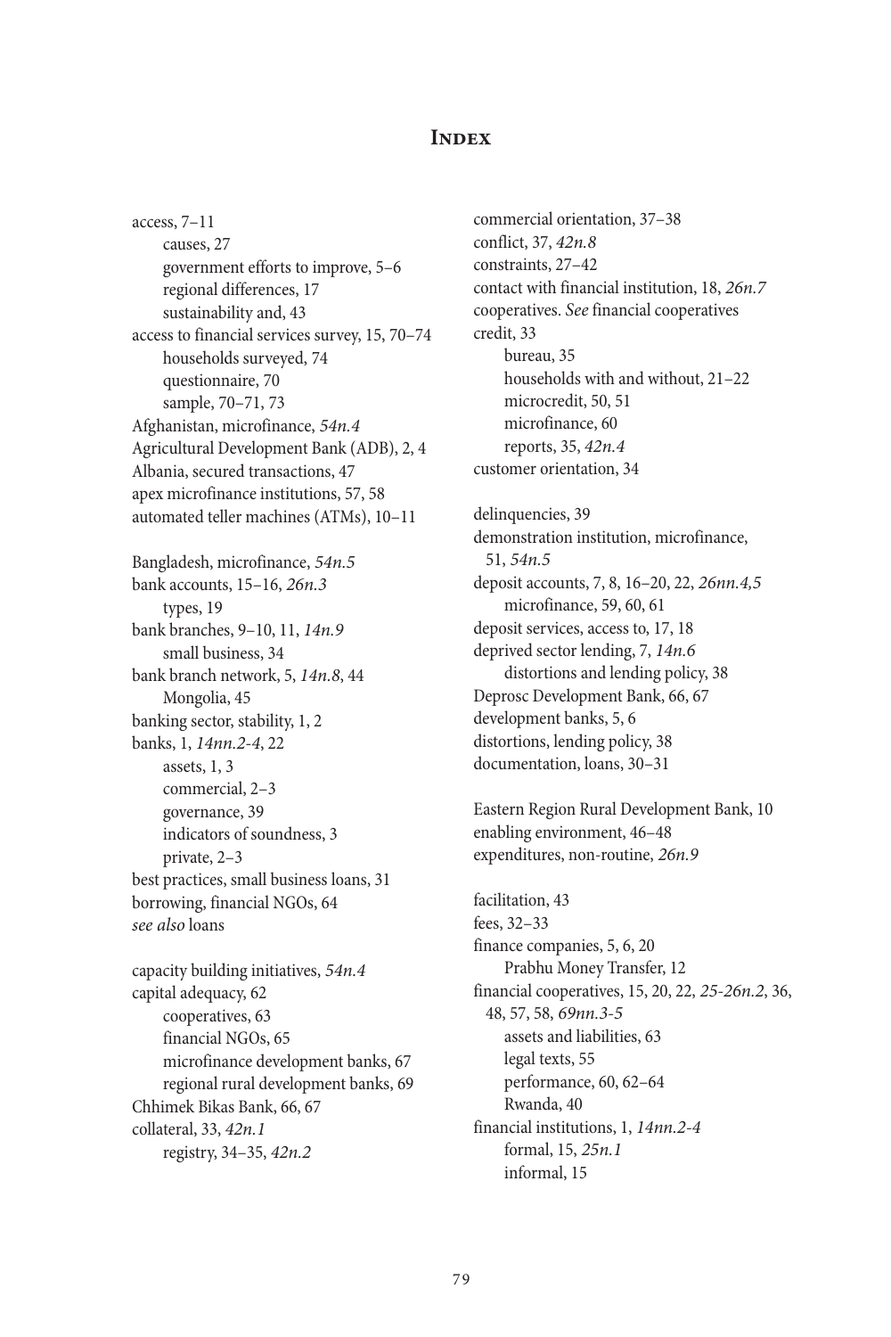# Index

access, 7–11
- causes, 27
- government efforts to improve, 5–6
- regional differences, 17
- sustainability and, 43

access to financial services survey, 15, 70–74
- households surveyed, 74
- questionnaire, 70
- sample, 70–71, 73

Afghanistan, microfinance, *54n.4*
Agricultural Development Bank (ADB), 2, 4
Albania, secured transactions, 47
apex microfinance institutions, 57, 58
automated teller machines (ATMs), 10–11

Bangladesh, microfinance, *54n.5*
bank accounts, 15–16, *26n.3*
- types, 19

bank branches, 9–10, 11, *14n.9*
- small business, 34

bank branch network, 5, *14n.8*, 44
- Mongolia, 45

banking sector, stability, 1, 2
banks, 1, *14nn.2-4*, 22
- assets, 1, 3
- commercial, 2–3
- governance, 39
- indicators of soundness, 3
- private, 2–3

best practices, small business loans, 31
borrowing, financial NGOs, 64
*see also* loans

capacity building initiatives, *54n.4*
capital adequacy, 62
- cooperatives, 63
- financial NGOs, 65
- microfinance development banks, 67
- regional rural development banks, 69

Chhimek Bikas Bank, 66, 67
collateral, 33, *42n.1*
- registry, 34–35, *42n.2*

commercial orientation, 37–38
conflict, 37, *42n.8*
constraints, 27–42
contact with financial institution, 18, *26n.7*
cooperatives. *See* financial cooperatives
credit, 33
- bureau, 35
- households with and without, 21–22
- microcredit, 50, 51
- microfinance, 60
- reports, 35, *42n.4*

customer orientation, 34

delinquencies, 39
demonstration institution, microfinance, 51, *54n.5*
deposit accounts, 7, 8, 16–20, 22, *26nn.4,5*
- microfinance, 59, 60, 61

deposit services, access to, 17, 18
deprived sector lending, 7, *14n.6*
- distortions and lending policy, 38

Deprosc Development Bank, 66, 67
development banks, 5, 6
distortions, lending policy, 38
documentation, loans, 30–31

Eastern Region Rural Development Bank, 10
enabling environment, 46–48
expenditures, non-routine, *26n.9*

facilitation, 43
fees, 32–33
finance companies, 5, 6, 20
- Prabhu Money Transfer, 12

financial cooperatives, 15, 20, 22, *25-26n.2*, 36, 48, 57, 58, *69nn.3-5*
- assets and liabilities, 63
- legal texts, 55
- performance, 60, 62–64
- Rwanda, 40

financial institutions, 1, *14nn.2-4*
- formal, 15, *25n.1*
- informal, 15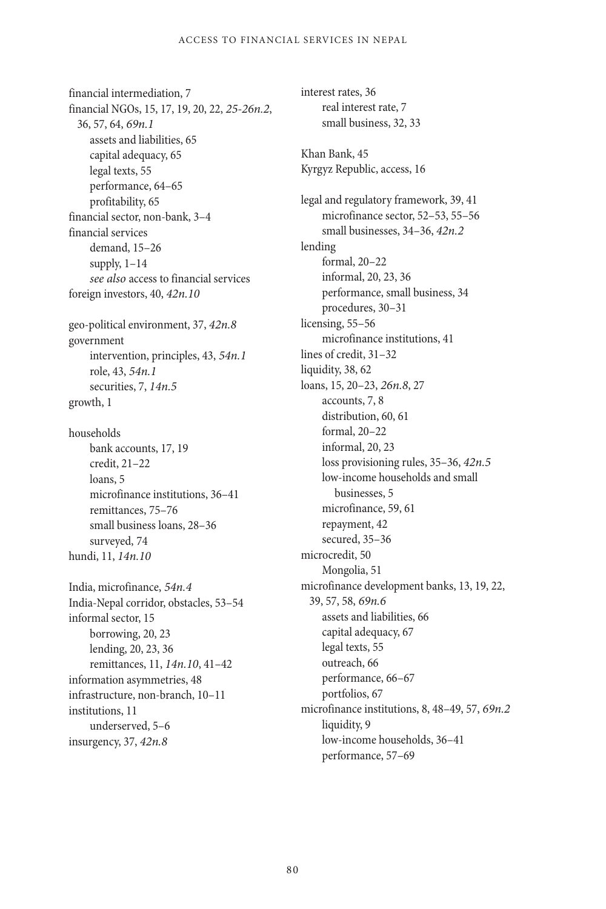financial intermediation, 7
financial NGOs, 15, 17, 19, 20, 22, *25-26n.2*, 36, 57, 64, *69n.1*
  assets and liabilities, 65
  capital adequacy, 65
  legal texts, 55
  performance, 64–65
  profitability, 65
financial sector, non-bank, 3–4
financial services
  demand, 15–26
  supply, 1–14
  *see also* access to financial services
foreign investors, 40, *42n.10*

geo-political environment, 37, *42n.8*
government
  intervention, principles, 43, *54n.1*
  role, 43, *54n.1*
  securities, 7, *14n.5*
growth, 1

households
  bank accounts, 17, 19
  credit, 21–22
  loans, 5
  microfinance institutions, 36–41
  remittances, 75–76
  small business loans, 28–36
  surveyed, 74
hundi, 11, *14n.10*

India, microfinance, *54n.4*
India-Nepal corridor, obstacles, 53–54
informal sector, 15
  borrowing, 20, 23
  lending, 20, 23, 36
  remittances, 11, *14n.10*, 41–42
information asymmetries, 48
infrastructure, non-branch, 10–11
institutions, 11
  underserved, 5–6
insurgency, 37, *42n.8*

interest rates, 36
  real interest rate, 7
  small business, 32, 33

Khan Bank, 45
Kyrgyz Republic, access, 16

legal and regulatory framework, 39, 41
  microfinance sector, 52–53, 55–56
  small businesses, 34–36, *42n.2*
lending
  formal, 20–22
  informal, 20, 23, 36
  performance, small business, 34
  procedures, 30–31
licensing, 55–56
  microfinance institutions, 41
lines of credit, 31–32
liquidity, 38, 62
loans, 15, 20–23, *26n.8*, 27
  accounts, 7, 8
  distribution, 60, 61
  formal, 20–22
  informal, 20, 23
  loss provisioning rules, 35–36, *42n.5*
  low-income households and small businesses, 5
  microfinance, 59, 61
  repayment, 42
  secured, 35–36
microcredit, 50
  Mongolia, 51
microfinance development banks, 13, 19, 22, 39, 57, 58, *69n.6*
  assets and liabilities, 66
  capital adequacy, 67
  legal texts, 55
  outreach, 66
  performance, 66–67
  portfolios, 67
microfinance institutions, 8, 48–49, 57, *69n.2*
  liquidity, 9
  low-income households, 36–41
  performance, 57–69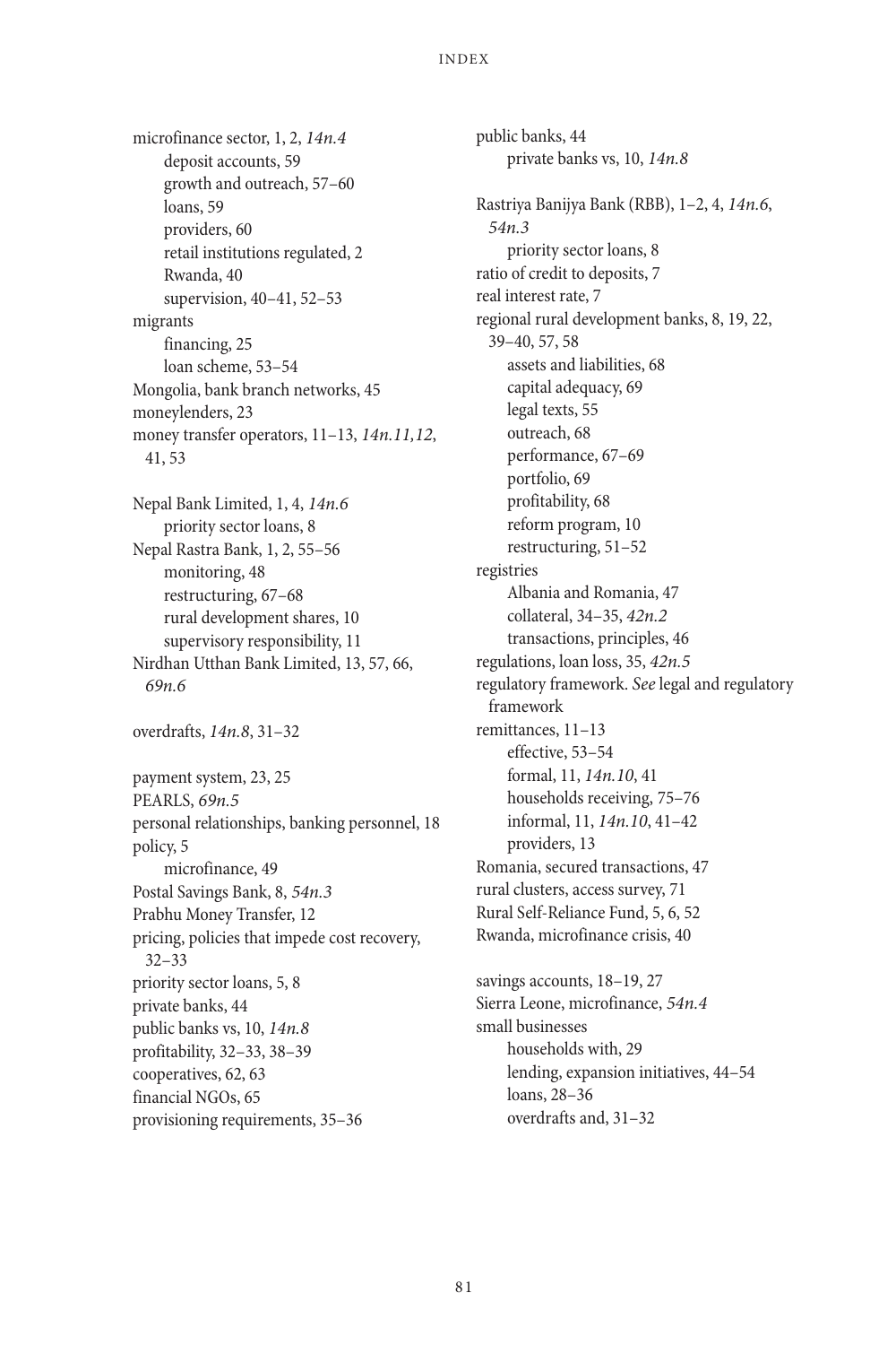microfinance sector, 1, 2, *14n.4*
- deposit accounts, 59
- growth and outreach, 57–60
- loans, 59
- providers, 60
- retail institutions regulated, 2
- Rwanda, 40
- supervision, 40–41, 52–53

migrants
- financing, 25
- loan scheme, 53–54

Mongolia, bank branch networks, 45
moneylenders, 23
money transfer operators, 11–13, *14n.11,12*, 41, 53

Nepal Bank Limited, 1, 4, *14n.6*
- priority sector loans, 8

Nepal Rastra Bank, 1, 2, 55–56
- monitoring, 48
- restructuring, 67–68
- rural development shares, 10
- supervisory responsibility, 11

Nirdhan Utthan Bank Limited, 13, 57, 66, *69n.6*

overdrafts, *14n.8*, 31–32

payment system, 23, 25
PEARLS, *69n.5*
personal relationships, banking personnel, 18
policy, 5
- microfinance, 49

Postal Savings Bank, 8, *54n.3*
Prabhu Money Transfer, 12
pricing, policies that impede cost recovery, 32–33
priority sector loans, 5, 8
private banks, 44
- public banks vs, 10, *14n.8*

profitability, 32–33, 38–39
cooperatives, 62, 63
financial NGOs, 65
provisioning requirements, 35–36

public banks, 44
- private banks vs, 10, *14n.8*

Rastriya Banijya Bank (RBB), 1–2, 4, *14n.6*, *54n.3*
- priority sector loans, 8

ratio of credit to deposits, 7
real interest rate, 7
regional rural development banks, 8, 19, 22, 39–40, 57, 58
- assets and liabilities, 68
- capital adequacy, 69
- legal texts, 55
- outreach, 68
- performance, 67–69
- portfolio, 69
- profitability, 68
- reform program, 10
- restructuring, 51–52

registries
- Albania and Romania, 47
- collateral, 34–35, *42n.2*
- transactions, principles, 46

regulations, loan loss, 35, *42n.5*
regulatory framework. *See* legal and regulatory framework
remittances, 11–13
- effective, 53–54
- formal, 11, *14n.10*, 41
- households receiving, 75–76
- informal, 11, *14n.10*, 41–42
- providers, 13

Romania, secured transactions, 47
rural clusters, access survey, 71
Rural Self-Reliance Fund, 5, 6, 52
Rwanda, microfinance crisis, 40

savings accounts, 18–19, 27
Sierra Leone, microfinance, *54n.4*
small businesses
- households with, 29
- lending, expansion initiatives, 44–54
- loans, 28–36
- overdrafts and, 31–32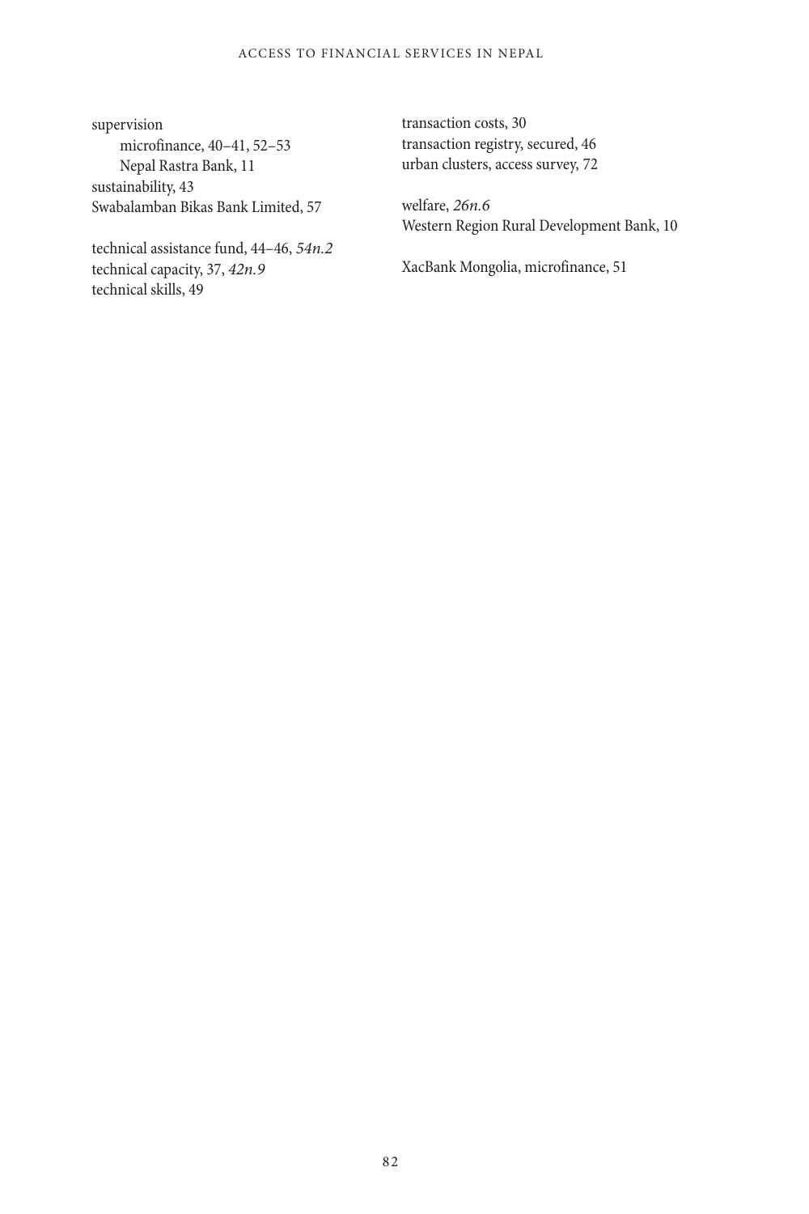supervision
- microfinance, 40–41, 52–53
- Nepal Rastra Bank, 11

sustainability, 43
Swabalamban Bikas Bank Limited, 57

technical assistance fund, 44–46, *54n.2*
technical capacity, 37, *42n.9*
technical skills, 49

transaction costs, 30
transaction registry, secured, 46
urban clusters, access survey, 72

welfare, *26n.6*
Western Region Rural Development Bank, 10

XacBank Mongolia, microfinance, 51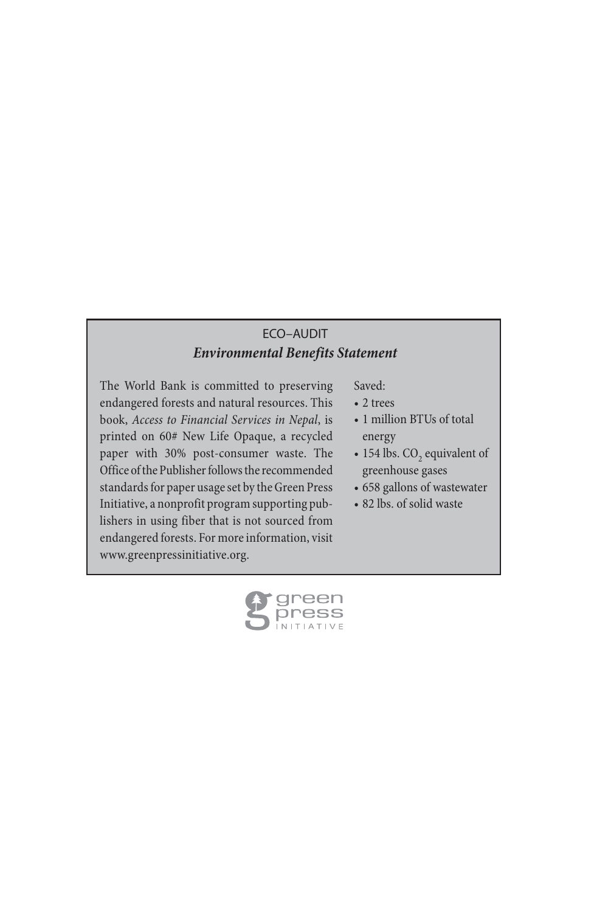## ECO–AUDIT

### *Environmental Benefits Statement*

The World Bank is committed to preserving endangered forests and natural resources. This book, *Access to Financial Services in Nepal*, is printed on 60# New Life Opaque, a recycled paper with 30% post-consumer waste. The Office of the Publisher follows the recommended standards for paper usage set by the Green Press Initiative, a nonprofit program supporting publishers in using fiber that is not sourced from endangered forests. For more information, visit www.greenpressinitiative.org.

Saved:

- 2 trees
- 1 million BTUs of total energy
- 154 lbs. $CO_2$ equivalent of greenhouse gases
- 658 gallons of wastewater
- 82 lbs. of solid waste

green press INITIATIVE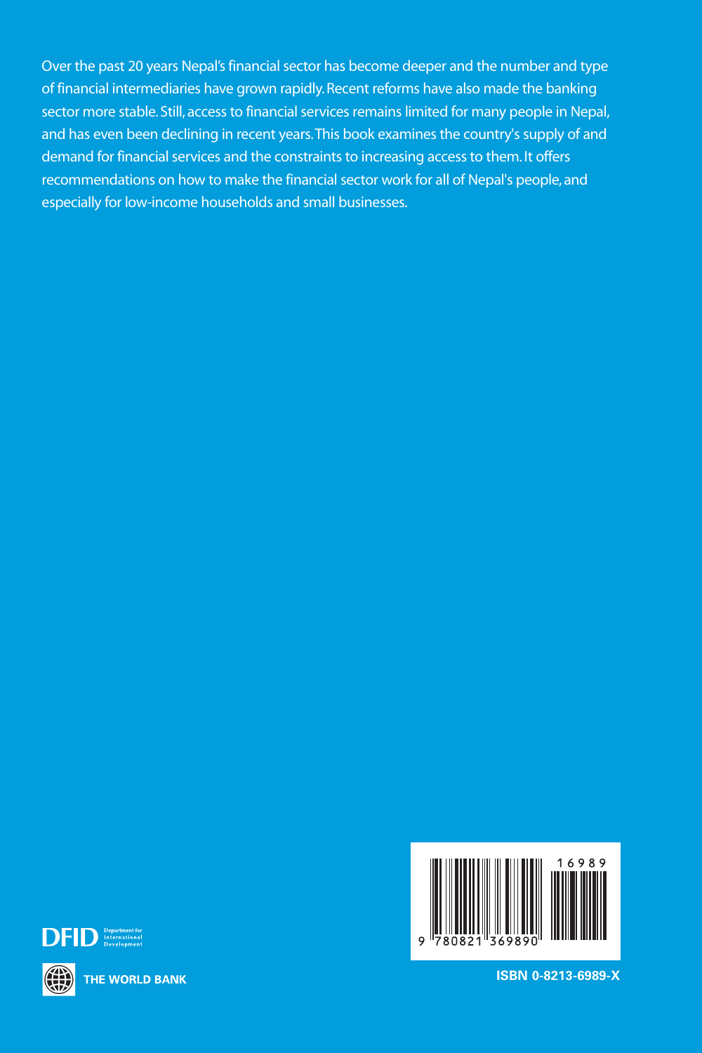Over the past 20 years Nepal's financial sector has become deeper and the number and type of financial intermediaries have grown rapidly. Recent reforms have also made the banking sector more stable. Still, access to financial services remains limited for many people in Nepal, and has even been declining in recent years. This book examines the country's supply of and demand for financial services and the constraints to increasing access to them. It offers recommendations on how to make the financial sector work for all of Nepal's people, and especially for low-income households and small businesses.

DFID Department for International Development

THE WORLD BANK

ISBN 0-8213-6989-X